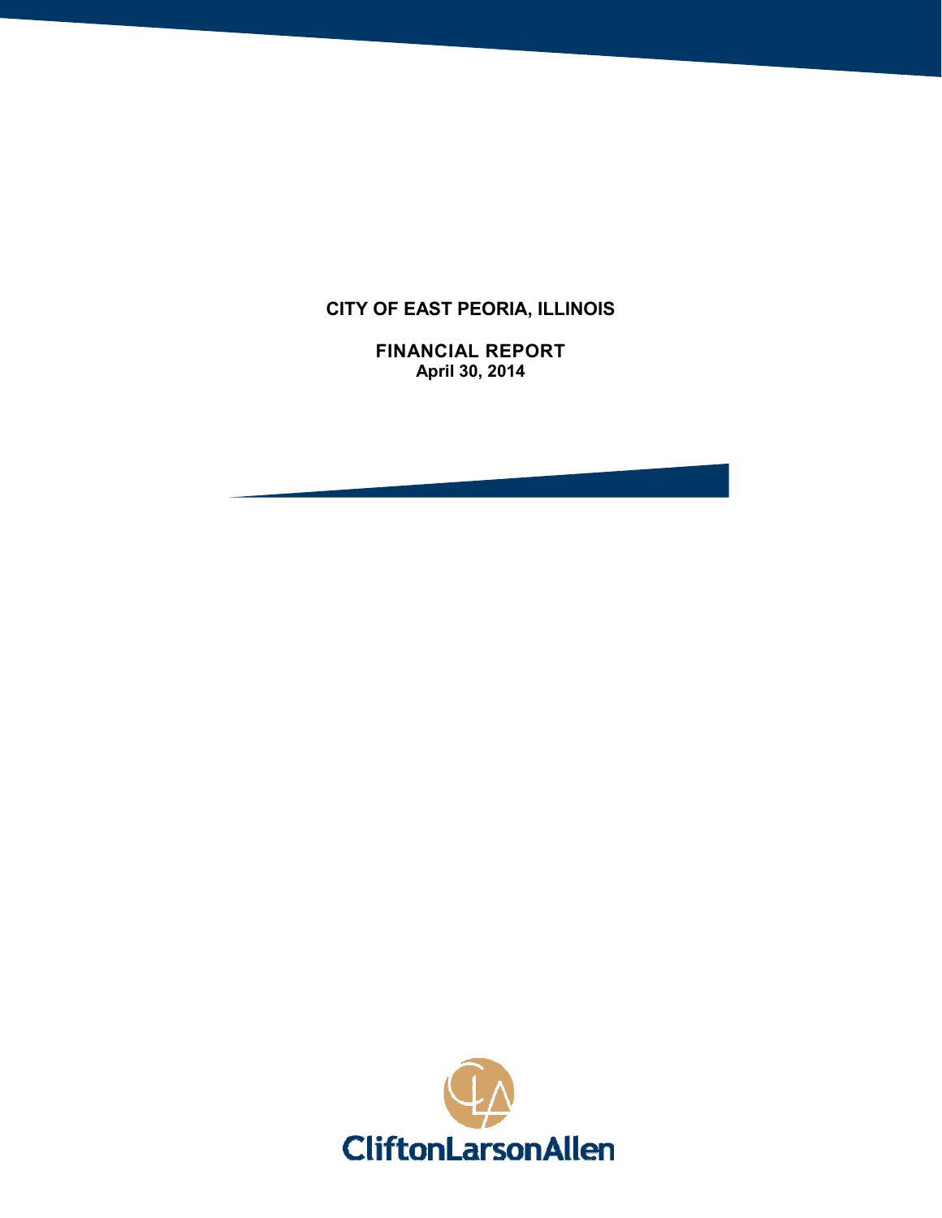# CITY OF EAST PEORIA, ILLINOIS

## FINANCIAL REPORT
**April 30, 2014**

CliftonLarsonAllen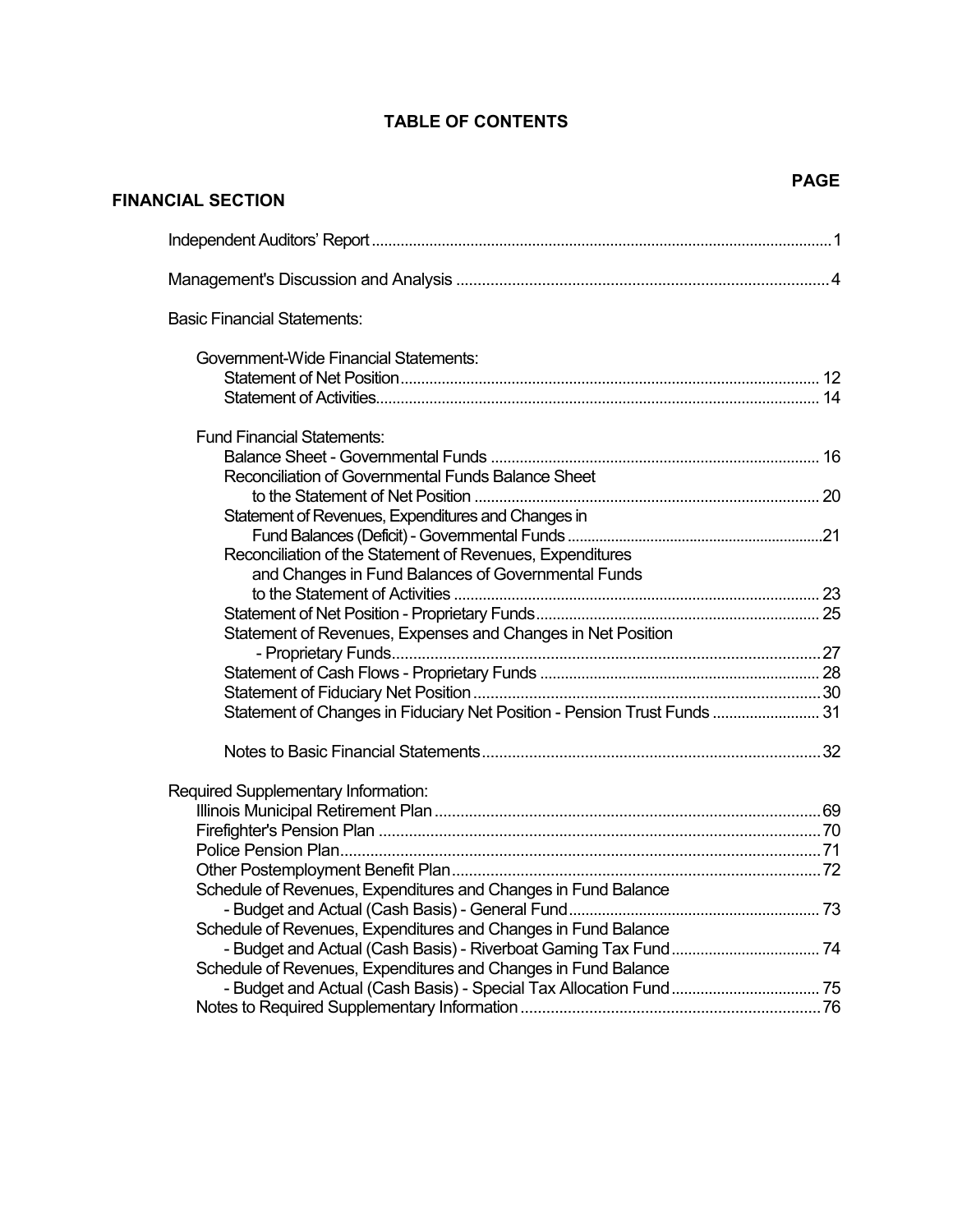# TABLE OF CONTENTS

| | PAGE |
|---|---|
| **FINANCIAL SECTION** | |
| Independent Auditors' Report | 1 |
| Management's Discussion and Analysis | 4 |
| Basic Financial Statements: | |
| Government-Wide Financial Statements: | |
| Statement of Net Position | 12 |
| Statement of Activities | 14 |
| Fund Financial Statements: | |
| Balance Sheet - Governmental Funds | 16 |
| Reconciliation of Governmental Funds Balance Sheet to the Statement of Net Position | 20 |
| Statement of Revenues, Expenditures and Changes in Fund Balances (Deficit) - Governmental Funds | 21 |
| Reconciliation of the Statement of Revenues, Expenditures and Changes in Fund Balances of Governmental Funds to the Statement of Activities | 23 |
| Statement of Net Position - Proprietary Funds | 25 |
| Statement of Revenues, Expenses and Changes in Net Position - Proprietary Funds | 27 |
| Statement of Cash Flows - Proprietary Funds | 28 |
| Statement of Fiduciary Net Position | 30 |
| Statement of Changes in Fiduciary Net Position - Pension Trust Funds | 31 |
| Notes to Basic Financial Statements | 32 |
| Required Supplementary Information: | |
| Illinois Municipal Retirement Plan | 69 |
| Firefighter's Pension Plan | 70 |
| Police Pension Plan | 71 |
| Other Postemployment Benefit Plan | 72 |
| Schedule of Revenues, Expenditures and Changes in Fund Balance - Budget and Actual (Cash Basis) - General Fund | 73 |
| Schedule of Revenues, Expenditures and Changes in Fund Balance - Budget and Actual (Cash Basis) - Riverboat Gaming Tax Fund | 74 |
| Schedule of Revenues, Expenditures and Changes in Fund Balance - Budget and Actual (Cash Basis) - Special Tax Allocation Fund | 75 |
| Notes to Required Supplementary Information | 76 |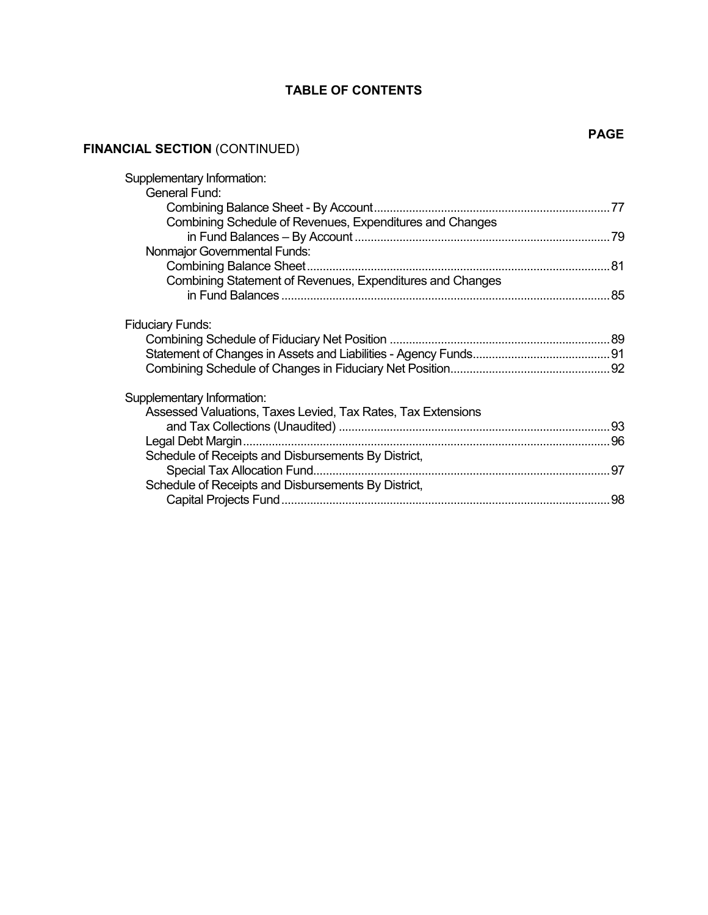# TABLE OF CONTENTS

| | PAGE |
|---|---|
| **FINANCIAL SECTION** (CONTINUED) | |
| Supplementary Information: | |
| General Fund: | |
| Combining Balance Sheet - By Account | 77 |
| Combining Schedule of Revenues, Expenditures and Changes in Fund Balances – By Account | 79 |
| Nonmajor Governmental Funds: | |
| Combining Balance Sheet | 81 |
| Combining Statement of Revenues, Expenditures and Changes in Fund Balances | 85 |
| Fiduciary Funds: | |
| Combining Schedule of Fiduciary Net Position | 89 |
| Statement of Changes in Assets and Liabilities - Agency Funds | 91 |
| Combining Schedule of Changes in Fiduciary Net Position | 92 |
| Supplementary Information: | |
| Assessed Valuations, Taxes Levied, Tax Rates, Tax Extensions and Tax Collections (Unaudited) | 93 |
| Legal Debt Margin | 96 |
| Schedule of Receipts and Disbursements By District, Special Tax Allocation Fund | 97 |
| Schedule of Receipts and Disbursements By District, Capital Projects Fund | 98 |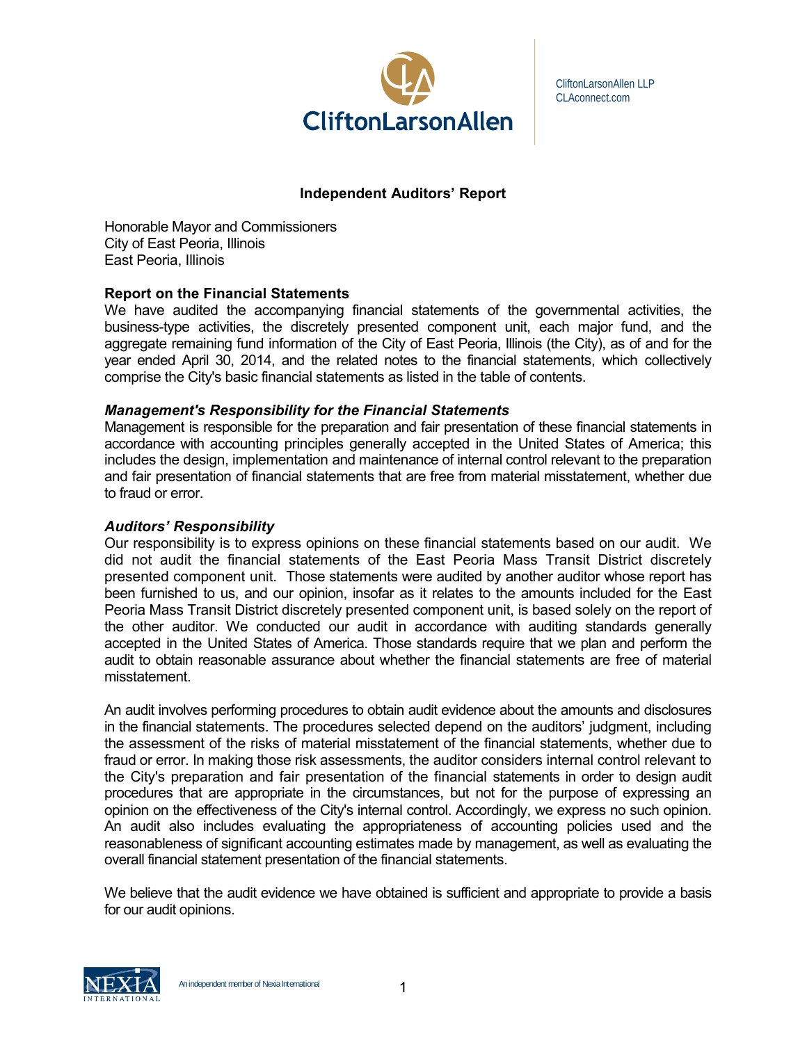CliftonLarsonAllen LLP
CLAconnect.com

## Independent Auditors' Report

Honorable Mayor and Commissioners
City of East Peoria, Illinois
East Peoria, Illinois

### Report on the Financial Statements

We have audited the accompanying financial statements of the governmental activities, the business-type activities, the discretely presented component unit, each major fund, and the aggregate remaining fund information of the City of East Peoria, Illinois (the City), as of and for the year ended April 30, 2014, and the related notes to the financial statements, which collectively comprise the City's basic financial statements as listed in the table of contents.

### *Management's Responsibility for the Financial Statements*

Management is responsible for the preparation and fair presentation of these financial statements in accordance with accounting principles generally accepted in the United States of America; this includes the design, implementation and maintenance of internal control relevant to the preparation and fair presentation of financial statements that are free from material misstatement, whether due to fraud or error.

### *Auditors' Responsibility*

Our responsibility is to express opinions on these financial statements based on our audit. We did not audit the financial statements of the East Peoria Mass Transit District discretely presented component unit. Those statements were audited by another auditor whose report has been furnished to us, and our opinion, insofar as it relates to the amounts included for the East Peoria Mass Transit District discretely presented component unit, is based solely on the report of the other auditor. We conducted our audit in accordance with auditing standards generally accepted in the United States of America. Those standards require that we plan and perform the audit to obtain reasonable assurance about whether the financial statements are free of material misstatement.

An audit involves performing procedures to obtain audit evidence about the amounts and disclosures in the financial statements. The procedures selected depend on the auditors' judgment, including the assessment of the risks of material misstatement of the financial statements, whether due to fraud or error. In making those risk assessments, the auditor considers internal control relevant to the City's preparation and fair presentation of the financial statements in order to design audit procedures that are appropriate in the circumstances, but not for the purpose of expressing an opinion on the effectiveness of the City's internal control. Accordingly, we express no such opinion. An audit also includes evaluating the appropriateness of accounting policies used and the reasonableness of significant accounting estimates made by management, as well as evaluating the overall financial statement presentation of the financial statements.

We believe that the audit evidence we have obtained is sufficient and appropriate to provide a basis for our audit opinions.

An independent member of Nexia International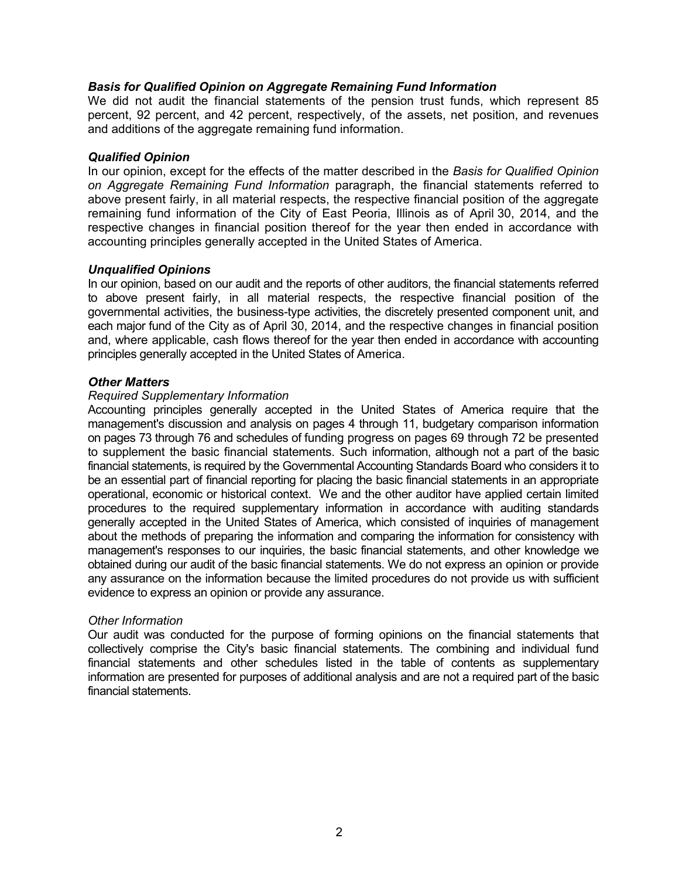### *Basis for Qualified Opinion on Aggregate Remaining Fund Information*

We did not audit the financial statements of the pension trust funds, which represent 85 percent, 92 percent, and 42 percent, respectively, of the assets, net position, and revenues and additions of the aggregate remaining fund information.

### *Qualified Opinion*

In our opinion, except for the effects of the matter described in the *Basis for Qualified Opinion on Aggregate Remaining Fund Information* paragraph, the financial statements referred to above present fairly, in all material respects, the respective financial position of the aggregate remaining fund information of the City of East Peoria, Illinois as of April 30, 2014, and the respective changes in financial position thereof for the year then ended in accordance with accounting principles generally accepted in the United States of America.

### *Unqualified Opinions*

In our opinion, based on our audit and the reports of other auditors, the financial statements referred to above present fairly, in all material respects, the respective financial position of the governmental activities, the business-type activities, the discretely presented component unit, and each major fund of the City as of April 30, 2014, and the respective changes in financial position and, where applicable, cash flows thereof for the year then ended in accordance with accounting principles generally accepted in the United States of America.

### *Other Matters*

*Required Supplementary Information*

Accounting principles generally accepted in the United States of America require that the management's discussion and analysis on pages 4 through 11, budgetary comparison information on pages 73 through 76 and schedules of funding progress on pages 69 through 72 be presented to supplement the basic financial statements. Such information, although not a part of the basic financial statements, is required by the Governmental Accounting Standards Board who considers it to be an essential part of financial reporting for placing the basic financial statements in an appropriate operational, economic or historical context. We and the other auditor have applied certain limited procedures to the required supplementary information in accordance with auditing standards generally accepted in the United States of America, which consisted of inquiries of management about the methods of preparing the information and comparing the information for consistency with management's responses to our inquiries, the basic financial statements, and other knowledge we obtained during our audit of the basic financial statements. We do not express an opinion or provide any assurance on the information because the limited procedures do not provide us with sufficient evidence to express an opinion or provide any assurance.

*Other Information*

Our audit was conducted for the purpose of forming opinions on the financial statements that collectively comprise the City's basic financial statements. The combining and individual fund financial statements and other schedules listed in the table of contents as supplementary information are presented for purposes of additional analysis and are not a required part of the basic financial statements.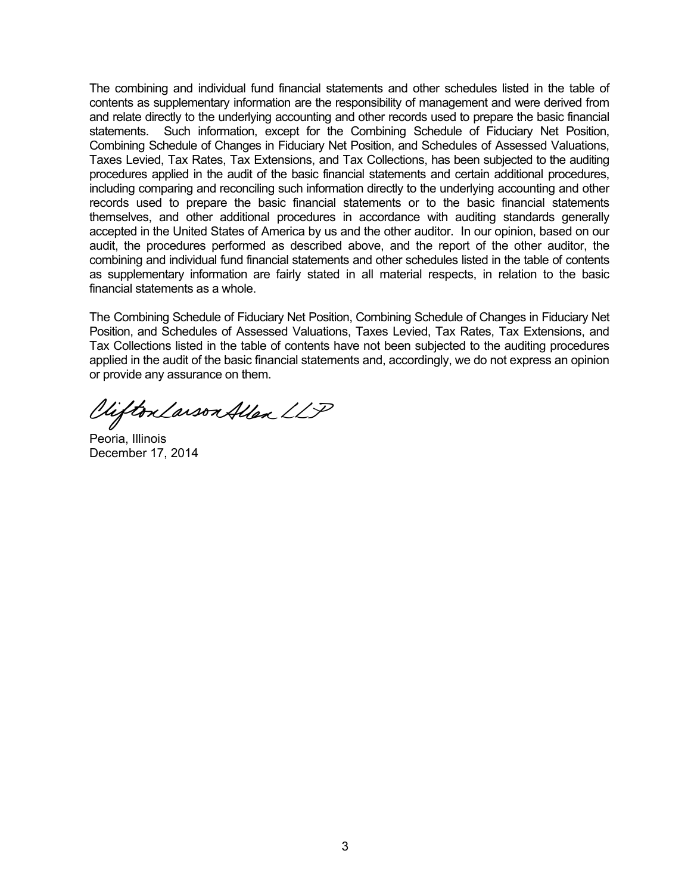The combining and individual fund financial statements and other schedules listed in the table of contents as supplementary information are the responsibility of management and were derived from and relate directly to the underlying accounting and other records used to prepare the basic financial statements. Such information, except for the Combining Schedule of Fiduciary Net Position, Combining Schedule of Changes in Fiduciary Net Position, and Schedules of Assessed Valuations, Taxes Levied, Tax Rates, Tax Extensions, and Tax Collections, has been subjected to the auditing procedures applied in the audit of the basic financial statements and certain additional procedures, including comparing and reconciling such information directly to the underlying accounting and other records used to prepare the basic financial statements or to the basic financial statements themselves, and other additional procedures in accordance with auditing standards generally accepted in the United States of America by us and the other auditor. In our opinion, based on our audit, the procedures performed as described above, and the report of the other auditor, the combining and individual fund financial statements and other schedules listed in the table of contents as supplementary information are fairly stated in all material respects, in relation to the basic financial statements as a whole.

The Combining Schedule of Fiduciary Net Position, Combining Schedule of Changes in Fiduciary Net Position, and Schedules of Assessed Valuations, Taxes Levied, Tax Rates, Tax Extensions, and Tax Collections listed in the table of contents have not been subjected to the auditing procedures applied in the audit of the basic financial statements and, accordingly, we do not express an opinion or provide any assurance on them.

CliftonLarsonAllen LLP

Peoria, Illinois
December 17, 2014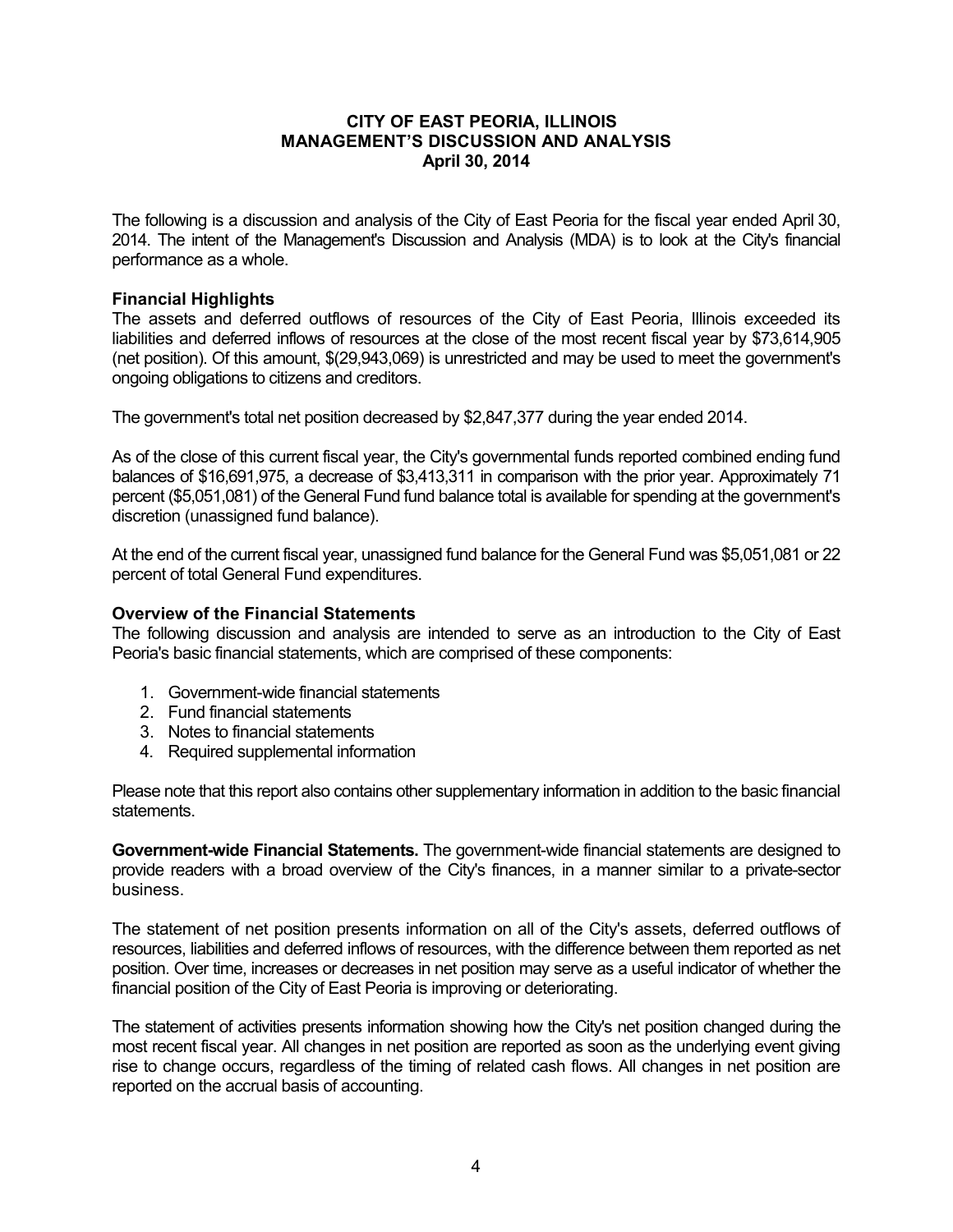# CITY OF EAST PEORIA, ILLINOIS
## MANAGEMENT'S DISCUSSION AND ANALYSIS
### April 30, 2014

The following is a discussion and analysis of the City of East Peoria for the fiscal year ended April 30, 2014. The intent of the Management's Discussion and Analysis (MDA) is to look at the City's financial performance as a whole.

**Financial Highlights**

The assets and deferred outflows of resources of the City of East Peoria, Illinois exceeded its liabilities and deferred inflows of resources at the close of the most recent fiscal year by $73,614,905 (net position). Of this amount, $(29,943,069) is unrestricted and may be used to meet the government's ongoing obligations to citizens and creditors.

The government's total net position decreased by $2,847,377 during the year ended 2014.

As of the close of this current fiscal year, the City's governmental funds reported combined ending fund balances of $16,691,975, a decrease of $3,413,311 in comparison with the prior year. Approximately 71 percent ($5,051,081) of the General Fund fund balance total is available for spending at the government's discretion (unassigned fund balance).

At the end of the current fiscal year, unassigned fund balance for the General Fund was $5,051,081 or 22 percent of total General Fund expenditures.

**Overview of the Financial Statements**

The following discussion and analysis are intended to serve as an introduction to the City of East Peoria's basic financial statements, which are comprised of these components:

1. Government-wide financial statements
2. Fund financial statements
3. Notes to financial statements
4. Required supplemental information

Please note that this report also contains other supplementary information in addition to the basic financial statements.

**Government-wide Financial Statements.** The government-wide financial statements are designed to provide readers with a broad overview of the City's finances, in a manner similar to a private-sector business.

The statement of net position presents information on all of the City's assets, deferred outflows of resources, liabilities and deferred inflows of resources, with the difference between them reported as net position. Over time, increases or decreases in net position may serve as a useful indicator of whether the financial position of the City of East Peoria is improving or deteriorating.

The statement of activities presents information showing how the City's net position changed during the most recent fiscal year. All changes in net position are reported as soon as the underlying event giving rise to change occurs, regardless of the timing of related cash flows. All changes in net position are reported on the accrual basis of accounting.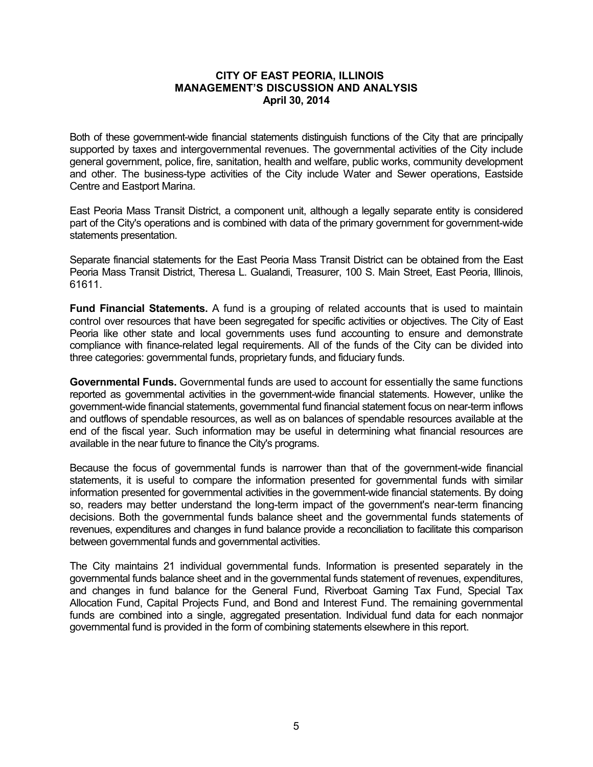Both of these government-wide financial statements distinguish functions of the City that are principally supported by taxes and intergovernmental revenues. The governmental activities of the City include general government, police, fire, sanitation, health and welfare, public works, community development and other. The business-type activities of the City include Water and Sewer operations, Eastside Centre and Eastport Marina.

East Peoria Mass Transit District, a component unit, although a legally separate entity is considered part of the City's operations and is combined with data of the primary government for government-wide statements presentation.

Separate financial statements for the East Peoria Mass Transit District can be obtained from the East Peoria Mass Transit District, Theresa L. Gualandi, Treasurer, 100 S. Main Street, East Peoria, Illinois, 61611.

**Fund Financial Statements.** A fund is a grouping of related accounts that is used to maintain control over resources that have been segregated for specific activities or objectives. The City of East Peoria like other state and local governments uses fund accounting to ensure and demonstrate compliance with finance-related legal requirements. All of the funds of the City can be divided into three categories: governmental funds, proprietary funds, and fiduciary funds.

**Governmental Funds.** Governmental funds are used to account for essentially the same functions reported as governmental activities in the government-wide financial statements. However, unlike the government-wide financial statements, governmental fund financial statement focus on near-term inflows and outflows of spendable resources, as well as on balances of spendable resources available at the end of the fiscal year. Such information may be useful in determining what financial resources are available in the near future to finance the City's programs.

Because the focus of governmental funds is narrower than that of the government-wide financial statements, it is useful to compare the information presented for governmental funds with similar information presented for governmental activities in the government-wide financial statements. By doing so, readers may better understand the long-term impact of the government's near-term financing decisions. Both the governmental funds balance sheet and the governmental funds statements of revenues, expenditures and changes in fund balance provide a reconciliation to facilitate this comparison between governmental funds and governmental activities.

The City maintains 21 individual governmental funds. Information is presented separately in the governmental funds balance sheet and in the governmental funds statement of revenues, expenditures, and changes in fund balance for the General Fund, Riverboat Gaming Tax Fund, Special Tax Allocation Fund, Capital Projects Fund, and Bond and Interest Fund. The remaining governmental funds are combined into a single, aggregated presentation. Individual fund data for each nonmajor governmental fund is provided in the form of combining statements elsewhere in this report.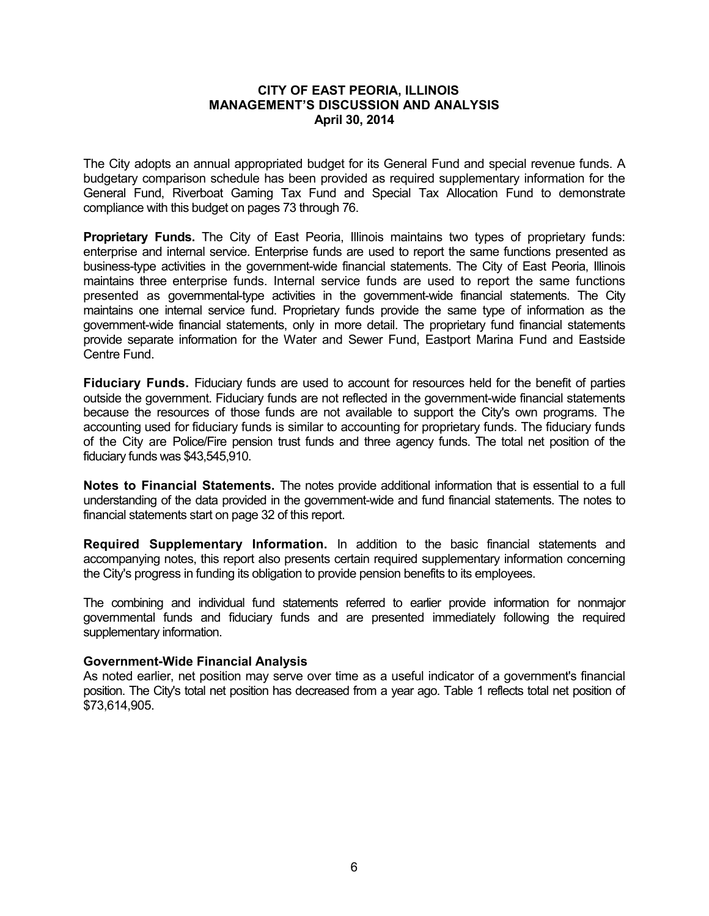The City adopts an annual appropriated budget for its General Fund and special revenue funds. A budgetary comparison schedule has been provided as required supplementary information for the General Fund, Riverboat Gaming Tax Fund and Special Tax Allocation Fund to demonstrate compliance with this budget on pages 73 through 76.

**Proprietary Funds.** The City of East Peoria, Illinois maintains two types of proprietary funds: enterprise and internal service. Enterprise funds are used to report the same functions presented as business-type activities in the government-wide financial statements. The City of East Peoria, Illinois maintains three enterprise funds. Internal service funds are used to report the same functions presented as governmental-type activities in the government-wide financial statements. The City maintains one internal service fund. Proprietary funds provide the same type of information as the government-wide financial statements, only in more detail. The proprietary fund financial statements provide separate information for the Water and Sewer Fund, Eastport Marina Fund and Eastside Centre Fund.

**Fiduciary Funds.** Fiduciary funds are used to account for resources held for the benefit of parties outside the government. Fiduciary funds are not reflected in the government-wide financial statements because the resources of those funds are not available to support the City's own programs. The accounting used for fiduciary funds is similar to accounting for proprietary funds. The fiduciary funds of the City are Police/Fire pension trust funds and three agency funds. The total net position of the fiduciary funds was $43,545,910.

**Notes to Financial Statements.** The notes provide additional information that is essential to a full understanding of the data provided in the government-wide and fund financial statements. The notes to financial statements start on page 32 of this report.

**Required Supplementary Information.** In addition to the basic financial statements and accompanying notes, this report also presents certain required supplementary information concerning the City's progress in funding its obligation to provide pension benefits to its employees.

The combining and individual fund statements referred to earlier provide information for nonmajor governmental funds and fiduciary funds and are presented immediately following the required supplementary information.

**Government-Wide Financial Analysis**

As noted earlier, net position may serve over time as a useful indicator of a government's financial position. The City's total net position has decreased from a year ago. Table 1 reflects total net position of $73,614,905.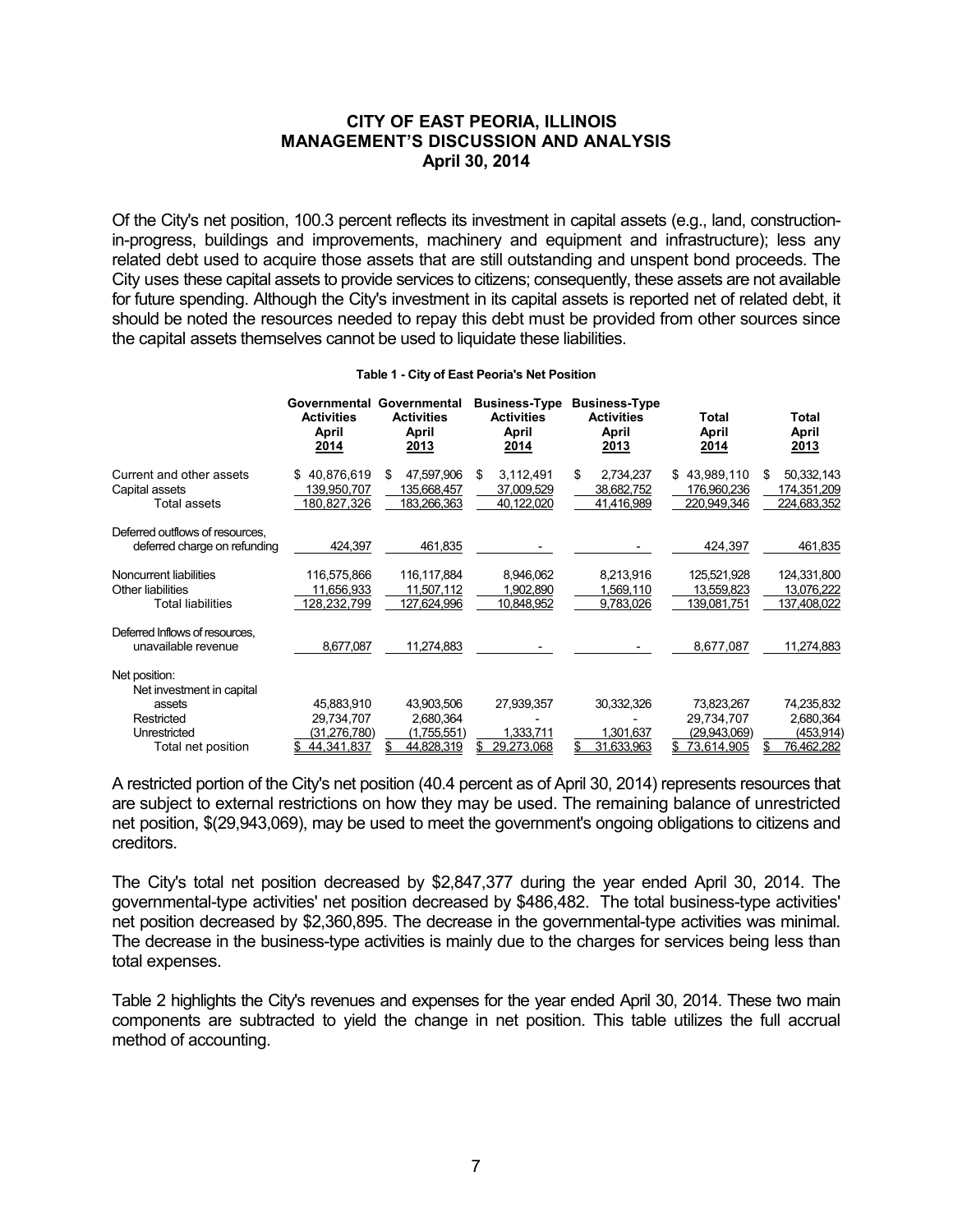**CITY OF EAST PEORIA, ILLINOIS**
**MANAGEMENT'S DISCUSSION AND ANALYSIS**
**April 30, 2014**

Of the City's net position, 100.3 percent reflects its investment in capital assets (e.g., land, construction-in-progress, buildings and improvements, machinery and equipment and infrastructure); less any related debt used to acquire those assets that are still outstanding and unspent bond proceeds. The City uses these capital assets to provide services to citizens; consequently, these assets are not available for future spending. Although the City's investment in its capital assets is reported net of related debt, it should be noted the resources needed to repay this debt must be provided from other sources since the capital assets themselves cannot be used to liquidate these liabilities.

**Table 1 - City of East Peoria's Net Position**

| | Governmental Activities April 2014 | Governmental Activities April 2013 | Business-Type Activities April 2014 | Business-Type Activities April 2013 | Total April 2014 | Total April 2013 |
|---|---|---|---|---|---|---|
| Current and other assets | $ 40,876,619 | $ 47,597,906 | $ 3,112,491 | $ 2,734,237 | $ 43,989,110 | $ 50,332,143 |
| Capital assets | 139,950,707 | 135,668,457 | 37,009,529 | 38,682,752 | 176,960,236 | 174,351,209 |
| Total assets | 180,827,326 | 183,266,363 | 40,122,020 | 41,416,989 | 220,949,346 | 224,683,352 |
| Deferred outflows of resources, deferred charge on refunding | 424,397 | 461,835 | - | - | 424,397 | 461,835 |
| Noncurrent liabilities | 116,575,866 | 116,117,884 | 8,946,062 | 8,213,916 | 125,521,928 | 124,331,800 |
| Other liabilities | 11,656,933 | 11,507,112 | 1,902,890 | 1,569,110 | 13,559,823 | 13,076,222 |
| Total liabilities | 128,232,799 | 127,624,996 | 10,848,952 | 9,783,026 | 139,081,751 | 137,408,022 |
| Deferred Inflows of resources, unavailable revenue | 8,677,087 | 11,274,883 | - | - | 8,677,087 | 11,274,883 |
| Net position: | | | | | | |
| Net investment in capital assets | 45,883,910 | 43,903,506 | 27,939,357 | 30,332,326 | 73,823,267 | 74,235,832 |
| Restricted | 29,734,707 | 2,680,364 | - | - | 29,734,707 | 2,680,364 |
| Unrestricted | (31,276,780) | (1,755,551) | 1,333,711 | 1,301,637 | (29,943,069) | (453,914) |
| Total net position | $ 44,341,837 | $ 44,828,319 | $ 29,273,068 | $ 31,633,963 | $ 73,614,905 | $ 76,462,282 |

A restricted portion of the City's net position (40.4 percent as of April 30, 2014) represents resources that are subject to external restrictions on how they may be used. The remaining balance of unrestricted net position, $(29,943,069), may be used to meet the government's ongoing obligations to citizens and creditors.

The City's total net position decreased by $2,847,377 during the year ended April 30, 2014. The governmental-type activities' net position decreased by $486,482. The total business-type activities' net position decreased by $2,360,895. The decrease in the governmental-type activities was minimal. The decrease in the business-type activities is mainly due to the charges for services being less than total expenses.

Table 2 highlights the City's revenues and expenses for the year ended April 30, 2014. These two main components are subtracted to yield the change in net position. This table utilizes the full accrual method of accounting.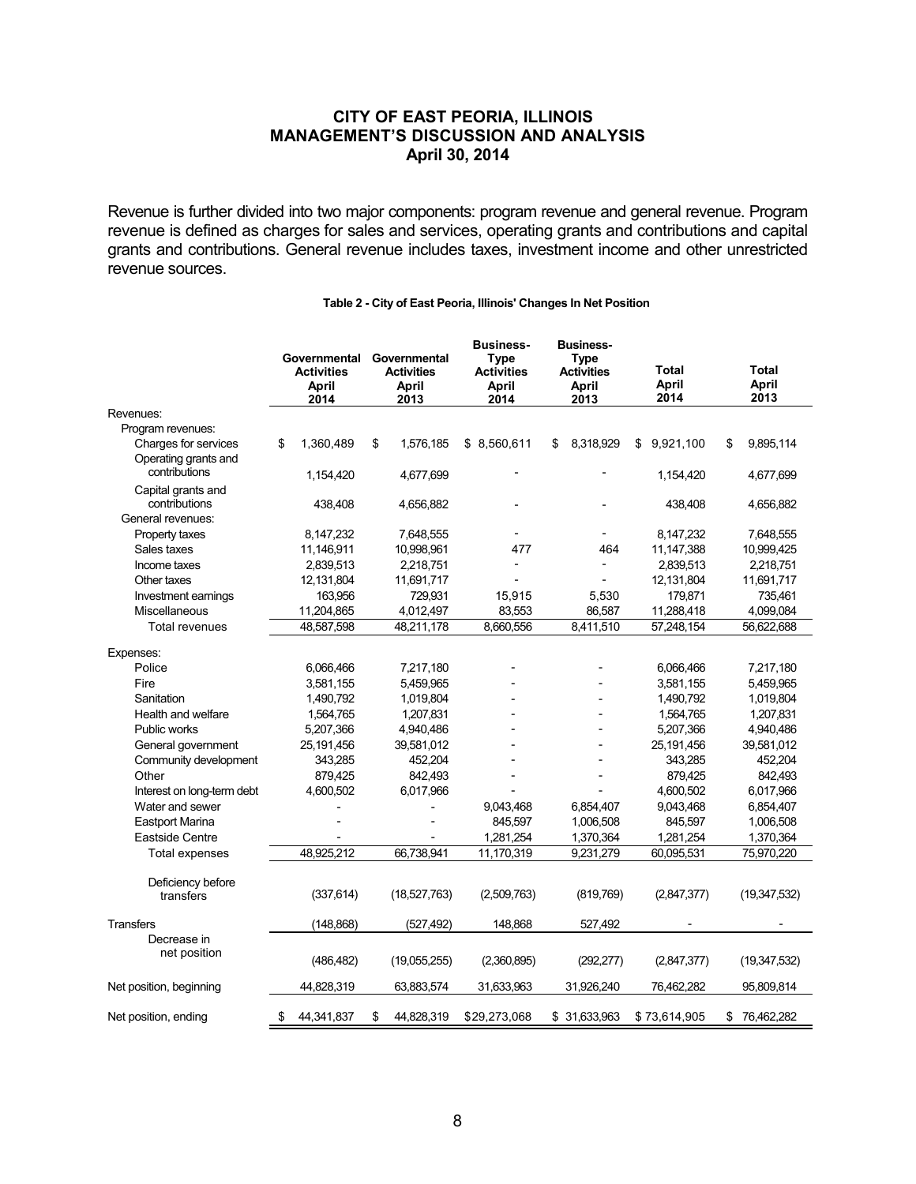## CITY OF EAST PEORIA, ILLINOIS
## MANAGEMENT'S DISCUSSION AND ANALYSIS
## April 30, 2014

Revenue is further divided into two major components: program revenue and general revenue. Program revenue is defined as charges for sales and services, operating grants and contributions and capital grants and contributions. General revenue includes taxes, investment income and other unrestricted revenue sources.

**Table 2 - City of East Peoria, Illinois' Changes In Net Position**

| | Governmental Activities April 2014 | Governmental Activities April 2013 | Business-Type Activities April 2014 | Business-Type Activities April 2013 | Total April 2014 | Total April 2013 |
|---|---|---|---|---|---|---|
| Revenues: | | | | | | |
| Program revenues: | | | | | | |
| Charges for services | $ 1,360,489 | $ 1,576,185 | $ 8,560,611 | $ 8,318,929 | $ 9,921,100 | $ 9,895,114 |
| Operating grants and contributions | 1,154,420 | 4,677,699 | - | - | 1,154,420 | 4,677,699 |
| Capital grants and contributions | 438,408 | 4,656,882 | - | - | 438,408 | 4,656,882 |
| General revenues: | | | | | | |
| Property taxes | 8,147,232 | 7,648,555 | - | - | 8,147,232 | 7,648,555 |
| Sales taxes | 11,146,911 | 10,998,961 | 477 | 464 | 11,147,388 | 10,999,425 |
| Income taxes | 2,839,513 | 2,218,751 | - | - | 2,839,513 | 2,218,751 |
| Other taxes | 12,131,804 | 11,691,717 | - | - | 12,131,804 | 11,691,717 |
| Investment earnings | 163,956 | 729,931 | 15,915 | 5,530 | 179,871 | 735,461 |
| Miscellaneous | 11,204,865 | 4,012,497 | 83,553 | 86,587 | 11,288,418 | 4,099,084 |
| Total revenues | 48,587,598 | 48,211,178 | 8,660,556 | 8,411,510 | 57,248,154 | 56,622,688 |
| Expenses: | | | | | | |
| Police | 6,066,466 | 7,217,180 | - | - | 6,066,466 | 7,217,180 |
| Fire | 3,581,155 | 5,459,965 | - | - | 3,581,155 | 5,459,965 |
| Sanitation | 1,490,792 | 1,019,804 | - | - | 1,490,792 | 1,019,804 |
| Health and welfare | 1,564,765 | 1,207,831 | - | - | 1,564,765 | 1,207,831 |
| Public works | 5,207,366 | 4,940,486 | - | - | 5,207,366 | 4,940,486 |
| General government | 25,191,456 | 39,581,012 | - | - | 25,191,456 | 39,581,012 |
| Community development | 343,285 | 452,204 | - | - | 343,285 | 452,204 |
| Other | 879,425 | 842,493 | - | - | 879,425 | 842,493 |
| Interest on long-term debt | 4,600,502 | 6,017,966 | - | - | 4,600,502 | 6,017,966 |
| Water and sewer | - | - | 9,043,468 | 6,854,407 | 9,043,468 | 6,854,407 |
| Eastport Marina | - | - | 845,597 | 1,006,508 | 845,597 | 1,006,508 |
| Eastside Centre | - | - | 1,281,254 | 1,370,364 | 1,281,254 | 1,370,364 |
| Total expenses | 48,925,212 | 66,738,941 | 11,170,319 | 9,231,279 | 60,095,531 | 75,970,220 |
| Deficiency before transfers | (337,614) | (18,527,763) | (2,509,763) | (819,769) | (2,847,377) | (19,347,532) |
| Transfers | (148,868) | (527,492) | 148,868 | 527,492 | - | - |
| Decrease in net position | (486,482) | (19,055,255) | (2,360,895) | (292,277) | (2,847,377) | (19,347,532) |
| Net position, beginning | 44,828,319 | 63,883,574 | 31,633,963 | 31,926,240 | 76,462,282 | 95,809,814 |
| Net position, ending | $ 44,341,837 | $ 44,828,319 | $29,273,068 | $ 31,633,963 | $ 73,614,905 | $ 76,462,282 |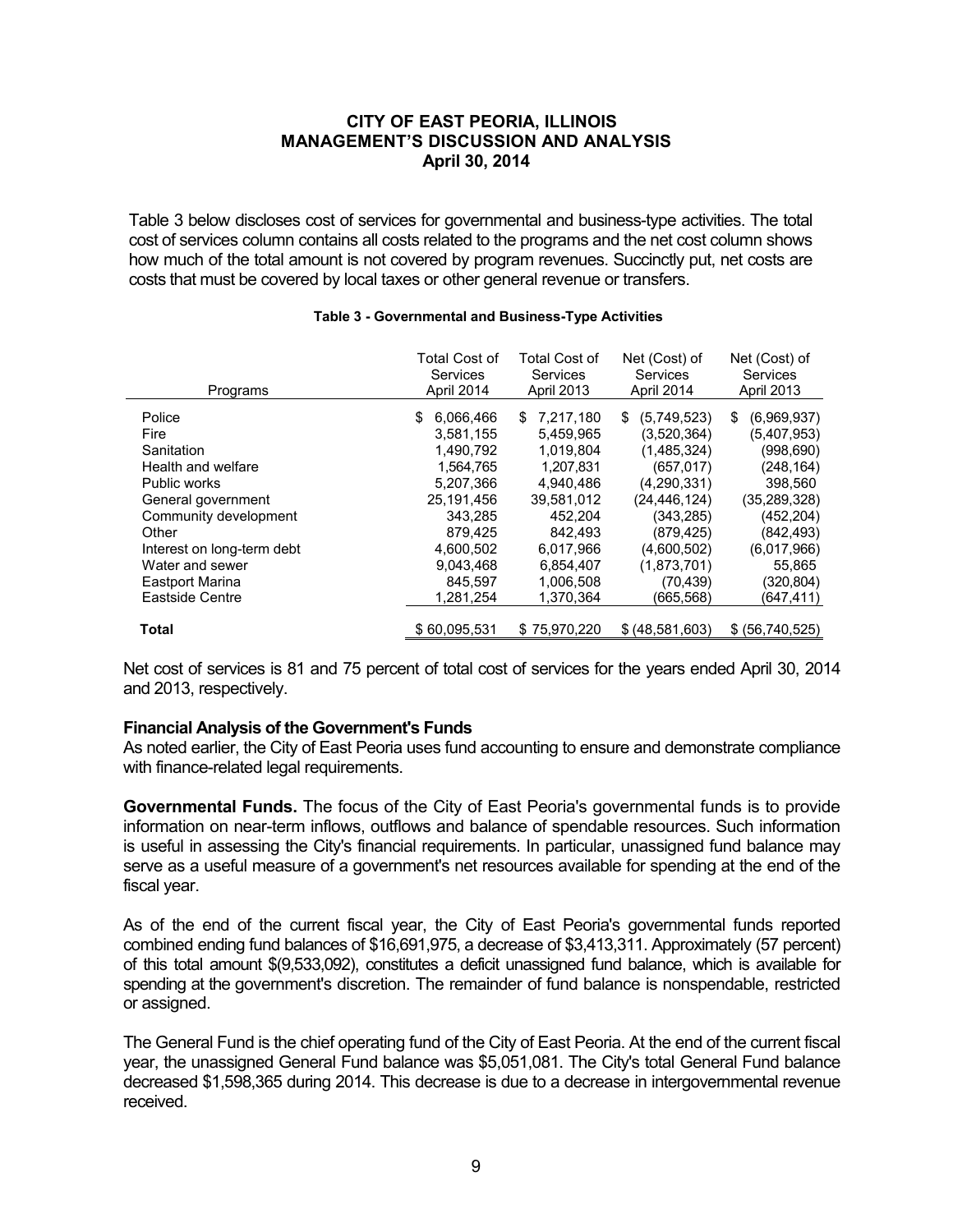Table 3 below discloses cost of services for governmental and business-type activities. The total cost of services column contains all costs related to the programs and the net cost column shows how much of the total amount is not covered by program revenues. Succinctly put, net costs are costs that must be covered by local taxes or other general revenue or transfers.

**Table 3 - Governmental and Business-Type Activities**

| Programs | Total Cost of Services April 2014 | Total Cost of Services April 2013 | Net (Cost) of Services April 2014 | Net (Cost) of Services April 2013 |
|---|---|---|---|---|
| Police | $ 6,066,466 | $ 7,217,180 | $ (5,749,523) | $ (6,969,937) |
| Fire | 3,581,155 | 5,459,965 | (3,520,364) | (5,407,953) |
| Sanitation | 1,490,792 | 1,019,804 | (1,485,324) | (998,690) |
| Health and welfare | 1,564,765 | 1,207,831 | (657,017) | (248,164) |
| Public works | 5,207,366 | 4,940,486 | (4,290,331) | 398,560 |
| General government | 25,191,456 | 39,581,012 | (24,446,124) | (35,289,328) |
| Community development | 343,285 | 452,204 | (343,285) | (452,204) |
| Other | 879,425 | 842,493 | (879,425) | (842,493) |
| Interest on long-term debt | 4,600,502 | 6,017,966 | (4,600,502) | (6,017,966) |
| Water and sewer | 9,043,468 | 6,854,407 | (1,873,701) | 55,865 |
| Eastport Marina | 845,597 | 1,006,508 | (70,439) | (320,804) |
| Eastside Centre | 1,281,254 | 1,370,364 | (665,568) | (647,411) |
| **Total** | $ 60,095,531 | $ 75,970,220 | $ (48,581,603) | $ (56,740,525) |

Net cost of services is 81 and 75 percent of total cost of services for the years ended April 30, 2014 and 2013, respectively.

**Financial Analysis of the Government's Funds**

As noted earlier, the City of East Peoria uses fund accounting to ensure and demonstrate compliance with finance-related legal requirements.

**Governmental Funds.** The focus of the City of East Peoria's governmental funds is to provide information on near-term inflows, outflows and balance of spendable resources. Such information is useful in assessing the City's financial requirements. In particular, unassigned fund balance may serve as a useful measure of a government's net resources available for spending at the end of the fiscal year.

As of the end of the current fiscal year, the City of East Peoria's governmental funds reported combined ending fund balances of $16,691,975, a decrease of $3,413,311. Approximately (57 percent) of this total amount $(9,533,092), constitutes a deficit unassigned fund balance, which is available for spending at the government's discretion. The remainder of fund balance is nonspendable, restricted or assigned.

The General Fund is the chief operating fund of the City of East Peoria. At the end of the current fiscal year, the unassigned General Fund balance was $5,051,081. The City's total General Fund balance decreased $1,598,365 during 2014. This decrease is due to a decrease in intergovernmental revenue received.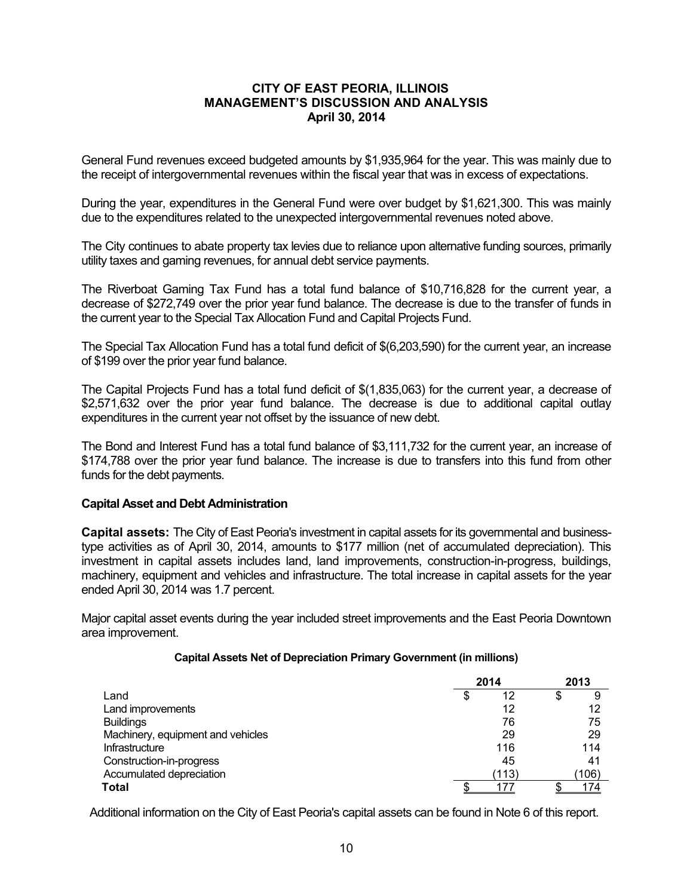# CITY OF EAST PEORIA, ILLINOIS
## MANAGEMENT'S DISCUSSION AND ANALYSIS
### April 30, 2014

General Fund revenues exceed budgeted amounts by $1,935,964 for the year. This was mainly due to the receipt of intergovernmental revenues within the fiscal year that was in excess of expectations.

During the year, expenditures in the General Fund were over budget by $1,621,300. This was mainly due to the expenditures related to the unexpected intergovernmental revenues noted above.

The City continues to abate property tax levies due to reliance upon alternative funding sources, primarily utility taxes and gaming revenues, for annual debt service payments.

The Riverboat Gaming Tax Fund has a total fund balance of $10,716,828 for the current year, a decrease of $272,749 over the prior year fund balance. The decrease is due to the transfer of funds in the current year to the Special Tax Allocation Fund and Capital Projects Fund.

The Special Tax Allocation Fund has a total fund deficit of $(6,203,590) for the current year, an increase of $199 over the prior year fund balance.

The Capital Projects Fund has a total fund deficit of $(1,835,063) for the current year, a decrease of $2,571,632 over the prior year fund balance. The decrease is due to additional capital outlay expenditures in the current year not offset by the issuance of new debt.

The Bond and Interest Fund has a total fund balance of $3,111,732 for the current year, an increase of $174,788 over the prior year fund balance. The increase is due to transfers into this fund from other funds for the debt payments.

**Capital Asset and Debt Administration**

**Capital assets:** The City of East Peoria's investment in capital assets for its governmental and business-type activities as of April 30, 2014, amounts to $177 million (net of accumulated depreciation). This investment in capital assets includes land, land improvements, construction-in-progress, buildings, machinery, equipment and vehicles and infrastructure. The total increase in capital assets for the year ended April 30, 2014 was 1.7 percent.

Major capital asset events during the year included street improvements and the East Peoria Downtown area improvement.

**Capital Assets Net of Depreciation Primary Government (in millions)**

| | 2014 | 2013 |
|---|---|---|
| Land | $ 12 | $ 9 |
| Land improvements | 12 | 12 |
| Buildings | 76 | 75 |
| Machinery, equipment and vehicles | 29 | 29 |
| Infrastructure | 116 | 114 |
| Construction-in-progress | 45 | 41 |
| Accumulated depreciation | (113) | (106) |
| **Total** | $ 177 | $ 174 |

Additional information on the City of East Peoria's capital assets can be found in Note 6 of this report.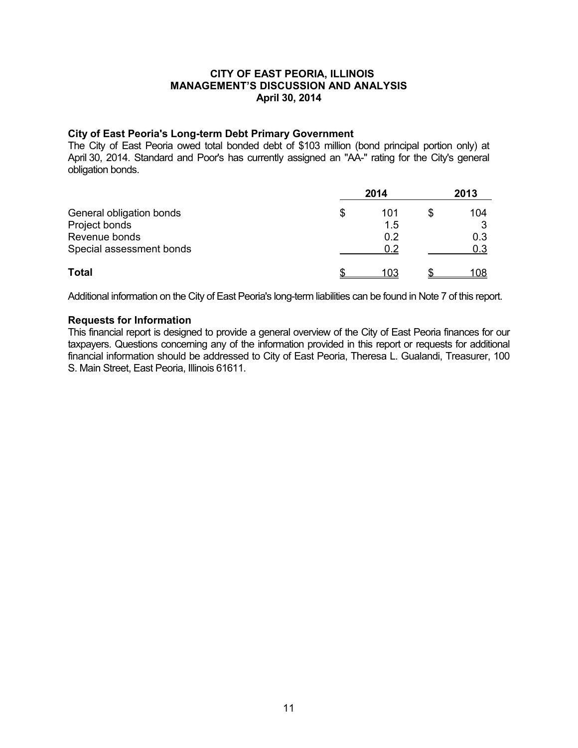**City of East Peoria's Long-term Debt Primary Government**

The City of East Peoria owed total bonded debt of $103 million (bond principal portion only) at April 30, 2014. Standard and Poor's has currently assigned an "AA-" rating for the City's general obligation bonds.

| | 2014 | 2013 |
|---|---|---|
| General obligation bonds | $ 101 | $ 104 |
| Project bonds | 1.5 | 3 |
| Revenue bonds | 0.2 | 0.3 |
| Special assessment bonds | 0.2 | 0.3 |
| **Total** | $ 103 | $ 108 |

Additional information on the City of East Peoria's long-term liabilities can be found in Note 7 of this report.

**Requests for Information**

This financial report is designed to provide a general overview of the City of East Peoria finances for our taxpayers. Questions concerning any of the information provided in this report or requests for additional financial information should be addressed to City of East Peoria, Theresa L. Gualandi, Treasurer, 100 S. Main Street, East Peoria, Illinois 61611.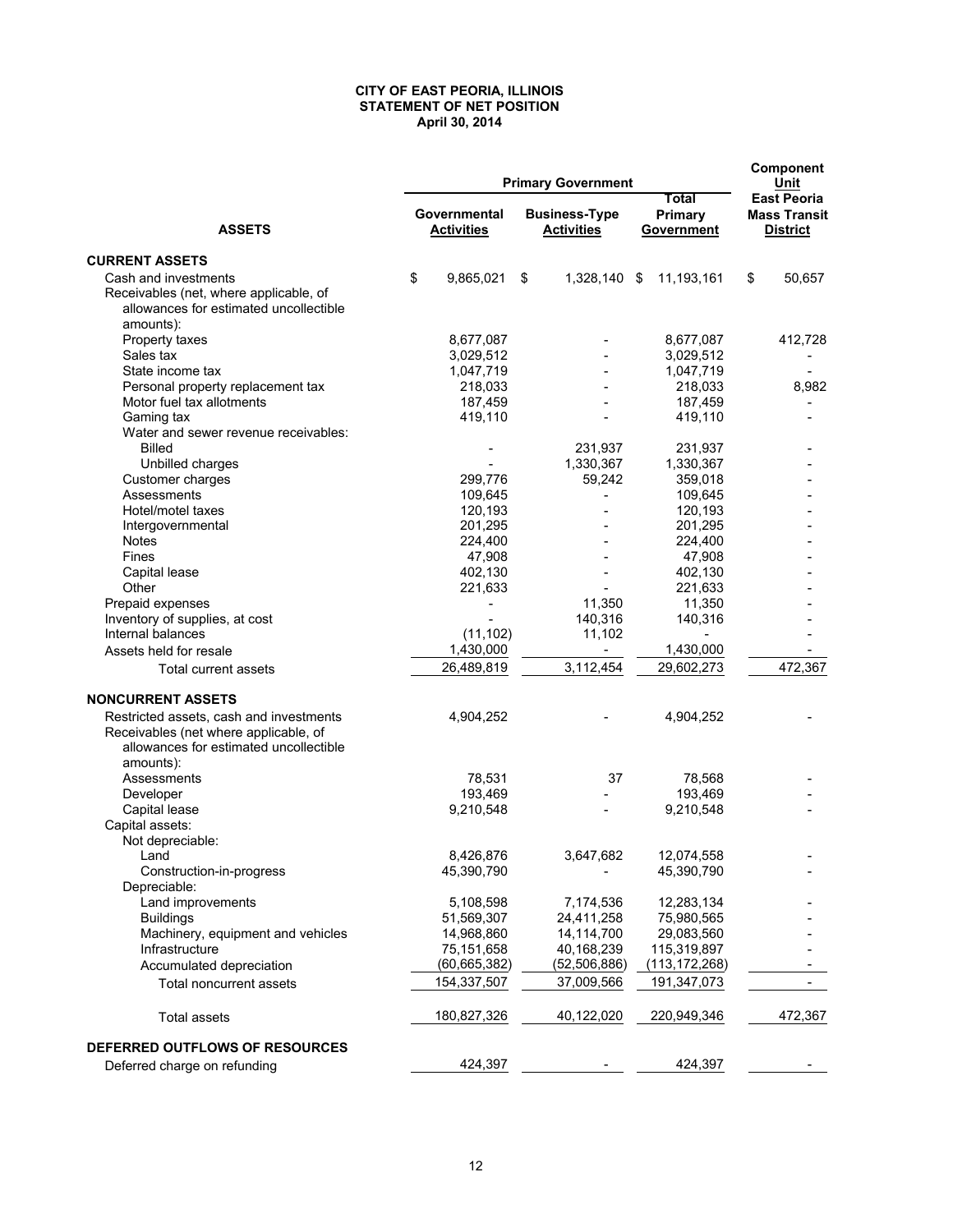**CITY OF EAST PEORIA, ILLINOIS**
**STATEMENT OF NET POSITION**
**April 30, 2014**

| ASSETS | Primary Government Governmental Activities | Primary Government Business-Type Activities | Primary Government Total Primary Government | Component Unit East Peoria Mass Transit District |
|---|---|---|---|---|
| **CURRENT ASSETS** | | | | |
| Cash and investments | $ 9,865,021 | $ 1,328,140 | $ 11,193,161 | $ 50,657 |
| Receivables (net, where applicable, of allowances for estimated uncollectible amounts): | | | | |
| Property taxes | 8,677,087 | - | 8,677,087 | 412,728 |
| Sales tax | 3,029,512 | - | 3,029,512 | - |
| State income tax | 1,047,719 | - | 1,047,719 | - |
| Personal property replacement tax | 218,033 | - | 218,033 | 8,982 |
| Motor fuel tax allotments | 187,459 | - | 187,459 | - |
| Gaming tax | 419,110 | - | 419,110 | - |
| Water and sewer revenue receivables: | | | | |
| Billed | - | 231,937 | 231,937 | - |
| Unbilled charges | - | 1,330,367 | 1,330,367 | - |
| Customer charges | 299,776 | 59,242 | 359,018 | - |
| Assessments | 109,645 | - | 109,645 | - |
| Hotel/motel taxes | 120,193 | - | 120,193 | - |
| Intergovernmental | 201,295 | - | 201,295 | - |
| Notes | 224,400 | - | 224,400 | - |
| Fines | 47,908 | - | 47,908 | - |
| Capital lease | 402,130 | - | 402,130 | - |
| Other | 221,633 | - | 221,633 | - |
| Prepaid expenses | - | 11,350 | 11,350 | - |
| Inventory of supplies, at cost | - | 140,316 | 140,316 | - |
| Internal balances | (11,102) | 11,102 | - | - |
| Assets held for resale | 1,430,000 | - | 1,430,000 | - |
| Total current assets | 26,489,819 | 3,112,454 | 29,602,273 | 472,367 |
| **NONCURRENT ASSETS** | | | | |
| Restricted assets, cash and investments | 4,904,252 | - | 4,904,252 | - |
| Receivables (net where applicable, of allowances for estimated uncollectible amounts): | | | | |
| Assessments | 78,531 | 37 | 78,568 | - |
| Developer | 193,469 | - | 193,469 | - |
| Capital lease | 9,210,548 | - | 9,210,548 | - |
| Capital assets: | | | | |
| Not depreciable: | | | | |
| Land | 8,426,876 | 3,647,682 | 12,074,558 | - |
| Construction-in-progress | 45,390,790 | - | 45,390,790 | - |
| Depreciable: | | | | |
| Land improvements | 5,108,598 | 7,174,536 | 12,283,134 | - |
| Buildings | 51,569,307 | 24,411,258 | 75,980,565 | - |
| Machinery, equipment and vehicles | 14,968,860 | 14,114,700 | 29,083,560 | - |
| Infrastructure | 75,151,658 | 40,168,239 | 115,319,897 | - |
| Accumulated depreciation | (60,665,382) | (52,506,886) | (113,172,268) | - |
| Total noncurrent assets | 154,337,507 | 37,009,566 | 191,347,073 | - |
| Total assets | 180,827,326 | 40,122,020 | 220,949,346 | 472,367 |
| **DEFERRED OUTFLOWS OF RESOURCES** | | | | |
| Deferred charge on refunding | 424,397 | - | 424,397 | - |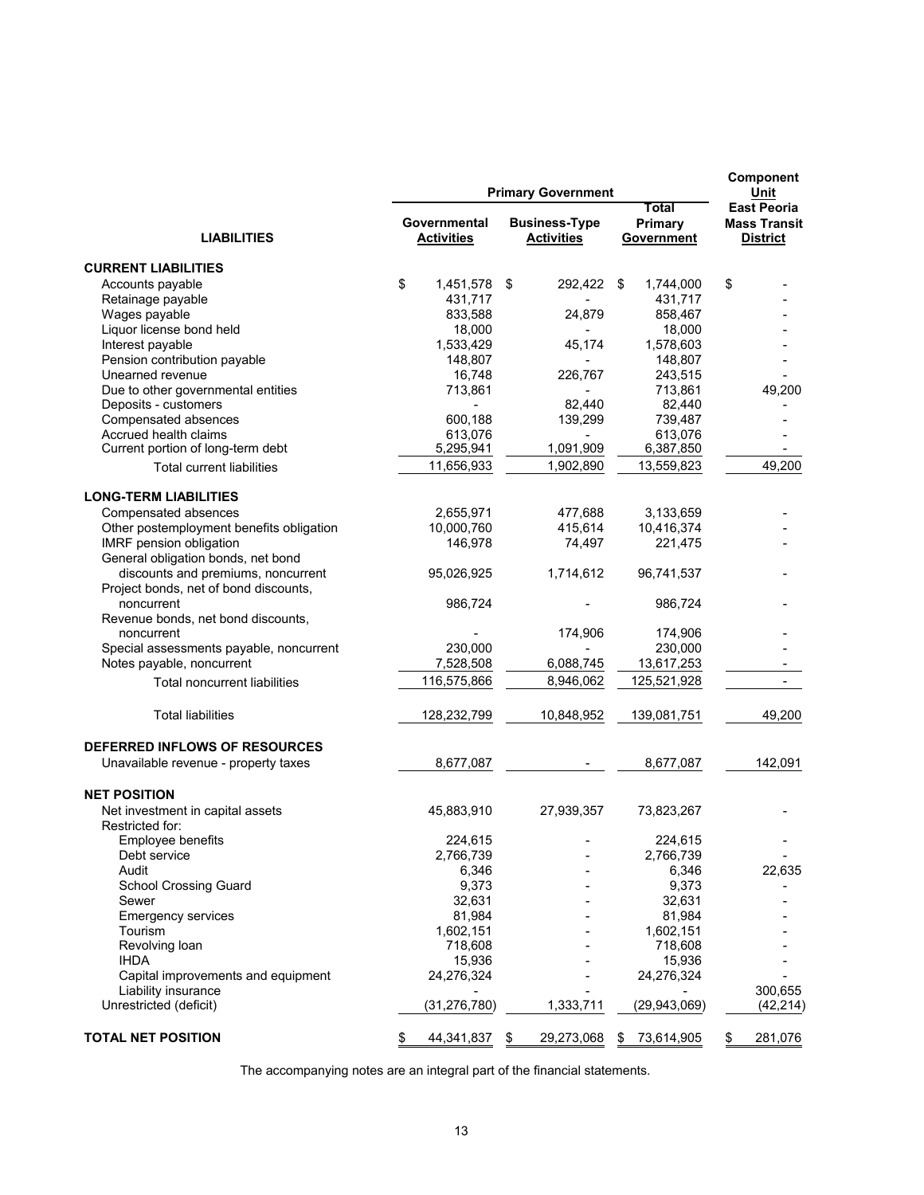| LIABILITIES | Primary Government | | | Component Unit |
|---|---|---|---|---|
| | Governmental Activities | Business-Type Activities | Total Primary Government | East Peoria Mass Transit District |
| **CURRENT LIABILITIES** | | | | |
| Accounts payable | $ 1,451,578 | $ 292,422 | $ 1,744,000 | $ - |
| Retainage payable | 431,717 | - | 431,717 | - |
| Wages payable | 833,588 | 24,879 | 858,467 | - |
| Liquor license bond held | 18,000 | - | 18,000 | - |
| Interest payable | 1,533,429 | 45,174 | 1,578,603 | - |
| Pension contribution payable | 148,807 | - | 148,807 | - |
| Unearned revenue | 16,748 | 226,767 | 243,515 | - |
| Due to other governmental entities | 713,861 | - | 713,861 | 49,200 |
| Deposits - customers | - | 82,440 | 82,440 | - |
| Compensated absences | 600,188 | 139,299 | 739,487 | - |
| Accrued health claims | 613,076 | - | 613,076 | - |
| Current portion of long-term debt | 5,295,941 | 1,091,909 | 6,387,850 | - |
| Total current liabilities | 11,656,933 | 1,902,890 | 13,559,823 | 49,200 |
| **LONG-TERM LIABILITIES** | | | | |
| Compensated absences | 2,655,971 | 477,688 | 3,133,659 | - |
| Other postemployment benefits obligation | 10,000,760 | 415,614 | 10,416,374 | - |
| IMRF pension obligation | 146,978 | 74,497 | 221,475 | - |
| General obligation bonds, net bond discounts and premiums, noncurrent | 95,026,925 | 1,714,612 | 96,741,537 | - |
| Project bonds, net of bond discounts, noncurrent | 986,724 | - | 986,724 | - |
| Revenue bonds, net bond discounts, noncurrent | - | 174,906 | 174,906 | - |
| Special assessments payable, noncurrent | 230,000 | - | 230,000 | - |
| Notes payable, noncurrent | 7,528,508 | 6,088,745 | 13,617,253 | - |
| Total noncurrent liabilities | 116,575,866 | 8,946,062 | 125,521,928 | - |
| Total liabilities | 128,232,799 | 10,848,952 | 139,081,751 | 49,200 |
| **DEFERRED INFLOWS OF RESOURCES** | | | | |
| Unavailable revenue - property taxes | 8,677,087 | - | 8,677,087 | 142,091 |
| **NET POSITION** | | | | |
| Net investment in capital assets | 45,883,910 | 27,939,357 | 73,823,267 | - |
| Restricted for: | | | | |
| Employee benefits | 224,615 | - | 224,615 | - |
| Debt service | 2,766,739 | - | 2,766,739 | - |
| Audit | 6,346 | - | 6,346 | 22,635 |
| School Crossing Guard | 9,373 | - | 9,373 | - |
| Sewer | 32,631 | - | 32,631 | - |
| Emergency services | 81,984 | - | 81,984 | - |
| Tourism | 1,602,151 | - | 1,602,151 | - |
| Revolving loan | 718,608 | - | 718,608 | - |
| IHDA | 15,936 | - | 15,936 | - |
| Capital improvements and equipment | 24,276,324 | - | 24,276,324 | - |
| Liability insurance | - | - | - | 300,655 |
| Unrestricted (deficit) | (31,276,780) | 1,333,711 | (29,943,069) | (42,214) |
| **TOTAL NET POSITION** | $ 44,341,837 | $ 29,273,068 | $ 73,614,905 | $ 281,076 |

The accompanying notes are an integral part of the financial statements.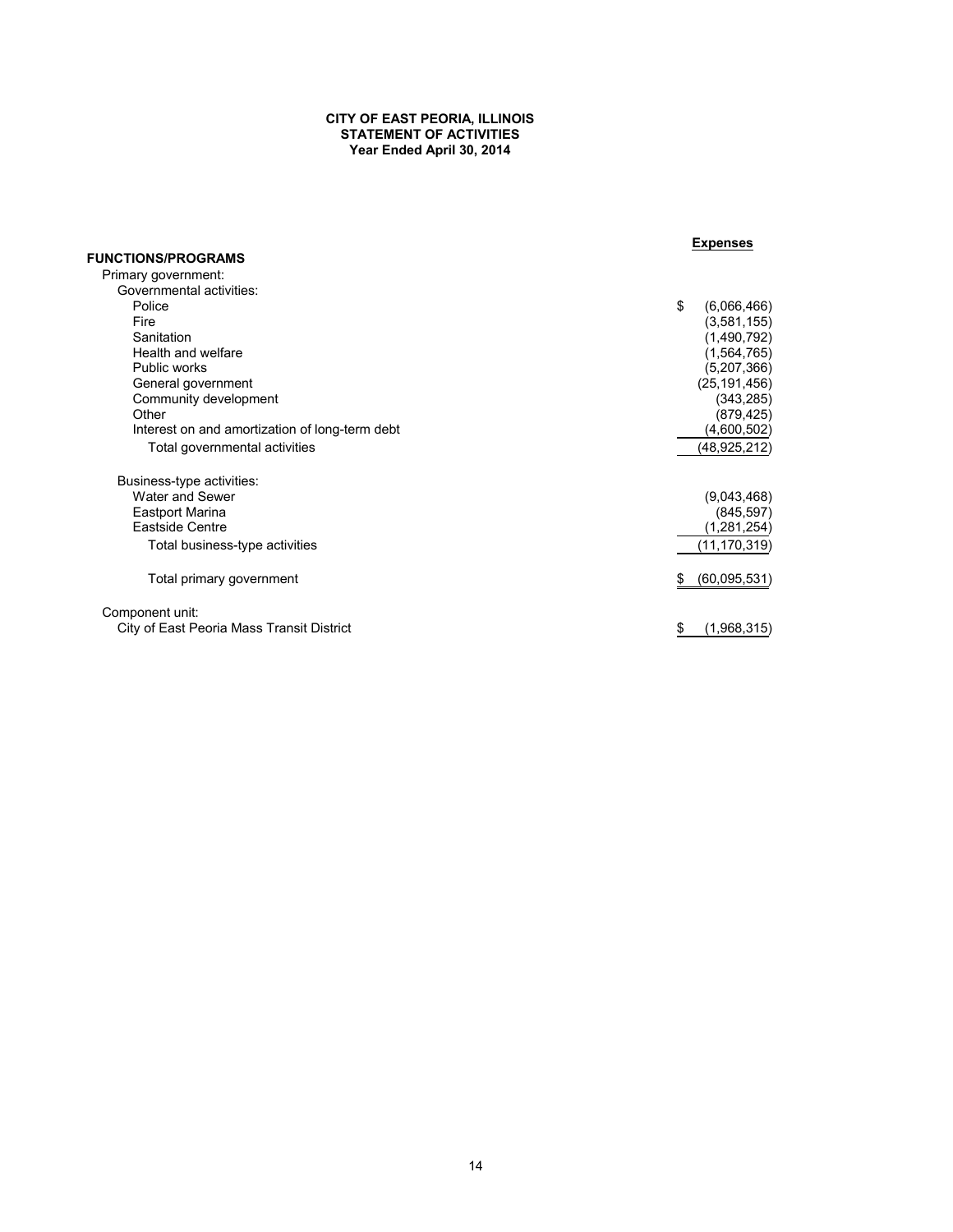**CITY OF EAST PEORIA, ILLINOIS**
**STATEMENT OF ACTIVITIES**
**Year Ended April 30, 2014**

| FUNCTIONS/PROGRAMS | Expenses |
|---|---|
| Primary government: | |
| Governmental activities: | |
| Police | $ (6,066,466) |
| Fire | (3,581,155) |
| Sanitation | (1,490,792) |
| Health and welfare | (1,564,765) |
| Public works | (5,207,366) |
| General government | (25,191,456) |
| Community development | (343,285) |
| Other | (879,425) |
| Interest on and amortization of long-term debt | (4,600,502) |
| Total governmental activities | (48,925,212) |
| Business-type activities: | |
| Water and Sewer | (9,043,468) |
| Eastport Marina | (845,597) |
| Eastside Centre | (1,281,254) |
| Total business-type activities | (11,170,319) |
| Total primary government | $ (60,095,531) |
| Component unit: | |
| City of East Peoria Mass Transit District | $ (1,968,315) |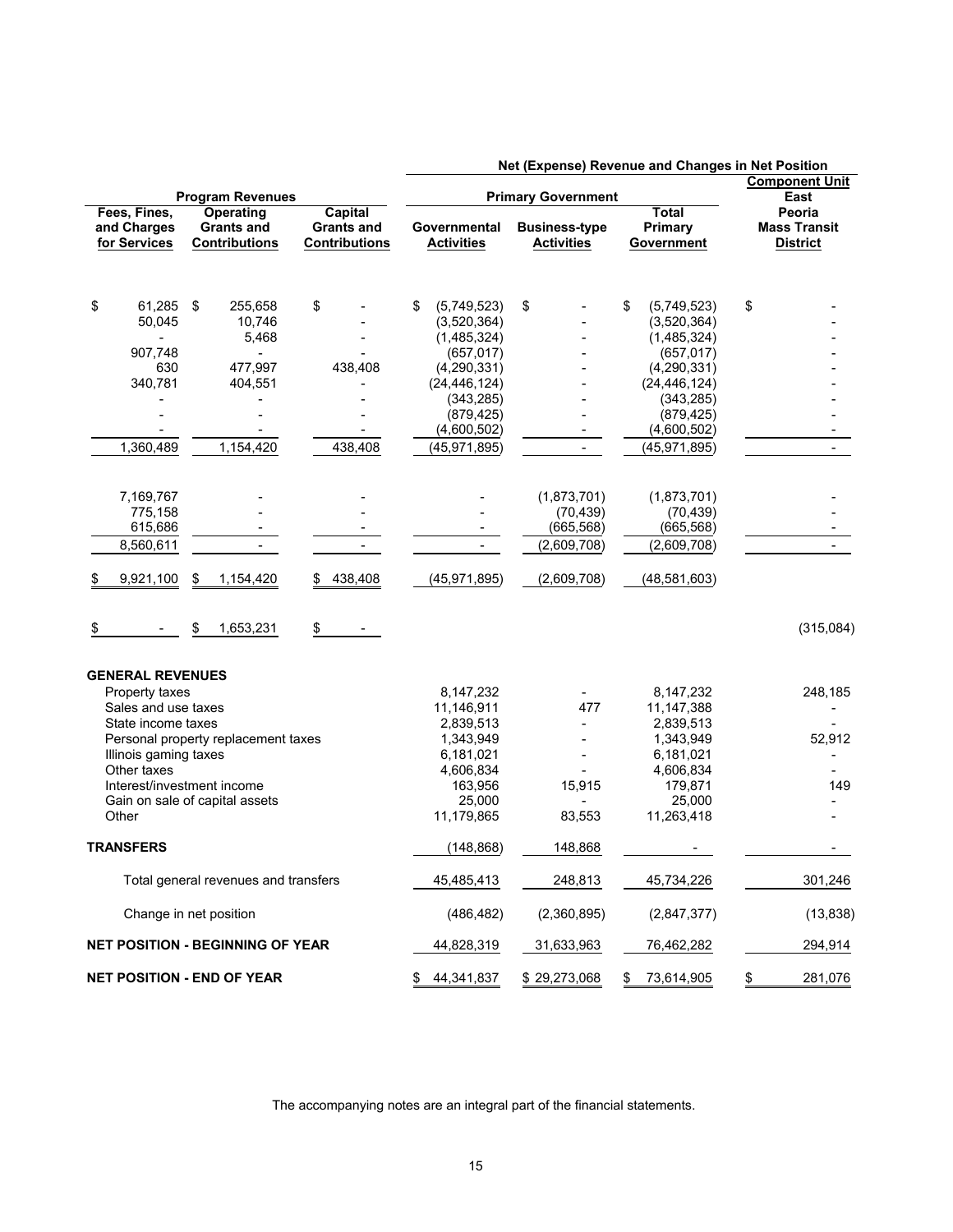| | Program Revenues | | Net (Expense) Revenue and Changes in Net Position | | | |
|---|---|---|---|---|---|---|
| | | | Primary Government | | | Component Unit |
| Fees, Fines, and Charges for Services | Operating Grants and Contributions | Capital Grants and Contributions | Governmental Activities | Business-type Activities | Total Primary Government | East Peoria Mass Transit District |
| $ 61,285 | $ 255,658 | $ - | $ (5,749,523) | $ - | $ (5,749,523) | $ - |
| 50,045 | 10,746 | - | (3,520,364) | - | (3,520,364) | - |
| - | 5,468 | - | (1,485,324) | - | (1,485,324) | - |
| 907,748 | - | - | (657,017) | - | (657,017) | - |
| 630 | 477,997 | 438,408 | (4,290,331) | - | (4,290,331) | - |
| 340,781 | 404,551 | - | (24,446,124) | - | (24,446,124) | - |
| - | - | - | (343,285) | - | (343,285) | - |
| - | - | - | (879,425) | - | (879,425) | - |
| - | - | - | (4,600,502) | - | (4,600,502) | - |
| 1,360,489 | 1,154,420 | 438,408 | (45,971,895) | - | (45,971,895) | - |
| 7,169,767 | - | - | - | (1,873,701) | (1,873,701) | - |
| 775,158 | - | - | - | (70,439) | (70,439) | - |
| 615,686 | - | - | - | (665,568) | (665,568) | - |
| 8,560,611 | - | - | - | (2,609,708) | (2,609,708) | - |
| $ 9,921,100 | $ 1,154,420 | $ 438,408 | (45,971,895) | (2,609,708) | (48,581,603) | |
| $ - | $ 1,653,231 | $ - | | | | (315,084) |

| | Governmental Activities | Business-type Activities | Total Primary Government | East Peoria Mass Transit District |
|---|---|---|---|---|
| **GENERAL REVENUES** | | | | |
| Property taxes | 8,147,232 | - | 8,147,232 | 248,185 |
| Sales and use taxes | 11,146,911 | 477 | 11,147,388 | - |
| State income taxes | 2,839,513 | - | 2,839,513 | - |
| Personal property replacement taxes | 1,343,949 | - | 1,343,949 | 52,912 |
| Illinois gaming taxes | 6,181,021 | - | 6,181,021 | - |
| Other taxes | 4,606,834 | - | 4,606,834 | - |
| Interest/investment income | 163,956 | 15,915 | 179,871 | 149 |
| Gain on sale of capital assets | 25,000 | - | 25,000 | - |
| Other | 11,179,865 | 83,553 | 11,263,418 | - |
| **TRANSFERS** | (148,868) | 148,868 | - | - |
| Total general revenues and transfers | 45,485,413 | 248,813 | 45,734,226 | 301,246 |
| Change in net position | (486,482) | (2,360,895) | (2,847,377) | (13,838) |
| **NET POSITION - BEGINNING OF YEAR** | 44,828,319 | 31,633,963 | 76,462,282 | 294,914 |
| **NET POSITION - END OF YEAR** | $ 44,341,837 | $ 29,273,068 | $ 73,614,905 | $ 281,076 |

The accompanying notes are an integral part of the financial statements.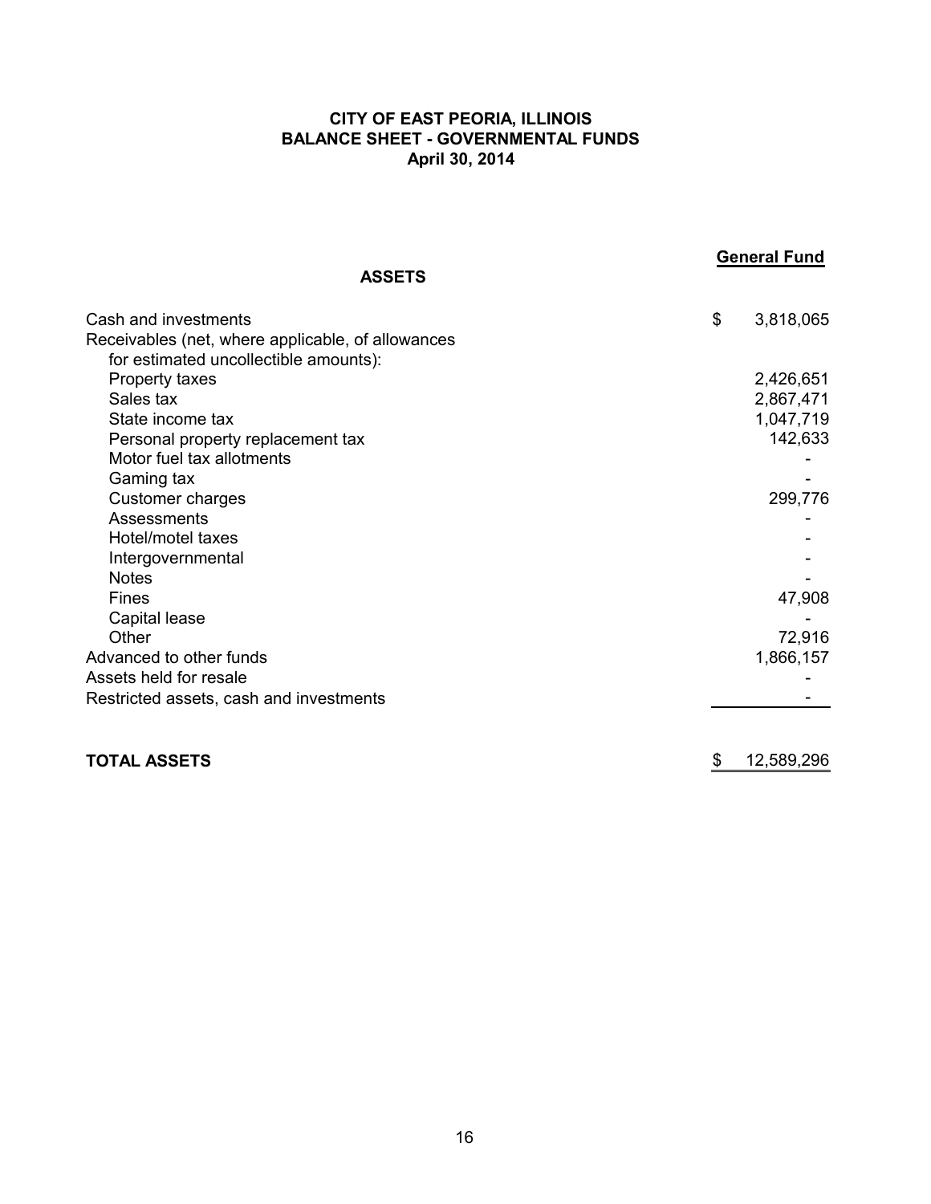# CITY OF EAST PEORIA, ILLINOIS
## BALANCE SHEET - GOVERNMENTAL FUNDS
### April 30, 2014

| ASSETS | General Fund |
|---|---|
| Cash and investments | $ 3,818,065 |
| Receivables (net, where applicable, of allowances for estimated uncollectible amounts): | |
| Property taxes | 2,426,651 |
| Sales tax | 2,867,471 |
| State income tax | 1,047,719 |
| Personal property replacement tax | 142,633 |
| Motor fuel tax allotments | - |
| Gaming tax | - |
| Customer charges | 299,776 |
| Assessments | - |
| Hotel/motel taxes | - |
| Intergovernmental | - |
| Notes | - |
| Fines | 47,908 |
| Capital lease | - |
| Other | 72,916 |
| Advanced to other funds | 1,866,157 |
| Assets held for resale | - |
| Restricted assets, cash and investments | - |
| **TOTAL ASSETS** | $ 12,589,296 |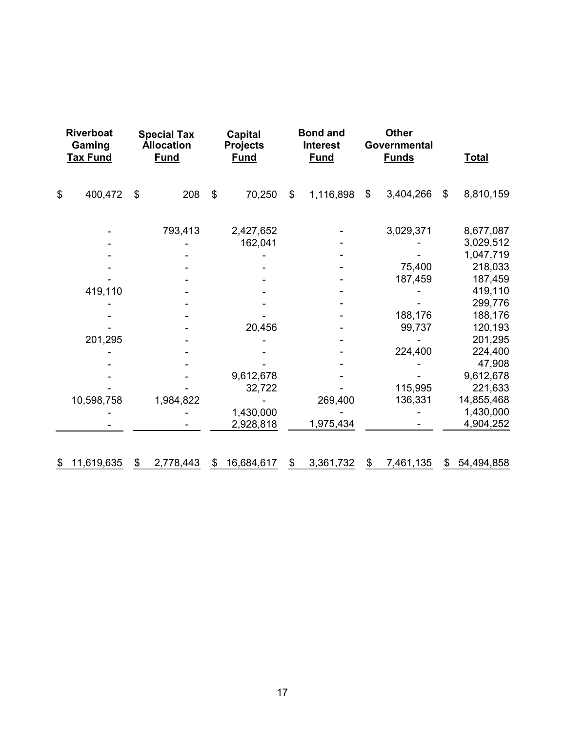| Riverboat Gaming Tax Fund | Special Tax Allocation Fund | Capital Projects Fund | Bond and Interest Fund | Other Governmental Funds | Total |
|---|---|---|---|---|---|
| $ 400,472 | $ 208 | $ 70,250 | $ 1,116,898 | $ 3,404,266 | $ 8,810,159 |
| - | 793,413 | 2,427,652 | - | 3,029,371 | 8,677,087 |
| - | - | 162,041 | - | - | 3,029,512 |
| - | - | - | - | - | 1,047,719 |
| - | - | - | - | 75,400 | 218,033 |
| - | - | - | - | 187,459 | 187,459 |
| 419,110 | - | - | - | - | 419,110 |
| - | - | - | - | - | 299,776 |
| - | - | - | - | 188,176 | 188,176 |
| - | - | 20,456 | - | 99,737 | 120,193 |
| 201,295 | - | - | - | - | 201,295 |
| - | - | - | - | 224,400 | 224,400 |
| - | - | - | - | - | 47,908 |
| - | - | 9,612,678 | - | - | 9,612,678 |
| - | - | 32,722 | - | 115,995 | 221,633 |
| 10,598,758 | 1,984,822 | - | 269,400 | 136,331 | 14,855,468 |
| - | - | 1,430,000 | - | - | 1,430,000 |
| - | - | 2,928,818 | 1,975,434 | - | 4,904,252 |
| $ 11,619,635 | $ 2,778,443 | $ 16,684,617 | $ 3,361,732 | $ 7,461,135 | $ 54,494,858 |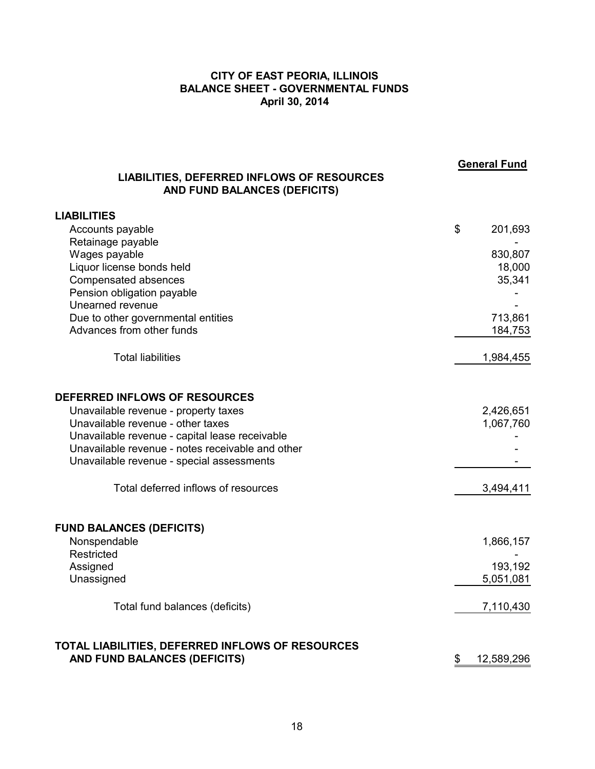# CITY OF EAST PEORIA, ILLINOIS
## BALANCE SHEET - GOVERNMENTAL FUNDS
### April 30, 2014

| LIABILITIES, DEFERRED INFLOWS OF RESOURCES AND FUND BALANCES (DEFICITS) | General Fund |
|---|---|
| **LIABILITIES** | |
| Accounts payable | $ 201,693 |
| Retainage payable | - |
| Wages payable | 830,807 |
| Liquor license bonds held | 18,000 |
| Compensated absences | 35,341 |
| Pension obligation payable | - |
| Unearned revenue | - |
| Due to other governmental entities | 713,861 |
| Advances from other funds | 184,753 |
| Total liabilities | 1,984,455 |
| **DEFERRED INFLOWS OF RESOURCES** | |
| Unavailable revenue - property taxes | 2,426,651 |
| Unavailable revenue - other taxes | 1,067,760 |
| Unavailable revenue - capital lease receivable | - |
| Unavailable revenue - notes receivable and other | - |
| Unavailable revenue - special assessments | - |
| Total deferred inflows of resources | 3,494,411 |
| **FUND BALANCES (DEFICITS)** | |
| Nonspendable | 1,866,157 |
| Restricted | - |
| Assigned | 193,192 |
| Unassigned | 5,051,081 |
| Total fund balances (deficits) | 7,110,430 |
| **TOTAL LIABILITIES, DEFERRED INFLOWS OF RESOURCES AND FUND BALANCES (DEFICITS)** | $ 12,589,296 |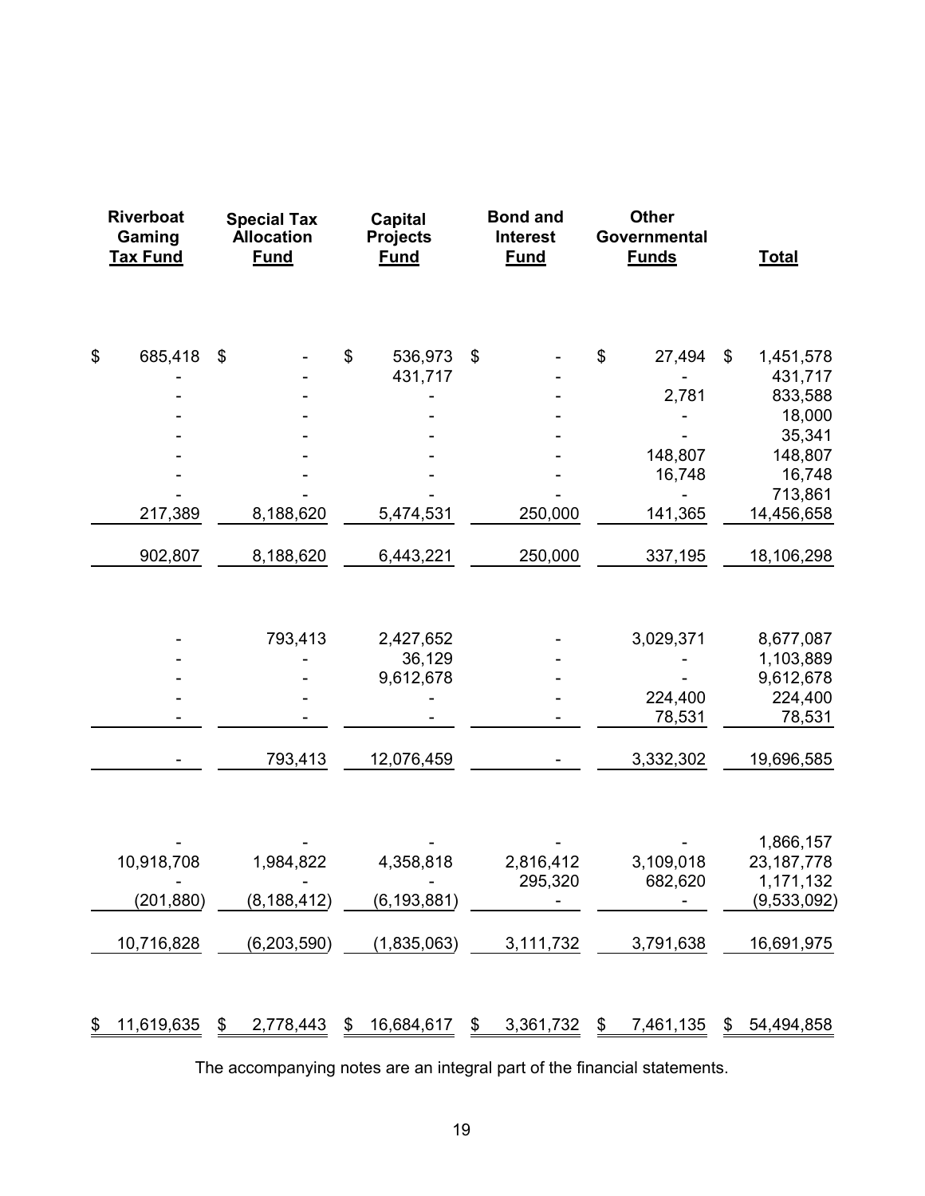| Riverboat Gaming Tax Fund | Special Tax Allocation Fund | Capital Projects Fund | Bond and Interest Fund | Other Governmental Funds | Total |
|---|---|---|---|---|---|
| $ 685,418 | $ - | $ 536,973 | $ - | $ 27,494 | $ 1,451,578 |
| - | - | 431,717 | - | - | 431,717 |
| - | - | - | - | 2,781 | 833,588 |
| - | - | - | - | - | 18,000 |
| - | - | - | - | - | 35,341 |
| - | - | - | - | 148,807 | 148,807 |
| - | - | - | - | 16,748 | 16,748 |
| - | - | - | - | - | 713,861 |
| 217,389 | 8,188,620 | 5,474,531 | 250,000 | 141,365 | 14,456,658 |
| 902,807 | 8,188,620 | 6,443,221 | 250,000 | 337,195 | 18,106,298 |
| | | | | | |
| - | 793,413 | 2,427,652 | - | 3,029,371 | 8,677,087 |
| - | - | 36,129 | - | - | 1,103,889 |
| - | - | 9,612,678 | - | - | 9,612,678 |
| - | - | - | - | 224,400 | 224,400 |
| - | - | - | - | 78,531 | 78,531 |
| - | 793,413 | 12,076,459 | - | 3,332,302 | 19,696,585 |
| | | | | | |
| - | - | - | - | - | 1,866,157 |
| 10,918,708 | 1,984,822 | 4,358,818 | 2,816,412 | 3,109,018 | 23,187,778 |
| - | - | - | 295,320 | 682,620 | 1,171,132 |
| (201,880) | (8,188,412) | (6,193,881) | - | - | (9,533,092) |
| 10,716,828 | (6,203,590) | (1,835,063) | 3,111,732 | 3,791,638 | 16,691,975 |
| | | | | | |
| $ 11,619,635 | $ 2,778,443 | $ 16,684,617 | $ 3,361,732 | $ 7,461,135 | $ 54,494,858 |

The accompanying notes are an integral part of the financial statements.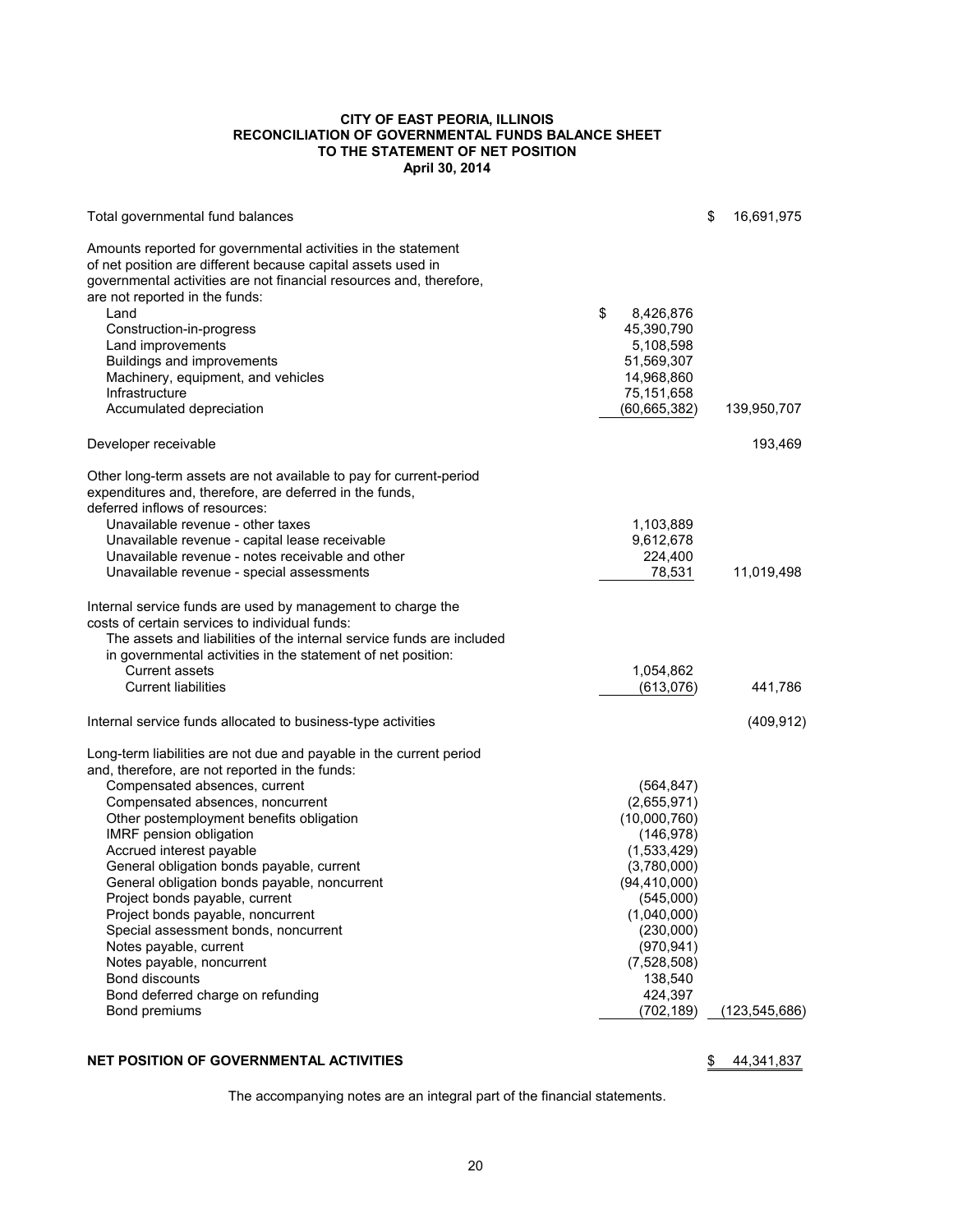# CITY OF EAST PEORIA, ILLINOIS
## RECONCILIATION OF GOVERNMENTAL FUNDS BALANCE SHEET TO THE STATEMENT OF NET POSITION
### April 30, 2014

| | | |
|---|---|---|
| Total governmental fund balances | | $ 16,691,975 |
| Amounts reported for governmental activities in the statement of net position are different because capital assets used in governmental activities are not financial resources and, therefore, are not reported in the funds: | | |
| Land | $ 8,426,876 | |
| Construction-in-progress | 45,390,790 | |
| Land improvements | 5,108,598 | |
| Buildings and improvements | 51,569,307 | |
| Machinery, equipment, and vehicles | 14,968,860 | |
| Infrastructure | 75,151,658 | |
| Accumulated depreciation | (60,665,382) | 139,950,707 |
| Developer receivable | | 193,469 |
| Other long-term assets are not available to pay for current-period expenditures and, therefore, are deferred in the funds, deferred inflows of resources: | | |
| Unavailable revenue - other taxes | 1,103,889 | |
| Unavailable revenue - capital lease receivable | 9,612,678 | |
| Unavailable revenue - notes receivable and other | 224,400 | |
| Unavailable revenue - special assessments | 78,531 | 11,019,498 |
| Internal service funds are used by management to charge the costs of certain services to individual funds: | | |
| The assets and liabilities of the internal service funds are included in governmental activities in the statement of net position: | | |
| Current assets | 1,054,862 | |
| Current liabilities | (613,076) | 441,786 |
| Internal service funds allocated to business-type activities | | (409,912) |
| Long-term liabilities are not due and payable in the current period and, therefore, are not reported in the funds: | | |
| Compensated absences, current | (564,847) | |
| Compensated absences, noncurrent | (2,655,971) | |
| Other postemployment benefits obligation | (10,000,760) | |
| IMRF pension obligation | (146,978) | |
| Accrued interest payable | (1,533,429) | |
| General obligation bonds payable, current | (3,780,000) | |
| General obligation bonds payable, noncurrent | (94,410,000) | |
| Project bonds payable, current | (545,000) | |
| Project bonds payable, noncurrent | (1,040,000) | |
| Special assessment bonds, noncurrent | (230,000) | |
| Notes payable, current | (970,941) | |
| Notes payable, noncurrent | (7,528,508) | |
| Bond discounts | 138,540 | |
| Bond deferred charge on refunding | 424,397 | |
| Bond premiums | (702,189) | (123,545,686) |
| **NET POSITION OF GOVERNMENTAL ACTIVITIES** | | $ 44,341,837 |

The accompanying notes are an integral part of the financial statements.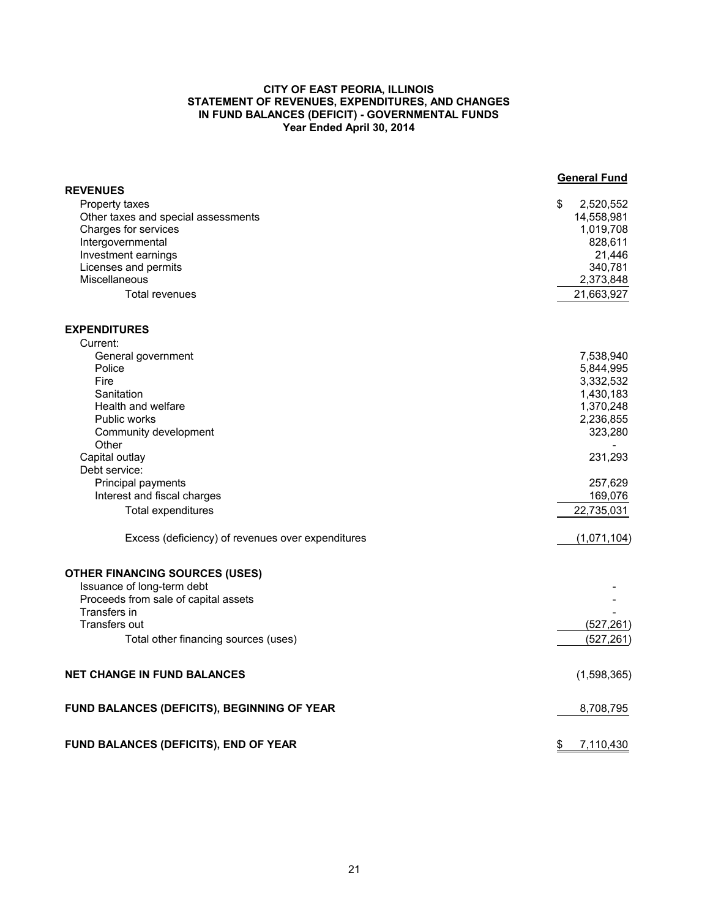**CITY OF EAST PEORIA, ILLINOIS**
**STATEMENT OF REVENUES, EXPENDITURES, AND CHANGES IN FUND BALANCES (DEFICIT) - GOVERNMENTAL FUNDS**
**Year Ended April 30, 2014**

| | General Fund |
|---|---|
| **REVENUES** | |
| Property taxes | $ 2,520,552 |
| Other taxes and special assessments | 14,558,981 |
| Charges for services | 1,019,708 |
| Intergovernmental | 828,611 |
| Investment earnings | 21,446 |
| Licenses and permits | 340,781 |
| Miscellaneous | 2,373,848 |
| Total revenues | 21,663,927 |
| **EXPENDITURES** | |
| Current: | |
| General government | 7,538,940 |
| Police | 5,844,995 |
| Fire | 3,332,532 |
| Sanitation | 1,430,183 |
| Health and welfare | 1,370,248 |
| Public works | 2,236,855 |
| Community development | 323,280 |
| Other | - |
| Capital outlay | 231,293 |
| Debt service: | |
| Principal payments | 257,629 |
| Interest and fiscal charges | 169,076 |
| Total expenditures | 22,735,031 |
| Excess (deficiency) of revenues over expenditures | (1,071,104) |
| **OTHER FINANCING SOURCES (USES)** | |
| Issuance of long-term debt | - |
| Proceeds from sale of capital assets | - |
| Transfers in | - |
| Transfers out | (527,261) |
| Total other financing sources (uses) | (527,261) |
| **NET CHANGE IN FUND BALANCES** | (1,598,365) |
| **FUND BALANCES (DEFICITS), BEGINNING OF YEAR** | 8,708,795 |
| **FUND BALANCES (DEFICITS), END OF YEAR** | $ 7,110,430 |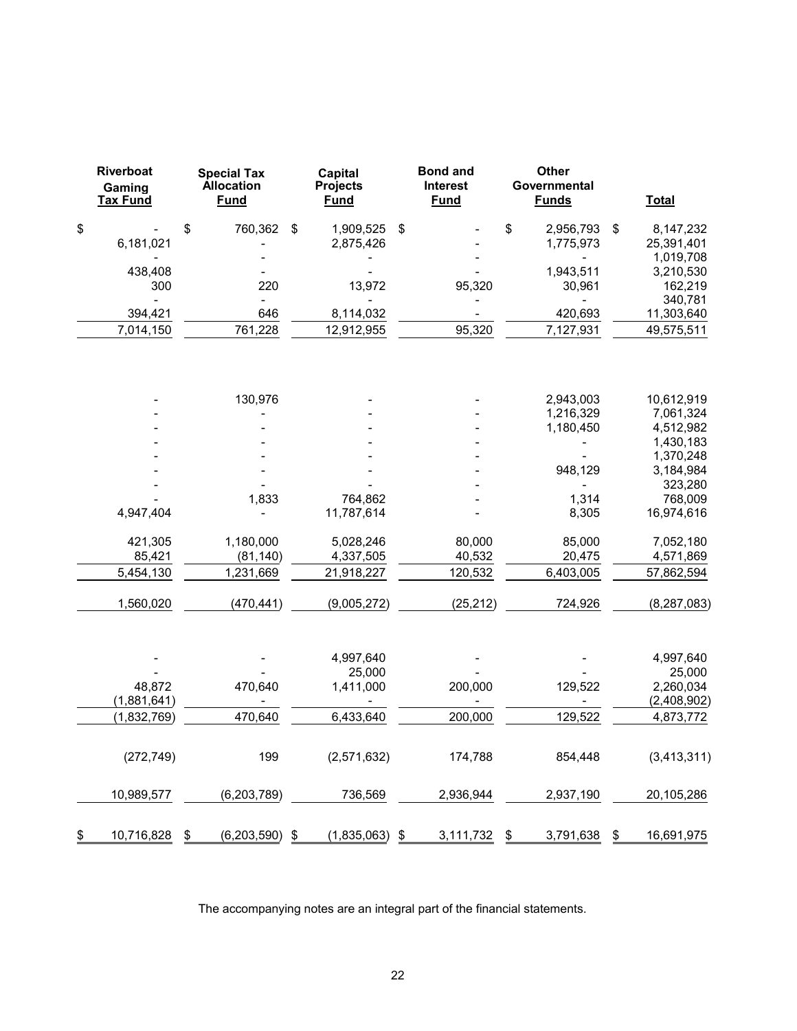| Riverboat Gaming Tax Fund | Special Tax Allocation Fund | Capital Projects Fund | Bond and Interest Fund | Other Governmental Funds | Total |
|---|---|---|---|---|---|
| $ - | $ 760,362 | $ 1,909,525 | $ - | $ 2,956,793 | $ 8,147,232 |
| 6,181,021 | - | 2,875,426 | - | 1,775,973 | 25,391,401 |
| - | - | - | - | - | 1,019,708 |
| 438,408 | - | - | - | 1,943,511 | 3,210,530 |
| 300 | 220 | 13,972 | 95,320 | 30,961 | 162,219 |
| - | - | - | - | - | 340,781 |
| 394,421 | 646 | 8,114,032 | - | 420,693 | 11,303,640 |
| 7,014,150 | 761,228 | 12,912,955 | 95,320 | 7,127,931 | 49,575,511 |
| | | | | | |
| - | 130,976 | - | - | 2,943,003 | 10,612,919 |
| - | - | - | - | 1,216,329 | 7,061,324 |
| - | - | - | - | 1,180,450 | 4,512,982 |
| - | - | - | - | - | 1,430,183 |
| - | - | - | - | - | 1,370,248 |
| - | - | - | - | 948,129 | 3,184,984 |
| - | - | - | - | - | 323,280 |
| - | 1,833 | 764,862 | - | 1,314 | 768,009 |
| 4,947,404 | - | 11,787,614 | - | 8,305 | 16,974,616 |
| | | | | | |
| 421,305 | 1,180,000 | 5,028,246 | 80,000 | 85,000 | 7,052,180 |
| 85,421 | (81,140) | 4,337,505 | 40,532 | 20,475 | 4,571,869 |
| 5,454,130 | 1,231,669 | 21,918,227 | 120,532 | 6,403,005 | 57,862,594 |
| | | | | | |
| 1,560,020 | (470,441) | (9,005,272) | (25,212) | 724,926 | (8,287,083) |
| | | | | | |
| - | - | 4,997,640 | - | - | 4,997,640 |
| - | - | 25,000 | - | - | 25,000 |
| 48,872 | 470,640 | 1,411,000 | 200,000 | 129,522 | 2,260,034 |
| (1,881,641) | - | - | - | - | (2,408,902) |
| (1,832,769) | 470,640 | 6,433,640 | 200,000 | 129,522 | 4,873,772 |
| | | | | | |
| (272,749) | 199 | (2,571,632) | 174,788 | 854,448 | (3,413,311) |
| | | | | | |
| 10,989,577 | (6,203,789) | 736,569 | 2,936,944 | 2,937,190 | 20,105,286 |
| | | | | | |
| $ 10,716,828 | $ (6,203,590) | $ (1,835,063) | $ 3,111,732 | $ 3,791,638 | $ 16,691,975 |

The accompanying notes are an integral part of the financial statements.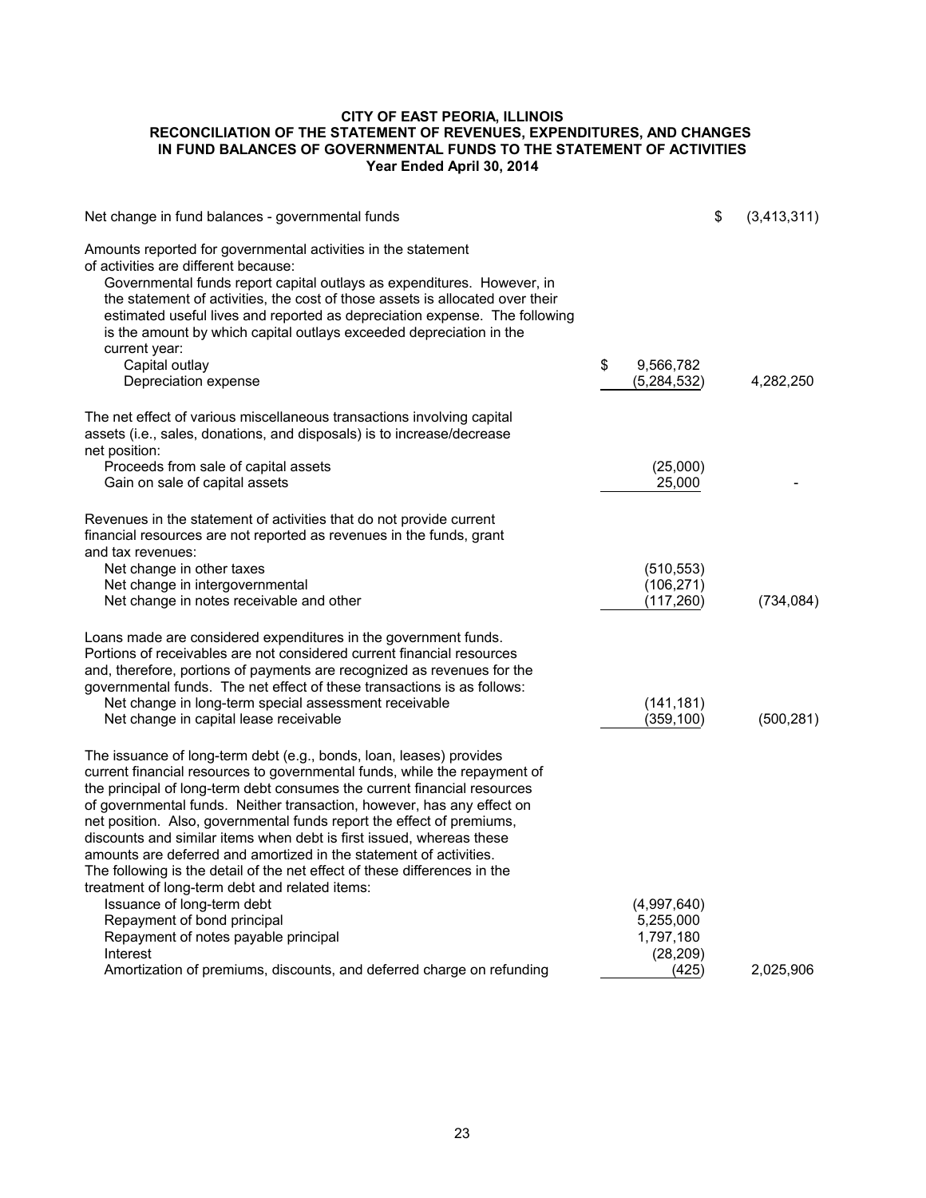**CITY OF EAST PEORIA, ILLINOIS**
**RECONCILIATION OF THE STATEMENT OF REVENUES, EXPENDITURES, AND CHANGES IN FUND BALANCES OF GOVERNMENTAL FUNDS TO THE STATEMENT OF ACTIVITIES**
**Year Ended April 30, 2014**

| | | |
|---|---|---|
| Net change in fund balances - governmental funds | | $ (3,413,311) |
| Amounts reported for governmental activities in the statement of activities are different because: | | |
| Governmental funds report capital outlays as expenditures. However, in the statement of activities, the cost of those assets is allocated over their estimated useful lives and reported as depreciation expense. The following is the amount by which capital outlays exceeded depreciation in the current year: | | |
| Capital outlay | $ 9,566,782 | |
| Depreciation expense | (5,284,532) | 4,282,250 |
| The net effect of various miscellaneous transactions involving capital assets (i.e., sales, donations, and disposals) is to increase/decrease net position: | | |
| Proceeds from sale of capital assets | (25,000) | |
| Gain on sale of capital assets | 25,000 | - |
| Revenues in the statement of activities that do not provide current financial resources are not reported as revenues in the funds, grant and tax revenues: | | |
| Net change in other taxes | (510,553) | |
| Net change in intergovernmental | (106,271) | |
| Net change in notes receivable and other | (117,260) | (734,084) |
| Loans made are considered expenditures in the government funds. Portions of receivables are not considered current financial resources and, therefore, portions of payments are recognized as revenues for the governmental funds. The net effect of these transactions is as follows: | | |
| Net change in long-term special assessment receivable | (141,181) | |
| Net change in capital lease receivable | (359,100) | (500,281) |
| The issuance of long-term debt (e.g., bonds, loan, leases) provides current financial resources to governmental funds, while the repayment of the principal of long-term debt consumes the current financial resources of governmental funds. Neither transaction, however, has any effect on net position. Also, governmental funds report the effect of premiums, discounts and similar items when debt is first issued, whereas these amounts are deferred and amortized in the statement of activities. The following is the detail of the net effect of these differences in the treatment of long-term debt and related items: | | |
| Issuance of long-term debt | (4,997,640) | |
| Repayment of bond principal | 5,255,000 | |
| Repayment of notes payable principal | 1,797,180 | |
| Interest | (28,209) | |
| Amortization of premiums, discounts, and deferred charge on refunding | (425) | 2,025,906 |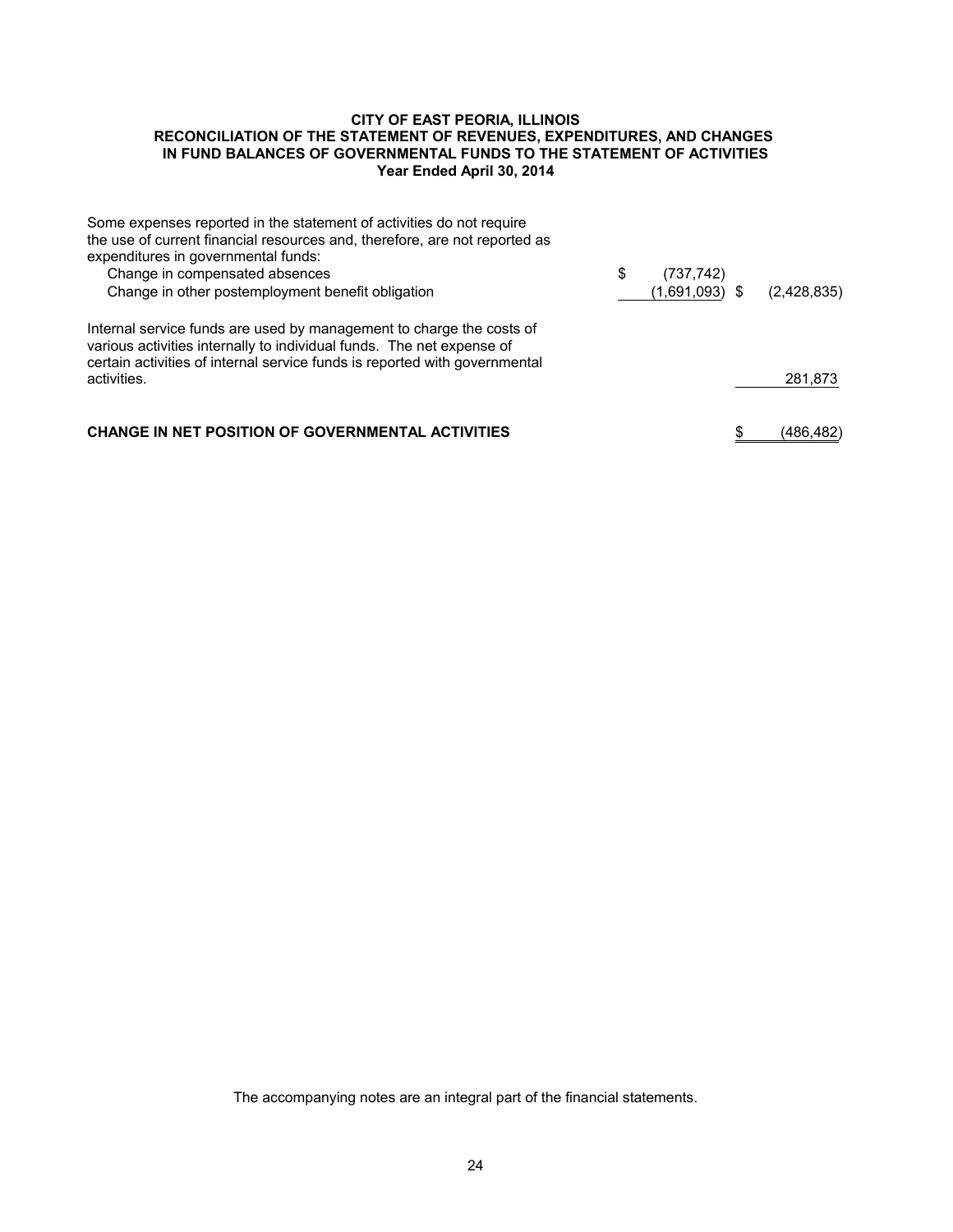**CITY OF EAST PEORIA, ILLINOIS**
**RECONCILIATION OF THE STATEMENT OF REVENUES, EXPENDITURES, AND CHANGES IN FUND BALANCES OF GOVERNMENTAL FUNDS TO THE STATEMENT OF ACTIVITIES**
**Year Ended April 30, 2014**

| | | |
|---|---|---|
| Some expenses reported in the statement of activities do not require the use of current financial resources and, therefore, are not reported as expenditures in governmental funds: | | |
| Change in compensated absences | $ (737,742) | |
| Change in other postemployment benefit obligation | (1,691,093) | $ (2,428,835) |
| Internal service funds are used by management to charge the costs of various activities internally to individual funds. The net expense of certain activities of internal service funds is reported with governmental activities. | | 281,873 |
| **CHANGE IN NET POSITION OF GOVERNMENTAL ACTIVITIES** | | $ (486,482) |

The accompanying notes are an integral part of the financial statements.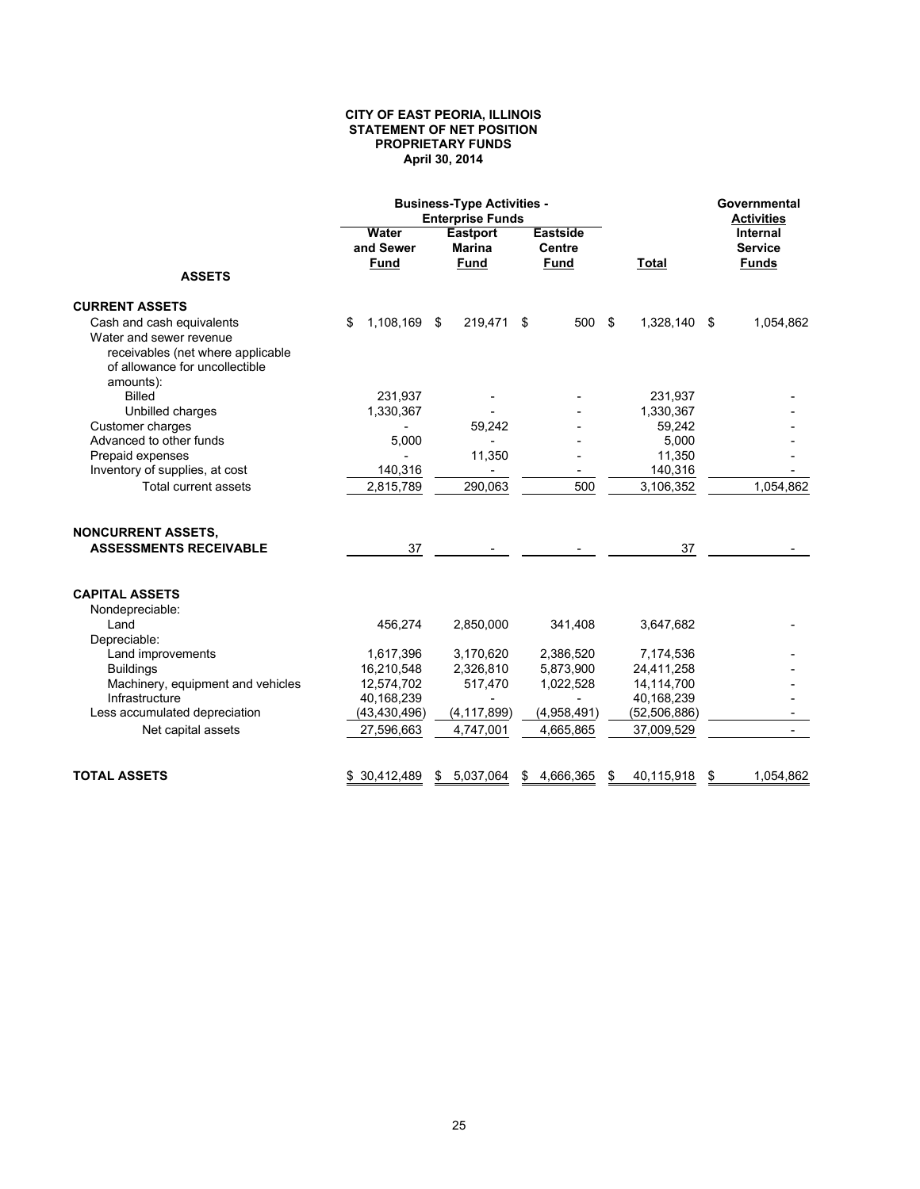**CITY OF EAST PEORIA, ILLINOIS**
**STATEMENT OF NET POSITION**
**PROPRIETARY FUNDS**
**April 30, 2014**

| | Business-Type Activities - Enterprise Funds | | | | Governmental Activities |
|---|---|---|---|---|---|
| **ASSETS** | **Water and Sewer Fund** | **Eastport Marina Fund** | **Eastside Centre Fund** | **Total** | **Internal Service Funds** |
| **CURRENT ASSETS** | | | | | |
| Cash and cash equivalents | $ 1,108,169 | $ 219,471 | $ 500 | $ 1,328,140 | $ 1,054,862 |
| Water and sewer revenue receivables (net where applicable of allowance for uncollectible amounts): | | | | | |
| Billed | 231,937 | - | - | 231,937 | - |
| Unbilled charges | 1,330,367 | - | - | 1,330,367 | - |
| Customer charges | - | 59,242 | - | 59,242 | - |
| Advanced to other funds | 5,000 | - | - | 5,000 | - |
| Prepaid expenses | - | 11,350 | - | 11,350 | - |
| Inventory of supplies, at cost | 140,316 | - | - | 140,316 | - |
| Total current assets | 2,815,789 | 290,063 | 500 | 3,106,352 | 1,054,862 |
| **NONCURRENT ASSETS, ASSESSMENTS RECEIVABLE** | 37 | - | - | 37 | - |
| **CAPITAL ASSETS** | | | | | |
| Nondepreciable: | | | | | |
| Land | 456,274 | 2,850,000 | 341,408 | 3,647,682 | - |
| Depreciable: | | | | | |
| Land improvements | 1,617,396 | 3,170,620 | 2,386,520 | 7,174,536 | - |
| Buildings | 16,210,548 | 2,326,810 | 5,873,900 | 24,411,258 | - |
| Machinery, equipment and vehicles | 12,574,702 | 517,470 | 1,022,528 | 14,114,700 | - |
| Infrastructure | 40,168,239 | - | - | 40,168,239 | - |
| Less accumulated depreciation | (43,430,496) | (4,117,899) | (4,958,491) | (52,506,886) | - |
| Net capital assets | 27,596,663 | 4,747,001 | 4,665,865 | 37,009,529 | - |
| **TOTAL ASSETS** | $ 30,412,489 | $ 5,037,064 | $ 4,666,365 | $ 40,115,918 | $ 1,054,862 |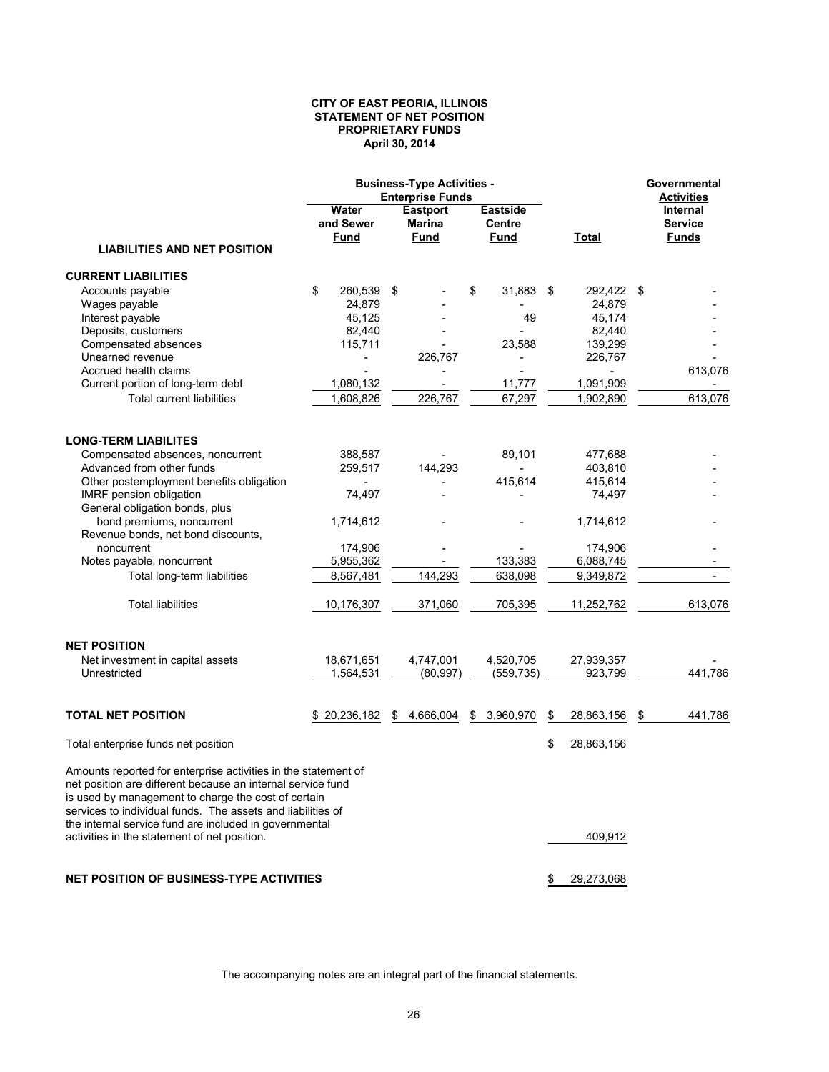**CITY OF EAST PEORIA, ILLINOIS**
**STATEMENT OF NET POSITION**
**PROPRIETARY FUNDS**
**April 30, 2014**

| | Business-Type Activities - Enterprise Funds | | | | Governmental Activities |
|---|---|---|---|---|---|
| **LIABILITIES AND NET POSITION** | Water and Sewer Fund | Eastport Marina Fund | Eastside Centre Fund | Total | Internal Service Funds |
| **CURRENT LIABILITIES** | | | | | |
| Accounts payable | $ 260,539 | $ - | $ 31,883 | $ 292,422 | $ - |
| Wages payable | 24,879 | - | - | 24,879 | - |
| Interest payable | 45,125 | - | 49 | 45,174 | - |
| Deposits, customers | 82,440 | - | - | 82,440 | - |
| Compensated absences | 115,711 | - | 23,588 | 139,299 | - |
| Unearned revenue | - | 226,767 | - | 226,767 | - |
| Accrued health claims | - | - | - | - | 613,076 |
| Current portion of long-term debt | 1,080,132 | - | 11,777 | 1,091,909 | - |
| Total current liabilities | 1,608,826 | 226,767 | 67,297 | 1,902,890 | 613,076 |
| **LONG-TERM LIABILITES** | | | | | |
| Compensated absences, noncurrent | 388,587 | - | 89,101 | 477,688 | - |
| Advanced from other funds | 259,517 | 144,293 | - | 403,810 | - |
| Other postemployment benefits obligation | - | - | 415,614 | 415,614 | - |
| IMRF pension obligation | 74,497 | - | - | 74,497 | - |
| General obligation bonds, plus bond premiums, noncurrent | 1,714,612 | - | - | 1,714,612 | - |
| Revenue bonds, net bond discounts, noncurrent | 174,906 | - | - | 174,906 | - |
| Notes payable, noncurrent | 5,955,362 | - | 133,383 | 6,088,745 | - |
| Total long-term liabilities | 8,567,481 | 144,293 | 638,098 | 9,349,872 | - |
| Total liabilities | 10,176,307 | 371,060 | 705,395 | 11,252,762 | 613,076 |
| **NET POSITION** | | | | | |
| Net investment in capital assets | 18,671,651 | 4,747,001 | 4,520,705 | 27,939,357 | - |
| Unrestricted | 1,564,531 | (80,997) | (559,735) | 923,799 | 441,786 |
| **TOTAL NET POSITION** | $ 20,236,182 | $ 4,666,004 | $ 3,960,970 | $ 28,863,156 | $ 441,786 |
| Total enterprise funds net position | | | | $ 28,863,156 | |
| Amounts reported for enterprise activities in the statement of net position are different because an internal service fund is used by management to charge the cost of certain services to individual funds. The assets and liabilities of the internal service fund are included in governmental activities in the statement of net position. | | | | 409,912 | |
| **NET POSITION OF BUSINESS-TYPE ACTIVITIES** | | | | $ 29,273,068 | |

The accompanying notes are an integral part of the financial statements.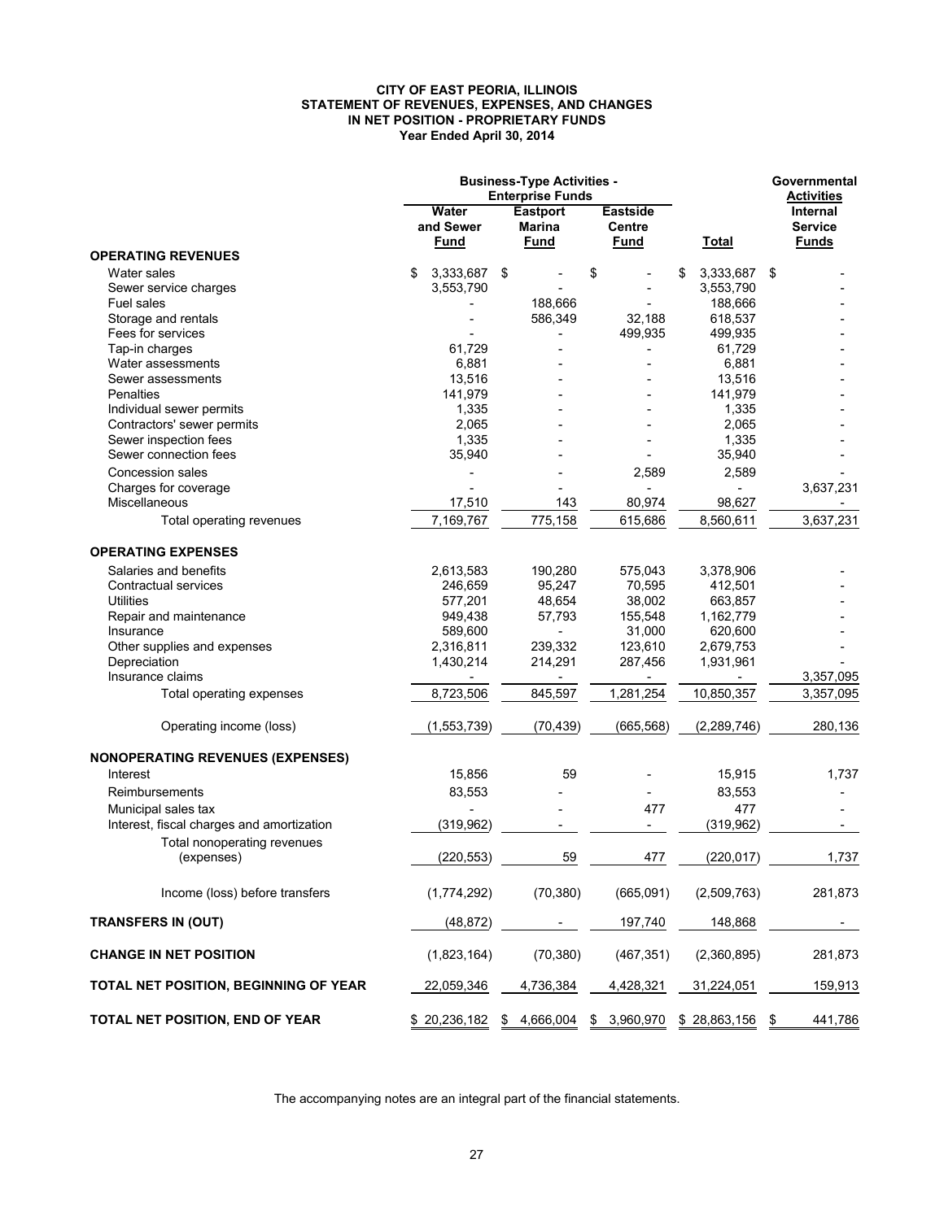**CITY OF EAST PEORIA, ILLINOIS**
**STATEMENT OF REVENUES, EXPENSES, AND CHANGES IN NET POSITION - PROPRIETARY FUNDS**
**Year Ended April 30, 2014**

| | Business-Type Activities - Enterprise Funds | | | | Governmental Activities |
|---|---|---|---|---|---|
| | Water and Sewer Fund | Eastport Marina Fund | Eastside Centre Fund | Total | Internal Service Funds |
| **OPERATING REVENUES** | | | | | |
| Water sales | $ 3,333,687 | $ - | $ - | $ 3,333,687 | $ - |
| Sewer service charges | 3,553,790 | - | - | 3,553,790 | - |
| Fuel sales | - | 188,666 | - | 188,666 | - |
| Storage and rentals | - | 586,349 | 32,188 | 618,537 | - |
| Fees for services | - | - | 499,935 | 499,935 | - |
| Tap-in charges | 61,729 | - | - | 61,729 | - |
| Water assessments | 6,881 | - | - | 6,881 | - |
| Sewer assessments | 13,516 | - | - | 13,516 | - |
| Penalties | 141,979 | - | - | 141,979 | - |
| Individual sewer permits | 1,335 | - | - | 1,335 | - |
| Contractors' sewer permits | 2,065 | - | - | 2,065 | - |
| Sewer inspection fees | 1,335 | - | - | 1,335 | - |
| Sewer connection fees | 35,940 | - | - | 35,940 | - |
| Concession sales | - | - | 2,589 | 2,589 | - |
| Charges for coverage | - | - | - | - | 3,637,231 |
| Miscellaneous | 17,510 | 143 | 80,974 | 98,627 | - |
| Total operating revenues | 7,169,767 | 775,158 | 615,686 | 8,560,611 | 3,637,231 |
| **OPERATING EXPENSES** | | | | | |
| Salaries and benefits | 2,613,583 | 190,280 | 575,043 | 3,378,906 | - |
| Contractual services | 246,659 | 95,247 | 70,595 | 412,501 | - |
| Utilities | 577,201 | 48,654 | 38,002 | 663,857 | - |
| Repair and maintenance | 949,438 | 57,793 | 155,548 | 1,162,779 | - |
| Insurance | 589,600 | - | 31,000 | 620,600 | - |
| Other supplies and expenses | 2,316,811 | 239,332 | 123,610 | 2,679,753 | - |
| Depreciation | 1,430,214 | 214,291 | 287,456 | 1,931,961 | - |
| Insurance claims | - | - | - | - | 3,357,095 |
| Total operating expenses | 8,723,506 | 845,597 | 1,281,254 | 10,850,357 | 3,357,095 |
| Operating income (loss) | (1,553,739) | (70,439) | (665,568) | (2,289,746) | 280,136 |
| **NONOPERATING REVENUES (EXPENSES)** | | | | | |
| Interest | 15,856 | 59 | - | 15,915 | 1,737 |
| Reimbursements | 83,553 | - | - | 83,553 | - |
| Municipal sales tax | - | - | 477 | 477 | - |
| Interest, fiscal charges and amortization | (319,962) | - | - | (319,962) | - |
| Total nonoperating revenues (expenses) | (220,553) | 59 | 477 | (220,017) | 1,737 |
| Income (loss) before transfers | (1,774,292) | (70,380) | (665,091) | (2,509,763) | 281,873 |
| **TRANSFERS IN (OUT)** | (48,872) | - | 197,740 | 148,868 | - |
| **CHANGE IN NET POSITION** | (1,823,164) | (70,380) | (467,351) | (2,360,895) | 281,873 |
| **TOTAL NET POSITION, BEGINNING OF YEAR** | 22,059,346 | 4,736,384 | 4,428,321 | 31,224,051 | 159,913 |
| **TOTAL NET POSITION, END OF YEAR** | $ 20,236,182 | $ 4,666,004 | $ 3,960,970 | $ 28,863,156 | $ 441,786 |

The accompanying notes are an integral part of the financial statements.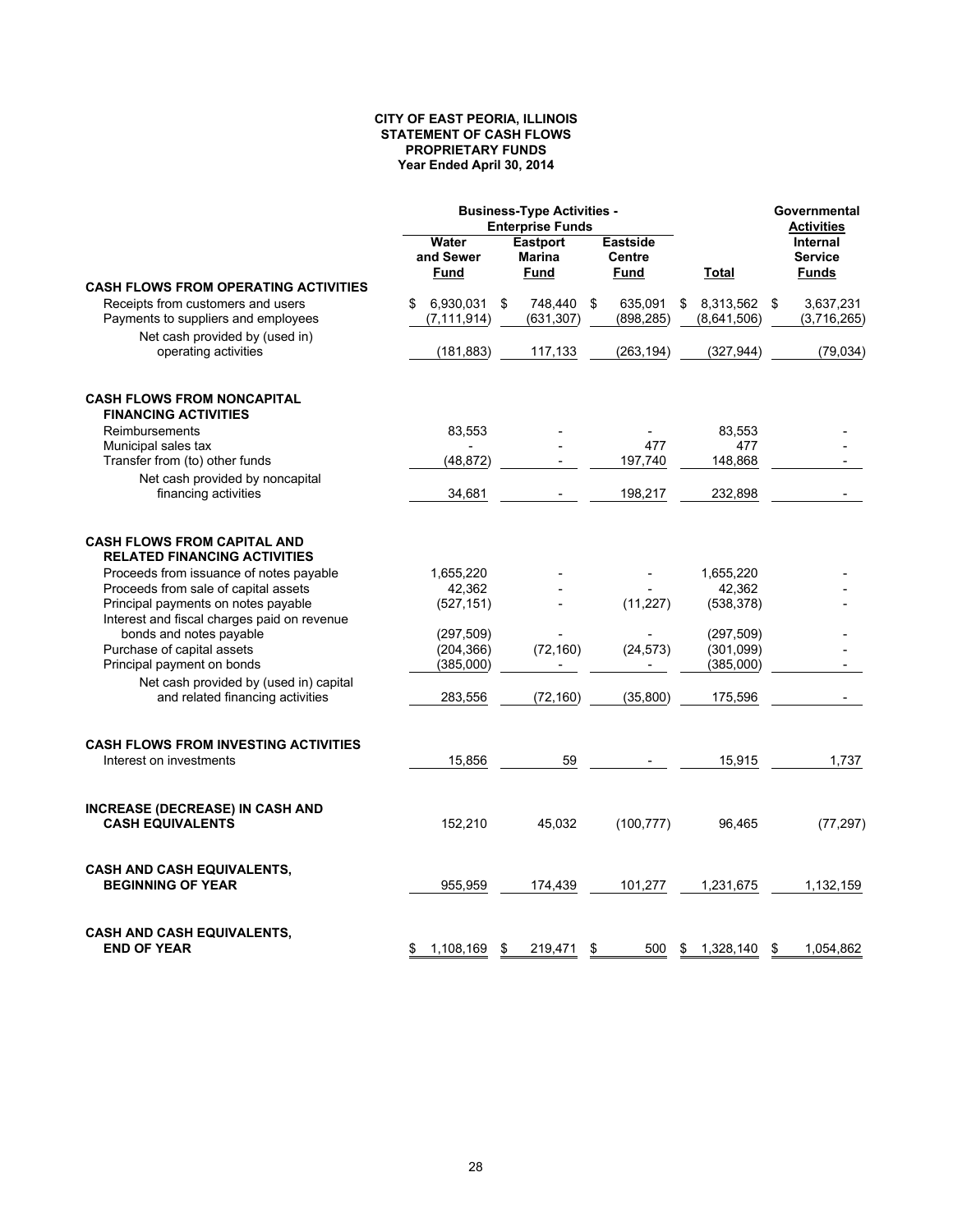**CITY OF EAST PEORIA, ILLINOIS**
**STATEMENT OF CASH FLOWS**
**PROPRIETARY FUNDS**
**Year Ended April 30, 2014**

| | Business-Type Activities - Enterprise Funds | | | | Governmental Activities |
|---|---|---|---|---|---|
| | Water and Sewer Fund | Eastport Marina Fund | Eastside Centre Fund | Total | Internal Service Funds |
| **CASH FLOWS FROM OPERATING ACTIVITIES** | | | | | |
| Receipts from customers and users | $ 6,930,031 | $ 748,440 | $ 635,091 | $ 8,313,562 | $ 3,637,231 |
| Payments to suppliers and employees | (7,111,914) | (631,307) | (898,285) | (8,641,506) | (3,716,265) |
| Net cash provided by (used in) operating activities | (181,883) | 117,133 | (263,194) | (327,944) | (79,034) |
| **CASH FLOWS FROM NONCAPITAL FINANCING ACTIVITIES** | | | | | |
| Reimbursements | 83,553 | - | - | 83,553 | - |
| Municipal sales tax | - | - | 477 | 477 | - |
| Transfer from (to) other funds | (48,872) | - | 197,740 | 148,868 | - |
| Net cash provided by noncapital financing activities | 34,681 | - | 198,217 | 232,898 | - |
| **CASH FLOWS FROM CAPITAL AND RELATED FINANCING ACTIVITIES** | | | | | |
| Proceeds from issuance of notes payable | 1,655,220 | - | - | 1,655,220 | - |
| Proceeds from sale of capital assets | 42,362 | - | - | 42,362 | - |
| Principal payments on notes payable | (527,151) | - | (11,227) | (538,378) | - |
| Interest and fiscal charges paid on revenue bonds and notes payable | (297,509) | - | - | (297,509) | - |
| Purchase of capital assets | (204,366) | (72,160) | (24,573) | (301,099) | - |
| Principal payment on bonds | (385,000) | - | - | (385,000) | - |
| Net cash provided by (used in) capital and related financing activities | 283,556 | (72,160) | (35,800) | 175,596 | - |
| **CASH FLOWS FROM INVESTING ACTIVITIES** | | | | | |
| Interest on investments | 15,856 | 59 | - | 15,915 | 1,737 |
| **INCREASE (DECREASE) IN CASH AND CASH EQUIVALENTS** | 152,210 | 45,032 | (100,777) | 96,465 | (77,297) |
| **CASH AND CASH EQUIVALENTS, BEGINNING OF YEAR** | 955,959 | 174,439 | 101,277 | 1,231,675 | 1,132,159 |
| **CASH AND CASH EQUIVALENTS, END OF YEAR** | $ 1,108,169 | $ 219,471 | $ 500 | $ 1,328,140 | $ 1,054,862 |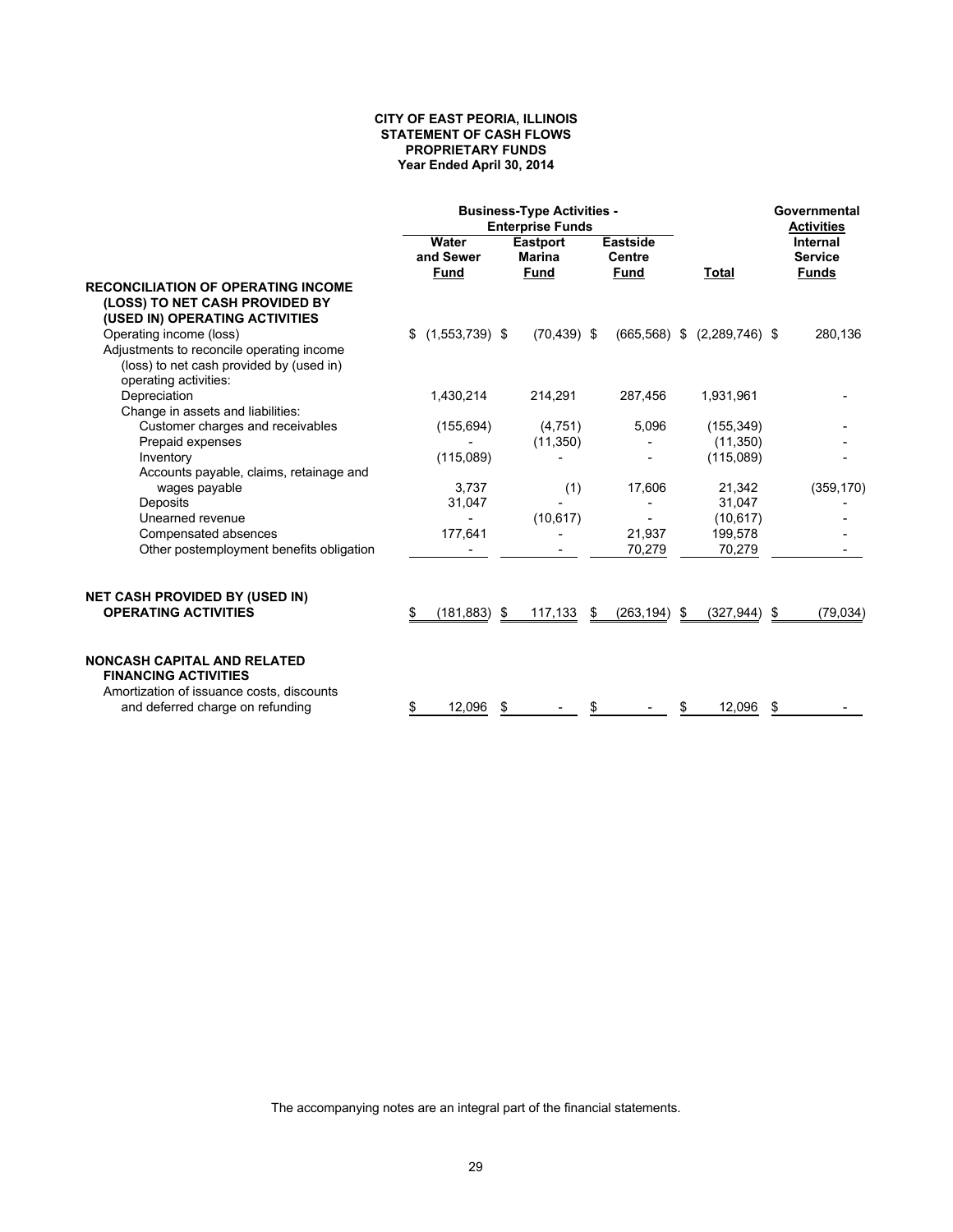**CITY OF EAST PEORIA, ILLINOIS**
**STATEMENT OF CASH FLOWS**
**PROPRIETARY FUNDS**
**Year Ended April 30, 2014**

| | Business-Type Activities - Enterprise Funds | | | | Governmental Activities |
|---|---|---|---|---|---|
| | Water and Sewer Fund | Eastport Marina Fund | Eastside Centre Fund | Total | Internal Service Funds |
| **RECONCILIATION OF OPERATING INCOME (LOSS) TO NET CASH PROVIDED BY (USED IN) OPERATING ACTIVITIES** | | | | | |
| Operating income (loss) | $ (1,553,739) | $ (70,439) | $ (665,568) | $ (2,289,746) | $ 280,136 |
| Adjustments to reconcile operating income (loss) to net cash provided by (used in) operating activities: | | | | | |
| Depreciation | 1,430,214 | 214,291 | 287,456 | 1,931,961 | - |
| Change in assets and liabilities: | | | | | |
| Customer charges and receivables | (155,694) | (4,751) | 5,096 | (155,349) | - |
| Prepaid expenses | - | (11,350) | - | (11,350) | - |
| Inventory | (115,089) | - | - | (115,089) | - |
| Accounts payable, claims, retainage and wages payable | 3,737 | (1) | 17,606 | 21,342 | (359,170) |
| Deposits | 31,047 | - | - | 31,047 | - |
| Unearned revenue | - | (10,617) | - | (10,617) | - |
| Compensated absences | 177,641 | - | 21,937 | 199,578 | - |
| Other postemployment benefits obligation | - | - | 70,279 | 70,279 | - |
| **NET CASH PROVIDED BY (USED IN) OPERATING ACTIVITIES** | $ (181,883) | $ 117,133 | $ (263,194) | $ (327,944) | $ (79,034) |
| **NONCASH CAPITAL AND RELATED FINANCING ACTIVITIES** | | | | | |
| Amortization of issuance costs, discounts and deferred charge on refunding | $ 12,096 | $ - | $ - | $ 12,096 | $ - |

The accompanying notes are an integral part of the financial statements.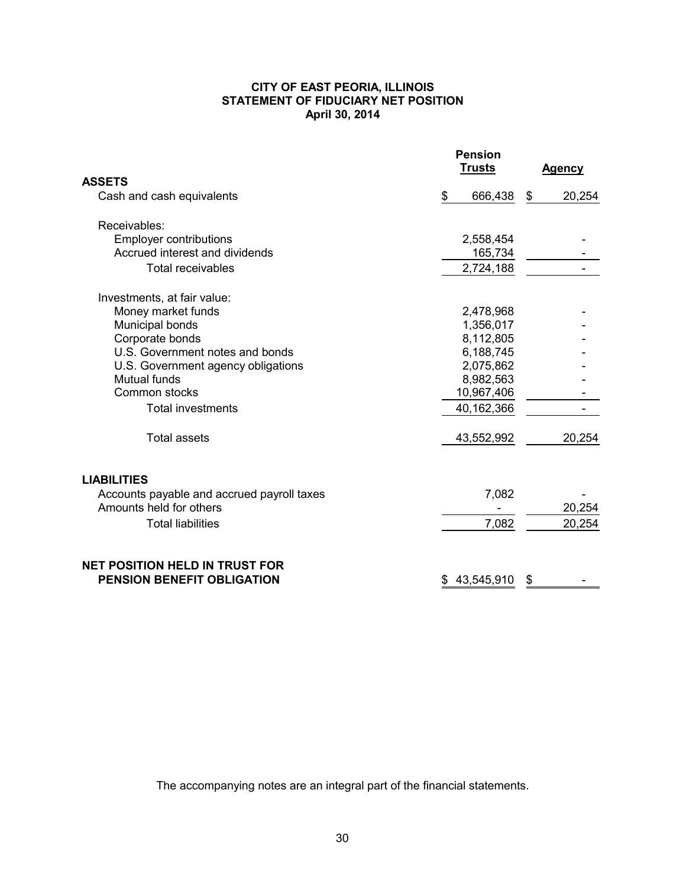**CITY OF EAST PEORIA, ILLINOIS**
**STATEMENT OF FIDUCIARY NET POSITION**
**April 30, 2014**

| | Pension Trusts | Agency |
|---|---|---|
| **ASSETS** | | |
| Cash and cash equivalents | $ 666,438 | $ 20,254 |
| Receivables: | | |
| Employer contributions | 2,558,454 | - |
| Accrued interest and dividends | 165,734 | - |
| Total receivables | 2,724,188 | - |
| Investments, at fair value: | | |
| Money market funds | 2,478,968 | - |
| Municipal bonds | 1,356,017 | - |
| Corporate bonds | 8,112,805 | - |
| U.S. Government notes and bonds | 6,188,745 | - |
| U.S. Government agency obligations | 2,075,862 | - |
| Mutual funds | 8,982,563 | - |
| Common stocks | 10,967,406 | - |
| Total investments | 40,162,366 | - |
| Total assets | 43,552,992 | 20,254 |
| **LIABILITIES** | | |
| Accounts payable and accrued payroll taxes | 7,082 | - |
| Amounts held for others | - | 20,254 |
| Total liabilities | 7,082 | 20,254 |
| **NET POSITION HELD IN TRUST FOR PENSION BENEFIT OBLIGATION** | $ 43,545,910 | $ - |

The accompanying notes are an integral part of the financial statements.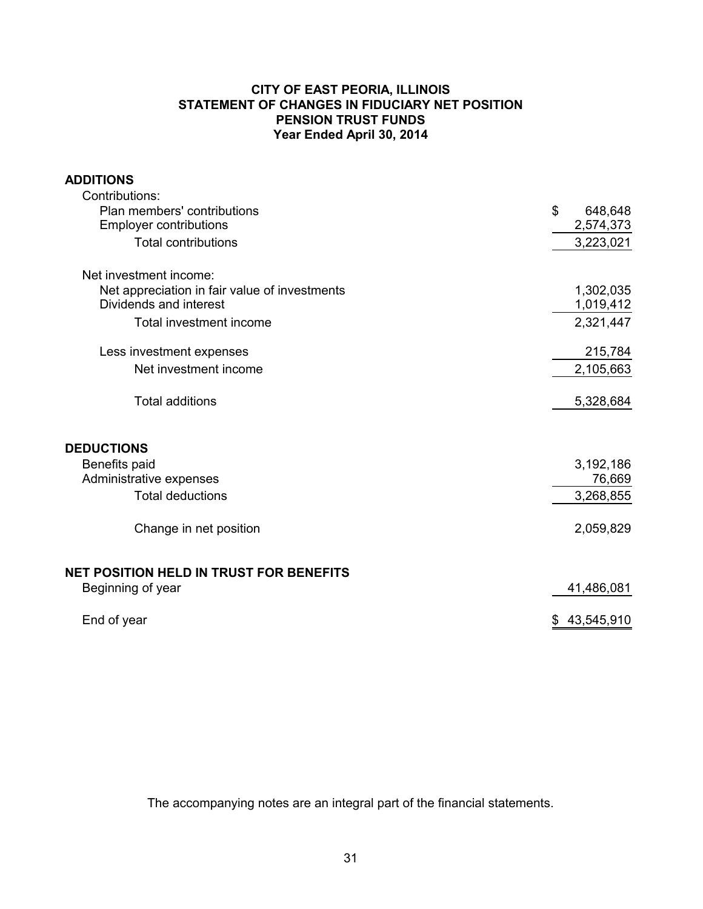# CITY OF EAST PEORIA, ILLINOIS
## STATEMENT OF CHANGES IN FIDUCIARY NET POSITION
## PENSION TRUST FUNDS
### Year Ended April 30, 2014

| | |
|---|---|
| **ADDITIONS** | |
| Contributions: | |
| Plan members' contributions | $ 648,648 |
| Employer contributions | 2,574,373 |
| Total contributions | 3,223,021 |
| | |
| Net investment income: | |
| Net appreciation in fair value of investments | 1,302,035 |
| Dividends and interest | 1,019,412 |
| Total investment income | 2,321,447 |
| | |
| Less investment expenses | 215,784 |
| Net investment income | 2,105,663 |
| | |
| Total additions | 5,328,684 |
| | |
| **DEDUCTIONS** | |
| Benefits paid | 3,192,186 |
| Administrative expenses | 76,669 |
| Total deductions | 3,268,855 |
| | |
| Change in net position | 2,059,829 |
| | |
| **NET POSITION HELD IN TRUST FOR BENEFITS** | |
| Beginning of year | 41,486,081 |
| | |
| End of year | $ 43,545,910 |

The accompanying notes are an integral part of the financial statements.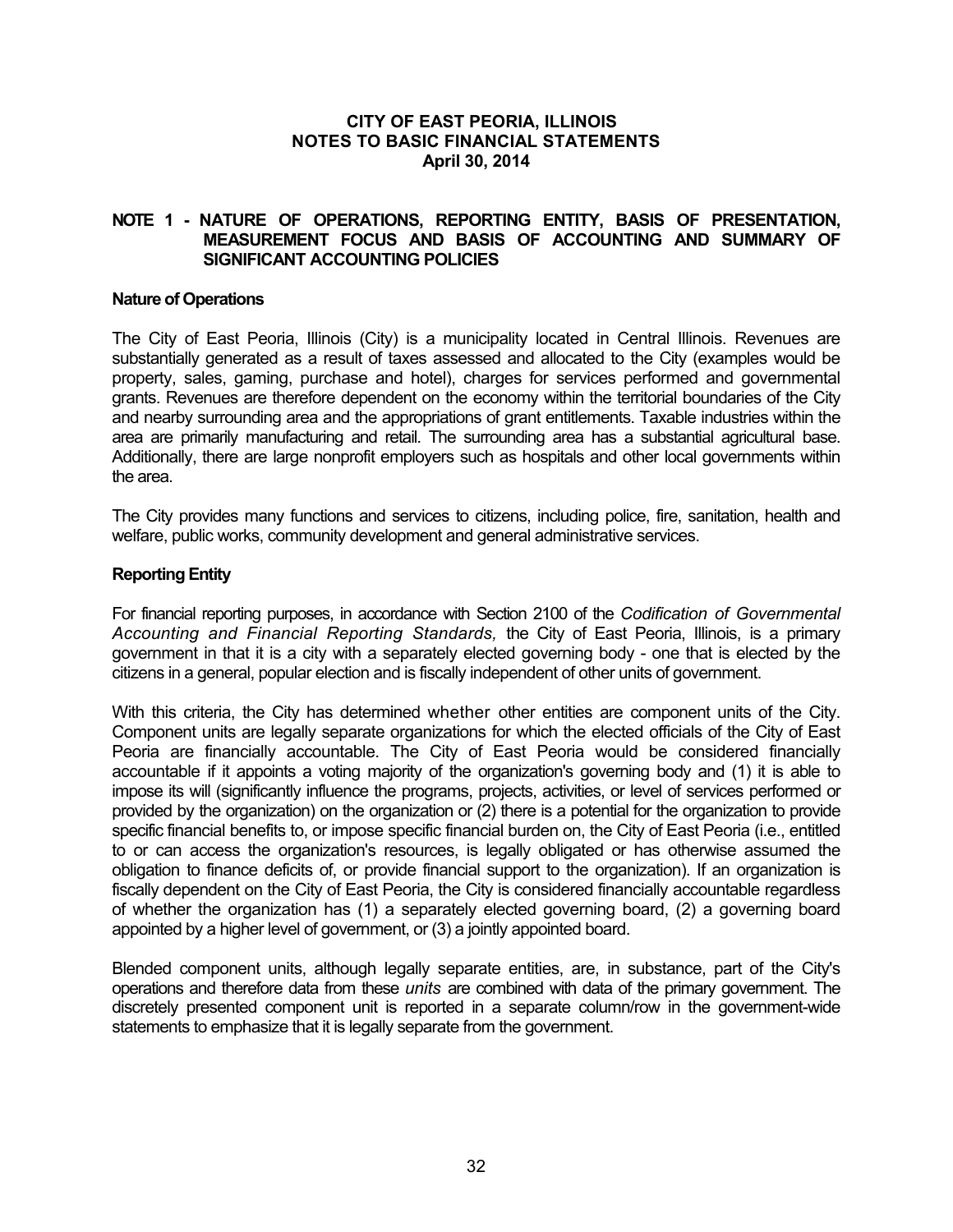# CITY OF EAST PEORIA, ILLINOIS
## NOTES TO BASIC FINANCIAL STATEMENTS
### April 30, 2014

## NOTE 1 - NATURE OF OPERATIONS, REPORTING ENTITY, BASIS OF PRESENTATION, MEASUREMENT FOCUS AND BASIS OF ACCOUNTING AND SUMMARY OF SIGNIFICANT ACCOUNTING POLICIES

**Nature of Operations**

The City of East Peoria, Illinois (City) is a municipality located in Central Illinois. Revenues are substantially generated as a result of taxes assessed and allocated to the City (examples would be property, sales, gaming, purchase and hotel), charges for services performed and governmental grants. Revenues are therefore dependent on the economy within the territorial boundaries of the City and nearby surrounding area and the appropriations of grant entitlements. Taxable industries within the area are primarily manufacturing and retail. The surrounding area has a substantial agricultural base. Additionally, there are large nonprofit employers such as hospitals and other local governments within the area.

The City provides many functions and services to citizens, including police, fire, sanitation, health and welfare, public works, community development and general administrative services.

**Reporting Entity**

For financial reporting purposes, in accordance with Section 2100 of the *Codification of Governmental Accounting and Financial Reporting Standards,* the City of East Peoria, Illinois, is a primary government in that it is a city with a separately elected governing body - one that is elected by the citizens in a general, popular election and is fiscally independent of other units of government.

With this criteria, the City has determined whether other entities are component units of the City. Component units are legally separate organizations for which the elected officials of the City of East Peoria are financially accountable. The City of East Peoria would be considered financially accountable if it appoints a voting majority of the organization's governing body and (1) it is able to impose its will (significantly influence the programs, projects, activities, or level of services performed or provided by the organization) on the organization or (2) there is a potential for the organization to provide specific financial benefits to, or impose specific financial burden on, the City of East Peoria (i.e., entitled to or can access the organization's resources, is legally obligated or has otherwise assumed the obligation to finance deficits of, or provide financial support to the organization). If an organization is fiscally dependent on the City of East Peoria, the City is considered financially accountable regardless of whether the organization has (1) a separately elected governing board, (2) a governing board appointed by a higher level of government, or (3) a jointly appointed board.

Blended component units, although legally separate entities, are, in substance, part of the City's operations and therefore data from these *units* are combined with data of the primary government. The discretely presented component unit is reported in a separate column/row in the government-wide statements to emphasize that it is legally separate from the government.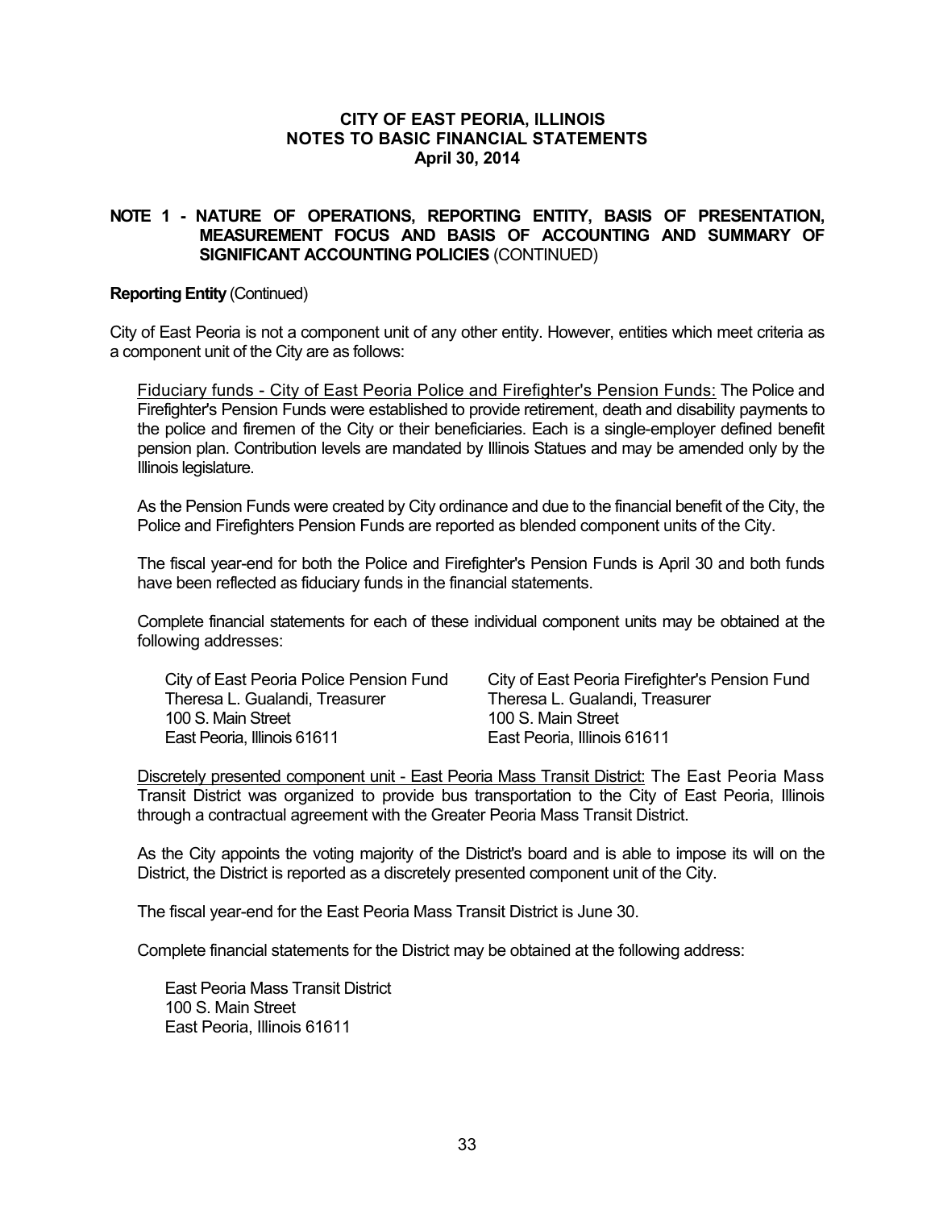# CITY OF EAST PEORIA, ILLINOIS
## NOTES TO BASIC FINANCIAL STATEMENTS
### April 30, 2014

**NOTE 1 - NATURE OF OPERATIONS, REPORTING ENTITY, BASIS OF PRESENTATION, MEASUREMENT FOCUS AND BASIS OF ACCOUNTING AND SUMMARY OF SIGNIFICANT ACCOUNTING POLICIES** (CONTINUED)

**Reporting Entity** (Continued)

City of East Peoria is not a component unit of any other entity. However, entities which meet criteria as a component unit of the City are as follows:

Fiduciary funds - City of East Peoria Police and Firefighter's Pension Funds: The Police and Firefighter's Pension Funds were established to provide retirement, death and disability payments to the police and firemen of the City or their beneficiaries. Each is a single-employer defined benefit pension plan. Contribution levels are mandated by Illinois Statues and may be amended only by the Illinois legislature.

As the Pension Funds were created by City ordinance and due to the financial benefit of the City, the Police and Firefighters Pension Funds are reported as blended component units of the City.

The fiscal year-end for both the Police and Firefighter's Pension Funds is April 30 and both funds have been reflected as fiduciary funds in the financial statements.

Complete financial statements for each of these individual component units may be obtained at the following addresses:

City of East Peoria Police Pension Fund
Theresa L. Gualandi, Treasurer
100 S. Main Street
East Peoria, Illinois 61611

City of East Peoria Firefighter's Pension Fund
Theresa L. Gualandi, Treasurer
100 S. Main Street
East Peoria, Illinois 61611

Discretely presented component unit - East Peoria Mass Transit District: The East Peoria Mass Transit District was organized to provide bus transportation to the City of East Peoria, Illinois through a contractual agreement with the Greater Peoria Mass Transit District.

As the City appoints the voting majority of the District's board and is able to impose its will on the District, the District is reported as a discretely presented component unit of the City.

The fiscal year-end for the East Peoria Mass Transit District is June 30.

Complete financial statements for the District may be obtained at the following address:

East Peoria Mass Transit District
100 S. Main Street
East Peoria, Illinois 61611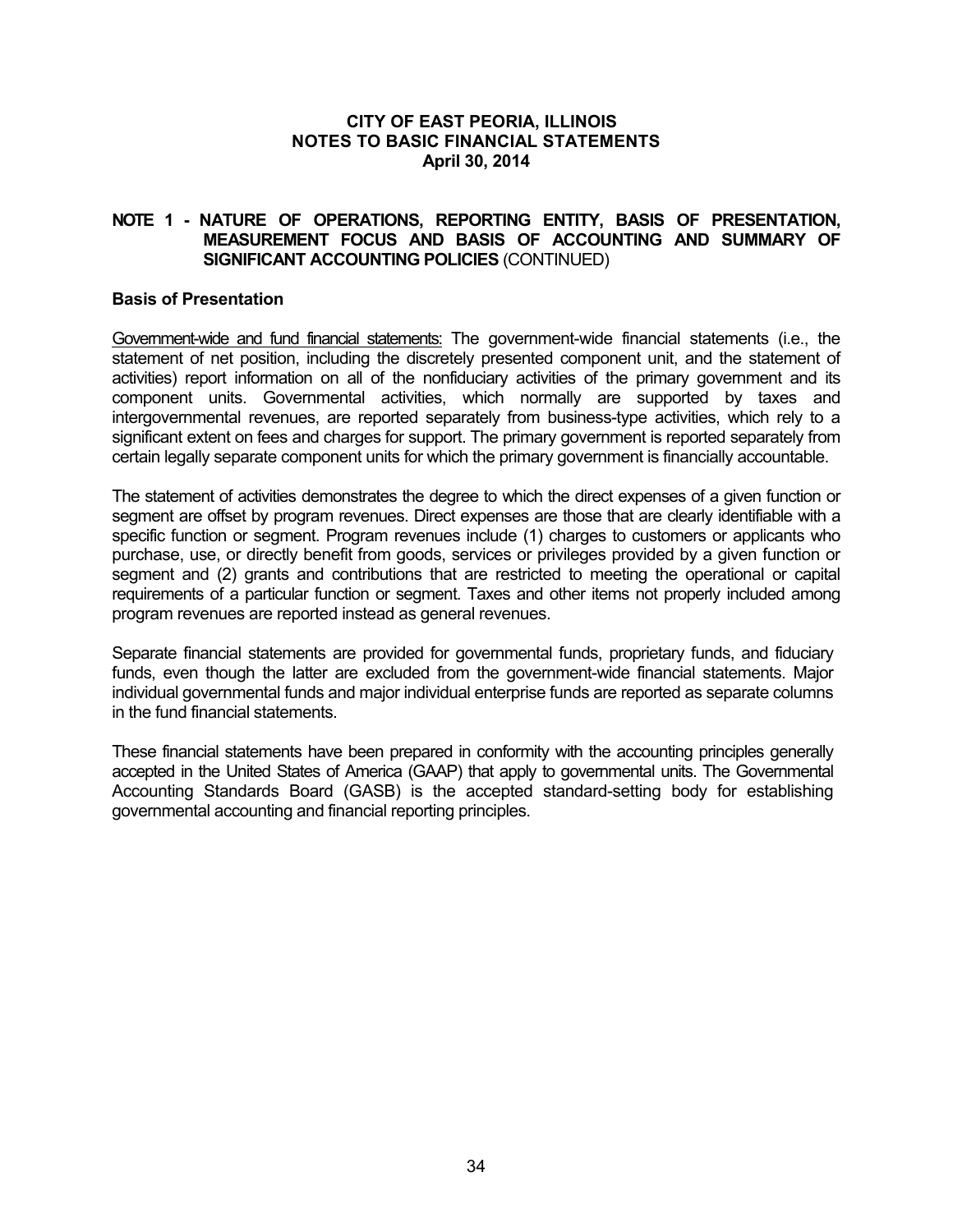## NOTE 1 - NATURE OF OPERATIONS, REPORTING ENTITY, BASIS OF PRESENTATION, MEASUREMENT FOCUS AND BASIS OF ACCOUNTING AND SUMMARY OF SIGNIFICANT ACCOUNTING POLICIES (CONTINUED)

### Basis of Presentation

Government-wide and fund financial statements: The government-wide financial statements (i.e., the statement of net position, including the discretely presented component unit, and the statement of activities) report information on all of the nonfiduciary activities of the primary government and its component units. Governmental activities, which normally are supported by taxes and intergovernmental revenues, are reported separately from business-type activities, which rely to a significant extent on fees and charges for support. The primary government is reported separately from certain legally separate component units for which the primary government is financially accountable.

The statement of activities demonstrates the degree to which the direct expenses of a given function or segment are offset by program revenues. Direct expenses are those that are clearly identifiable with a specific function or segment. Program revenues include (1) charges to customers or applicants who purchase, use, or directly benefit from goods, services or privileges provided by a given function or segment and (2) grants and contributions that are restricted to meeting the operational or capital requirements of a particular function or segment. Taxes and other items not properly included among program revenues are reported instead as general revenues.

Separate financial statements are provided for governmental funds, proprietary funds, and fiduciary funds, even though the latter are excluded from the government-wide financial statements. Major individual governmental funds and major individual enterprise funds are reported as separate columns in the fund financial statements.

These financial statements have been prepared in conformity with the accounting principles generally accepted in the United States of America (GAAP) that apply to governmental units. The Governmental Accounting Standards Board (GASB) is the accepted standard-setting body for establishing governmental accounting and financial reporting principles.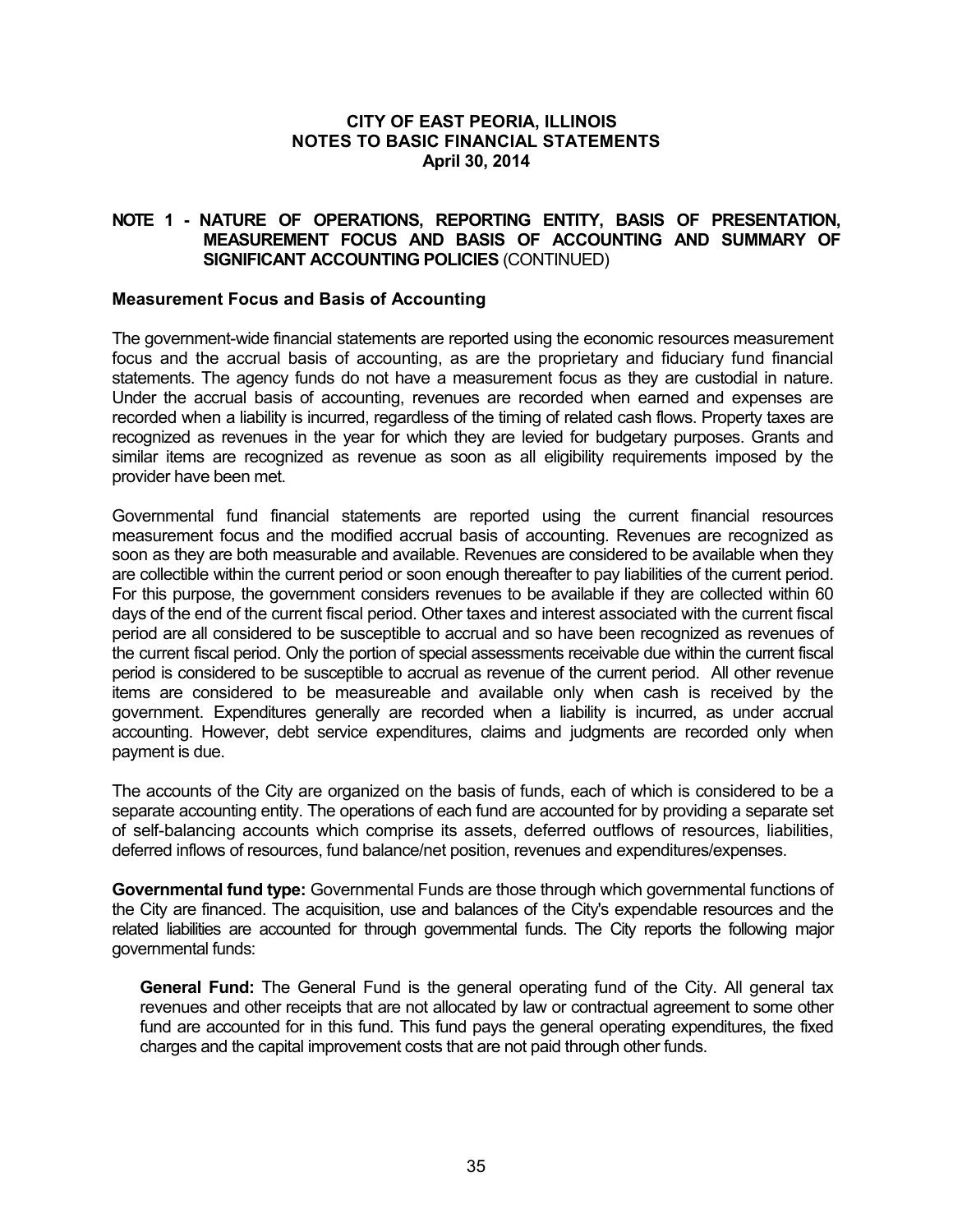## NOTE 1 - NATURE OF OPERATIONS, REPORTING ENTITY, BASIS OF PRESENTATION, MEASUREMENT FOCUS AND BASIS OF ACCOUNTING AND SUMMARY OF SIGNIFICANT ACCOUNTING POLICIES (CONTINUED)

### Measurement Focus and Basis of Accounting

The government-wide financial statements are reported using the economic resources measurement focus and the accrual basis of accounting, as are the proprietary and fiduciary fund financial statements. The agency funds do not have a measurement focus as they are custodial in nature. Under the accrual basis of accounting, revenues are recorded when earned and expenses are recorded when a liability is incurred, regardless of the timing of related cash flows. Property taxes are recognized as revenues in the year for which they are levied for budgetary purposes. Grants and similar items are recognized as revenue as soon as all eligibility requirements imposed by the provider have been met.

Governmental fund financial statements are reported using the current financial resources measurement focus and the modified accrual basis of accounting. Revenues are recognized as soon as they are both measurable and available. Revenues are considered to be available when they are collectible within the current period or soon enough thereafter to pay liabilities of the current period. For this purpose, the government considers revenues to be available if they are collected within 60 days of the end of the current fiscal period. Other taxes and interest associated with the current fiscal period are all considered to be susceptible to accrual and so have been recognized as revenues of the current fiscal period. Only the portion of special assessments receivable due within the current fiscal period is considered to be susceptible to accrual as revenue of the current period. All other revenue items are considered to be measureable and available only when cash is received by the government. Expenditures generally are recorded when a liability is incurred, as under accrual accounting. However, debt service expenditures, claims and judgments are recorded only when payment is due.

The accounts of the City are organized on the basis of funds, each of which is considered to be a separate accounting entity. The operations of each fund are accounted for by providing a separate set of self-balancing accounts which comprise its assets, deferred outflows of resources, liabilities, deferred inflows of resources, fund balance/net position, revenues and expenditures/expenses.

**Governmental fund type:** Governmental Funds are those through which governmental functions of the City are financed. The acquisition, use and balances of the City's expendable resources and the related liabilities are accounted for through governmental funds. The City reports the following major governmental funds:

**General Fund:** The General Fund is the general operating fund of the City. All general tax revenues and other receipts that are not allocated by law or contractual agreement to some other fund are accounted for in this fund. This fund pays the general operating expenditures, the fixed charges and the capital improvement costs that are not paid through other funds.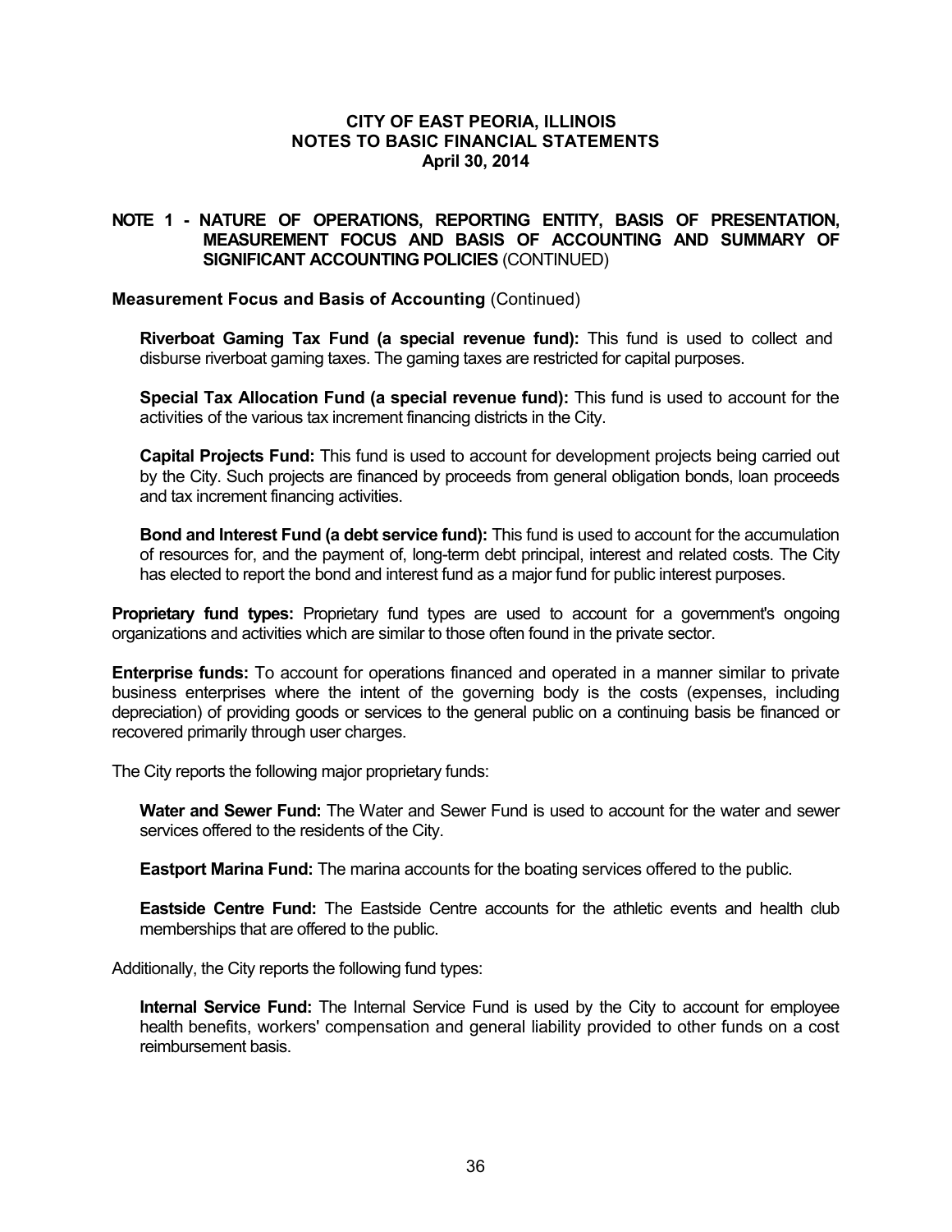## NOTE 1 - NATURE OF OPERATIONS, REPORTING ENTITY, BASIS OF PRESENTATION, MEASUREMENT FOCUS AND BASIS OF ACCOUNTING AND SUMMARY OF SIGNIFICANT ACCOUNTING POLICIES (CONTINUED)

### Measurement Focus and Basis of Accounting (Continued)

**Riverboat Gaming Tax Fund (a special revenue fund):** This fund is used to collect and disburse riverboat gaming taxes. The gaming taxes are restricted for capital purposes.

**Special Tax Allocation Fund (a special revenue fund):** This fund is used to account for the activities of the various tax increment financing districts in the City.

**Capital Projects Fund:** This fund is used to account for development projects being carried out by the City. Such projects are financed by proceeds from general obligation bonds, loan proceeds and tax increment financing activities.

**Bond and Interest Fund (a debt service fund):** This fund is used to account for the accumulation of resources for, and the payment of, long-term debt principal, interest and related costs. The City has elected to report the bond and interest fund as a major fund for public interest purposes.

**Proprietary fund types:** Proprietary fund types are used to account for a government's ongoing organizations and activities which are similar to those often found in the private sector.

**Enterprise funds:** To account for operations financed and operated in a manner similar to private business enterprises where the intent of the governing body is the costs (expenses, including depreciation) of providing goods or services to the general public on a continuing basis be financed or recovered primarily through user charges.

The City reports the following major proprietary funds:

**Water and Sewer Fund:** The Water and Sewer Fund is used to account for the water and sewer services offered to the residents of the City.

**Eastport Marina Fund:** The marina accounts for the boating services offered to the public.

**Eastside Centre Fund:** The Eastside Centre accounts for the athletic events and health club memberships that are offered to the public.

Additionally, the City reports the following fund types:

**Internal Service Fund:** The Internal Service Fund is used by the City to account for employee health benefits, workers' compensation and general liability provided to other funds on a cost reimbursement basis.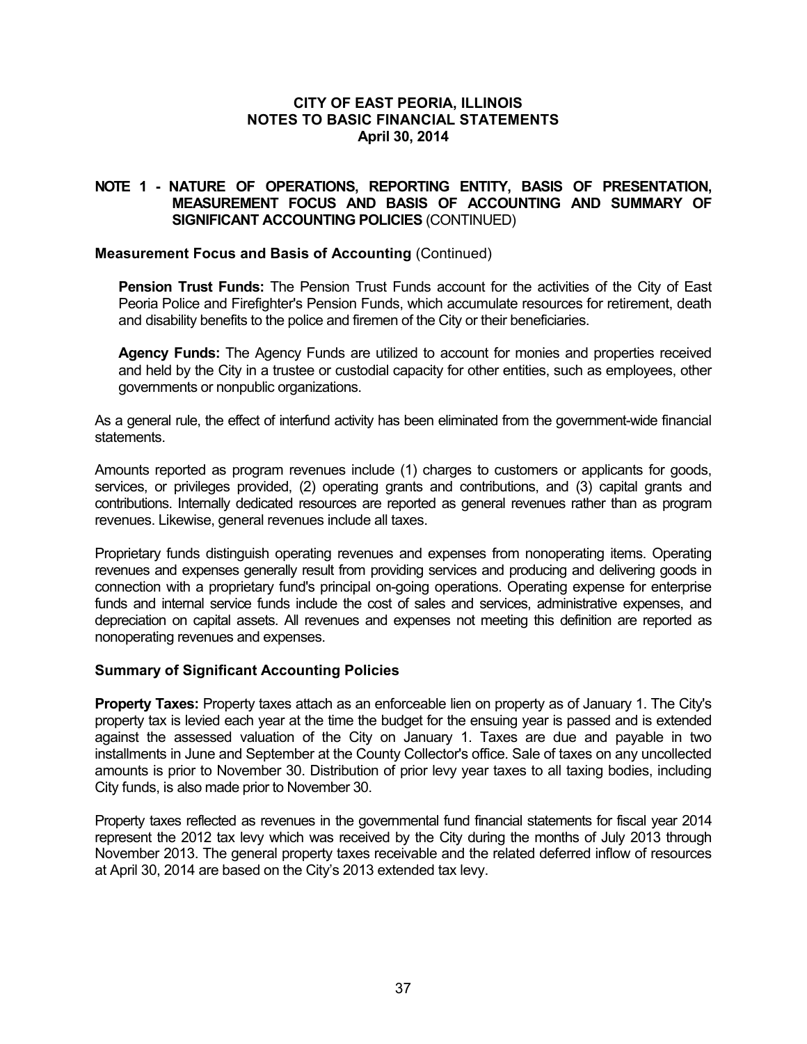## NOTE 1 - NATURE OF OPERATIONS, REPORTING ENTITY, BASIS OF PRESENTATION, MEASUREMENT FOCUS AND BASIS OF ACCOUNTING AND SUMMARY OF SIGNIFICANT ACCOUNTING POLICIES (CONTINUED)

### Measurement Focus and Basis of Accounting (Continued)

**Pension Trust Funds:** The Pension Trust Funds account for the activities of the City of East Peoria Police and Firefighter's Pension Funds, which accumulate resources for retirement, death and disability benefits to the police and firemen of the City or their beneficiaries.

**Agency Funds:** The Agency Funds are utilized to account for monies and properties received and held by the City in a trustee or custodial capacity for other entities, such as employees, other governments or nonpublic organizations.

As a general rule, the effect of interfund activity has been eliminated from the government-wide financial statements.

Amounts reported as program revenues include (1) charges to customers or applicants for goods, services, or privileges provided, (2) operating grants and contributions, and (3) capital grants and contributions. Internally dedicated resources are reported as general revenues rather than as program revenues. Likewise, general revenues include all taxes.

Proprietary funds distinguish operating revenues and expenses from nonoperating items. Operating revenues and expenses generally result from providing services and producing and delivering goods in connection with a proprietary fund's principal on-going operations. Operating expense for enterprise funds and internal service funds include the cost of sales and services, administrative expenses, and depreciation on capital assets. All revenues and expenses not meeting this definition are reported as nonoperating revenues and expenses.

### Summary of Significant Accounting Policies

**Property Taxes:** Property taxes attach as an enforceable lien on property as of January 1. The City's property tax is levied each year at the time the budget for the ensuing year is passed and is extended against the assessed valuation of the City on January 1. Taxes are due and payable in two installments in June and September at the County Collector's office. Sale of taxes on any uncollected amounts is prior to November 30. Distribution of prior levy year taxes to all taxing bodies, including City funds, is also made prior to November 30.

Property taxes reflected as revenues in the governmental fund financial statements for fiscal year 2014 represent the 2012 tax levy which was received by the City during the months of July 2013 through November 2013. The general property taxes receivable and the related deferred inflow of resources at April 30, 2014 are based on the City's 2013 extended tax levy.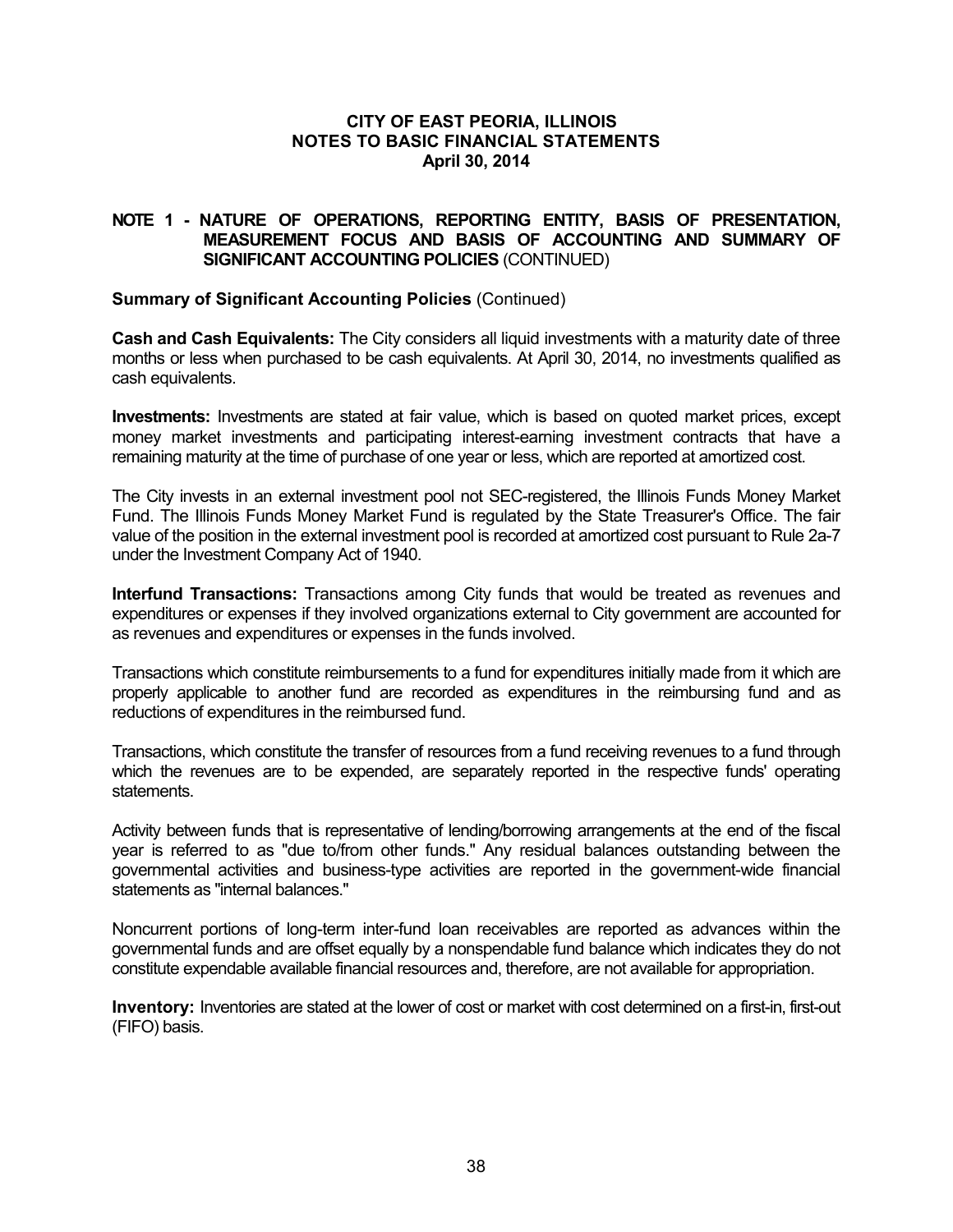## NOTE 1 - NATURE OF OPERATIONS, REPORTING ENTITY, BASIS OF PRESENTATION, MEASUREMENT FOCUS AND BASIS OF ACCOUNTING AND SUMMARY OF SIGNIFICANT ACCOUNTING POLICIES (CONTINUED)

### Summary of Significant Accounting Policies (Continued)

**Cash and Cash Equivalents:** The City considers all liquid investments with a maturity date of three months or less when purchased to be cash equivalents. At April 30, 2014, no investments qualified as cash equivalents.

**Investments:** Investments are stated at fair value, which is based on quoted market prices, except money market investments and participating interest-earning investment contracts that have a remaining maturity at the time of purchase of one year or less, which are reported at amortized cost.

The City invests in an external investment pool not SEC-registered, the Illinois Funds Money Market Fund. The Illinois Funds Money Market Fund is regulated by the State Treasurer's Office. The fair value of the position in the external investment pool is recorded at amortized cost pursuant to Rule 2a-7 under the Investment Company Act of 1940.

**Interfund Transactions:** Transactions among City funds that would be treated as revenues and expenditures or expenses if they involved organizations external to City government are accounted for as revenues and expenditures or expenses in the funds involved.

Transactions which constitute reimbursements to a fund for expenditures initially made from it which are properly applicable to another fund are recorded as expenditures in the reimbursing fund and as reductions of expenditures in the reimbursed fund.

Transactions, which constitute the transfer of resources from a fund receiving revenues to a fund through which the revenues are to be expended, are separately reported in the respective funds' operating statements.

Activity between funds that is representative of lending/borrowing arrangements at the end of the fiscal year is referred to as "due to/from other funds." Any residual balances outstanding between the governmental activities and business-type activities are reported in the government-wide financial statements as "internal balances."

Noncurrent portions of long-term inter-fund loan receivables are reported as advances within the governmental funds and are offset equally by a nonspendable fund balance which indicates they do not constitute expendable available financial resources and, therefore, are not available for appropriation.

**Inventory:** Inventories are stated at the lower of cost or market with cost determined on a first-in, first-out (FIFO) basis.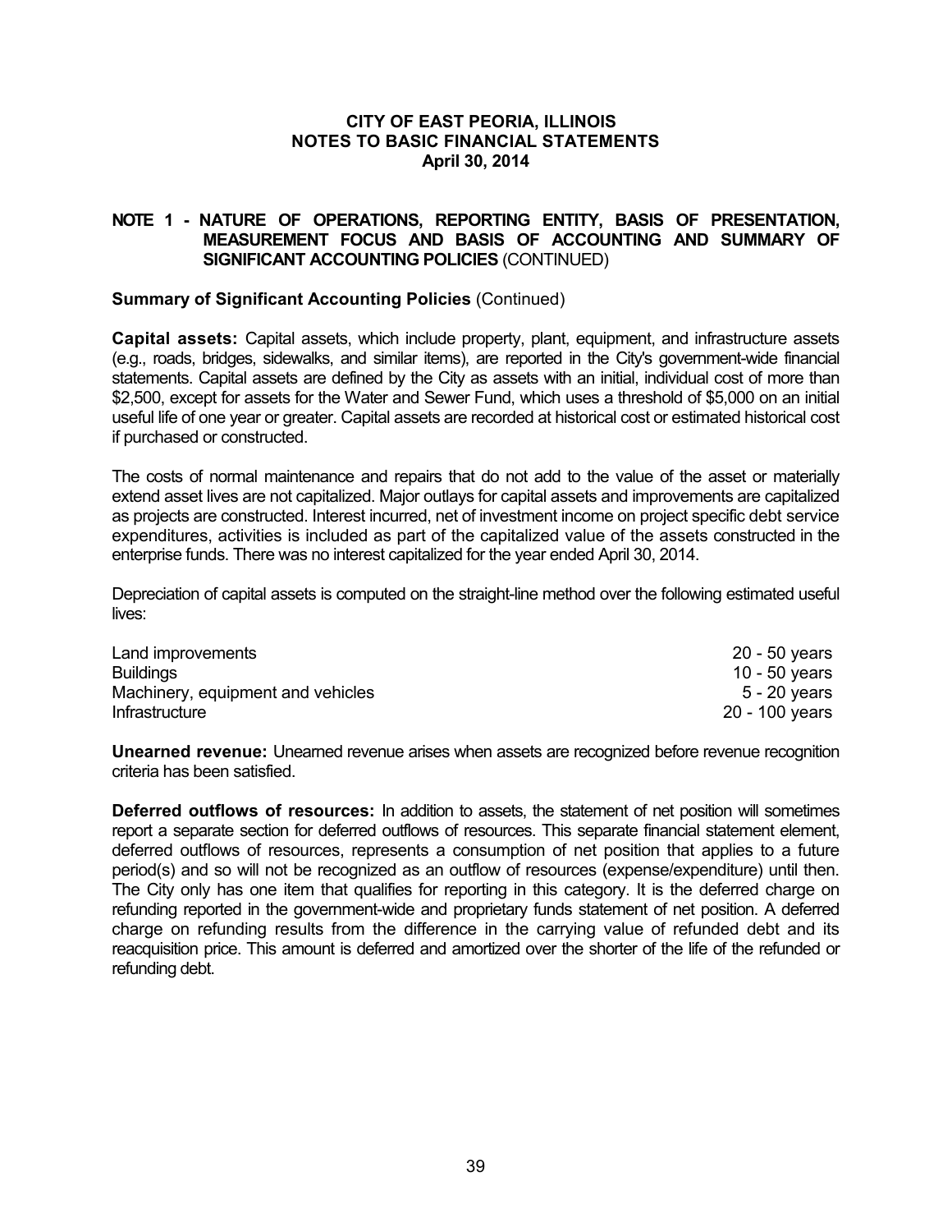## NOTE 1 - NATURE OF OPERATIONS, REPORTING ENTITY, BASIS OF PRESENTATION, MEASUREMENT FOCUS AND BASIS OF ACCOUNTING AND SUMMARY OF SIGNIFICANT ACCOUNTING POLICIES (CONTINUED)

### Summary of Significant Accounting Policies (Continued)

**Capital assets:** Capital assets, which include property, plant, equipment, and infrastructure assets (e.g., roads, bridges, sidewalks, and similar items), are reported in the City's government-wide financial statements. Capital assets are defined by the City as assets with an initial, individual cost of more than \$2,500, except for assets for the Water and Sewer Fund, which uses a threshold of \$5,000 on an initial useful life of one year or greater. Capital assets are recorded at historical cost or estimated historical cost if purchased or constructed.

The costs of normal maintenance and repairs that do not add to the value of the asset or materially extend asset lives are not capitalized. Major outlays for capital assets and improvements are capitalized as projects are constructed. Interest incurred, net of investment income on project specific debt service expenditures, activities is included as part of the capitalized value of the assets constructed in the enterprise funds. There was no interest capitalized for the year ended April 30, 2014.

Depreciation of capital assets is computed on the straight-line method over the following estimated useful lives:

| | |
|---|---|
| Land improvements | 20 - 50 years |
| Buildings | 10 - 50 years |
| Machinery, equipment and vehicles | 5 - 20 years |
| Infrastructure | 20 - 100 years |

**Unearned revenue:** Unearned revenue arises when assets are recognized before revenue recognition criteria has been satisfied.

**Deferred outflows of resources:** In addition to assets, the statement of net position will sometimes report a separate section for deferred outflows of resources. This separate financial statement element, deferred outflows of resources, represents a consumption of net position that applies to a future period(s) and so will not be recognized as an outflow of resources (expense/expenditure) until then. The City only has one item that qualifies for reporting in this category. It is the deferred charge on refunding reported in the government-wide and proprietary funds statement of net position. A deferred charge on refunding results from the difference in the carrying value of refunded debt and its reacquisition price. This amount is deferred and amortized over the shorter of the life of the refunded or refunding debt.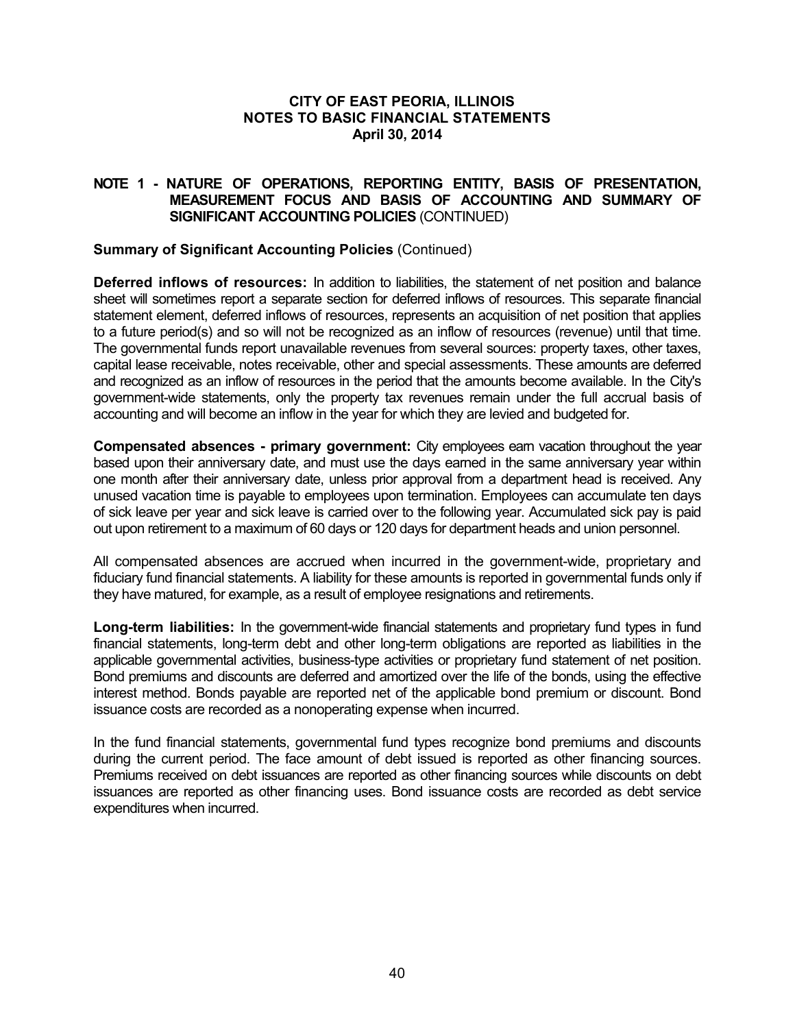# CITY OF EAST PEORIA, ILLINOIS
## NOTES TO BASIC FINANCIAL STATEMENTS
### April 30, 2014

## NOTE 1 - NATURE OF OPERATIONS, REPORTING ENTITY, BASIS OF PRESENTATION, MEASUREMENT FOCUS AND BASIS OF ACCOUNTING AND SUMMARY OF SIGNIFICANT ACCOUNTING POLICIES (CONTINUED)

### Summary of Significant Accounting Policies (Continued)

**Deferred inflows of resources:** In addition to liabilities, the statement of net position and balance sheet will sometimes report a separate section for deferred inflows of resources. This separate financial statement element, deferred inflows of resources, represents an acquisition of net position that applies to a future period(s) and so will not be recognized as an inflow of resources (revenue) until that time. The governmental funds report unavailable revenues from several sources: property taxes, other taxes, capital lease receivable, notes receivable, other and special assessments. These amounts are deferred and recognized as an inflow of resources in the period that the amounts become available. In the City's government-wide statements, only the property tax revenues remain under the full accrual basis of accounting and will become an inflow in the year for which they are levied and budgeted for.

**Compensated absences - primary government:** City employees earn vacation throughout the year based upon their anniversary date, and must use the days earned in the same anniversary year within one month after their anniversary date, unless prior approval from a department head is received. Any unused vacation time is payable to employees upon termination. Employees can accumulate ten days of sick leave per year and sick leave is carried over to the following year. Accumulated sick pay is paid out upon retirement to a maximum of 60 days or 120 days for department heads and union personnel.

All compensated absences are accrued when incurred in the government-wide, proprietary and fiduciary fund financial statements. A liability for these amounts is reported in governmental funds only if they have matured, for example, as a result of employee resignations and retirements.

**Long-term liabilities:** In the government-wide financial statements and proprietary fund types in fund financial statements, long-term debt and other long-term obligations are reported as liabilities in the applicable governmental activities, business-type activities or proprietary fund statement of net position. Bond premiums and discounts are deferred and amortized over the life of the bonds, using the effective interest method. Bonds payable are reported net of the applicable bond premium or discount. Bond issuance costs are recorded as a nonoperating expense when incurred.

In the fund financial statements, governmental fund types recognize bond premiums and discounts during the current period. The face amount of debt issued is reported as other financing sources. Premiums received on debt issuances are reported as other financing sources while discounts on debt issuances are reported as other financing uses. Bond issuance costs are recorded as debt service expenditures when incurred.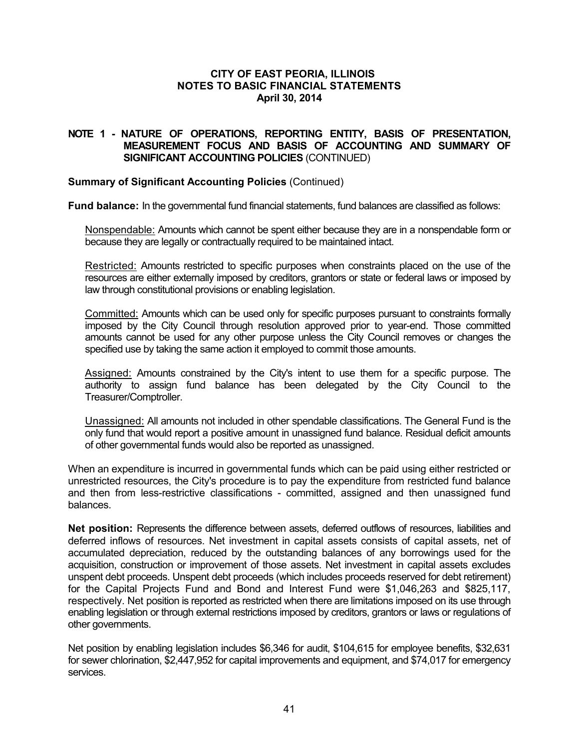**CITY OF EAST PEORIA, ILLINOIS**
**NOTES TO BASIC FINANCIAL STATEMENTS**
**April 30, 2014**

## NOTE 1 - NATURE OF OPERATIONS, REPORTING ENTITY, BASIS OF PRESENTATION, MEASUREMENT FOCUS AND BASIS OF ACCOUNTING AND SUMMARY OF SIGNIFICANT ACCOUNTING POLICIES (CONTINUED)

### Summary of Significant Accounting Policies (Continued)

**Fund balance:** In the governmental fund financial statements, fund balances are classified as follows:

Nonspendable: Amounts which cannot be spent either because they are in a nonspendable form or because they are legally or contractually required to be maintained intact.

Restricted: Amounts restricted to specific purposes when constraints placed on the use of the resources are either externally imposed by creditors, grantors or state or federal laws or imposed by law through constitutional provisions or enabling legislation.

Committed: Amounts which can be used only for specific purposes pursuant to constraints formally imposed by the City Council through resolution approved prior to year-end. Those committed amounts cannot be used for any other purpose unless the City Council removes or changes the specified use by taking the same action it employed to commit those amounts.

Assigned: Amounts constrained by the City's intent to use them for a specific purpose. The authority to assign fund balance has been delegated by the City Council to the Treasurer/Comptroller.

Unassigned: All amounts not included in other spendable classifications. The General Fund is the only fund that would report a positive amount in unassigned fund balance. Residual deficit amounts of other governmental funds would also be reported as unassigned.

When an expenditure is incurred in governmental funds which can be paid using either restricted or unrestricted resources, the City's procedure is to pay the expenditure from restricted fund balance and then from less-restrictive classifications - committed, assigned and then unassigned fund balances.

**Net position:** Represents the difference between assets, deferred outflows of resources, liabilities and deferred inflows of resources. Net investment in capital assets consists of capital assets, net of accumulated depreciation, reduced by the outstanding balances of any borrowings used for the acquisition, construction or improvement of those assets. Net investment in capital assets excludes unspent debt proceeds. Unspent debt proceeds (which includes proceeds reserved for debt retirement) for the Capital Projects Fund and Bond and Interest Fund were $1,046,263 and $825,117, respectively. Net position is reported as restricted when there are limitations imposed on its use through enabling legislation or through external restrictions imposed by creditors, grantors or laws or regulations of other governments.

Net position by enabling legislation includes $6,346 for audit, $104,615 for employee benefits, $32,631 for sewer chlorination, $2,447,952 for capital improvements and equipment, and $74,017 for emergency services.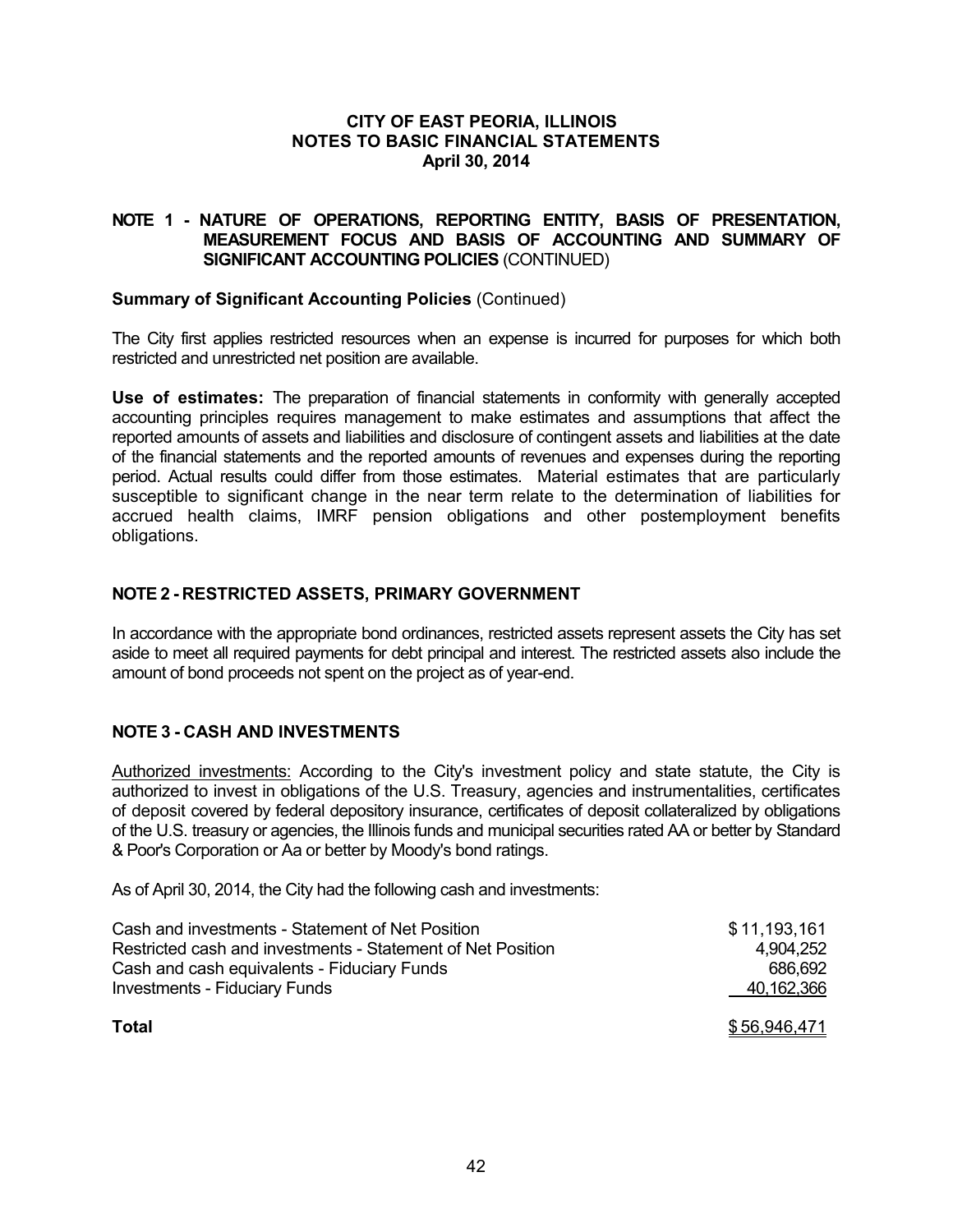# CITY OF EAST PEORIA, ILLINOIS
# NOTES TO BASIC FINANCIAL STATEMENTS
# April 30, 2014

## NOTE 1 - NATURE OF OPERATIONS, REPORTING ENTITY, BASIS OF PRESENTATION, MEASUREMENT FOCUS AND BASIS OF ACCOUNTING AND SUMMARY OF SIGNIFICANT ACCOUNTING POLICIES (CONTINUED)

### Summary of Significant Accounting Policies (Continued)

The City first applies restricted resources when an expense is incurred for purposes for which both restricted and unrestricted net position are available.

**Use of estimates:** The preparation of financial statements in conformity with generally accepted accounting principles requires management to make estimates and assumptions that affect the reported amounts of assets and liabilities and disclosure of contingent assets and liabilities at the date of the financial statements and the reported amounts of revenues and expenses during the reporting period. Actual results could differ from those estimates. Material estimates that are particularly susceptible to significant change in the near term relate to the determination of liabilities for accrued health claims, IMRF pension obligations and other postemployment benefits obligations.

## NOTE 2 - RESTRICTED ASSETS, PRIMARY GOVERNMENT

In accordance with the appropriate bond ordinances, restricted assets represent assets the City has set aside to meet all required payments for debt principal and interest. The restricted assets also include the amount of bond proceeds not spent on the project as of year-end.

## NOTE 3 - CASH AND INVESTMENTS

Authorized investments: According to the City's investment policy and state statute, the City is authorized to invest in obligations of the U.S. Treasury, agencies and instrumentalities, certificates of deposit covered by federal depository insurance, certificates of deposit collateralized by obligations of the U.S. treasury or agencies, the Illinois funds and municipal securities rated AA or better by Standard & Poor's Corporation or Aa or better by Moody's bond ratings.

As of April 30, 2014, the City had the following cash and investments:

| | |
|---|---|
| Cash and investments - Statement of Net Position | $ 11,193,161 |
| Restricted cash and investments - Statement of Net Position | 4,904,252 |
| Cash and cash equivalents - Fiduciary Funds | 686,692 |
| Investments - Fiduciary Funds | 40,162,366 |
| **Total** | $ 56,946,471 |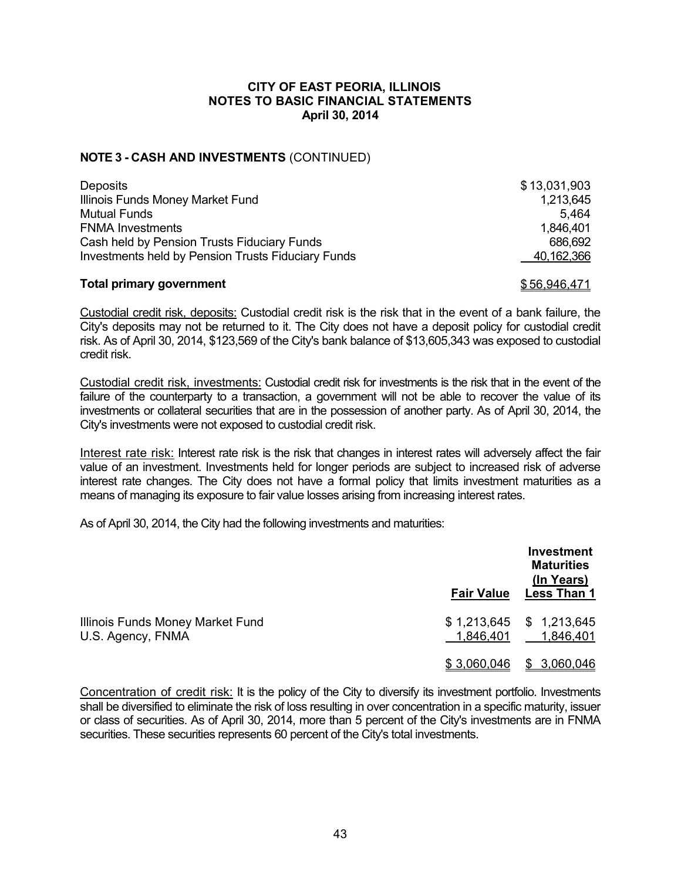### NOTE 3 - CASH AND INVESTMENTS (CONTINUED)

| | |
|---|---|
| Deposits | $ 13,031,903 |
| Illinois Funds Money Market Fund | 1,213,645 |
| Mutual Funds | 5,464 |
| FNMA Investments | 1,846,401 |
| Cash held by Pension Trusts Fiduciary Funds | 686,692 |
| Investments held by Pension Trusts Fiduciary Funds | 40,162,366 |
| **Total primary government** | $ 56,946,471 |

Custodial credit risk, deposits: Custodial credit risk is the risk that in the event of a bank failure, the City's deposits may not be returned to it. The City does not have a deposit policy for custodial credit risk. As of April 30, 2014, $123,569 of the City's bank balance of $13,605,343 was exposed to custodial credit risk.

Custodial credit risk, investments: Custodial credit risk for investments is the risk that in the event of the failure of the counterparty to a transaction, a government will not be able to recover the value of its investments or collateral securities that are in the possession of another party. As of April 30, 2014, the City's investments were not exposed to custodial credit risk.

Interest rate risk: Interest rate risk is the risk that changes in interest rates will adversely affect the fair value of an investment. Investments held for longer periods are subject to increased risk of adverse interest rate changes. The City does not have a formal policy that limits investment maturities as a means of managing its exposure to fair value losses arising from increasing interest rates.

As of April 30, 2014, the City had the following investments and maturities:

| | Fair Value | Investment Maturities (In Years) Less Than 1 |
|---|---|---|
| Illinois Funds Money Market Fund | $ 1,213,645 | $ 1,213,645 |
| U.S. Agency, FNMA | 1,846,401 | 1,846,401 |
| | $ 3,060,046 | $ 3,060,046 |

Concentration of credit risk: It is the policy of the City to diversify its investment portfolio. Investments shall be diversified to eliminate the risk of loss resulting in over concentration in a specific maturity, issuer or class of securities. As of April 30, 2014, more than 5 percent of the City's investments are in FNMA securities. These securities represents 60 percent of the City's total investments.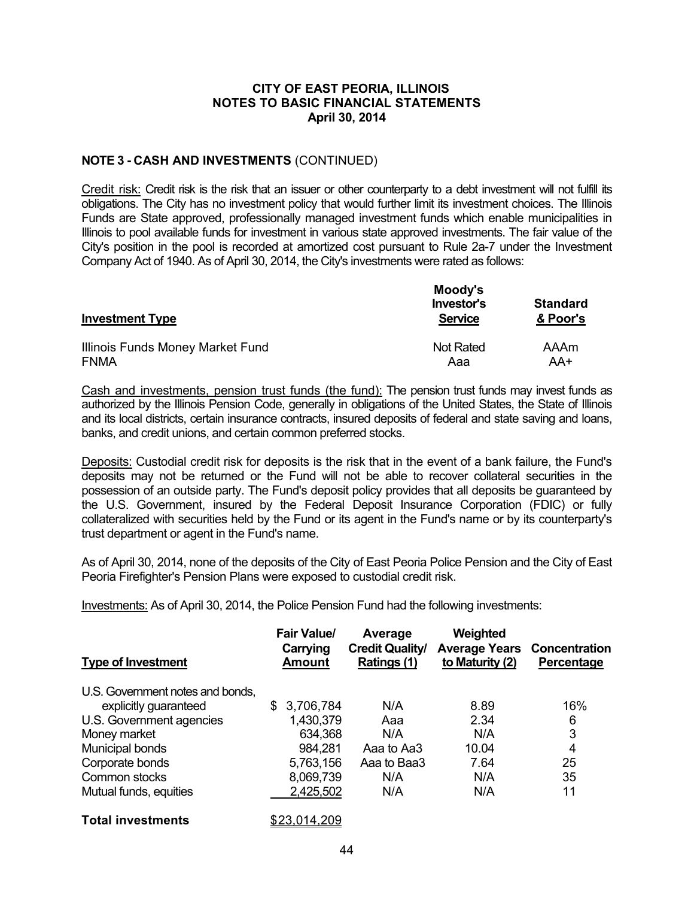**CITY OF EAST PEORIA, ILLINOIS**
**NOTES TO BASIC FINANCIAL STATEMENTS**
**April 30, 2014**

**NOTE 3 - CASH AND INVESTMENTS** (CONTINUED)

Credit risk: Credit risk is the risk that an issuer or other counterparty to a debt investment will not fulfill its obligations. The City has no investment policy that would further limit its investment choices. The Illinois Funds are State approved, professionally managed investment funds which enable municipalities in Illinois to pool available funds for investment in various state approved investments. The fair value of the City's position in the pool is recorded at amortized cost pursuant to Rule 2a-7 under the Investment Company Act of 1940. As of April 30, 2014, the City's investments were rated as follows:

| Investment Type | Moody's Investor's Service | Standard & Poor's |
|---|---|---|
| Illinois Funds Money Market Fund | Not Rated | AAAm |
| FNMA | Aaa | AA+ |

Cash and investments, pension trust funds (the fund): The pension trust funds may invest funds as authorized by the Illinois Pension Code, generally in obligations of the United States, the State of Illinois and its local districts, certain insurance contracts, insured deposits of federal and state saving and loans, banks, and credit unions, and certain common preferred stocks.

Deposits: Custodial credit risk for deposits is the risk that in the event of a bank failure, the Fund's deposits may not be returned or the Fund will not be able to recover collateral securities in the possession of an outside party. The Fund's deposit policy provides that all deposits be guaranteed by the U.S. Government, insured by the Federal Deposit Insurance Corporation (FDIC) or fully collateralized with securities held by the Fund or its agent in the Fund's name or by its counterparty's trust department or agent in the Fund's name.

As of April 30, 2014, none of the deposits of the City of East Peoria Police Pension and the City of East Peoria Firefighter's Pension Plans were exposed to custodial credit risk.

Investments: As of April 30, 2014, the Police Pension Fund had the following investments:

| Type of Investment | Fair Value/ Carrying Amount | Average Credit Quality/ Ratings (1) | Weighted Average Years to Maturity (2) | Concentration Percentage |
|---|---|---|---|---|
| U.S. Government notes and bonds, explicitly guaranteed | $ 3,706,784 | N/A | 8.89 | 16% |
| U.S. Government agencies | 1,430,379 | Aaa | 2.34 | 6 |
| Money market | 634,368 | N/A | N/A | 3 |
| Municipal bonds | 984,281 | Aaa to Aa3 | 10.04 | 4 |
| Corporate bonds | 5,763,156 | Aaa to Baa3 | 7.64 | 25 |
| Common stocks | 8,069,739 | N/A | N/A | 35 |
| Mutual funds, equities | 2,425,502 | N/A | N/A | 11 |
| **Total investments** | $23,014,209 | | | |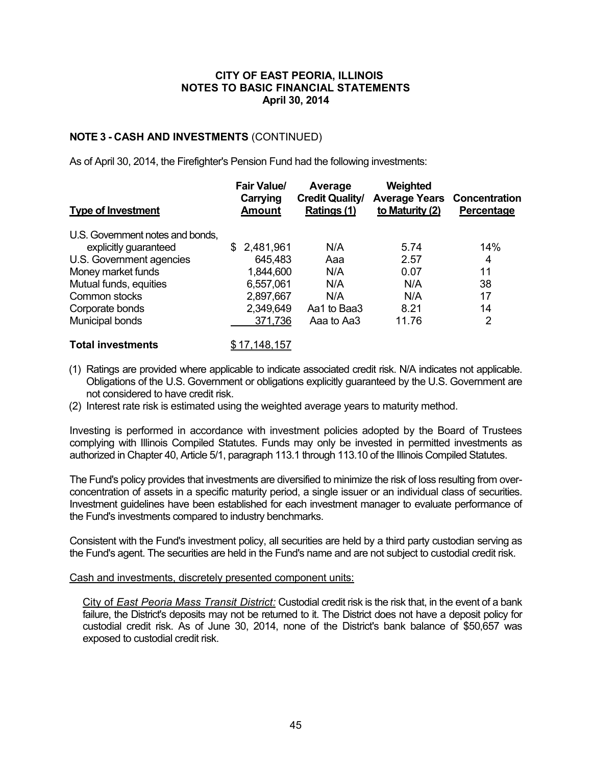# CITY OF EAST PEORIA, ILLINOIS
## NOTES TO BASIC FINANCIAL STATEMENTS
### April 30, 2014

**NOTE 3 - CASH AND INVESTMENTS** (CONTINUED)

As of April 30, 2014, the Firefighter's Pension Fund had the following investments:

| Type of Investment | Fair Value/ Carrying Amount | Average Credit Quality/ Ratings (1) | Weighted Average Years to Maturity (2) | Concentration Percentage |
|---|---|---|---|---|
| U.S. Government notes and bonds, explicitly guaranteed | $ 2,481,961 | N/A | 5.74 | 14% |
| U.S. Government agencies | 645,483 | Aaa | 2.57 | 4 |
| Money market funds | 1,844,600 | N/A | 0.07 | 11 |
| Mutual funds, equities | 6,557,061 | N/A | N/A | 38 |
| Common stocks | 2,897,667 | N/A | N/A | 17 |
| Corporate bonds | 2,349,649 | Aa1 to Baa3 | 8.21 | 14 |
| Municipal bonds | 371,736 | Aaa to Aa3 | 11.76 | 2 |
| **Total investments** | $ 17,148,157 | | | |

(1) Ratings are provided where applicable to indicate associated credit risk. N/A indicates not applicable. Obligations of the U.S. Government or obligations explicitly guaranteed by the U.S. Government are not considered to have credit risk.

(2) Interest rate risk is estimated using the weighted average years to maturity method.

Investing is performed in accordance with investment policies adopted by the Board of Trustees complying with Illinois Compiled Statutes. Funds may only be invested in permitted investments as authorized in Chapter 40, Article 5/1, paragraph 113.1 through 113.10 of the Illinois Compiled Statutes.

The Fund's policy provides that investments are diversified to minimize the risk of loss resulting from over-concentration of assets in a specific maturity period, a single issuer or an individual class of securities. Investment guidelines have been established for each investment manager to evaluate performance of the Fund's investments compared to industry benchmarks.

Consistent with the Fund's investment policy, all securities are held by a third party custodian serving as the Fund's agent. The securities are held in the Fund's name and are not subject to custodial credit risk.

Cash and investments, discretely presented component units:

City of *East Peoria Mass Transit District:* Custodial credit risk is the risk that, in the event of a bank failure, the District's deposits may not be returned to it. The District does not have a deposit policy for custodial credit risk. As of June 30, 2014, none of the District's bank balance of $50,657 was exposed to custodial credit risk.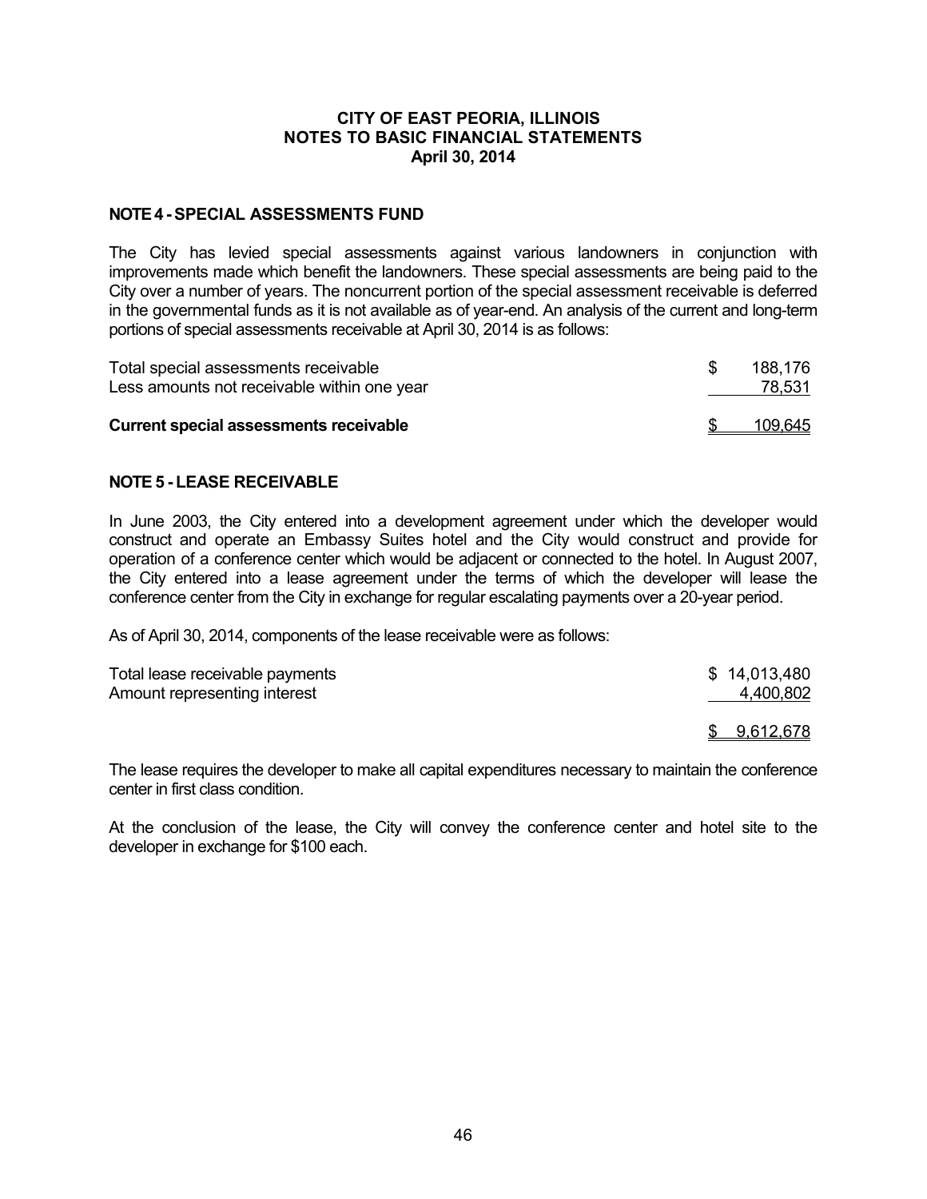# CITY OF EAST PEORIA, ILLINOIS
## NOTES TO BASIC FINANCIAL STATEMENTS
### April 30, 2014

## NOTE 4 - SPECIAL ASSESSMENTS FUND

The City has levied special assessments against various landowners in conjunction with improvements made which benefit the landowners. These special assessments are being paid to the City over a number of years. The noncurrent portion of the special assessment receivable is deferred in the governmental funds as it is not available as of year-end. An analysis of the current and long-term portions of special assessments receivable at April 30, 2014 is as follows:

| | |
|---|---|
| Total special assessments receivable | $ 188,176 |
| Less amounts not receivable within one year | 78,531 |
| **Current special assessments receivable** | $ 109,645 |

## NOTE 5 - LEASE RECEIVABLE

In June 2003, the City entered into a development agreement under which the developer would construct and operate an Embassy Suites hotel and the City would construct and provide for operation of a conference center which would be adjacent or connected to the hotel. In August 2007, the City entered into a lease agreement under the terms of which the developer will lease the conference center from the City in exchange for regular escalating payments over a 20-year period.

As of April 30, 2014, components of the lease receivable were as follows:

| | |
|---|---|
| Total lease receivable payments | $ 14,013,480 |
| Amount representing interest | 4,400,802 |
| | $ 9,612,678 |

The lease requires the developer to make all capital expenditures necessary to maintain the conference center in first class condition.

At the conclusion of the lease, the City will convey the conference center and hotel site to the developer in exchange for $100 each.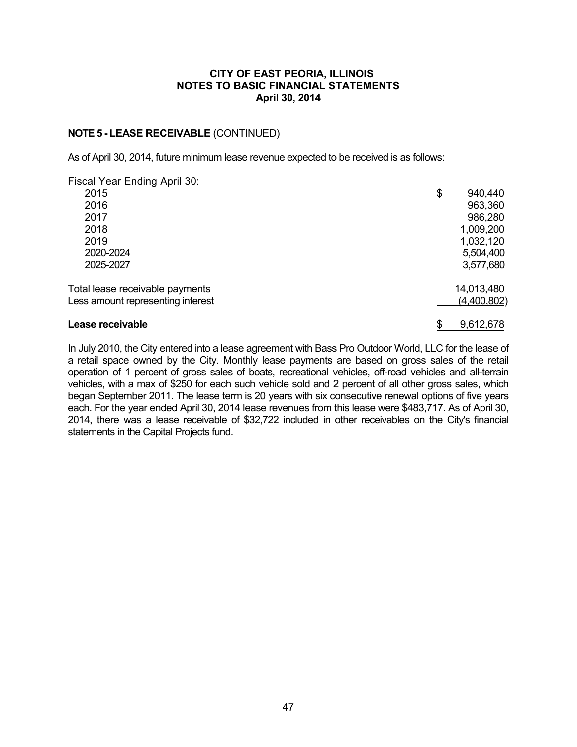## NOTE 5 - LEASE RECEIVABLE (CONTINUED)

As of April 30, 2014, future minimum lease revenue expected to be received is as follows:

| Fiscal Year Ending April 30: | |
|---|---|
| 2015 | $ 940,440 |
| 2016 | 963,360 |
| 2017 | 986,280 |
| 2018 | 1,009,200 |
| 2019 | 1,032,120 |
| 2020-2024 | 5,504,400 |
| 2025-2027 | 3,577,680 |
| Total lease receivable payments | 14,013,480 |
| Less amount representing interest | (4,400,802) |
| **Lease receivable** | $ 9,612,678 |

In July 2010, the City entered into a lease agreement with Bass Pro Outdoor World, LLC for the lease of a retail space owned by the City. Monthly lease payments are based on gross sales of the retail operation of 1 percent of gross sales of boats, recreational vehicles, off-road vehicles and all-terrain vehicles, with a max of $250 for each such vehicle sold and 2 percent of all other gross sales, which began September 2011. The lease term is 20 years with six consecutive renewal options of five years each. For the year ended April 30, 2014 lease revenues from this lease were $483,717. As of April 30, 2014, there was a lease receivable of $32,722 included in other receivables on the City's financial statements in the Capital Projects fund.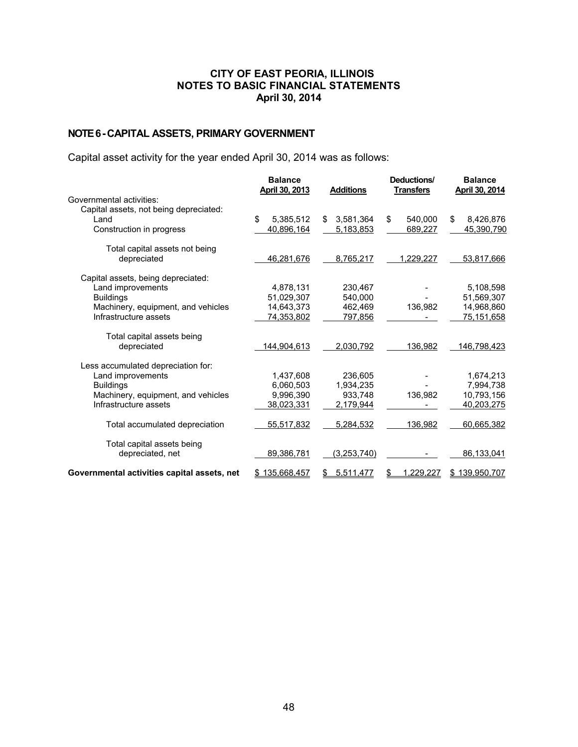# CITY OF EAST PEORIA, ILLINOIS
# NOTES TO BASIC FINANCIAL STATEMENTS
# April 30, 2014

## NOTE 6 - CAPITAL ASSETS, PRIMARY GOVERNMENT

Capital asset activity for the year ended April 30, 2014 was as follows:

| | Balance April 30, 2013 | Additions | Deductions/ Transfers | Balance April 30, 2014 |
|---|---|---|---|---|
| Governmental activities: | | | | |
| Capital assets, not being depreciated: | | | | |
| Land | $ 5,385,512 | $ 3,581,364 | $ 540,000 | $ 8,426,876 |
| Construction in progress | 40,896,164 | 5,183,853 | 689,227 | 45,390,790 |
| Total capital assets not being depreciated | 46,281,676 | 8,765,217 | 1,229,227 | 53,817,666 |
| Capital assets, being depreciated: | | | | |
| Land improvements | 4,878,131 | 230,467 | - | 5,108,598 |
| Buildings | 51,029,307 | 540,000 | - | 51,569,307 |
| Machinery, equipment, and vehicles | 14,643,373 | 462,469 | 136,982 | 14,968,860 |
| Infrastructure assets | 74,353,802 | 797,856 | - | 75,151,658 |
| Total capital assets being depreciated | 144,904,613 | 2,030,792 | 136,982 | 146,798,423 |
| Less accumulated depreciation for: | | | | |
| Land improvements | 1,437,608 | 236,605 | - | 1,674,213 |
| Buildings | 6,060,503 | 1,934,235 | - | 7,994,738 |
| Machinery, equipment, and vehicles | 9,996,390 | 933,748 | 136,982 | 10,793,156 |
| Infrastructure assets | 38,023,331 | 2,179,944 | - | 40,203,275 |
| Total accumulated depreciation | 55,517,832 | 5,284,532 | 136,982 | 60,665,382 |
| Total capital assets being depreciated, net | 89,386,781 | (3,253,740) | - | 86,133,041 |
| **Governmental activities capital assets, net** | $ 135,668,457 | $ 5,511,477 | $ 1,229,227 | $ 139,950,707 |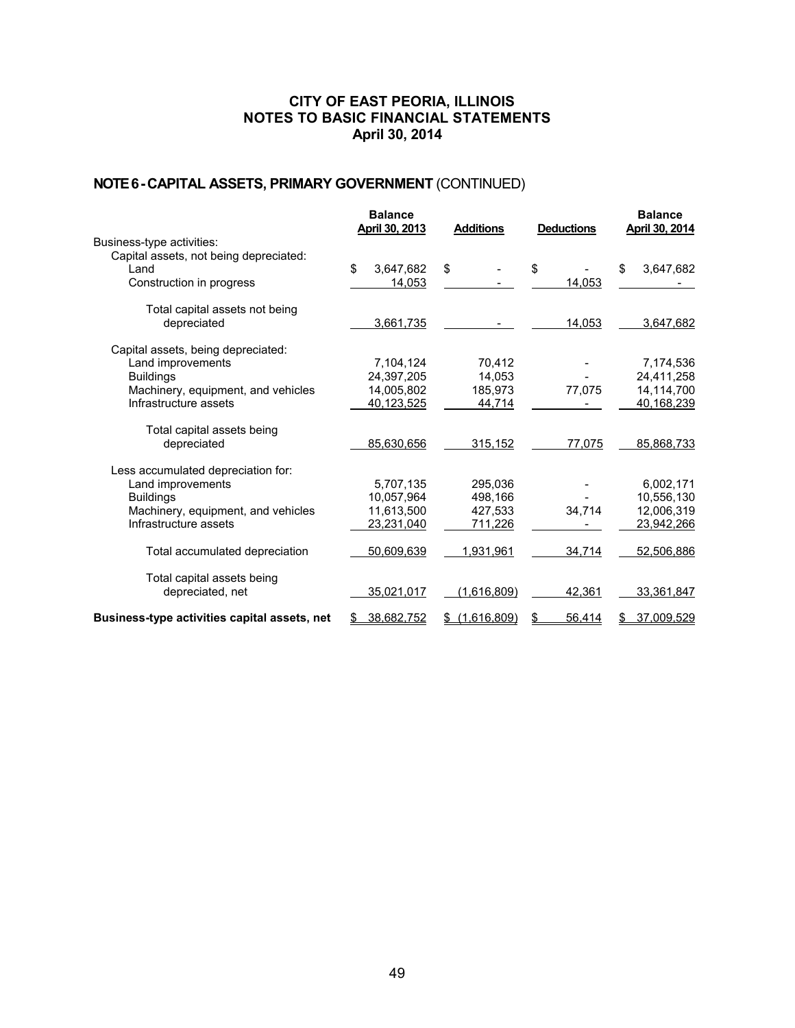**CITY OF EAST PEORIA, ILLINOIS**
**NOTES TO BASIC FINANCIAL STATEMENTS**
**April 30, 2014**

## NOTE 6 - CAPITAL ASSETS, PRIMARY GOVERNMENT (CONTINUED)

| | Balance April 30, 2013 | Additions | Deductions | Balance April 30, 2014 |
|---|---|---|---|---|
| Business-type activities: | | | | |
| Capital assets, not being depreciated: | | | | |
| Land | $ 3,647,682 | $ - | $ - | $ 3,647,682 |
| Construction in progress | 14,053 | - | 14,053 | - |
| Total capital assets not being depreciated | 3,661,735 | - | 14,053 | 3,647,682 |
| Capital assets, being depreciated: | | | | |
| Land improvements | 7,104,124 | 70,412 | - | 7,174,536 |
| Buildings | 24,397,205 | 14,053 | - | 24,411,258 |
| Machinery, equipment, and vehicles | 14,005,802 | 185,973 | 77,075 | 14,114,700 |
| Infrastructure assets | 40,123,525 | 44,714 | - | 40,168,239 |
| Total capital assets being depreciated | 85,630,656 | 315,152 | 77,075 | 85,868,733 |
| Less accumulated depreciation for: | | | | |
| Land improvements | 5,707,135 | 295,036 | - | 6,002,171 |
| Buildings | 10,057,964 | 498,166 | - | 10,556,130 |
| Machinery, equipment, and vehicles | 11,613,500 | 427,533 | 34,714 | 12,006,319 |
| Infrastructure assets | 23,231,040 | 711,226 | - | 23,942,266 |
| Total accumulated depreciation | 50,609,639 | 1,931,961 | 34,714 | 52,506,886 |
| Total capital assets being depreciated, net | 35,021,017 | (1,616,809) | 42,361 | 33,361,847 |
| **Business-type activities capital assets, net** | $ 38,682,752 | $ (1,616,809) | $ 56,414 | $ 37,009,529 |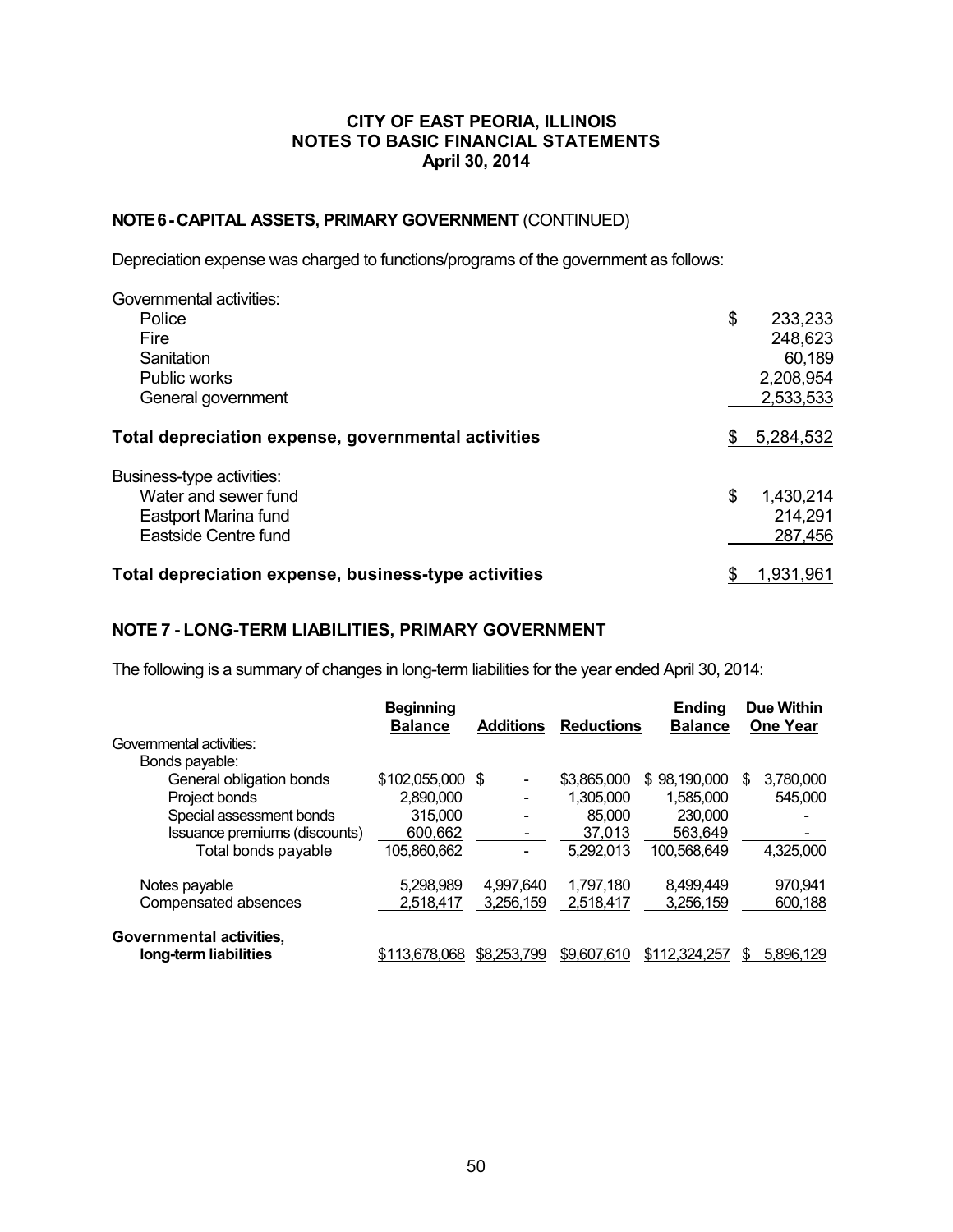**CITY OF EAST PEORIA, ILLINOIS**
**NOTES TO BASIC FINANCIAL STATEMENTS**
**April 30, 2014**

## NOTE 6 - CAPITAL ASSETS, PRIMARY GOVERNMENT (CONTINUED)

Depreciation expense was charged to functions/programs of the government as follows:

| | |
|---|---|
| Governmental activities: | |
| Police | $ 233,233 |
| Fire | 248,623 |
| Sanitation | 60,189 |
| Public works | 2,208,954 |
| General government | 2,533,533 |
| **Total depreciation expense, governmental activities** | $ 5,284,532 |
| Business-type activities: | |
| Water and sewer fund | $ 1,430,214 |
| Eastport Marina fund | 214,291 |
| Eastside Centre fund | 287,456 |
| **Total depreciation expense, business-type activities** | $ 1,931,961 |

## NOTE 7 - LONG-TERM LIABILITIES, PRIMARY GOVERNMENT

The following is a summary of changes in long-term liabilities for the year ended April 30, 2014:

| | Beginning Balance | Additions | Reductions | Ending Balance | Due Within One Year |
|---|---|---|---|---|---|
| Governmental activities: | | | | | |
| Bonds payable: | | | | | |
| General obligation bonds | $102,055,000 | $ - | $3,865,000 | $ 98,190,000 | $ 3,780,000 |
| Project bonds | 2,890,000 | - | 1,305,000 | 1,585,000 | 545,000 |
| Special assessment bonds | 315,000 | - | 85,000 | 230,000 | - |
| Issuance premiums (discounts) | 600,662 | - | 37,013 | 563,649 | - |
| Total bonds payable | 105,860,662 | - | 5,292,013 | 100,568,649 | 4,325,000 |
| Notes payable | 5,298,989 | 4,997,640 | 1,797,180 | 8,499,449 | 970,941 |
| Compensated absences | 2,518,417 | 3,256,159 | 2,518,417 | 3,256,159 | 600,188 |
| **Governmental activities, long-term liabilities** | $113,678,068 | $8,253,799 | $9,607,610 | $112,324,257 | $ 5,896,129 |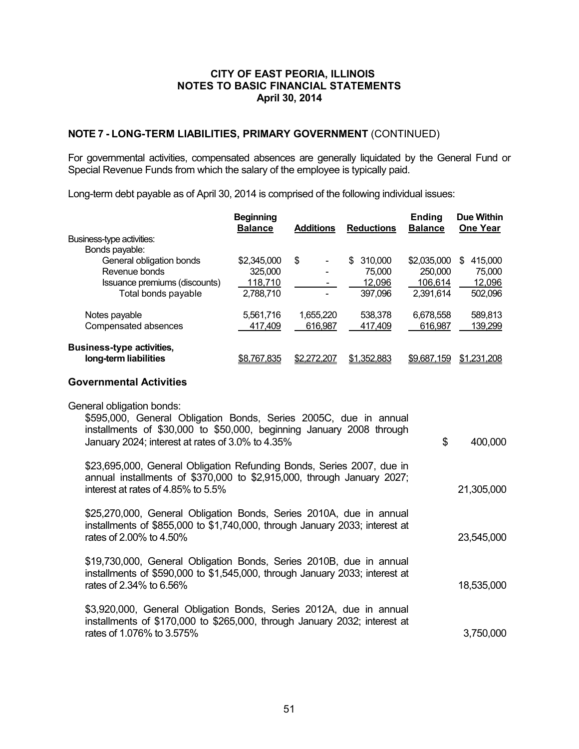**CITY OF EAST PEORIA, ILLINOIS**
**NOTES TO BASIC FINANCIAL STATEMENTS**
**April 30, 2014**

## NOTE 7 - LONG-TERM LIABILITIES, PRIMARY GOVERNMENT (CONTINUED)

For governmental activities, compensated absences are generally liquidated by the General Fund or Special Revenue Funds from which the salary of the employee is typically paid.

Long-term debt payable as of April 30, 2014 is comprised of the following individual issues:

| | Beginning Balance | Additions | Reductions | Ending Balance | Due Within One Year |
|---|---|---|---|---|---|
| Business-type activities: | | | | | |
| Bonds payable: | | | | | |
| General obligation bonds | $2,345,000 | $ - | $ 310,000 | $2,035,000 | $ 415,000 |
| Revenue bonds | 325,000 | - | 75,000 | 250,000 | 75,000 |
| Issuance premiums (discounts) | 118,710 | - | 12,096 | 106,614 | 12,096 |
| Total bonds payable | 2,788,710 | - | 397,096 | 2,391,614 | 502,096 |
| Notes payable | 5,561,716 | 1,655,220 | 538,378 | 6,678,558 | 589,813 |
| Compensated absences | 417,409 | 616,987 | 417,409 | 616,987 | 139,299 |
| **Business-type activities, long-term liabilities** | $8,767,835 | $2,272,207 | $1,352,883 | $9,687,159 | $1,231,208 |

### Governmental Activities

General obligation bonds:

| | |
|---|---|
| $595,000, General Obligation Bonds, Series 2005C, due in annual installments of $30,000 to $50,000, beginning January 2008 through January 2024; interest at rates of 3.0% to 4.35% | $ 400,000 |
| $23,695,000, General Obligation Refunding Bonds, Series 2007, due in annual installments of $370,000 to $2,915,000, through January 2027; interest at rates of 4.85% to 5.5% | 21,305,000 |
| $25,270,000, General Obligation Bonds, Series 2010A, due in annual installments of $855,000 to $1,740,000, through January 2033; interest at rates of 2.00% to 4.50% | 23,545,000 |
| $19,730,000, General Obligation Bonds, Series 2010B, due in annual installments of $590,000 to $1,545,000, through January 2033; interest at rates of 2.34% to 6.56% | 18,535,000 |
| $3,920,000, General Obligation Bonds, Series 2012A, due in annual installments of $170,000 to $265,000, through January 2032; interest at rates of 1.076% to 3.575% | 3,750,000 |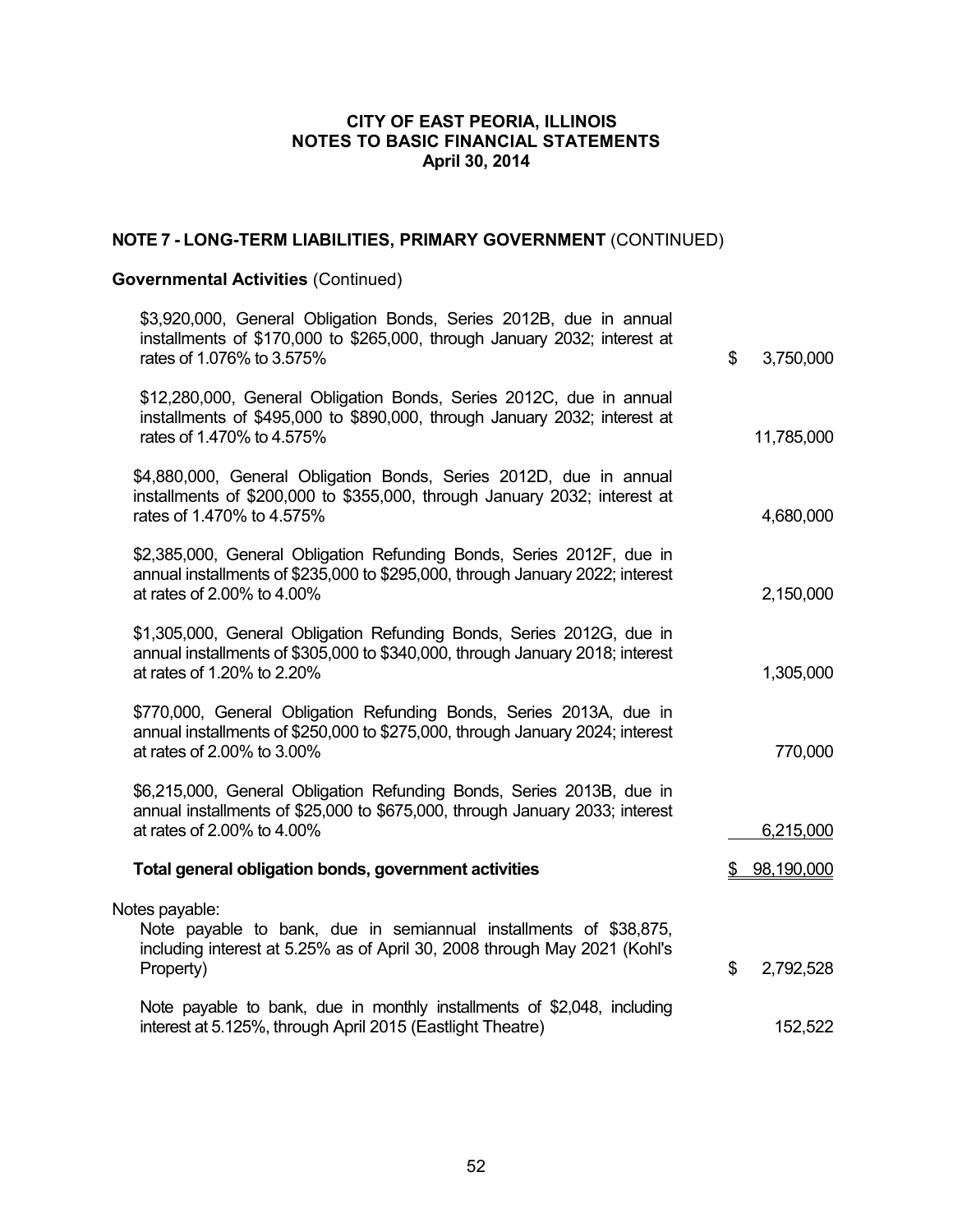**CITY OF EAST PEORIA, ILLINOIS**
**NOTES TO BASIC FINANCIAL STATEMENTS**
**April 30, 2014**

## NOTE 7 - LONG-TERM LIABILITIES, PRIMARY GOVERNMENT (CONTINUED)

### Governmental Activities (Continued)

| | |
|---|---|
| $3,920,000, General Obligation Bonds, Series 2012B, due in annual installments of $170,000 to $265,000, through January 2032; interest at rates of 1.076% to 3.575% | $ 3,750,000 |
| $12,280,000, General Obligation Bonds, Series 2012C, due in annual installments of $495,000 to $890,000, through January 2032; interest at rates of 1.470% to 4.575% | 11,785,000 |
| $4,880,000, General Obligation Bonds, Series 2012D, due in annual installments of $200,000 to $355,000, through January 2032; interest at rates of 1.470% to 4.575% | 4,680,000 |
| $2,385,000, General Obligation Refunding Bonds, Series 2012F, due in annual installments of $235,000 to $295,000, through January 2022; interest at rates of 2.00% to 4.00% | 2,150,000 |
| $1,305,000, General Obligation Refunding Bonds, Series 2012G, due in annual installments of $305,000 to $340,000, through January 2018; interest at rates of 1.20% to 2.20% | 1,305,000 |
| $770,000, General Obligation Refunding Bonds, Series 2013A, due in annual installments of $250,000 to $275,000, through January 2024; interest at rates of 2.00% to 3.00% | 770,000 |
| $6,215,000, General Obligation Refunding Bonds, Series 2013B, due in annual installments of $25,000 to $675,000, through January 2033; interest at rates of 2.00% to 4.00% | 6,215,000 |
| **Total general obligation bonds, government activities** | $ 98,190,000 |

Notes payable:

| | |
|---|---|
| Note payable to bank, due in semiannual installments of $38,875, including interest at 5.25% as of April 30, 2008 through May 2021 (Kohl's Property) | $ 2,792,528 |
| Note payable to bank, due in monthly installments of $2,048, including interest at 5.125%, through April 2015 (Eastlight Theatre) | 152,522 |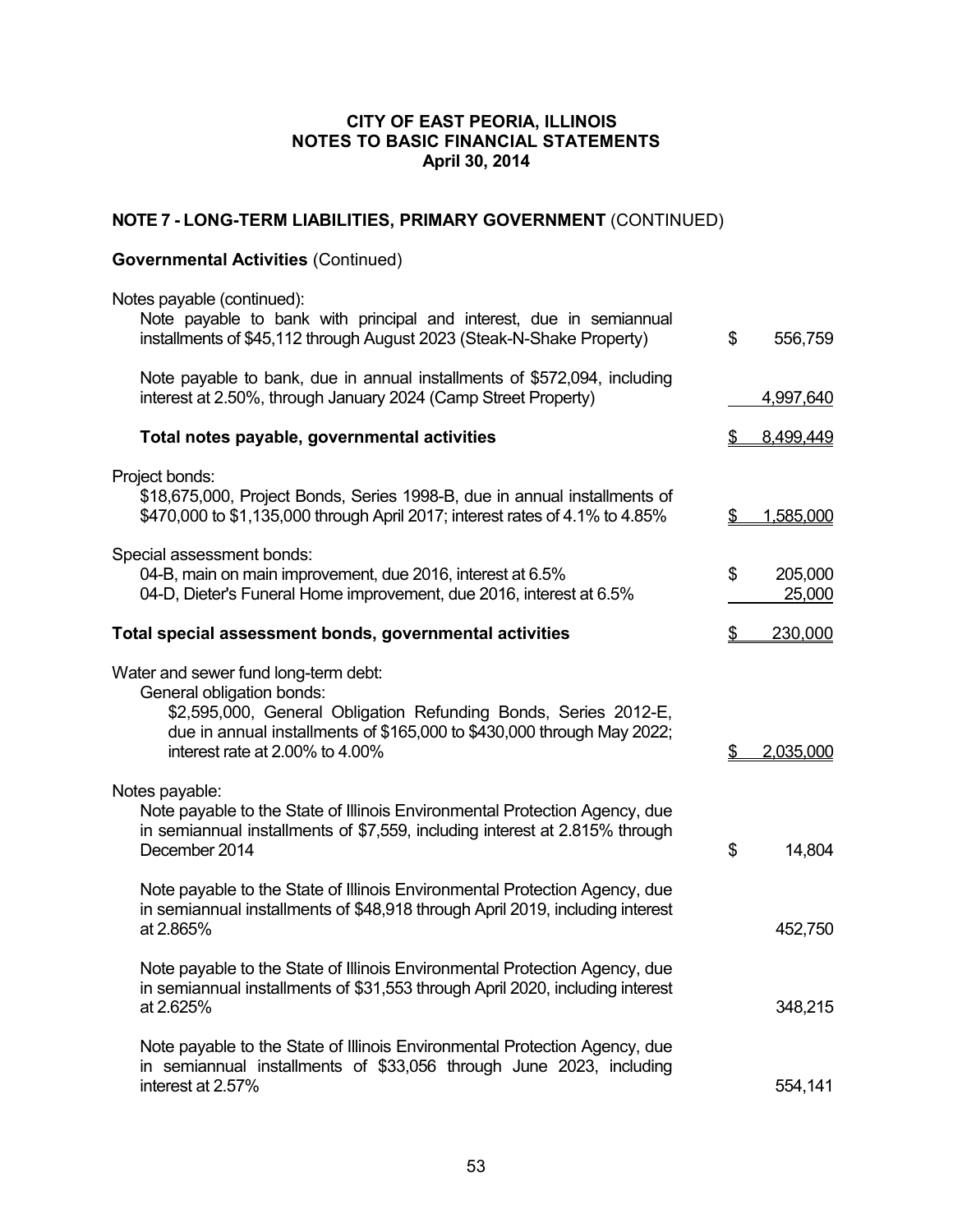**CITY OF EAST PEORIA, ILLINOIS**
**NOTES TO BASIC FINANCIAL STATEMENTS**
**April 30, 2014**

## NOTE 7 - LONG-TERM LIABILITIES, PRIMARY GOVERNMENT (CONTINUED)

### Governmental Activities (Continued)

| | |
|---|---|
| Notes payable (continued): | |
| Note payable to bank with principal and interest, due in semiannual installments of $45,112 through August 2023 (Steak-N-Shake Property) | $ 556,759 |
| Note payable to bank, due in annual installments of $572,094, including interest at 2.50%, through January 2024 (Camp Street Property) | 4,997,640 |
| **Total notes payable, governmental activities** | $ 8,499,449 |
| Project bonds: | |
| $18,675,000, Project Bonds, Series 1998-B, due in annual installments of $470,000 to $1,135,000 through April 2017; interest rates of 4.1% to 4.85% | $ 1,585,000 |
| Special assessment bonds: | |
| 04-B, main on main improvement, due 2016, interest at 6.5% | $ 205,000 |
| 04-D, Dieter's Funeral Home improvement, due 2016, interest at 6.5% | 25,000 |
| **Total special assessment bonds, governmental activities** | $ 230,000 |
| Water and sewer fund long-term debt: | |
| General obligation bonds: | |
| $2,595,000, General Obligation Refunding Bonds, Series 2012-E, due in annual installments of $165,000 to $430,000 through May 2022; interest rate at 2.00% to 4.00% | $ 2,035,000 |
| Notes payable: | |
| Note payable to the State of Illinois Environmental Protection Agency, due in semiannual installments of $7,559, including interest at 2.815% through December 2014 | $ 14,804 |
| Note payable to the State of Illinois Environmental Protection Agency, due in semiannual installments of $48,918 through April 2019, including interest at 2.865% | 452,750 |
| Note payable to the State of Illinois Environmental Protection Agency, due in semiannual installments of $31,553 through April 2020, including interest at 2.625% | 348,215 |
| Note payable to the State of Illinois Environmental Protection Agency, due in semiannual installments of $33,056 through June 2023, including interest at 2.57% | 554,141 |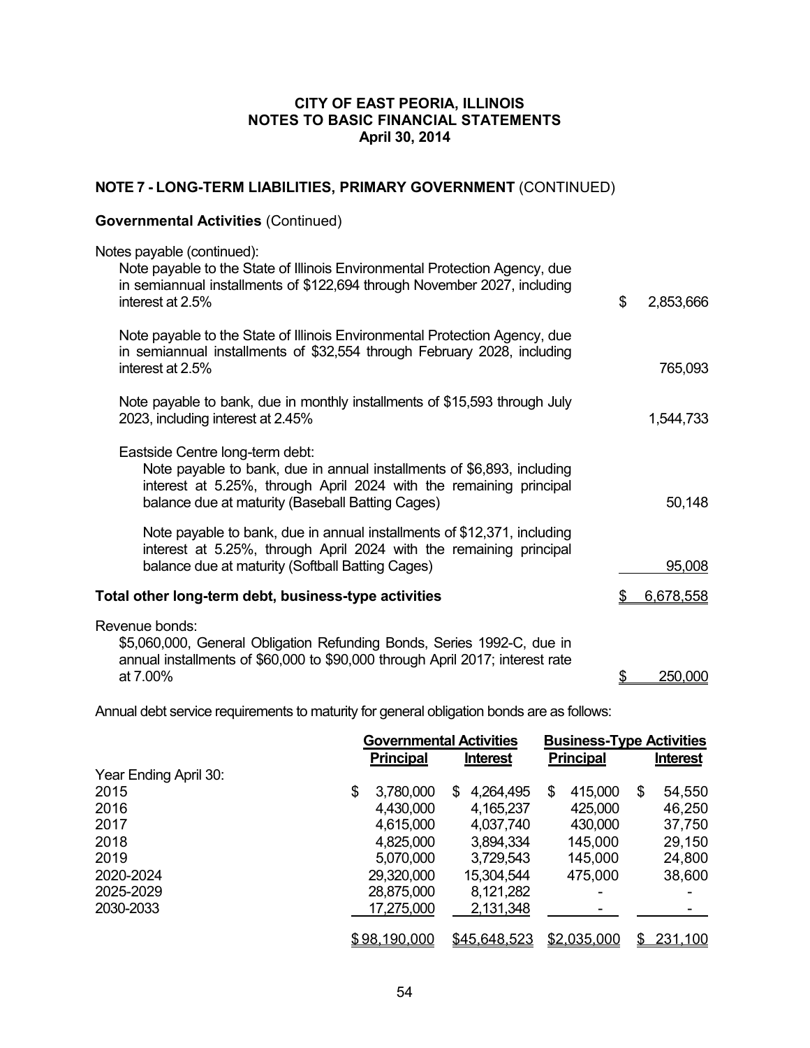**CITY OF EAST PEORIA, ILLINOIS**
**NOTES TO BASIC FINANCIAL STATEMENTS**
**April 30, 2014**

## NOTE 7 - LONG-TERM LIABILITIES, PRIMARY GOVERNMENT (CONTINUED)

### Governmental Activities (Continued)

| | |
|---|---|
| Notes payable (continued): | |
| Note payable to the State of Illinois Environmental Protection Agency, due in semiannual installments of $122,694 through November 2027, including interest at 2.5% | $ 2,853,666 |
| Note payable to the State of Illinois Environmental Protection Agency, due in semiannual installments of $32,554 through February 2028, including interest at 2.5% | 765,093 |
| Note payable to bank, due in monthly installments of $15,593 through July 2023, including interest at 2.45% | 1,544,733 |
| Eastside Centre long-term debt: | |
| Note payable to bank, due in annual installments of $6,893, including interest at 5.25%, through April 2024 with the remaining principal balance due at maturity (Baseball Batting Cages) | 50,148 |
| Note payable to bank, due in annual installments of $12,371, including interest at 5.25%, through April 2024 with the remaining principal balance due at maturity (Softball Batting Cages) | 95,008 |
| **Total other long-term debt, business-type activities** | $ 6,678,558 |
| Revenue bonds: | |
| $5,060,000, General Obligation Refunding Bonds, Series 1992-C, due in annual installments of $60,000 to $90,000 through April 2017; interest rate at 7.00% | $ 250,000 |

Annual debt service requirements to maturity for general obligation bonds are as follows:

| | Governmental Activities | | Business-Type Activities | |
|---|---|---|---|---|
| | Principal | Interest | Principal | Interest |
| Year Ending April 30: | | | | |
| 2015 | $ 3,780,000 | $ 4,264,495 | $ 415,000 | $ 54,550 |
| 2016 | 4,430,000 | 4,165,237 | 425,000 | 46,250 |
| 2017 | 4,615,000 | 4,037,740 | 430,000 | 37,750 |
| 2018 | 4,825,000 | 3,894,334 | 145,000 | 29,150 |
| 2019 | 5,070,000 | 3,729,543 | 145,000 | 24,800 |
| 2020-2024 | 29,320,000 | 15,304,544 | 475,000 | 38,600 |
| 2025-2029 | 28,875,000 | 8,121,282 | - | - |
| 2030-2033 | 17,275,000 | 2,131,348 | - | - |
| | $ 98,190,000 | $ 45,648,523 | $ 2,035,000 | $ 231,100 |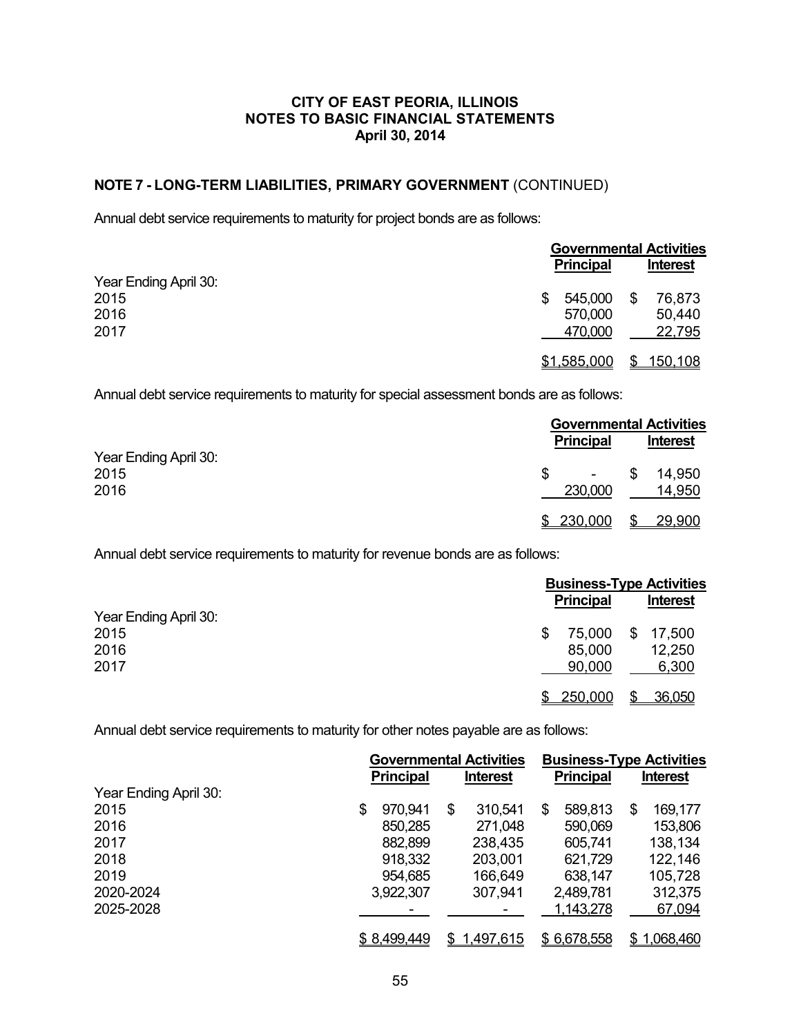**CITY OF EAST PEORIA, ILLINOIS**
**NOTES TO BASIC FINANCIAL STATEMENTS**
**April 30, 2014**

**NOTE 7 - LONG-TERM LIABILITIES, PRIMARY GOVERNMENT** (CONTINUED)

Annual debt service requirements to maturity for project bonds are as follows:

| | Governmental Activities | |
|---|---|---|
| | Principal | Interest |
| Year Ending April 30: | | |
| 2015 | $ 545,000 | $ 76,873 |
| 2016 | 570,000 | 50,440 |
| 2017 | 470,000 | 22,795 |
| | $1,585,000 | $ 150,108 |

Annual debt service requirements to maturity for special assessment bonds are as follows:

| | Governmental Activities | |
|---|---|---|
| | Principal | Interest |
| Year Ending April 30: | | |
| 2015 | $ - | $ 14,950 |
| 2016 | 230,000 | 14,950 |
| | $ 230,000 | $ 29,900 |

Annual debt service requirements to maturity for revenue bonds are as follows:

| | Business-Type Activities | |
|---|---|---|
| | Principal | Interest |
| Year Ending April 30: | | |
| 2015 | $ 75,000 | $ 17,500 |
| 2016 | 85,000 | 12,250 |
| 2017 | 90,000 | 6,300 |
| | $ 250,000 | $ 36,050 |

Annual debt service requirements to maturity for other notes payable are as follows:

| | Governmental Activities | | Business-Type Activities | |
|---|---|---|---|---|
| | Principal | Interest | Principal | Interest |
| Year Ending April 30: | | | | |
| 2015 | $ 970,941 | $ 310,541 | $ 589,813 | $ 169,177 |
| 2016 | 850,285 | 271,048 | 590,069 | 153,806 |
| 2017 | 882,899 | 238,435 | 605,741 | 138,134 |
| 2018 | 918,332 | 203,001 | 621,729 | 122,146 |
| 2019 | 954,685 | 166,649 | 638,147 | 105,728 |
| 2020-2024 | 3,922,307 | 307,941 | 2,489,781 | 312,375 |
| 2025-2028 | - | - | 1,143,278 | 67,094 |
| | $ 8,499,449 | $ 1,497,615 | $ 6,678,558 | $ 1,068,460 |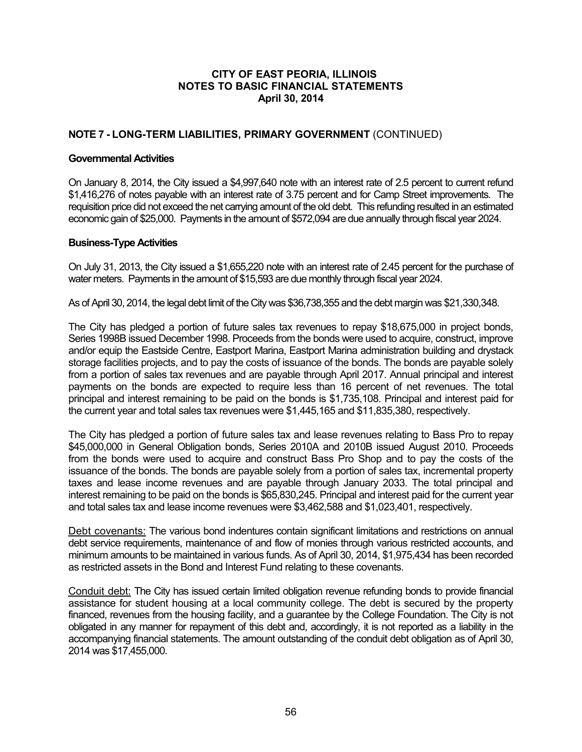## NOTE 7 - LONG-TERM LIABILITIES, PRIMARY GOVERNMENT (CONTINUED)

### Governmental Activities

On January 8, 2014, the City issued a $4,997,640 note with an interest rate of 2.5 percent to current refund $1,416,276 of notes payable with an interest rate of 3.75 percent and for Camp Street improvements. The requisition price did not exceed the net carrying amount of the old debt. This refunding resulted in an estimated economic gain of $25,000. Payments in the amount of $572,094 are due annually through fiscal year 2024.

### Business-Type Activities

On July 31, 2013, the City issued a $1,655,220 note with an interest rate of 2.45 percent for the purchase of water meters. Payments in the amount of $15,593 are due monthly through fiscal year 2024.

As of April 30, 2014, the legal debt limit of the City was $36,738,355 and the debt margin was $21,330,348.

The City has pledged a portion of future sales tax revenues to repay $18,675,000 in project bonds, Series 1998B issued December 1998. Proceeds from the bonds were used to acquire, construct, improve and/or equip the Eastside Centre, Eastport Marina, Eastport Marina administration building and drystack storage facilities projects, and to pay the costs of issuance of the bonds. The bonds are payable solely from a portion of sales tax revenues and are payable through April 2017. Annual principal and interest payments on the bonds are expected to require less than 16 percent of net revenues. The total principal and interest remaining to be paid on the bonds is $1,735,108. Principal and interest paid for the current year and total sales tax revenues were $1,445,165 and $11,835,380, respectively.

The City has pledged a portion of future sales tax and lease revenues relating to Bass Pro to repay $45,000,000 in General Obligation bonds, Series 2010A and 2010B issued August 2010. Proceeds from the bonds were used to acquire and construct Bass Pro Shop and to pay the costs of the issuance of the bonds. The bonds are payable solely from a portion of sales tax, incremental property taxes and lease income revenues and are payable through January 2033. The total principal and interest remaining to be paid on the bonds is $65,830,245. Principal and interest paid for the current year and total sales tax and lease income revenues were $3,462,588 and $1,023,401, respectively.

Debt covenants: The various bond indentures contain significant limitations and restrictions on annual debt service requirements, maintenance of and flow of monies through various restricted accounts, and minimum amounts to be maintained in various funds. As of April 30, 2014, $1,975,434 has been recorded as restricted assets in the Bond and Interest Fund relating to these covenants.

Conduit debt: The City has issued certain limited obligation revenue refunding bonds to provide financial assistance for student housing at a local community college. The debt is secured by the property financed, revenues from the housing facility, and a guarantee by the College Foundation. The City is not obligated in any manner for repayment of this debt and, accordingly, it is not reported as a liability in the accompanying financial statements. The amount outstanding of the conduit debt obligation as of April 30, 2014 was $17,455,000.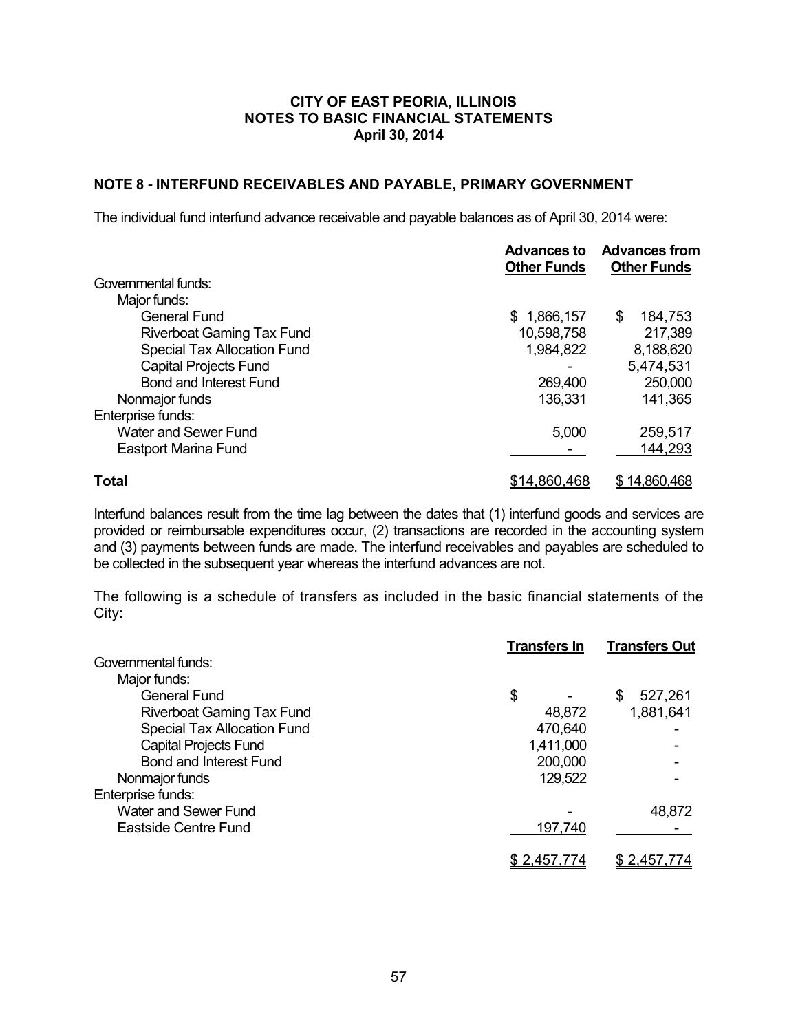# CITY OF EAST PEORIA, ILLINOIS
## NOTES TO BASIC FINANCIAL STATEMENTS
### April 30, 2014

## NOTE 8 - INTERFUND RECEIVABLES AND PAYABLE, PRIMARY GOVERNMENT

The individual fund interfund advance receivable and payable balances as of April 30, 2014 were:

| | Advances to Other Funds | Advances from Other Funds |
|---|---|---|
| Governmental funds: | | |
| Major funds: | | |
| General Fund | $ 1,866,157 | $ 184,753 |
| Riverboat Gaming Tax Fund | 10,598,758 | 217,389 |
| Special Tax Allocation Fund | 1,984,822 | 8,188,620 |
| Capital Projects Fund | - | 5,474,531 |
| Bond and Interest Fund | 269,400 | 250,000 |
| Nonmajor funds | 136,331 | 141,365 |
| Enterprise funds: | | |
| Water and Sewer Fund | 5,000 | 259,517 |
| Eastport Marina Fund | - | 144,293 |
| **Total** | $14,860,468 | $ 14,860,468 |

Interfund balances result from the time lag between the dates that (1) interfund goods and services are provided or reimbursable expenditures occur, (2) transactions are recorded in the accounting system and (3) payments between funds are made. The interfund receivables and payables are scheduled to be collected in the subsequent year whereas the interfund advances are not.

The following is a schedule of transfers as included in the basic financial statements of the City:

| | Transfers In | Transfers Out |
|---|---|---|
| Governmental funds: | | |
| Major funds: | | |
| General Fund | $ - | $ 527,261 |
| Riverboat Gaming Tax Fund | 48,872 | 1,881,641 |
| Special Tax Allocation Fund | 470,640 | - |
| Capital Projects Fund | 1,411,000 | - |
| Bond and Interest Fund | 200,000 | - |
| Nonmajor funds | 129,522 | - |
| Enterprise funds: | | |
| Water and Sewer Fund | - | 48,872 |
| Eastside Centre Fund | 197,740 | - |
| | $ 2,457,774 | $ 2,457,774 |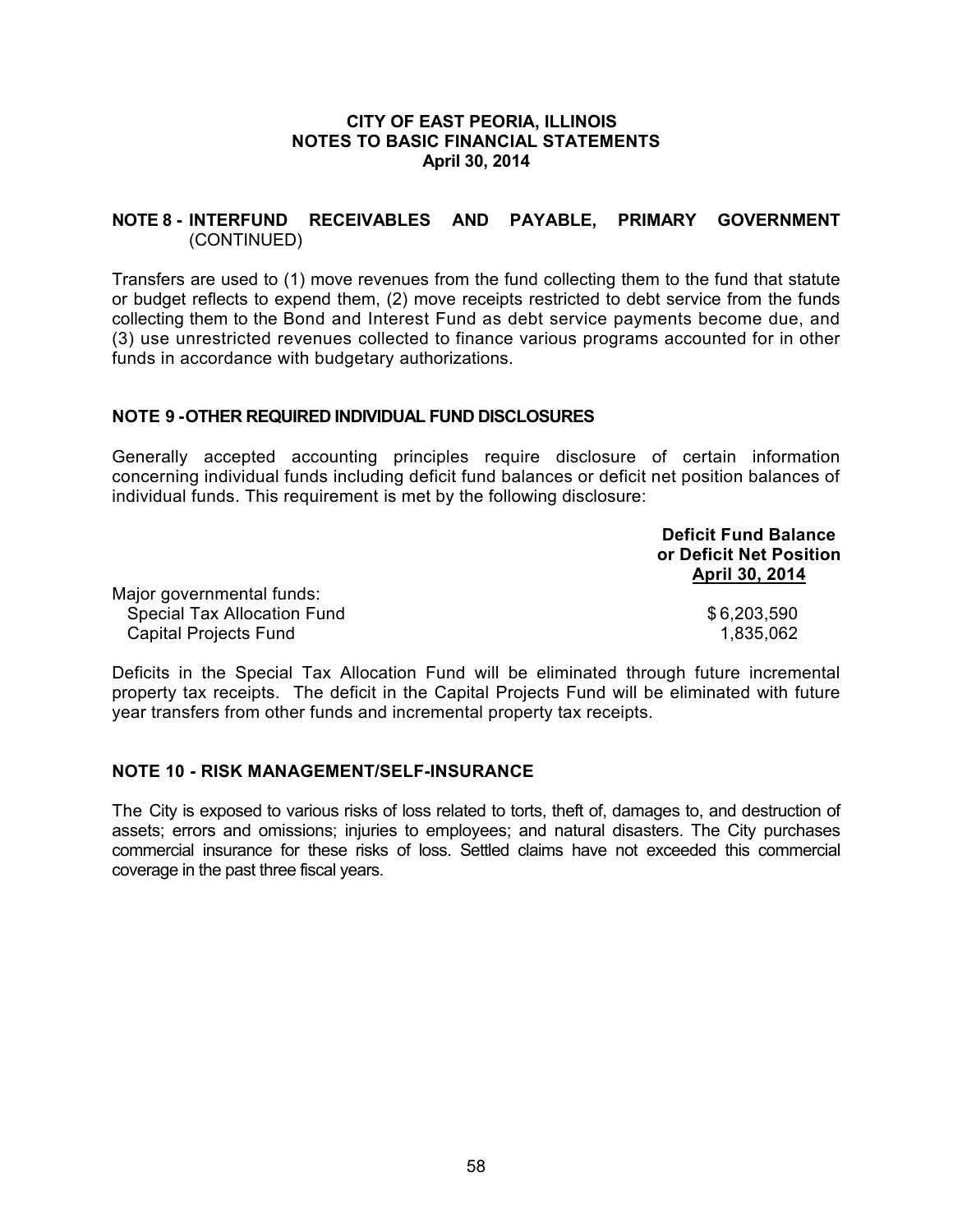**CITY OF EAST PEORIA, ILLINOIS**
**NOTES TO BASIC FINANCIAL STATEMENTS**
**April 30, 2014**

## NOTE 8 - INTERFUND RECEIVABLES AND PAYABLE, PRIMARY GOVERNMENT (CONTINUED)

Transfers are used to (1) move revenues from the fund collecting them to the fund that statute or budget reflects to expend them, (2) move receipts restricted to debt service from the funds collecting them to the Bond and Interest Fund as debt service payments become due, and (3) use unrestricted revenues collected to finance various programs accounted for in other funds in accordance with budgetary authorizations.

## NOTE 9 - OTHER REQUIRED INDIVIDUAL FUND DISCLOSURES

Generally accepted accounting principles require disclosure of certain information concerning individual funds including deficit fund balances or deficit net position balances of individual funds. This requirement is met by the following disclosure:

| | Deficit Fund Balance or Deficit Net Position April 30, 2014 |
|---|---|
| Major governmental funds: | |
| Special Tax Allocation Fund | $ 6,203,590 |
| Capital Projects Fund | 1,835,062 |

Deficits in the Special Tax Allocation Fund will be eliminated through future incremental property tax receipts. The deficit in the Capital Projects Fund will be eliminated with future year transfers from other funds and incremental property tax receipts.

## NOTE 10 - RISK MANAGEMENT/SELF-INSURANCE

The City is exposed to various risks of loss related to torts, theft of, damages to, and destruction of assets; errors and omissions; injuries to employees; and natural disasters. The City purchases commercial insurance for these risks of loss. Settled claims have not exceeded this commercial coverage in the past three fiscal years.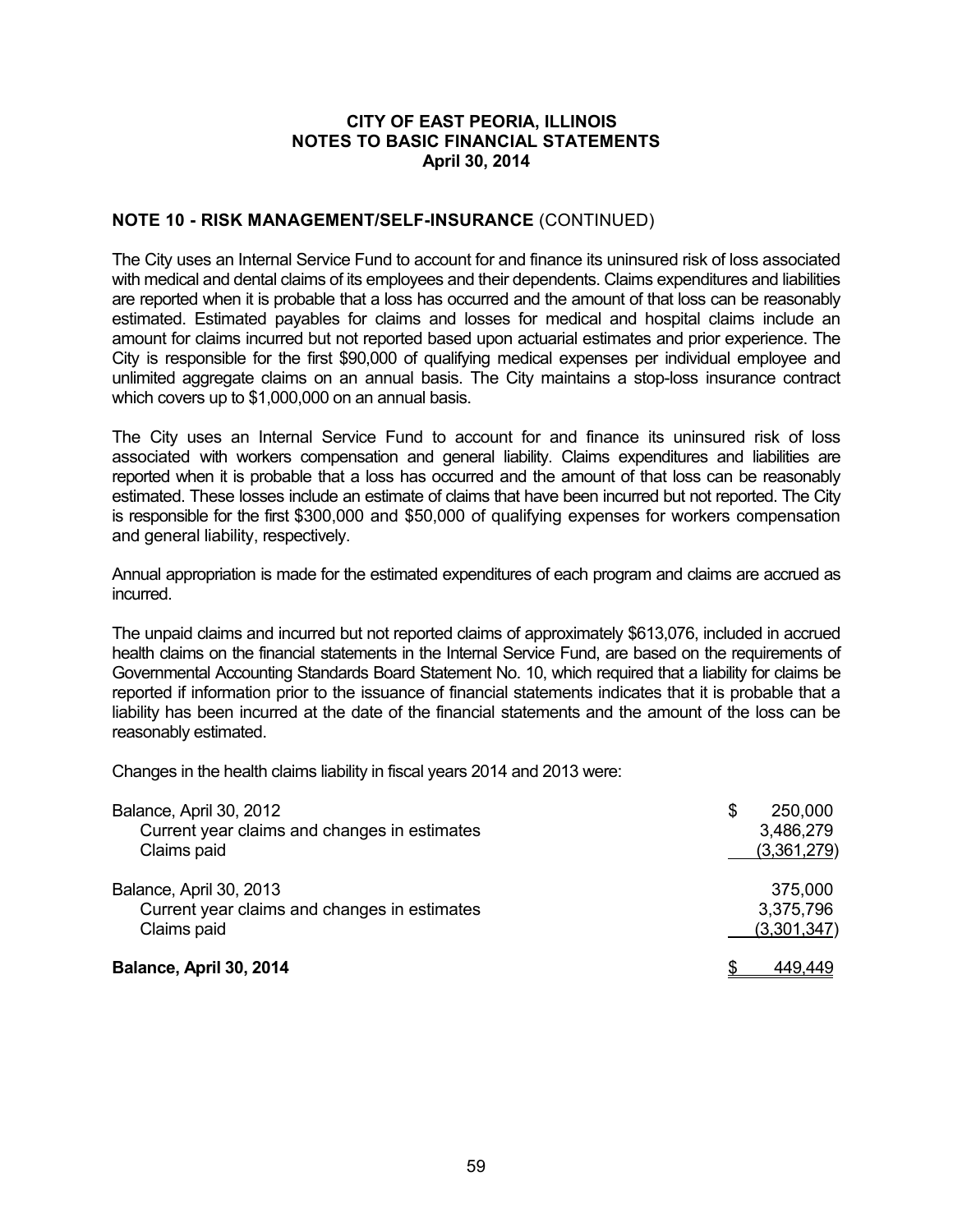CITY OF EAST PEORIA, ILLINOIS
NOTES TO BASIC FINANCIAL STATEMENTS
April 30, 2014

## NOTE 10 - RISK MANAGEMENT/SELF-INSURANCE (CONTINUED)

The City uses an Internal Service Fund to account for and finance its uninsured risk of loss associated with medical and dental claims of its employees and their dependents. Claims expenditures and liabilities are reported when it is probable that a loss has occurred and the amount of that loss can be reasonably estimated. Estimated payables for claims and losses for medical and hospital claims include an amount for claims incurred but not reported based upon actuarial estimates and prior experience. The City is responsible for the first $90,000 of qualifying medical expenses per individual employee and unlimited aggregate claims on an annual basis. The City maintains a stop-loss insurance contract which covers up to $1,000,000 on an annual basis.

The City uses an Internal Service Fund to account for and finance its uninsured risk of loss associated with workers compensation and general liability. Claims expenditures and liabilities are reported when it is probable that a loss has occurred and the amount of that loss can be reasonably estimated. These losses include an estimate of claims that have been incurred but not reported. The City is responsible for the first $300,000 and $50,000 of qualifying expenses for workers compensation and general liability, respectively.

Annual appropriation is made for the estimated expenditures of each program and claims are accrued as incurred.

The unpaid claims and incurred but not reported claims of approximately $613,076, included in accrued health claims on the financial statements in the Internal Service Fund, are based on the requirements of Governmental Accounting Standards Board Statement No. 10, which required that a liability for claims be reported if information prior to the issuance of financial statements indicates that it is probable that a liability has been incurred at the date of the financial statements and the amount of the loss can be reasonably estimated.

Changes in the health claims liability in fiscal years 2014 and 2013 were:

| | |
|---|---|
| Balance, April 30, 2012 | $ 250,000 |
| Current year claims and changes in estimates | 3,486,279 |
| Claims paid | (3,361,279) |
| Balance, April 30, 2013 | 375,000 |
| Current year claims and changes in estimates | 3,375,796 |
| Claims paid | (3,301,347) |
| **Balance, April 30, 2014** | $ 449,449 |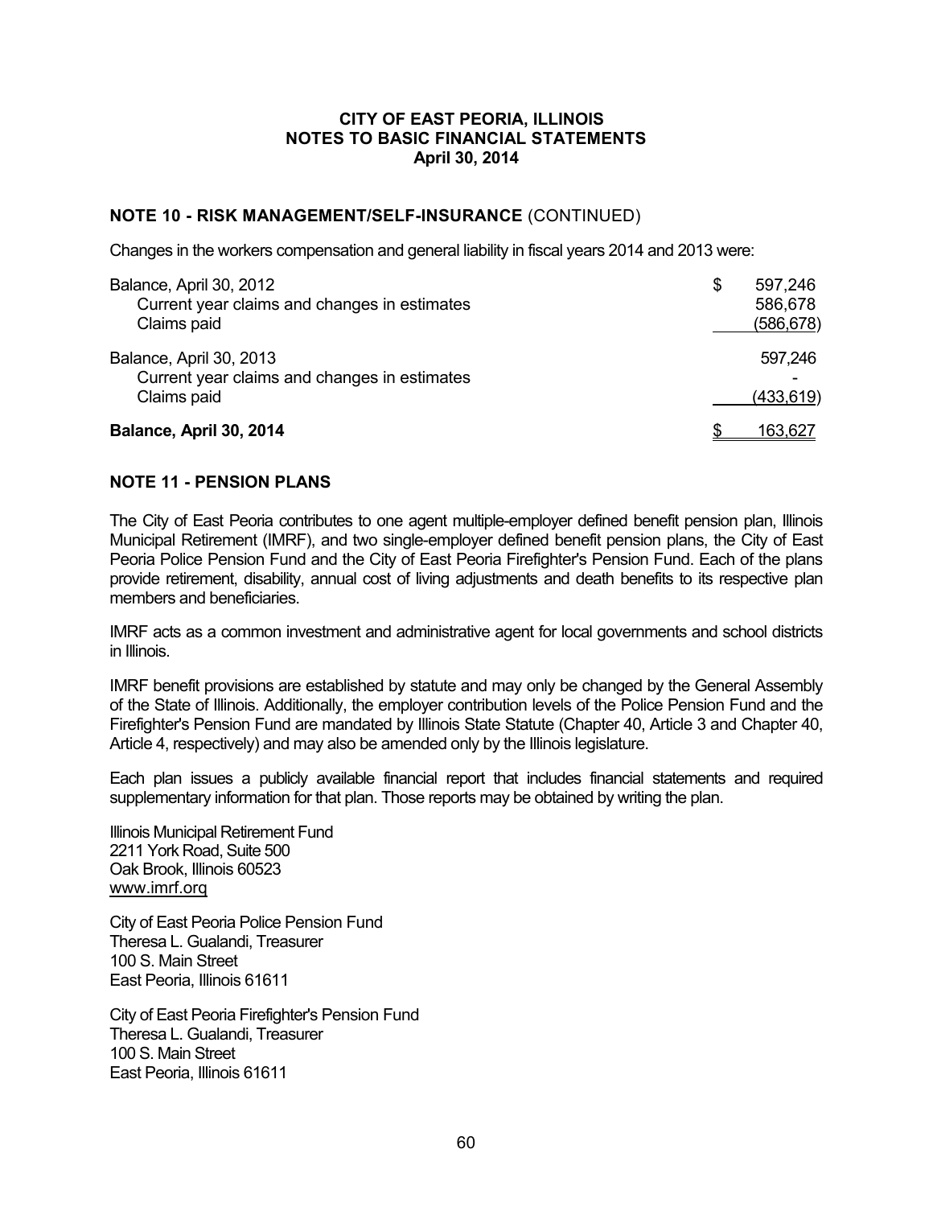## NOTE 10 - RISK MANAGEMENT/SELF-INSURANCE (CONTINUED)

Changes in the workers compensation and general liability in fiscal years 2014 and 2013 were:

| | |
|---|---|
| Balance, April 30, 2012 | $ 597,246 |
| Current year claims and changes in estimates | 586,678 |
| Claims paid | (586,678) |
| Balance, April 30, 2013 | 597,246 |
| Current year claims and changes in estimates | - |
| Claims paid | (433,619) |
| **Balance, April 30, 2014** | $ 163,627 |

## NOTE 11 - PENSION PLANS

The City of East Peoria contributes to one agent multiple-employer defined benefit pension plan, Illinois Municipal Retirement (IMRF), and two single-employer defined benefit pension plans, the City of East Peoria Police Pension Fund and the City of East Peoria Firefighter's Pension Fund. Each of the plans provide retirement, disability, annual cost of living adjustments and death benefits to its respective plan members and beneficiaries.

IMRF acts as a common investment and administrative agent for local governments and school districts in Illinois.

IMRF benefit provisions are established by statute and may only be changed by the General Assembly of the State of Illinois. Additionally, the employer contribution levels of the Police Pension Fund and the Firefighter's Pension Fund are mandated by Illinois State Statute (Chapter 40, Article 3 and Chapter 40, Article 4, respectively) and may also be amended only by the Illinois legislature.

Each plan issues a publicly available financial report that includes financial statements and required supplementary information for that plan. Those reports may be obtained by writing the plan.

Illinois Municipal Retirement Fund
2211 York Road, Suite 500
Oak Brook, Illinois 60523
www.imrf.org

City of East Peoria Police Pension Fund
Theresa L. Gualandi, Treasurer
100 S. Main Street
East Peoria, Illinois 61611

City of East Peoria Firefighter's Pension Fund
Theresa L. Gualandi, Treasurer
100 S. Main Street
East Peoria, Illinois 61611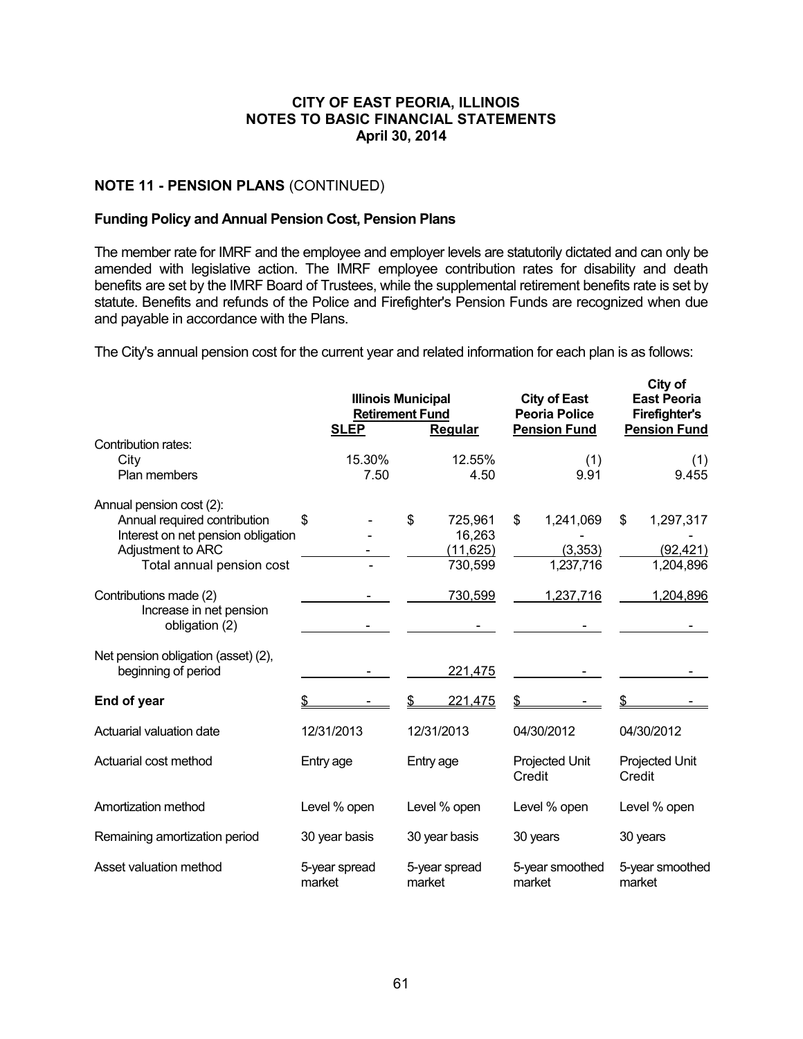**CITY OF EAST PEORIA, ILLINOIS**
**NOTES TO BASIC FINANCIAL STATEMENTS**
**April 30, 2014**

## NOTE 11 - PENSION PLANS (CONTINUED)

### Funding Policy and Annual Pension Cost, Pension Plans

The member rate for IMRF and the employee and employer levels are statutorily dictated and can only be amended with legislative action. The IMRF employee contribution rates for disability and death benefits are set by the IMRF Board of Trustees, while the supplemental retirement benefits rate is set by statute. Benefits and refunds of the Police and Firefighter's Pension Funds are recognized when due and payable in accordance with the Plans.

The City's annual pension cost for the current year and related information for each plan is as follows:

| | Illinois Municipal Retirement Fund | | City of East Peoria Police Pension Fund | City of East Peoria Firefighter's Pension Fund |
|---|---|---|---|---|
| | **SLEP** | **Regular** | | |
| Contribution rates: | | | | |
| City | 15.30% | 12.55% | (1) | (1) |
| Plan members | 7.50 | 4.50 | 9.91 | 9.455 |
| Annual pension cost (2): | | | | |
| Annual required contribution | $ - | $ 725,961 | $ 1,241,069 | $ 1,297,317 |
| Interest on net pension obligation | - | 16,263 | - | - |
| Adjustment to ARC | - | (11,625) | (3,353) | (92,421) |
| Total annual pension cost | - | 730,599 | 1,237,716 | 1,204,896 |
| Contributions made (2) | - | 730,599 | 1,237,716 | 1,204,896 |
| Increase in net pension obligation (2) | - | - | - | - |
| Net pension obligation (asset) (2), beginning of period | - | 221,475 | - | - |
| **End of year** | $ - | $ 221,475 | $ - | $ - |
| Actuarial valuation date | 12/31/2013 | 12/31/2013 | 04/30/2012 | 04/30/2012 |
| Actuarial cost method | Entry age | Entry age | Projected Unit Credit | Projected Unit Credit |
| Amortization method | Level % open | Level % open | Level % open | Level % open |
| Remaining amortization period | 30 year basis | 30 year basis | 30 years | 30 years |
| Asset valuation method | 5-year spread market | 5-year spread market | 5-year smoothed market | 5-year smoothed market |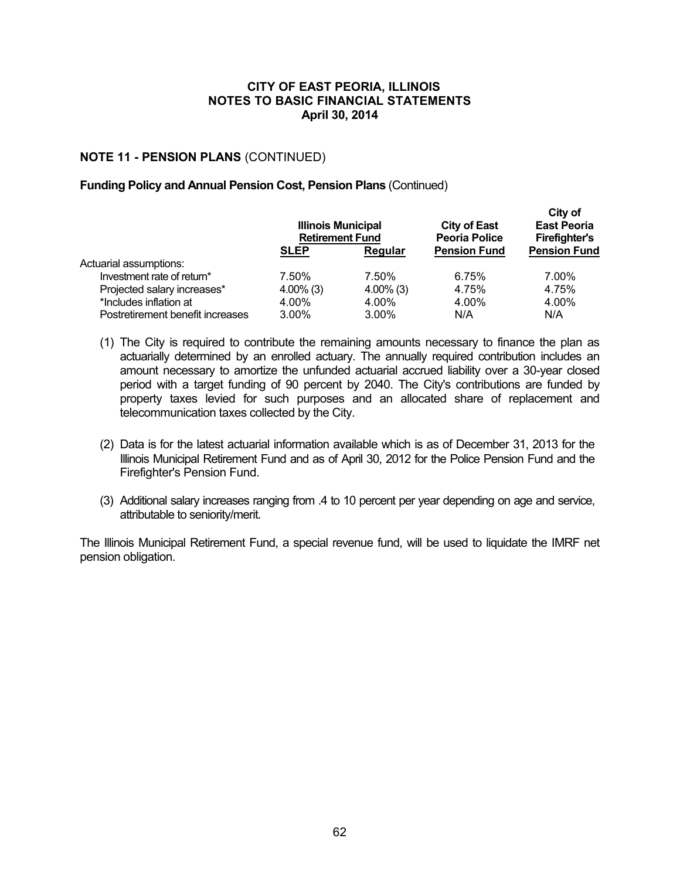### NOTE 11 - PENSION PLANS (CONTINUED)

**Funding Policy and Annual Pension Cost, Pension Plans** (Continued)

| | Illinois Municipal Retirement Fund | | City of East Peoria Police Pension Fund | City of East Peoria Firefighter's Pension Fund |
|---|---|---|---|---|
| | SLEP | Regular | | |
| Actuarial assumptions: | | | | |
| Investment rate of return* | 7.50% | 7.50% | 6.75% | 7.00% |
| Projected salary increases* | 4.00% (3) | 4.00% (3) | 4.75% | 4.75% |
| *Includes inflation at | 4.00% | 4.00% | 4.00% | 4.00% |
| Postretirement benefit increases | 3.00% | 3.00% | N/A | N/A |

(1) The City is required to contribute the remaining amounts necessary to finance the plan as actuarially determined by an enrolled actuary. The annually required contribution includes an amount necessary to amortize the unfunded actuarial accrued liability over a 30-year closed period with a target funding of 90 percent by 2040. The City's contributions are funded by property taxes levied for such purposes and an allocated share of replacement and telecommunication taxes collected by the City.

(2) Data is for the latest actuarial information available which is as of December 31, 2013 for the Illinois Municipal Retirement Fund and as of April 30, 2012 for the Police Pension Fund and the Firefighter's Pension Fund.

(3) Additional salary increases ranging from .4 to 10 percent per year depending on age and service, attributable to seniority/merit.

The Illinois Municipal Retirement Fund, a special revenue fund, will be used to liquidate the IMRF net pension obligation.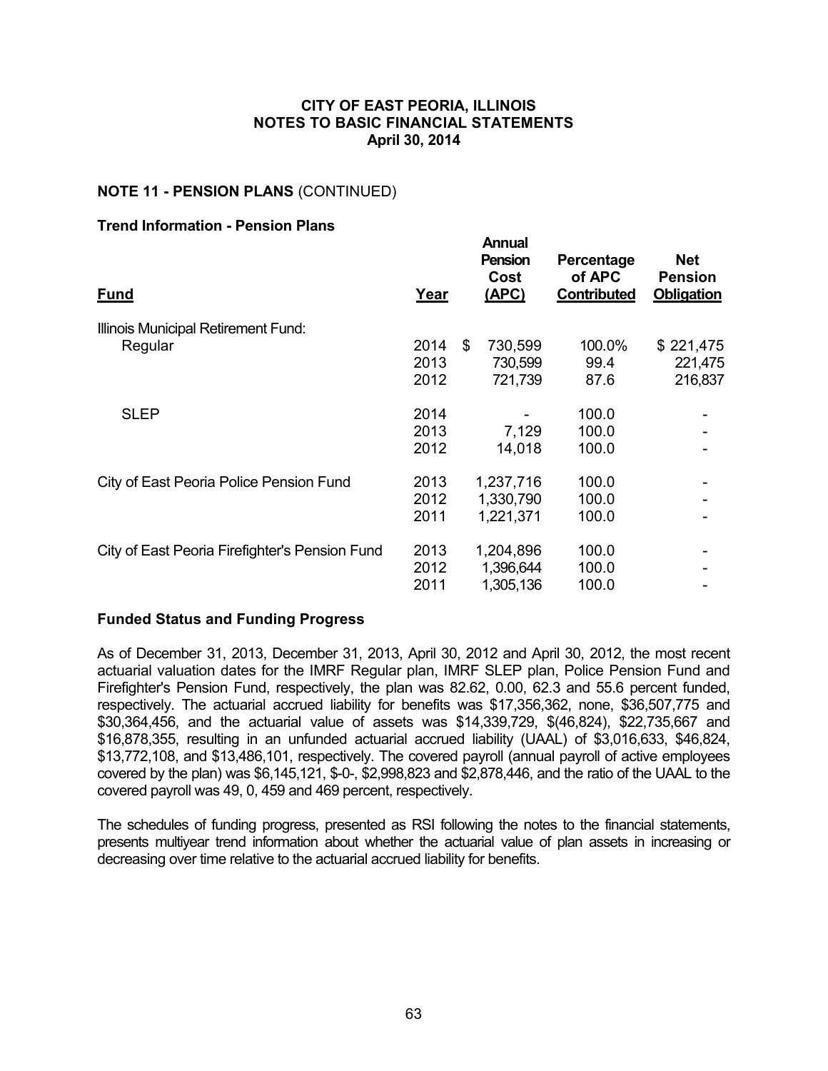**CITY OF EAST PEORIA, ILLINOIS**
**NOTES TO BASIC FINANCIAL STATEMENTS**
**April 30, 2014**

**NOTE 11 - PENSION PLANS** (CONTINUED)

**Trend Information - Pension Plans**

| Fund | Year | Annual Pension Cost (APC) | Percentage of APC Contributed | Net Pension Obligation |
|---|---|---|---|---|
| Illinois Municipal Retirement Fund: | | | | |
| Regular | 2014 | $ 730,599 | 100.0% | $ 221,475 |
| | 2013 | 730,599 | 99.4 | 221,475 |
| | 2012 | 721,739 | 87.6 | 216,837 |
| SLEP | 2014 | - | 100.0 | - |
| | 2013 | 7,129 | 100.0 | - |
| | 2012 | 14,018 | 100.0 | - |
| City of East Peoria Police Pension Fund | 2013 | 1,237,716 | 100.0 | - |
| | 2012 | 1,330,790 | 100.0 | - |
| | 2011 | 1,221,371 | 100.0 | - |
| City of East Peoria Firefighter's Pension Fund | 2013 | 1,204,896 | 100.0 | - |
| | 2012 | 1,396,644 | 100.0 | - |
| | 2011 | 1,305,136 | 100.0 | - |

**Funded Status and Funding Progress**

As of December 31, 2013, December 31, 2013, April 30, 2012 and April 30, 2012, the most recent actuarial valuation dates for the IMRF Regular plan, IMRF SLEP plan, Police Pension Fund and Firefighter's Pension Fund, respectively, the plan was 82.62, 0.00, 62.3 and 55.6 percent funded, respectively. The actuarial accrued liability for benefits was $17,356,362, none, $36,507,775 and $30,364,456, and the actuarial value of assets was $14,339,729, $(46,824), $22,735,667 and $16,878,355, resulting in an unfunded actuarial accrued liability (UAAL) of $3,016,633, $46,824, $13,772,108, and $13,486,101, respectively. The covered payroll (annual payroll of active employees covered by the plan) was $6,145,121, $-0-, $2,998,823 and $2,878,446, and the ratio of the UAAL to the covered payroll was 49, 0, 459 and 469 percent, respectively.

The schedules of funding progress, presented as RSI following the notes to the financial statements, presents multiyear trend information about whether the actuarial value of plan assets in increasing or decreasing over time relative to the actuarial accrued liability for benefits.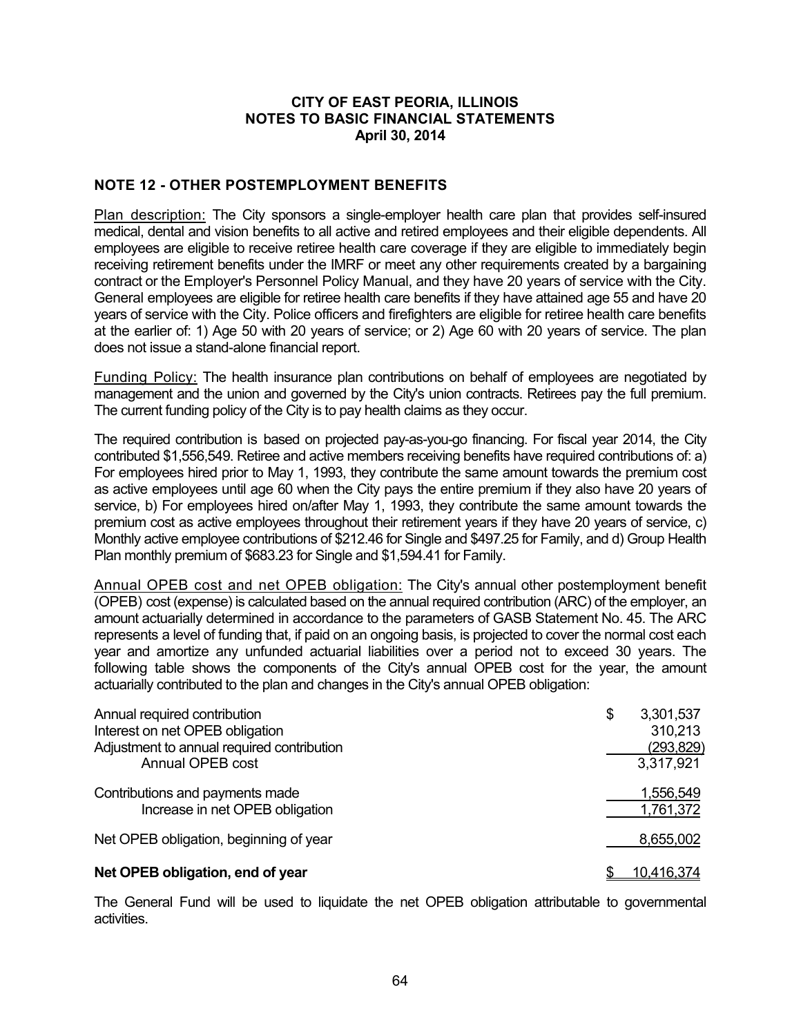**CITY OF EAST PEORIA, ILLINOIS**
**NOTES TO BASIC FINANCIAL STATEMENTS**
**April 30, 2014**

## NOTE 12 - OTHER POSTEMPLOYMENT BENEFITS

Plan description: The City sponsors a single-employer health care plan that provides self-insured medical, dental and vision benefits to all active and retired employees and their eligible dependents. All employees are eligible to receive retiree health care coverage if they are eligible to immediately begin receiving retirement benefits under the IMRF or meet any other requirements created by a bargaining contract or the Employer's Personnel Policy Manual, and they have 20 years of service with the City. General employees are eligible for retiree health care benefits if they have attained age 55 and have 20 years of service with the City. Police officers and firefighters are eligible for retiree health care benefits at the earlier of: 1) Age 50 with 20 years of service; or 2) Age 60 with 20 years of service. The plan does not issue a stand-alone financial report.

Funding Policy: The health insurance plan contributions on behalf of employees are negotiated by management and the union and governed by the City's union contracts. Retirees pay the full premium. The current funding policy of the City is to pay health claims as they occur.

The required contribution is based on projected pay-as-you-go financing. For fiscal year 2014, the City contributed $1,556,549. Retiree and active members receiving benefits have required contributions of: a) For employees hired prior to May 1, 1993, they contribute the same amount towards the premium cost as active employees until age 60 when the City pays the entire premium if they also have 20 years of service, b) For employees hired on/after May 1, 1993, they contribute the same amount towards the premium cost as active employees throughout their retirement years if they have 20 years of service, c) Monthly active employee contributions of $212.46 for Single and $497.25 for Family, and d) Group Health Plan monthly premium of $683.23 for Single and $1,594.41 for Family.

Annual OPEB cost and net OPEB obligation: The City's annual other postemployment benefit (OPEB) cost (expense) is calculated based on the annual required contribution (ARC) of the employer, an amount actuarially determined in accordance to the parameters of GASB Statement No. 45. The ARC represents a level of funding that, if paid on an ongoing basis, is projected to cover the normal cost each year and amortize any unfunded actuarial liabilities over a period not to exceed 30 years. The following table shows the components of the City's annual OPEB cost for the year, the amount actuarially contributed to the plan and changes in the City's annual OPEB obligation:

| | |
|---|---|
| Annual required contribution | $ 3,301,537 |
| Interest on net OPEB obligation | 310,213 |
| Adjustment to annual required contribution | (293,829) |
| Annual OPEB cost | 3,317,921 |
| Contributions and payments made | 1,556,549 |
| Increase in net OPEB obligation | 1,761,372 |
| Net OPEB obligation, beginning of year | 8,655,002 |
| **Net OPEB obligation, end of year** | $ 10,416,374 |

The General Fund will be used to liquidate the net OPEB obligation attributable to governmental activities.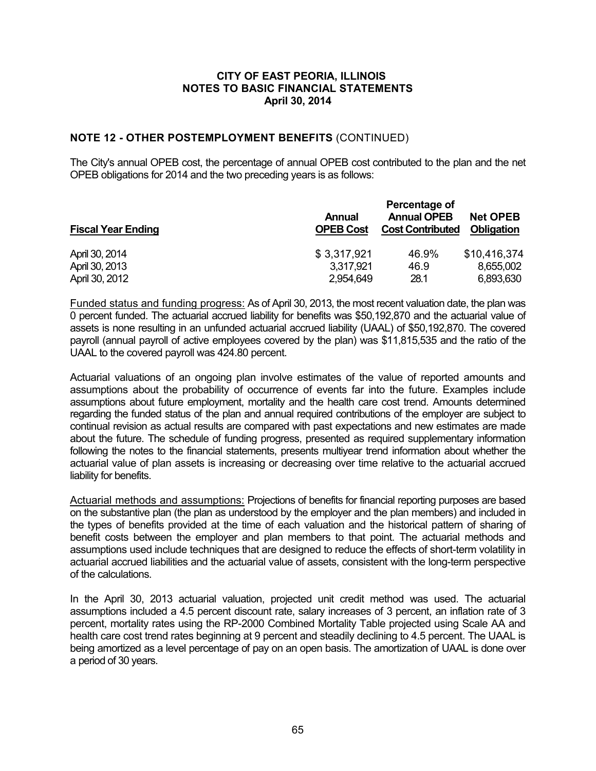## CITY OF EAST PEORIA, ILLINOIS
## NOTES TO BASIC FINANCIAL STATEMENTS
## April 30, 2014

### NOTE 12 - OTHER POSTEMPLOYMENT BENEFITS (CONTINUED)

The City's annual OPEB cost, the percentage of annual OPEB cost contributed to the plan and the net OPEB obligations for 2014 and the two preceding years is as follows:

| Fiscal Year Ending | Annual OPEB Cost | Percentage of Annual OPEB Cost Contributed | Net OPEB Obligation |
|---|---|---|---|
| April 30, 2014 | $ 3,317,921 | 46.9% | $10,416,374 |
| April 30, 2013 | 3,317,921 | 46.9 | 8,655,002 |
| April 30, 2012 | 2,954,649 | 28.1 | 6,893,630 |

Funded status and funding progress: As of April 30, 2013, the most recent valuation date, the plan was 0 percent funded. The actuarial accrued liability for benefits was $50,192,870 and the actuarial value of assets is none resulting in an unfunded actuarial accrued liability (UAAL) of $50,192,870. The covered payroll (annual payroll of active employees covered by the plan) was $11,815,535 and the ratio of the UAAL to the covered payroll was 424.80 percent.

Actuarial valuations of an ongoing plan involve estimates of the value of reported amounts and assumptions about the probability of occurrence of events far into the future. Examples include assumptions about future employment, mortality and the health care cost trend. Amounts determined regarding the funded status of the plan and annual required contributions of the employer are subject to continual revision as actual results are compared with past expectations and new estimates are made about the future. The schedule of funding progress, presented as required supplementary information following the notes to the financial statements, presents multiyear trend information about whether the actuarial value of plan assets is increasing or decreasing over time relative to the actuarial accrued liability for benefits.

Actuarial methods and assumptions: Projections of benefits for financial reporting purposes are based on the substantive plan (the plan as understood by the employer and the plan members) and included in the types of benefits provided at the time of each valuation and the historical pattern of sharing of benefit costs between the employer and plan members to that point. The actuarial methods and assumptions used include techniques that are designed to reduce the effects of short-term volatility in actuarial accrued liabilities and the actuarial value of assets, consistent with the long-term perspective of the calculations.

In the April 30, 2013 actuarial valuation, projected unit credit method was used. The actuarial assumptions included a 4.5 percent discount rate, salary increases of 3 percent, an inflation rate of 3 percent, mortality rates using the RP-2000 Combined Mortality Table projected using Scale AA and health care cost trend rates beginning at 9 percent and steadily declining to 4.5 percent. The UAAL is being amortized as a level percentage of pay on an open basis. The amortization of UAAL is done over a period of 30 years.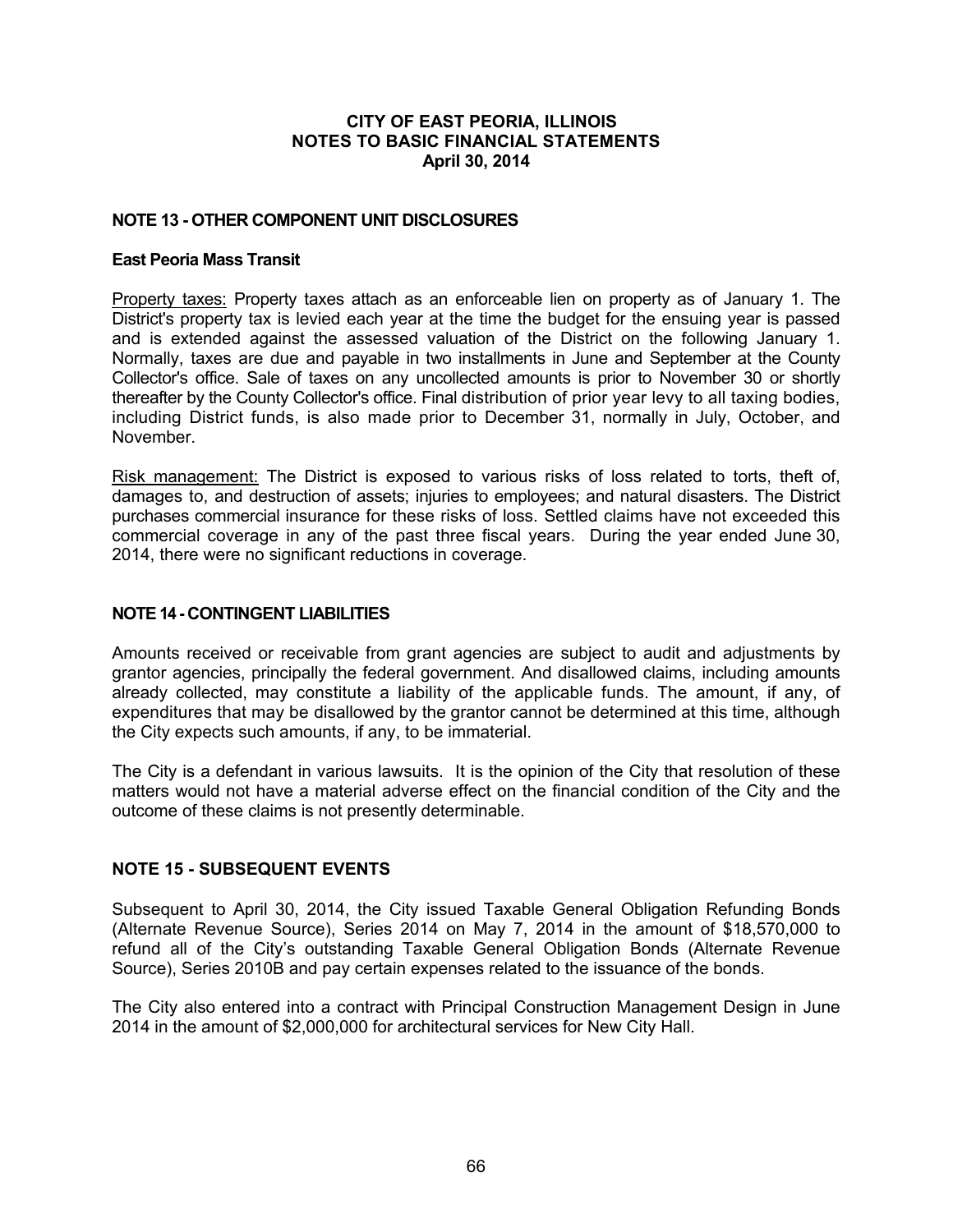## NOTE 13 - OTHER COMPONENT UNIT DISCLOSURES

### East Peoria Mass Transit

Property taxes: Property taxes attach as an enforceable lien on property as of January 1. The District's property tax is levied each year at the time the budget for the ensuing year is passed and is extended against the assessed valuation of the District on the following January 1. Normally, taxes are due and payable in two installments in June and September at the County Collector's office. Sale of taxes on any uncollected amounts is prior to November 30 or shortly thereafter by the County Collector's office. Final distribution of prior year levy to all taxing bodies, including District funds, is also made prior to December 31, normally in July, October, and November.

Risk management: The District is exposed to various risks of loss related to torts, theft of, damages to, and destruction of assets; injuries to employees; and natural disasters. The District purchases commercial insurance for these risks of loss. Settled claims have not exceeded this commercial coverage in any of the past three fiscal years. During the year ended June 30, 2014, there were no significant reductions in coverage.

## NOTE 14 - CONTINGENT LIABILITIES

Amounts received or receivable from grant agencies are subject to audit and adjustments by grantor agencies, principally the federal government. And disallowed claims, including amounts already collected, may constitute a liability of the applicable funds. The amount, if any, of expenditures that may be disallowed by the grantor cannot be determined at this time, although the City expects such amounts, if any, to be immaterial.

The City is a defendant in various lawsuits. It is the opinion of the City that resolution of these matters would not have a material adverse effect on the financial condition of the City and the outcome of these claims is not presently determinable.

## NOTE 15 - SUBSEQUENT EVENTS

Subsequent to April 30, 2014, the City issued Taxable General Obligation Refunding Bonds (Alternate Revenue Source), Series 2014 on May 7, 2014 in the amount of $18,570,000 to refund all of the City's outstanding Taxable General Obligation Bonds (Alternate Revenue Source), Series 2010B and pay certain expenses related to the issuance of the bonds.

The City also entered into a contract with Principal Construction Management Design in June 2014 in the amount of $2,000,000 for architectural services for New City Hall.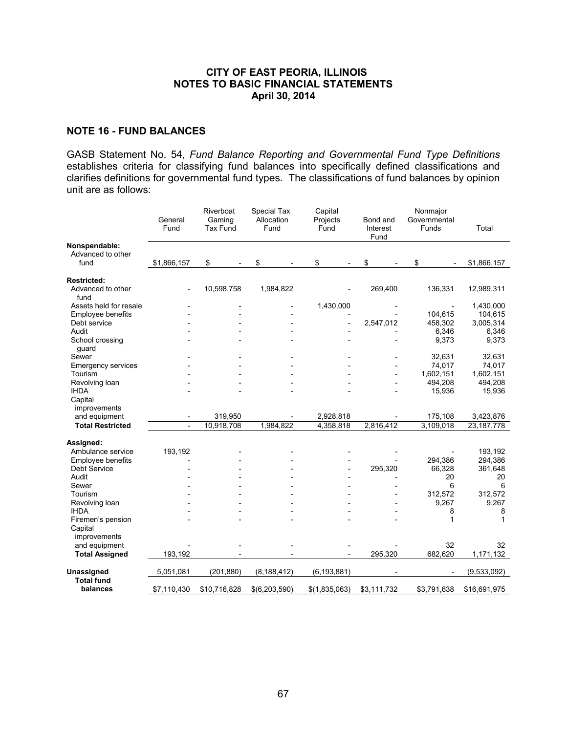CITY OF EAST PEORIA, ILLINOIS
NOTES TO BASIC FINANCIAL STATEMENTS
April 30, 2014

## NOTE 16 - FUND BALANCES

GASB Statement No. 54, *Fund Balance Reporting and Governmental Fund Type Definitions* establishes criteria for classifying fund balances into specifically defined classifications and clarifies definitions for governmental fund types. The classifications of fund balances by opinion unit are as follows:

| | General Fund | Riverboat Gaming Tax Fund | Special Tax Allocation Fund | Capital Projects Fund | Bond and Interest Fund | Nonmajor Governmental Funds | Total |
|---|---|---|---|---|---|---|---|
| **Nonspendable:** | | | | | | | |
| Advanced to other fund | $1,866,157 | $ - | $ - | $ - | $ - | $ - | $1,866,157 |
| **Restricted:** | | | | | | | |
| Advanced to other fund | - | 10,598,758 | 1,984,822 | - | 269,400 | 136,331 | 12,989,311 |
| Assets held for resale | - | - | - | 1,430,000 | - | - | 1,430,000 |
| Employee benefits | - | - | - | - | - | 104,615 | 104,615 |
| Debt service | - | - | - | - | 2,547,012 | 458,302 | 3,005,314 |
| Audit | - | - | - | - | - | 6,346 | 6,346 |
| School crossing guard | - | - | - | - | - | 9,373 | 9,373 |
| Sewer | - | - | - | - | - | 32,631 | 32,631 |
| Emergency services | - | - | - | - | - | 74,017 | 74,017 |
| Tourism | - | - | - | - | - | 1,602,151 | 1,602,151 |
| Revolving loan | - | - | - | - | - | 494,208 | 494,208 |
| IHDA | - | - | - | - | - | 15,936 | 15,936 |
| Capital improvements and equipment | - | 319,950 | - | 2,928,818 | - | 175,108 | 3,423,876 |
| **Total Restricted** | - | 10,918,708 | 1,984,822 | 4,358,818 | 2,816,412 | 3,109,018 | 23,187,778 |
| **Assigned:** | | | | | | | |
| Ambulance service | 193,192 | - | - | - | - | - | 193,192 |
| Employee benefits | - | - | - | - | - | 294,386 | 294,386 |
| Debt Service | - | - | - | - | 295,320 | 66,328 | 361,648 |
| Audit | - | - | - | - | - | 20 | 20 |
| Sewer | - | - | - | - | - | 6 | 6 |
| Tourism | - | - | - | - | - | 312,572 | 312,572 |
| Revolving loan | - | - | - | - | - | 9,267 | 9,267 |
| IHDA | - | - | - | - | - | 8 | 8 |
| Firemen's pension | - | - | - | - | - | 1 | 1 |
| Capital improvements and equipment | - | - | - | - | - | 32 | 32 |
| **Total Assigned** | 193,192 | - | - | - | 295,320 | 682,620 | 1,171,132 |
| **Unassigned** | 5,051,081 | (201,880) | (8,188,412) | (6,193,881) | - | - | (9,533,092) |
| **Total fund balances** | $7,110,430 | $10,716,828 | $(6,203,590) | $(1,835,063) | $3,111,732 | $3,791,638 | $16,691,975 |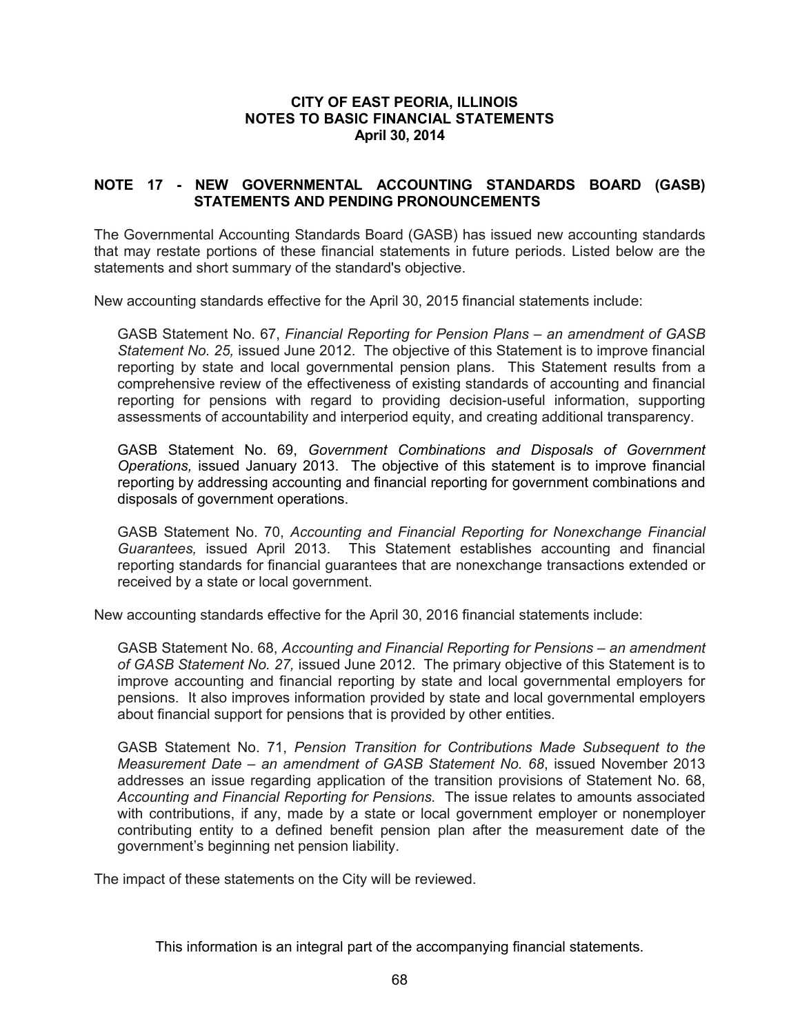## NOTE 17 - NEW GOVERNMENTAL ACCOUNTING STANDARDS BOARD (GASB) STATEMENTS AND PENDING PRONOUNCEMENTS

The Governmental Accounting Standards Board (GASB) has issued new accounting standards that may restate portions of these financial statements in future periods. Listed below are the statements and short summary of the standard's objective.

New accounting standards effective for the April 30, 2015 financial statements include:

GASB Statement No. 67, *Financial Reporting for Pension Plans – an amendment of GASB Statement No. 25,* issued June 2012. The objective of this Statement is to improve financial reporting by state and local governmental pension plans. This Statement results from a comprehensive review of the effectiveness of existing standards of accounting and financial reporting for pensions with regard to providing decision-useful information, supporting assessments of accountability and interperiod equity, and creating additional transparency.

GASB Statement No. 69, *Government Combinations and Disposals of Government Operations,* issued January 2013. The objective of this statement is to improve financial reporting by addressing accounting and financial reporting for government combinations and disposals of government operations.

GASB Statement No. 70, *Accounting and Financial Reporting for Nonexchange Financial Guarantees,* issued April 2013. This Statement establishes accounting and financial reporting standards for financial guarantees that are nonexchange transactions extended or received by a state or local government.

New accounting standards effective for the April 30, 2016 financial statements include:

GASB Statement No. 68, *Accounting and Financial Reporting for Pensions – an amendment of GASB Statement No. 27,* issued June 2012. The primary objective of this Statement is to improve accounting and financial reporting by state and local governmental employers for pensions. It also improves information provided by state and local governmental employers about financial support for pensions that is provided by other entities.

GASB Statement No. 71, *Pension Transition for Contributions Made Subsequent to the Measurement Date – an amendment of GASB Statement No. 68*, issued November 2013 addresses an issue regarding application of the transition provisions of Statement No. 68, *Accounting and Financial Reporting for Pensions.* The issue relates to amounts associated with contributions, if any, made by a state or local government employer or nonemployer contributing entity to a defined benefit pension plan after the measurement date of the government's beginning net pension liability.

The impact of these statements on the City will be reviewed.

This information is an integral part of the accompanying financial statements.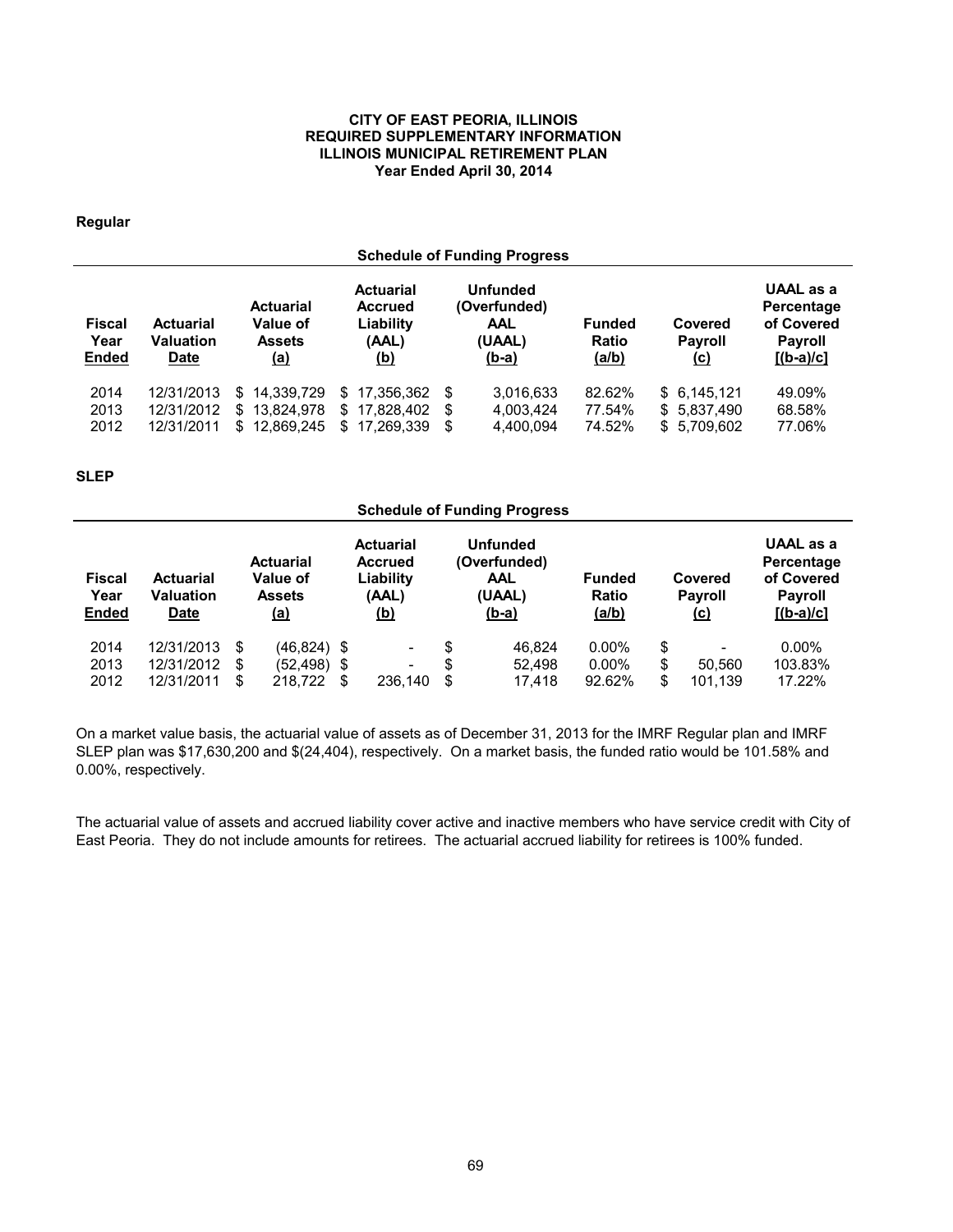# CITY OF EAST PEORIA, ILLINOIS
## REQUIRED SUPPLEMENTARY INFORMATION
## ILLINOIS MUNICIPAL RETIREMENT PLAN
### Year Ended April 30, 2014

**Regular**

**Schedule of Funding Progress**

| Fiscal Year Ended | Actuarial Valuation Date | Actuarial Value of Assets (a) | Actuarial Accrued Liability (AAL) (b) | Unfunded (Overfunded) AAL (UAAL) (b-a) | Funded Ratio (a/b) | Covered Payroll (c) | UAAL as a Percentage of Covered Payroll [(b-a)/c] |
|---|---|---|---|---|---|---|---|
| 2014 | 12/31/2013 | $ 14,339,729 | $ 17,356,362 | $ 3,016,633 | 82.62% | $ 6,145,121 | 49.09% |
| 2013 | 12/31/2012 | $ 13,824,978 | $ 17,828,402 | $ 4,003,424 | 77.54% | $ 5,837,490 | 68.58% |
| 2012 | 12/31/2011 | $ 12,869,245 | $ 17,269,339 | $ 4,400,094 | 74.52% | $ 5,709,602 | 77.06% |

**SLEP**

**Schedule of Funding Progress**

| Fiscal Year Ended | Actuarial Valuation Date | Actuarial Value of Assets (a) | Actuarial Accrued Liability (AAL) (b) | Unfunded (Overfunded) AAL (UAAL) (b-a) | Funded Ratio (a/b) | Covered Payroll (c) | UAAL as a Percentage of Covered Payroll [(b-a)/c] |
|---|---|---|---|---|---|---|---|
| 2014 | 12/31/2013 | $ (46,824) | $ - | $ 46,824 | 0.00% | $ - | 0.00% |
| 2013 | 12/31/2012 | $ (52,498) | $ - | $ 52,498 | 0.00% | $ 50,560 | 103.83% |
| 2012 | 12/31/2011 | $ 218,722 | $ 236,140 | $ 17,418 | 92.62% | $ 101,139 | 17.22% |

On a market value basis, the actuarial value of assets as of December 31, 2013 for the IMRF Regular plan and IMRF SLEP plan was $17,630,200 and $(24,404), respectively. On a market basis, the funded ratio would be 101.58% and 0.00%, respectively.

The actuarial value of assets and accrued liability cover active and inactive members who have service credit with City of East Peoria. They do not include amounts for retirees. The actuarial accrued liability for retirees is 100% funded.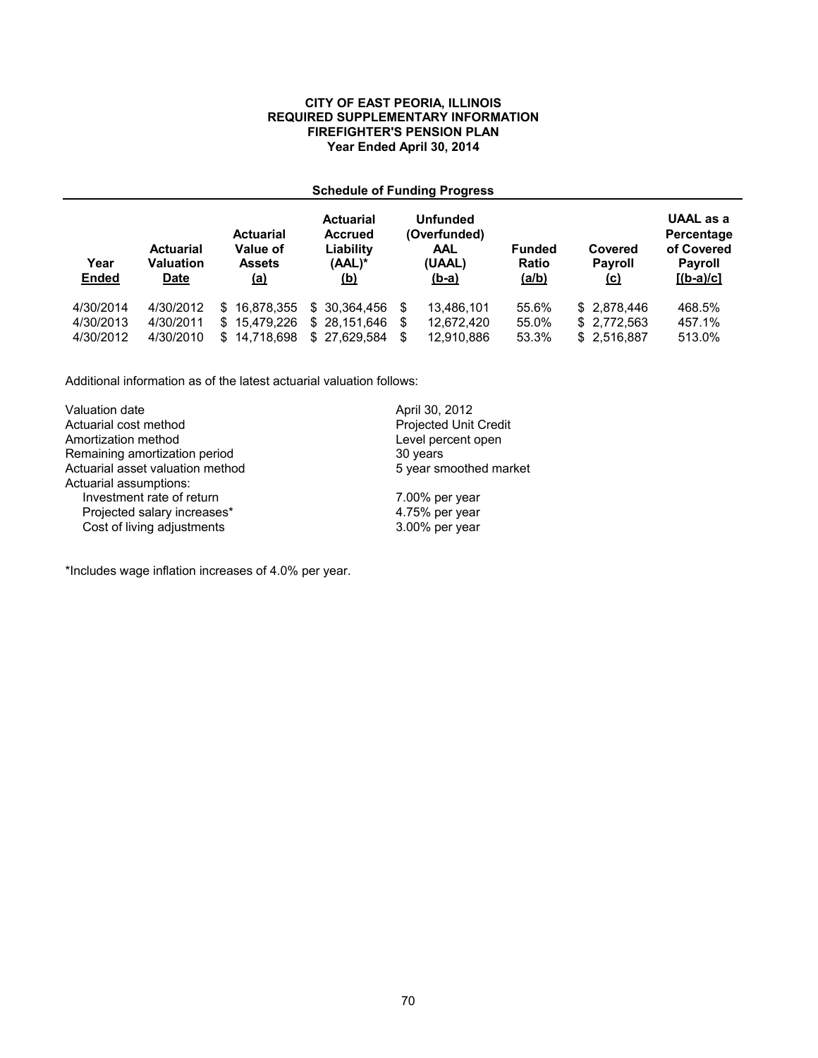**CITY OF EAST PEORIA, ILLINOIS**
**REQUIRED SUPPLEMENTARY INFORMATION**
**FIREFIGHTER'S PENSION PLAN**
**Year Ended April 30, 2014**

**Schedule of Funding Progress**

| Year Ended | Actuarial Valuation Date | Actuarial Value of Assets (a) | Actuarial Accrued Liability (AAL)* (b) | Unfunded (Overfunded) AAL (UAAL) (b-a) | Funded Ratio (a/b) | Covered Payroll (c) | UAAL as a Percentage of Covered Payroll [(b-a)/c] |
|---|---|---|---|---|---|---|---|
| 4/30/2014 | 4/30/2012 | $ 16,878,355 | $ 30,364,456 | $ 13,486,101 | 55.6% | $ 2,878,446 | 468.5% |
| 4/30/2013 | 4/30/2011 | $ 15,479,226 | $ 28,151,646 | $ 12,672,420 | 55.0% | $ 2,772,563 | 457.1% |
| 4/30/2012 | 4/30/2010 | $ 14,718,698 | $ 27,629,584 | $ 12,910,886 | 53.3% | $ 2,516,887 | 513.0% |

Additional information as of the latest actuarial valuation follows:

| | |
|---|---|
| Valuation date | April 30, 2012 |
| Actuarial cost method | Projected Unit Credit |
| Amortization method | Level percent open |
| Remaining amortization period | 30 years |
| Actuarial asset valuation method | 5 year smoothed market |
| Actuarial assumptions: | |
| Investment rate of return | 7.00% per year |
| Projected salary increases* | 4.75% per year |
| Cost of living adjustments | 3.00% per year |

*Includes wage inflation increases of 4.0% per year.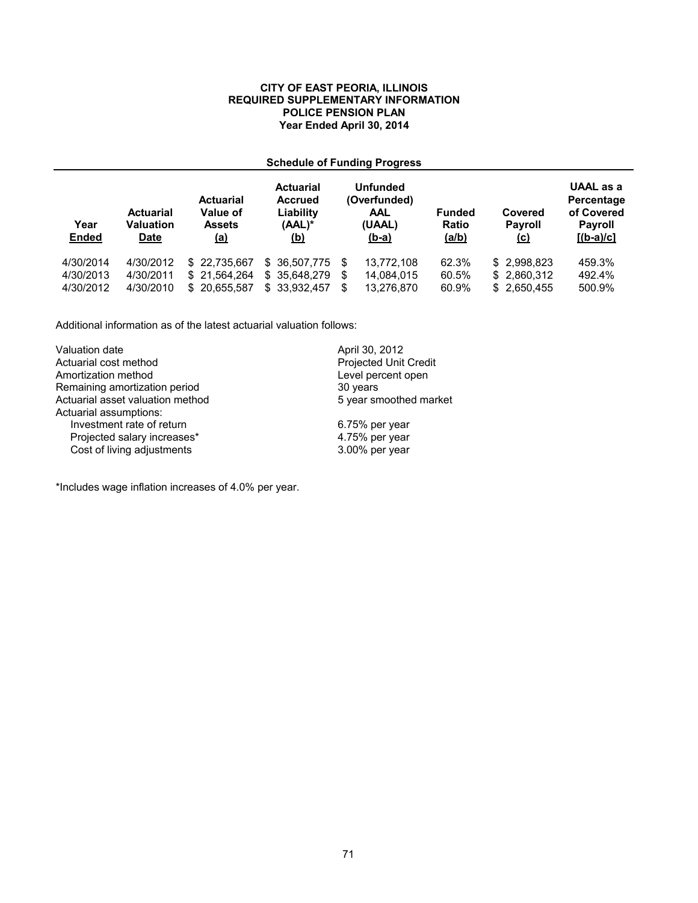**CITY OF EAST PEORIA, ILLINOIS**
**REQUIRED SUPPLEMENTARY INFORMATION**
**POLICE PENSION PLAN**
**Year Ended April 30, 2014**

**Schedule of Funding Progress**

| Year Ended | Actuarial Valuation Date | Actuarial Value of Assets (a) | Actuarial Accrued Liability (AAL)* (b) | Unfunded (Overfunded) AAL (UAAL) (b-a) | Funded Ratio (a/b) | Covered Payroll (c) | UAAL as a Percentage of Covered Payroll [(b-a)/c] |
|---|---|---|---|---|---|---|---|
| 4/30/2014 | 4/30/2012 | $ 22,735,667 | $ 36,507,775 | $ 13,772,108 | 62.3% | $ 2,998,823 | 459.3% |
| 4/30/2013 | 4/30/2011 | $ 21,564,264 | $ 35,648,279 | $ 14,084,015 | 60.5% | $ 2,860,312 | 492.4% |
| 4/30/2012 | 4/30/2010 | $ 20,655,587 | $ 33,932,457 | $ 13,276,870 | 60.9% | $ 2,650,455 | 500.9% |

Additional information as of the latest actuarial valuation follows:

| | |
|---|---|
| Valuation date | April 30, 2012 |
| Actuarial cost method | Projected Unit Credit |
| Amortization method | Level percent open |
| Remaining amortization period | 30 years |
| Actuarial asset valuation method | 5 year smoothed market |
| Actuarial assumptions: | |
| Investment rate of return | 6.75% per year |
| Projected salary increases* | 4.75% per year |
| Cost of living adjustments | 3.00% per year |

*Includes wage inflation increases of 4.0% per year.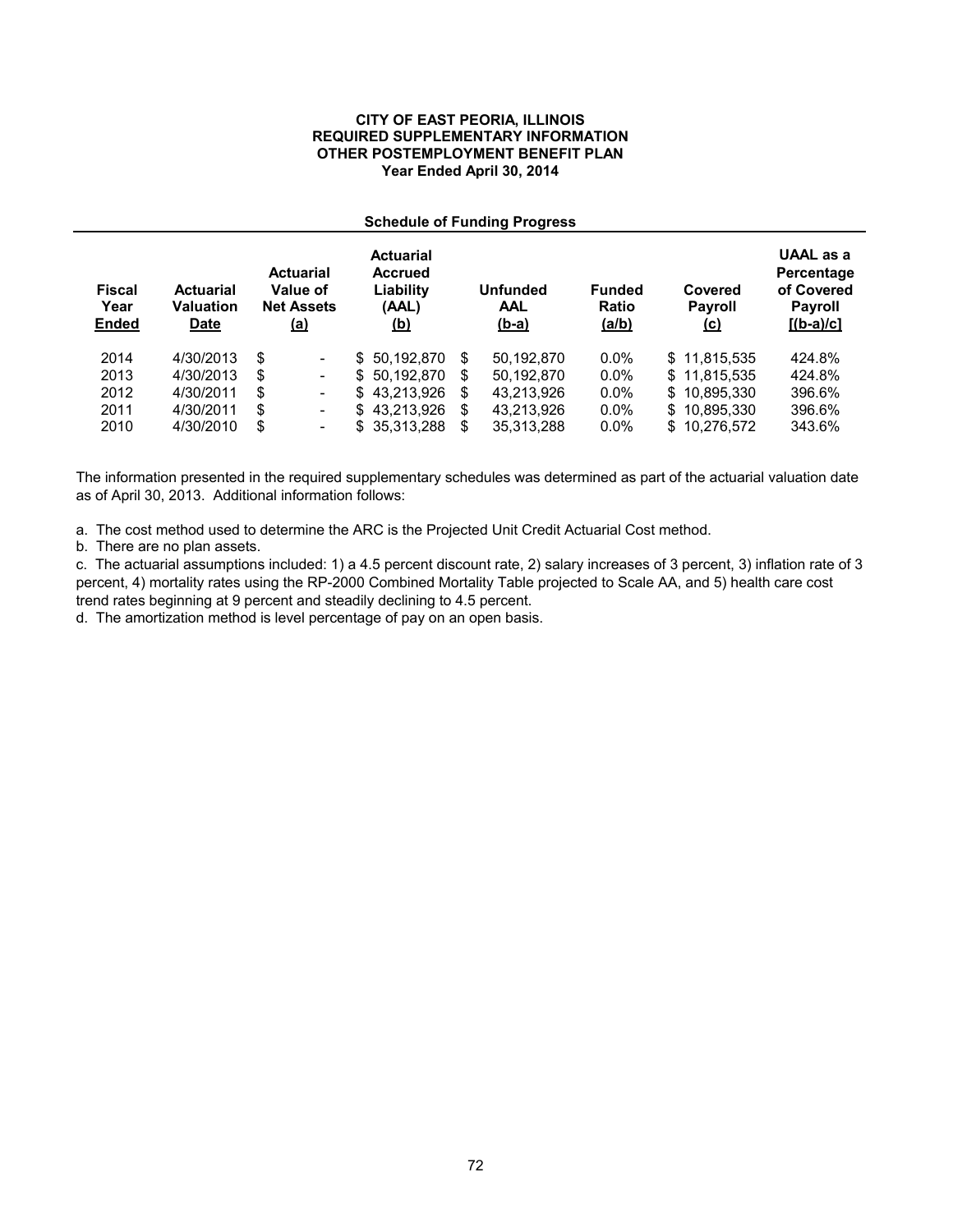**CITY OF EAST PEORIA, ILLINOIS**
**REQUIRED SUPPLEMENTARY INFORMATION**
**OTHER POSTEMPLOYMENT BENEFIT PLAN**
**Year Ended April 30, 2014**

**Schedule of Funding Progress**

| Fiscal Year Ended | Actuarial Valuation Date | Actuarial Value of Net Assets (a) | Actuarial Accrued Liability (AAL) (b) | Unfunded AAL (b-a) | Funded Ratio (a/b) | Covered Payroll (c) | UAAL as a Percentage of Covered Payroll [(b-a)/c] |
|---|---|---|---|---|---|---|---|
| 2014 | 4/30/2013 | $ - | $ 50,192,870 | $ 50,192,870 | 0.0% | $ 11,815,535 | 424.8% |
| 2013 | 4/30/2013 | $ - | $ 50,192,870 | $ 50,192,870 | 0.0% | $ 11,815,535 | 424.8% |
| 2012 | 4/30/2011 | $ - | $ 43,213,926 | $ 43,213,926 | 0.0% | $ 10,895,330 | 396.6% |
| 2011 | 4/30/2011 | $ - | $ 43,213,926 | $ 43,213,926 | 0.0% | $ 10,895,330 | 396.6% |
| 2010 | 4/30/2010 | $ - | $ 35,313,288 | $ 35,313,288 | 0.0% | $ 10,276,572 | 343.6% |

The information presented in the required supplementary schedules was determined as part of the actuarial valuation date as of April 30, 2013. Additional information follows:

a. The cost method used to determine the ARC is the Projected Unit Credit Actuarial Cost method.
b. There are no plan assets.
c. The actuarial assumptions included: 1) a 4.5 percent discount rate, 2) salary increases of 3 percent, 3) inflation rate of 3 percent, 4) mortality rates using the RP-2000 Combined Mortality Table projected to Scale AA, and 5) health care cost trend rates beginning at 9 percent and steadily declining to 4.5 percent.
d. The amortization method is level percentage of pay on an open basis.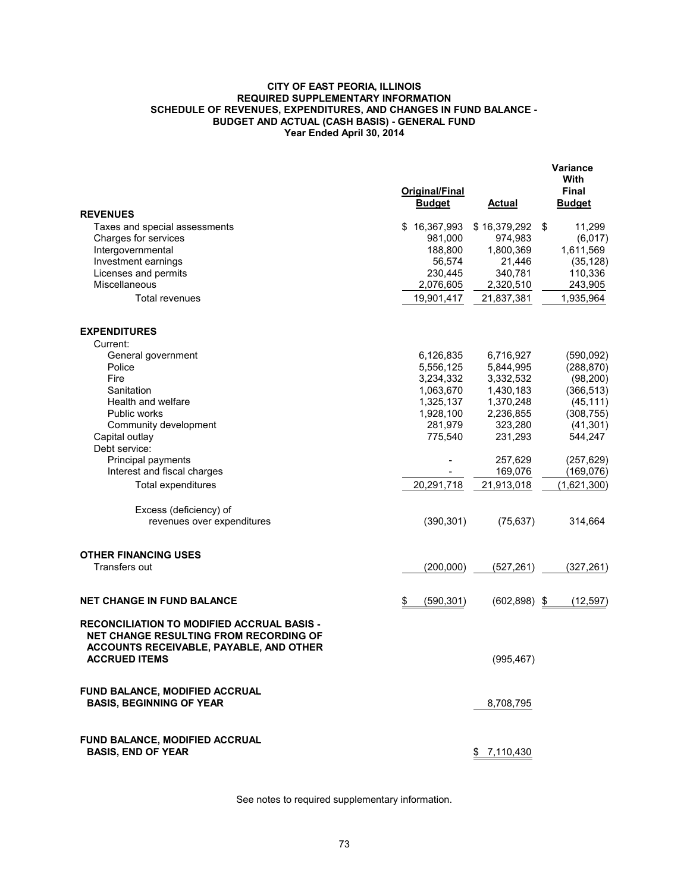# CITY OF EAST PEORIA, ILLINOIS
## REQUIRED SUPPLEMENTARY INFORMATION
## SCHEDULE OF REVENUES, EXPENDITURES, AND CHANGES IN FUND BALANCE - BUDGET AND ACTUAL (CASH BASIS) - GENERAL FUND
### Year Ended April 30, 2014

| | Original/Final Budget | Actual | Variance With Final Budget |
|---|---|---|---|
| **REVENUES** | | | |
| Taxes and special assessments | $ 16,367,993 | $ 16,379,292 | $ 11,299 |
| Charges for services | 981,000 | 974,983 | (6,017) |
| Intergovernmental | 188,800 | 1,800,369 | 1,611,569 |
| Investment earnings | 56,574 | 21,446 | (35,128) |
| Licenses and permits | 230,445 | 340,781 | 110,336 |
| Miscellaneous | 2,076,605 | 2,320,510 | 243,905 |
| Total revenues | 19,901,417 | 21,837,381 | 1,935,964 |
| **EXPENDITURES** | | | |
| Current: | | | |
| General government | 6,126,835 | 6,716,927 | (590,092) |
| Police | 5,556,125 | 5,844,995 | (288,870) |
| Fire | 3,234,332 | 3,332,532 | (98,200) |
| Sanitation | 1,063,670 | 1,430,183 | (366,513) |
| Health and welfare | 1,325,137 | 1,370,248 | (45,111) |
| Public works | 1,928,100 | 2,236,855 | (308,755) |
| Community development | 281,979 | 323,280 | (41,301) |
| Capital outlay | 775,540 | 231,293 | 544,247 |
| Debt service: | | | |
| Principal payments | - | 257,629 | (257,629) |
| Interest and fiscal charges | - | 169,076 | (169,076) |
| Total expenditures | 20,291,718 | 21,913,018 | (1,621,300) |
| Excess (deficiency) of revenues over expenditures | (390,301) | (75,637) | 314,664 |
| **OTHER FINANCING USES** | | | |
| Transfers out | (200,000) | (527,261) | (327,261) |
| **NET CHANGE IN FUND BALANCE** | $ (590,301) | (602,898) | $ (12,597) |
| **RECONCILIATION TO MODIFIED ACCRUAL BASIS - NET CHANGE RESULTING FROM RECORDING OF ACCOUNTS RECEIVABLE, PAYABLE, AND OTHER ACCRUED ITEMS** | | (995,467) | |
| **FUND BALANCE, MODIFIED ACCRUAL BASIS, BEGINNING OF YEAR** | | 8,708,795 | |
| **FUND BALANCE, MODIFIED ACCRUAL BASIS, END OF YEAR** | | $ 7,110,430 | |

See notes to required supplementary information.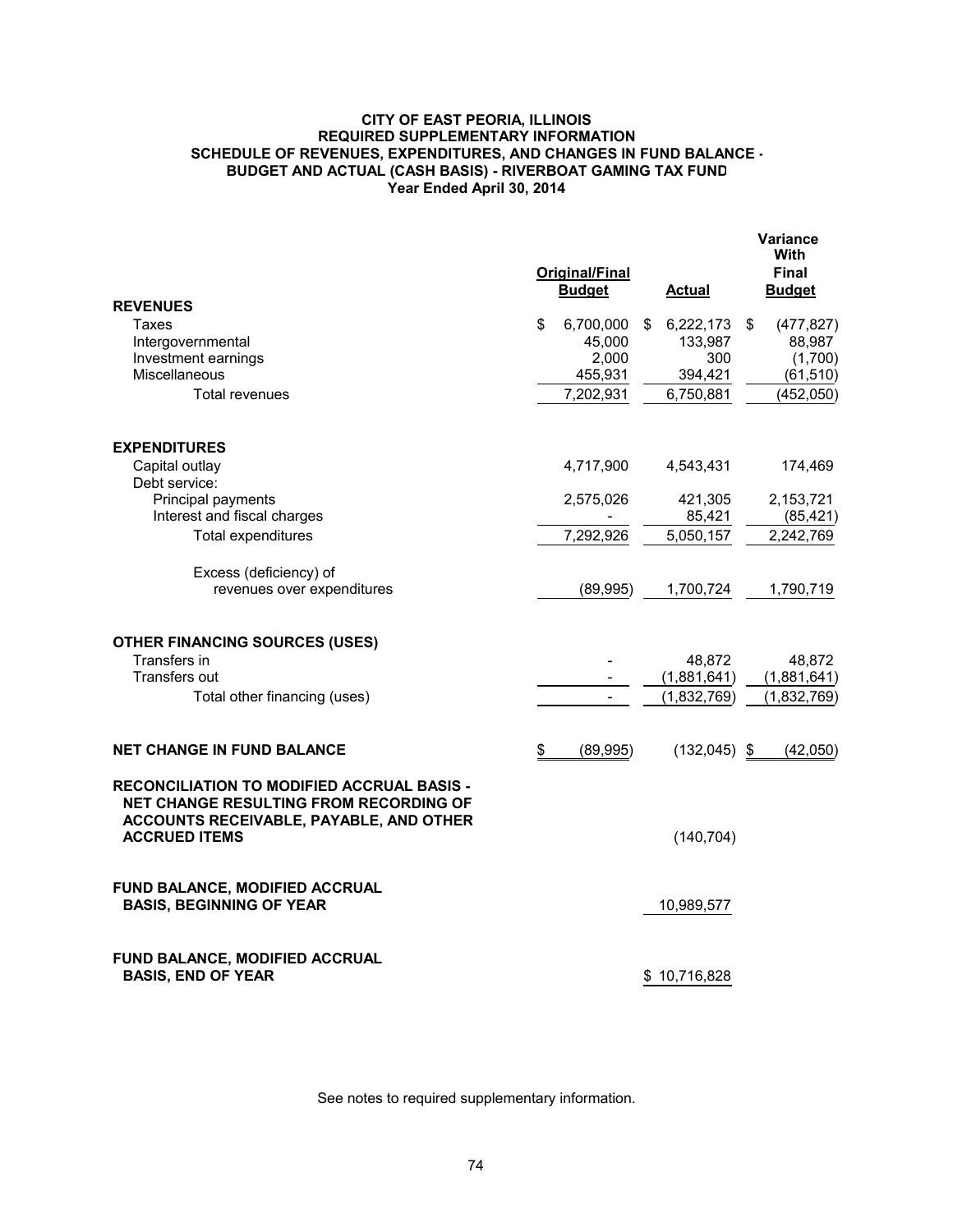# CITY OF EAST PEORIA, ILLINOIS
## REQUIRED SUPPLEMENTARY INFORMATION
## SCHEDULE OF REVENUES, EXPENDITURES, AND CHANGES IN FUND BALANCE - BUDGET AND ACTUAL (CASH BASIS) - RIVERBOAT GAMING TAX FUND
### Year Ended April 30, 2014

| | Original/Final Budget | Actual | Variance With Final Budget |
|---|---|---|---|
| **REVENUES** | | | |
| Taxes | $ 6,700,000 | $ 6,222,173 | $ (477,827) |
| Intergovernmental | 45,000 | 133,987 | 88,987 |
| Investment earnings | 2,000 | 300 | (1,700) |
| Miscellaneous | 455,931 | 394,421 | (61,510) |
| Total revenues | 7,202,931 | 6,750,881 | (452,050) |
| **EXPENDITURES** | | | |
| Capital outlay | 4,717,900 | 4,543,431 | 174,469 |
| Debt service: | | | |
| Principal payments | 2,575,026 | 421,305 | 2,153,721 |
| Interest and fiscal charges | - | 85,421 | (85,421) |
| Total expenditures | 7,292,926 | 5,050,157 | 2,242,769 |
| Excess (deficiency) of revenues over expenditures | (89,995) | 1,700,724 | 1,790,719 |
| **OTHER FINANCING SOURCES (USES)** | | | |
| Transfers in | - | 48,872 | 48,872 |
| Transfers out | - | (1,881,641) | (1,881,641) |
| Total other financing (uses) | - | (1,832,769) | (1,832,769) |
| **NET CHANGE IN FUND BALANCE** | $ (89,995) | (132,045) | $ (42,050) |
| **RECONCILIATION TO MODIFIED ACCRUAL BASIS - NET CHANGE RESULTING FROM RECORDING OF ACCOUNTS RECEIVABLE, PAYABLE, AND OTHER ACCRUED ITEMS** | | (140,704) | |
| **FUND BALANCE, MODIFIED ACCRUAL BASIS, BEGINNING OF YEAR** | | 10,989,577 | |
| **FUND BALANCE, MODIFIED ACCRUAL BASIS, END OF YEAR** | | $ 10,716,828 | |

See notes to required supplementary information.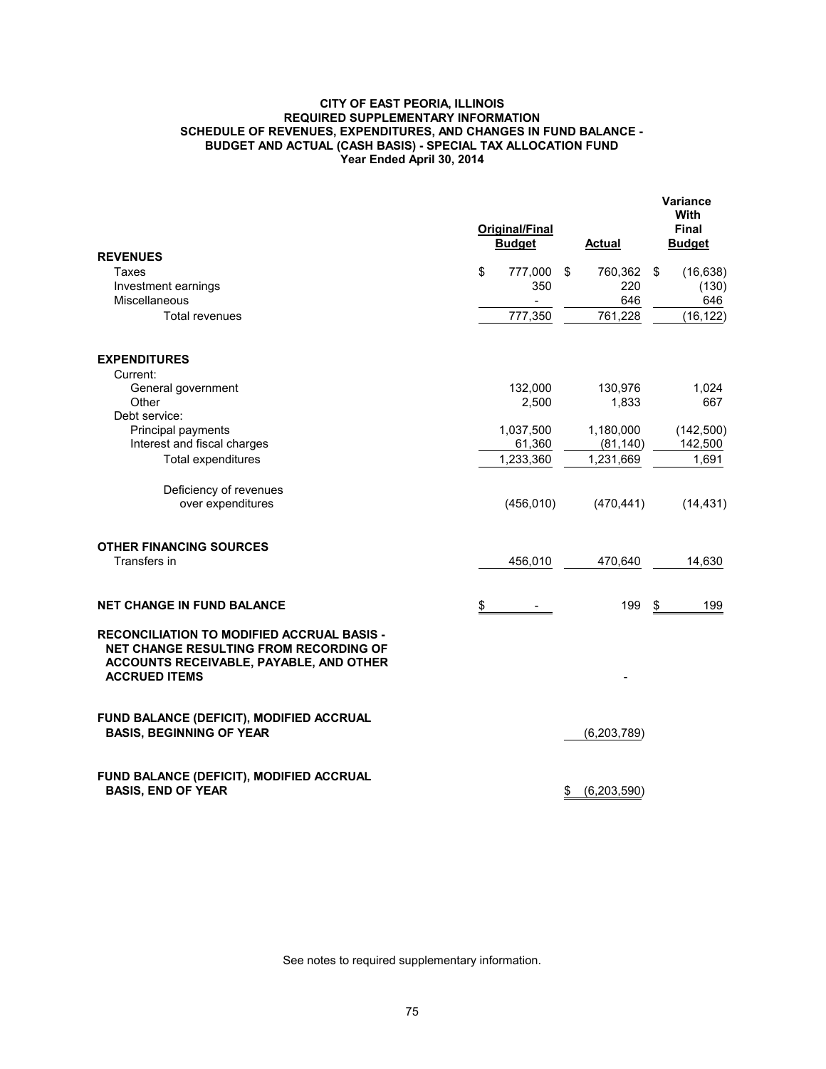**CITY OF EAST PEORIA, ILLINOIS**
**REQUIRED SUPPLEMENTARY INFORMATION**
**SCHEDULE OF REVENUES, EXPENDITURES, AND CHANGES IN FUND BALANCE - BUDGET AND ACTUAL (CASH BASIS) - SPECIAL TAX ALLOCATION FUND**
**Year Ended April 30, 2014**

| | Original/Final Budget | Actual | Variance With Final Budget |
|---|---|---|---|
| **REVENUES** | | | |
| Taxes | $ 777,000 | $ 760,362 | $ (16,638) |
| Investment earnings | 350 | 220 | (130) |
| Miscellaneous | - | 646 | 646 |
| Total revenues | 777,350 | 761,228 | (16,122) |
| **EXPENDITURES** | | | |
| Current: | | | |
| General government | 132,000 | 130,976 | 1,024 |
| Other | 2,500 | 1,833 | 667 |
| Debt service: | | | |
| Principal payments | 1,037,500 | 1,180,000 | (142,500) |
| Interest and fiscal charges | 61,360 | (81,140) | 142,500 |
| Total expenditures | 1,233,360 | 1,231,669 | 1,691 |
| Deficiency of revenues over expenditures | (456,010) | (470,441) | (14,431) |
| **OTHER FINANCING SOURCES** | | | |
| Transfers in | 456,010 | 470,640 | 14,630 |
| **NET CHANGE IN FUND BALANCE** | $ - | 199 | $ 199 |
| **RECONCILIATION TO MODIFIED ACCRUAL BASIS - NET CHANGE RESULTING FROM RECORDING OF ACCOUNTS RECEIVABLE, PAYABLE, AND OTHER ACCRUED ITEMS** | | - | |
| **FUND BALANCE (DEFICIT), MODIFIED ACCRUAL BASIS, BEGINNING OF YEAR** | | (6,203,789) | |
| **FUND BALANCE (DEFICIT), MODIFIED ACCRUAL BASIS, END OF YEAR** | | $ (6,203,590) | |

See notes to required supplementary information.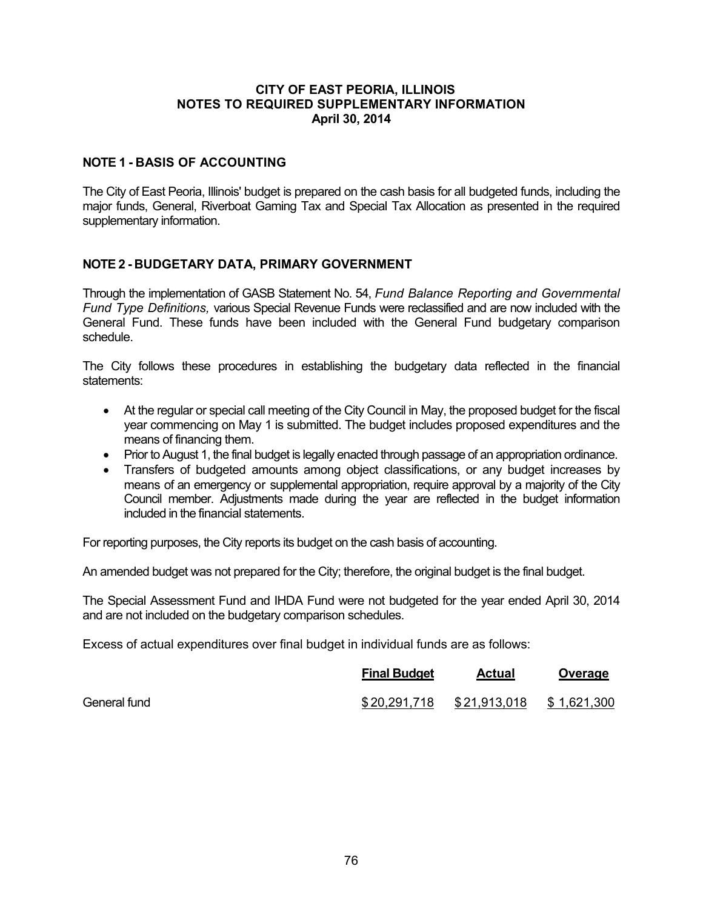# CITY OF EAST PEORIA, ILLINOIS
## NOTES TO REQUIRED SUPPLEMENTARY INFORMATION
### April 30, 2014

## NOTE 1 - BASIS OF ACCOUNTING

The City of East Peoria, Illinois' budget is prepared on the cash basis for all budgeted funds, including the major funds, General, Riverboat Gaming Tax and Special Tax Allocation as presented in the required supplementary information.

## NOTE 2 - BUDGETARY DATA, PRIMARY GOVERNMENT

Through the implementation of GASB Statement No. 54, *Fund Balance Reporting and Governmental Fund Type Definitions,* various Special Revenue Funds were reclassified and are now included with the General Fund. These funds have been included with the General Fund budgetary comparison schedule.

The City follows these procedures in establishing the budgetary data reflected in the financial statements:

- At the regular or special call meeting of the City Council in May, the proposed budget for the fiscal year commencing on May 1 is submitted. The budget includes proposed expenditures and the means of financing them.
- Prior to August 1, the final budget is legally enacted through passage of an appropriation ordinance.
- Transfers of budgeted amounts among object classifications, or any budget increases by means of an emergency or supplemental appropriation, require approval by a majority of the City Council member. Adjustments made during the year are reflected in the budget information included in the financial statements.

For reporting purposes, the City reports its budget on the cash basis of accounting.

An amended budget was not prepared for the City; therefore, the original budget is the final budget.

The Special Assessment Fund and IHDA Fund were not budgeted for the year ended April 30, 2014 and are not included on the budgetary comparison schedules.

Excess of actual expenditures over final budget in individual funds are as follows:

| | Final Budget | Actual | Overage |
|---|---|---|---|
| General fund | $ 20,291,718 | $ 21,913,018 | $ 1,621,300 |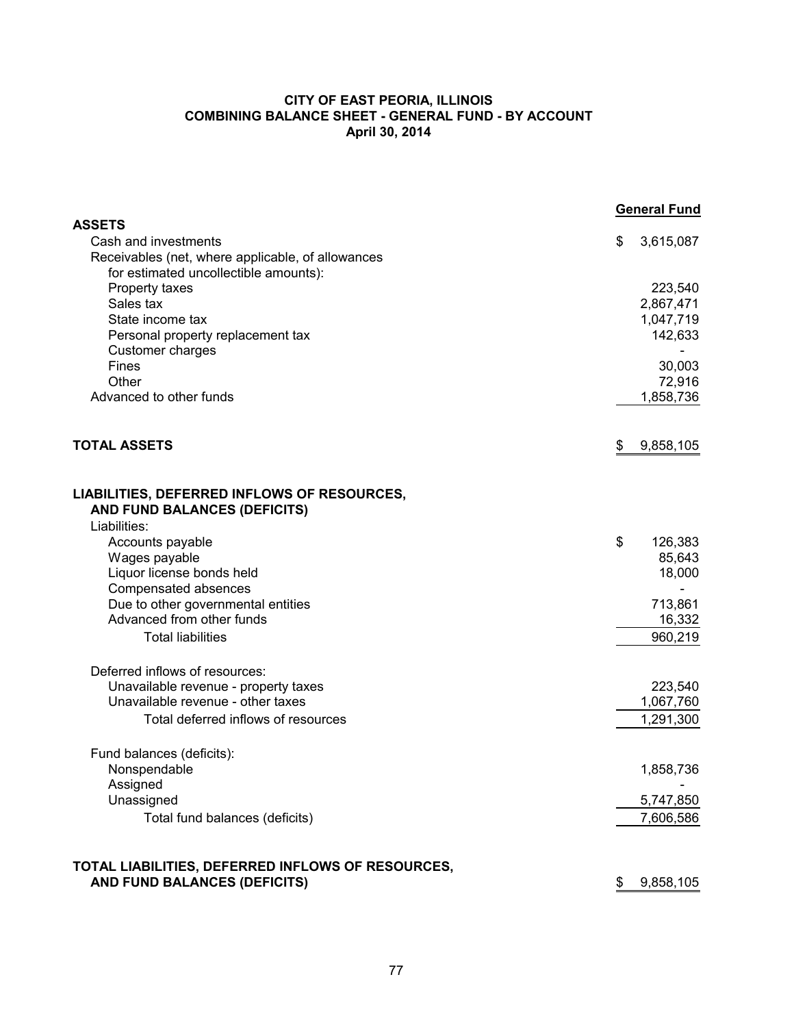# CITY OF EAST PEORIA, ILLINOIS
## COMBINING BALANCE SHEET - GENERAL FUND - BY ACCOUNT
### April 30, 2014

| | General Fund |
|---|---|
| **ASSETS** | |
| Cash and investments | $ 3,615,087 |
| Receivables (net, where applicable, of allowances for estimated uncollectible amounts): | |
| Property taxes | 223,540 |
| Sales tax | 2,867,471 |
| State income tax | 1,047,719 |
| Personal property replacement tax | 142,633 |
| Customer charges | - |
| Fines | 30,003 |
| Other | 72,916 |
| Advanced to other funds | 1,858,736 |
| **TOTAL ASSETS** | $ 9,858,105 |
| **LIABILITIES, DEFERRED INFLOWS OF RESOURCES, AND FUND BALANCES (DEFICITS)** | |
| Liabilities: | |
| Accounts payable | $ 126,383 |
| Wages payable | 85,643 |
| Liquor license bonds held | 18,000 |
| Compensated absences | - |
| Due to other governmental entities | 713,861 |
| Advanced from other funds | 16,332 |
| Total liabilities | 960,219 |
| Deferred inflows of resources: | |
| Unavailable revenue - property taxes | 223,540 |
| Unavailable revenue - other taxes | 1,067,760 |
| Total deferred inflows of resources | 1,291,300 |
| Fund balances (deficits): | |
| Nonspendable | 1,858,736 |
| Assigned | - |
| Unassigned | 5,747,850 |
| Total fund balances (deficits) | 7,606,586 |
| **TOTAL LIABILITIES, DEFERRED INFLOWS OF RESOURCES, AND FUND BALANCES (DEFICITS)** | $ 9,858,105 |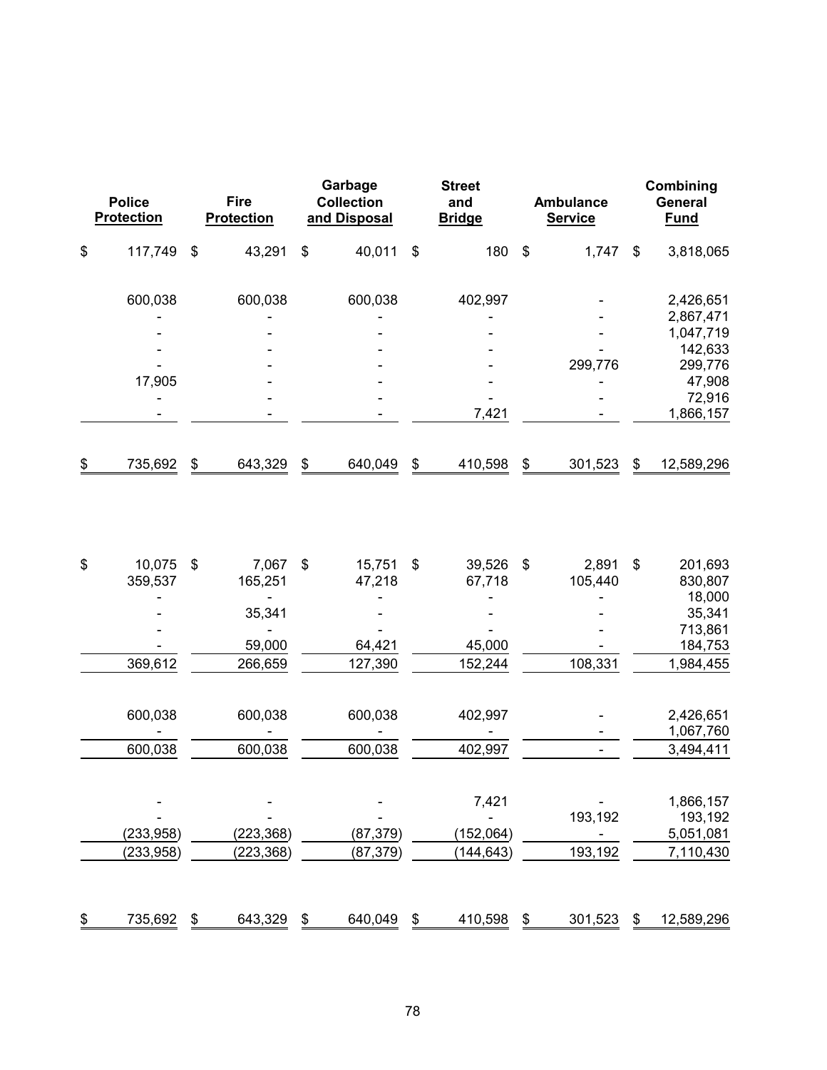| Police Protection | Fire Protection | Garbage Collection and Disposal | Street and Bridge | Ambulance Service | Combining General Fund |
|---|---|---|---|---|---|
| $ 117,749 | $ 43,291 | $ 40,011 | $ 180 | $ 1,747 | $ 3,818,065 |
| | | | | | |
| 600,038 | 600,038 | 600,038 | 402,997 | - | 2,426,651 |
| - | - | - | - | - | 2,867,471 |
| - | - | - | - | - | 1,047,719 |
| - | - | - | - | - | 142,633 |
| - | - | - | - | 299,776 | 299,776 |
| 17,905 | - | - | - | - | 47,908 |
| - | - | - | - | - | 72,916 |
| - | - | - | 7,421 | - | 1,866,157 |
| | | | | | |
| $ 735,692 | $ 643,329 | $ 640,049 | $ 410,598 | $ 301,523 | $ 12,589,296 |
| | | | | | |
| $ 10,075 | $ 7,067 | $ 15,751 | $ 39,526 | $ 2,891 | $ 201,693 |
| 359,537 | 165,251 | 47,218 | 67,718 | 105,440 | 830,807 |
| - | - | - | - | - | 18,000 |
| - | 35,341 | - | - | - | 35,341 |
| - | - | - | - | - | 713,861 |
| - | 59,000 | 64,421 | 45,000 | - | 184,753 |
| 369,612 | 266,659 | 127,390 | 152,244 | 108,331 | 1,984,455 |
| | | | | | |
| 600,038 | 600,038 | 600,038 | 402,997 | - | 2,426,651 |
| - | - | - | - | - | 1,067,760 |
| 600,038 | 600,038 | 600,038 | 402,997 | - | 3,494,411 |
| | | | | | |
| - | - | - | 7,421 | - | 1,866,157 |
| - | - | - | - | 193,192 | 193,192 |
| (233,958) | (223,368) | (87,379) | (152,064) | - | 5,051,081 |
| (233,958) | (223,368) | (87,379) | (144,643) | 193,192 | 7,110,430 |
| | | | | | |
| $ 735,692 | $ 643,329 | $ 640,049 | $ 410,598 | $ 301,523 | $ 12,589,296 |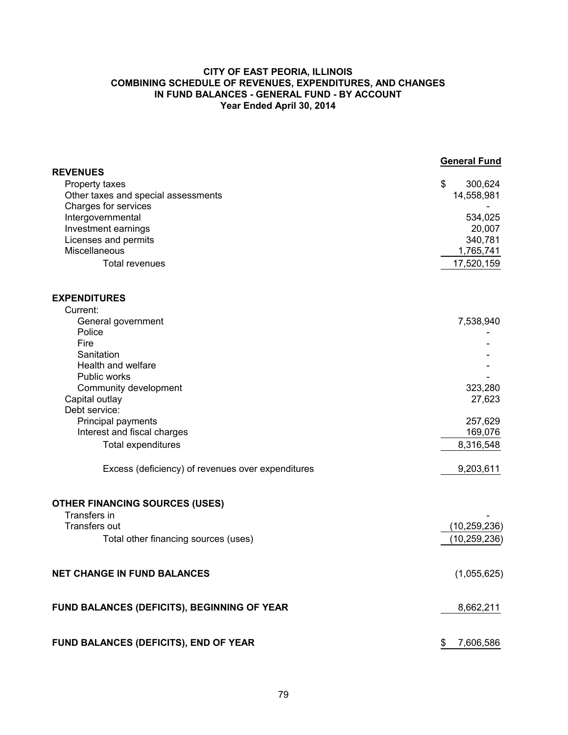# CITY OF EAST PEORIA, ILLINOIS
## COMBINING SCHEDULE OF REVENUES, EXPENDITURES, AND CHANGES IN FUND BALANCES - GENERAL FUND - BY ACCOUNT
### Year Ended April 30, 2014

| | General Fund |
|---|---|
| **REVENUES** | |
| Property taxes | $ 300,624 |
| Other taxes and special assessments | 14,558,981 |
| Charges for services | - |
| Intergovernmental | 534,025 |
| Investment earnings | 20,007 |
| Licenses and permits | 340,781 |
| Miscellaneous | 1,765,741 |
| Total revenues | 17,520,159 |
| **EXPENDITURES** | |
| Current: | |
| General government | 7,538,940 |
| Police | - |
| Fire | - |
| Sanitation | - |
| Health and welfare | - |
| Public works | - |
| Community development | 323,280 |
| Capital outlay | 27,623 |
| Debt service: | |
| Principal payments | 257,629 |
| Interest and fiscal charges | 169,076 |
| Total expenditures | 8,316,548 |
| Excess (deficiency) of revenues over expenditures | 9,203,611 |
| **OTHER FINANCING SOURCES (USES)** | |
| Transfers in | - |
| Transfers out | (10,259,236) |
| Total other financing sources (uses) | (10,259,236) |
| **NET CHANGE IN FUND BALANCES** | (1,055,625) |
| **FUND BALANCES (DEFICITS), BEGINNING OF YEAR** | 8,662,211 |
| **FUND BALANCES (DEFICITS), END OF YEAR** | $ 7,606,586 |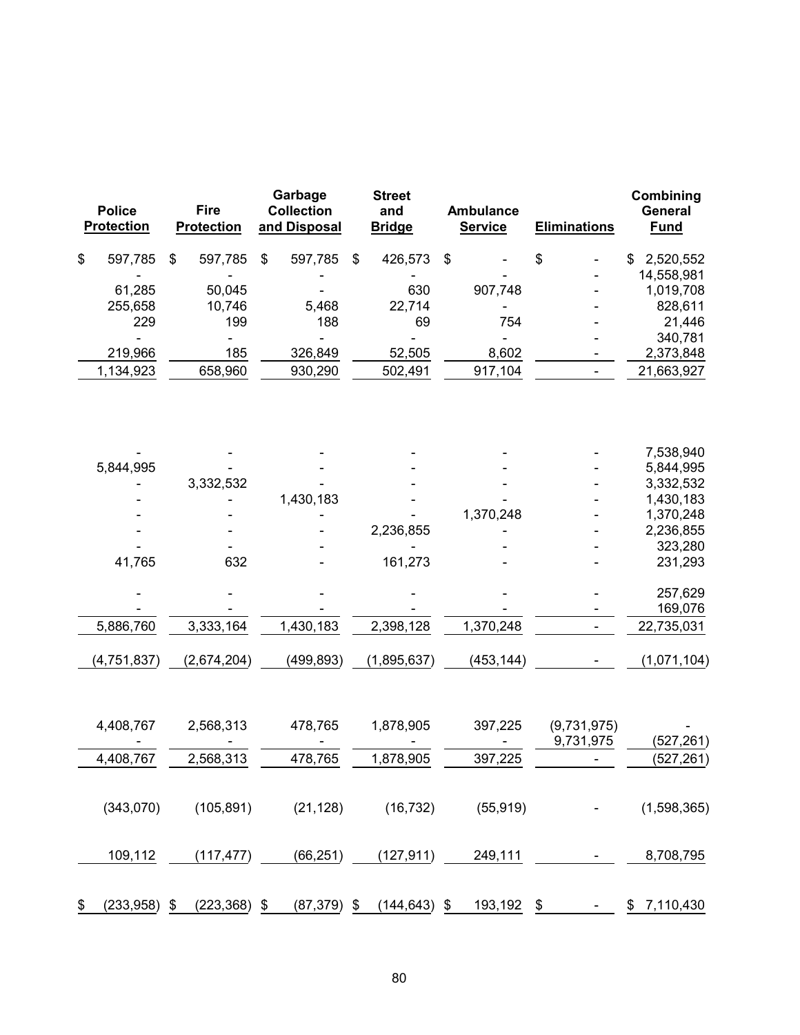| Police Protection | Fire Protection | Garbage Collection and Disposal | Street and Bridge | Ambulance Service | Eliminations | Combining General Fund |
|---|---|---|---|---|---|---|
| $ 597,785 | $ 597,785 | $ 597,785 | $ 426,573 | $ - | $ - | $ 2,520,552 |
| - | - | - | - | - | - | 14,558,981 |
| 61,285 | 50,045 | - | 630 | 907,748 | - | 1,019,708 |
| 255,658 | 10,746 | 5,468 | 22,714 | - | - | 828,611 |
| 229 | 199 | 188 | 69 | 754 | - | 21,446 |
| - | - | - | - | - | - | 340,781 |
| 219,966 | 185 | 326,849 | 52,505 | 8,602 | - | 2,373,848 |
| 1,134,923 | 658,960 | 930,290 | 502,491 | 917,104 | - | 21,663,927 |
| | | | | | | |
| - | - | - | - | - | - | 7,538,940 |
| 5,844,995 | - | - | - | - | - | 5,844,995 |
| - | 3,332,532 | - | - | - | - | 3,332,532 |
| - | - | 1,430,183 | - | - | - | 1,430,183 |
| - | - | - | - | 1,370,248 | - | 1,370,248 |
| - | - | - | 2,236,855 | - | - | 2,236,855 |
| - | - | - | - | - | - | 323,280 |
| 41,765 | 632 | - | 161,273 | - | - | 231,293 |
| - | - | - | - | - | - | 257,629 |
| - | - | - | - | - | - | 169,076 |
| 5,886,760 | 3,333,164 | 1,430,183 | 2,398,128 | 1,370,248 | - | 22,735,031 |
| (4,751,837) | (2,674,204) | (499,893) | (1,895,637) | (453,144) | - | (1,071,104) |
| | | | | | | |
| 4,408,767 | 2,568,313 | 478,765 | 1,878,905 | 397,225 | (9,731,975) | - |
| - | - | - | - | - | 9,731,975 | (527,261) |
| 4,408,767 | 2,568,313 | 478,765 | 1,878,905 | 397,225 | - | (527,261) |
| (343,070) | (105,891) | (21,128) | (16,732) | (55,919) | - | (1,598,365) |
| 109,112 | (117,477) | (66,251) | (127,911) | 249,111 | - | 8,708,795 |
| $ (233,958) | $ (223,368) | $ (87,379) | $ (144,643) | $ 193,192 | $ - | $ 7,110,430 |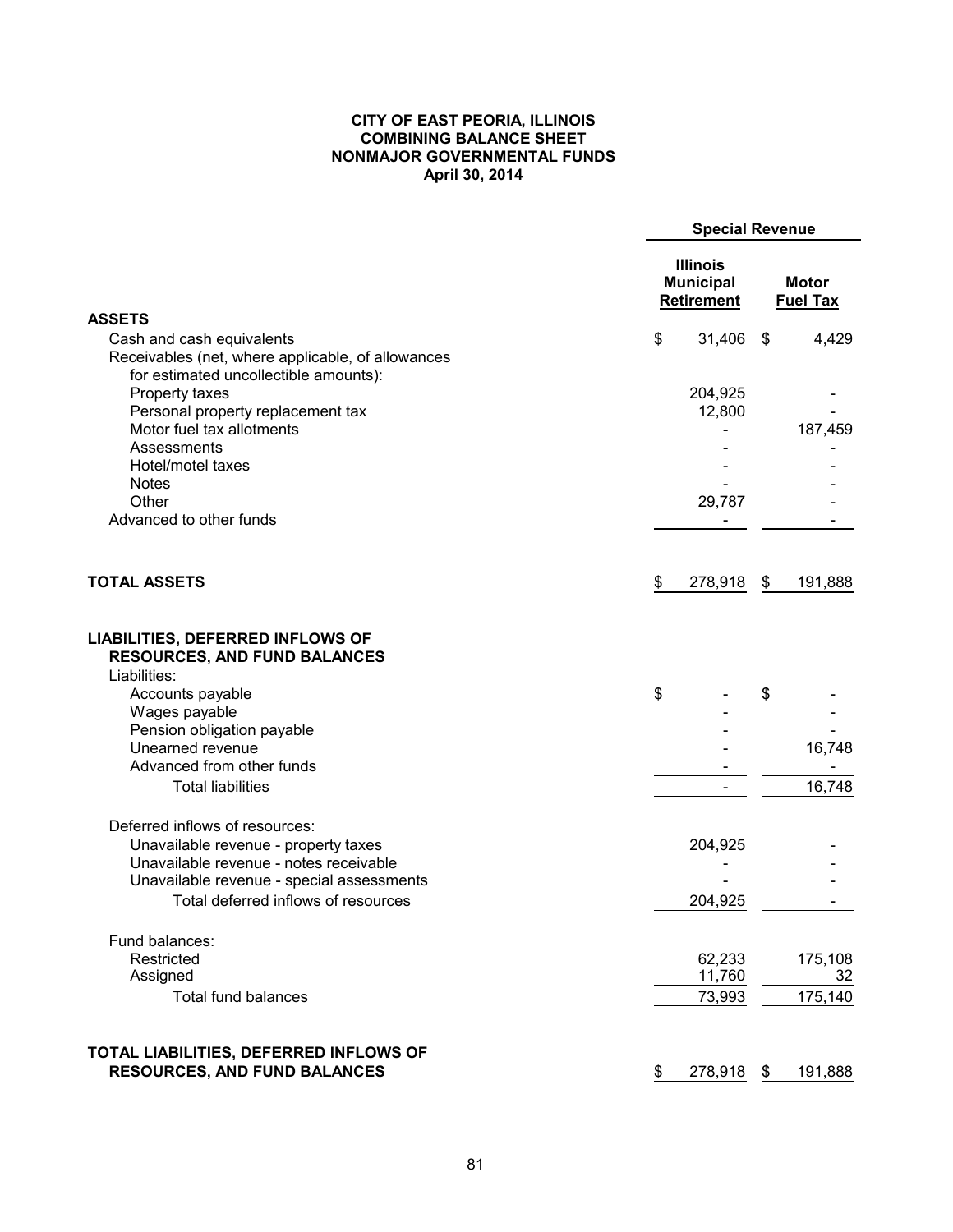**CITY OF EAST PEORIA, ILLINOIS**
**COMBINING BALANCE SHEET**
**NONMAJOR GOVERNMENTAL FUNDS**
**April 30, 2014**

| | Special Revenue | |
|---|---|---|
| | **Illinois Municipal Retirement** | **Motor Fuel Tax** |
| **ASSETS** | | |
| Cash and cash equivalents | $ 31,406 | $ 4,429 |
| Receivables (net, where applicable, of allowances for estimated uncollectible amounts): | | |
| Property taxes | 204,925 | - |
| Personal property replacement tax | 12,800 | - |
| Motor fuel tax allotments | - | 187,459 |
| Assessments | - | - |
| Hotel/motel taxes | - | - |
| Notes | - | - |
| Other | 29,787 | - |
| Advanced to other funds | - | - |
| **TOTAL ASSETS** | $ 278,918 | $ 191,888 |
| **LIABILITIES, DEFERRED INFLOWS OF RESOURCES, AND FUND BALANCES** | | |
| Liabilities: | | |
| Accounts payable | $ - | $ - |
| Wages payable | - | - |
| Pension obligation payable | - | - |
| Unearned revenue | - | 16,748 |
| Advanced from other funds | - | - |
| Total liabilities | - | 16,748 |
| Deferred inflows of resources: | | |
| Unavailable revenue - property taxes | 204,925 | - |
| Unavailable revenue - notes receivable | - | - |
| Unavailable revenue - special assessments | - | - |
| Total deferred inflows of resources | 204,925 | - |
| Fund balances: | | |
| Restricted | 62,233 | 175,108 |
| Assigned | 11,760 | 32 |
| Total fund balances | 73,993 | 175,140 |
| **TOTAL LIABILITIES, DEFERRED INFLOWS OF RESOURCES, AND FUND BALANCES** | $ 278,918 | $ 191,888 |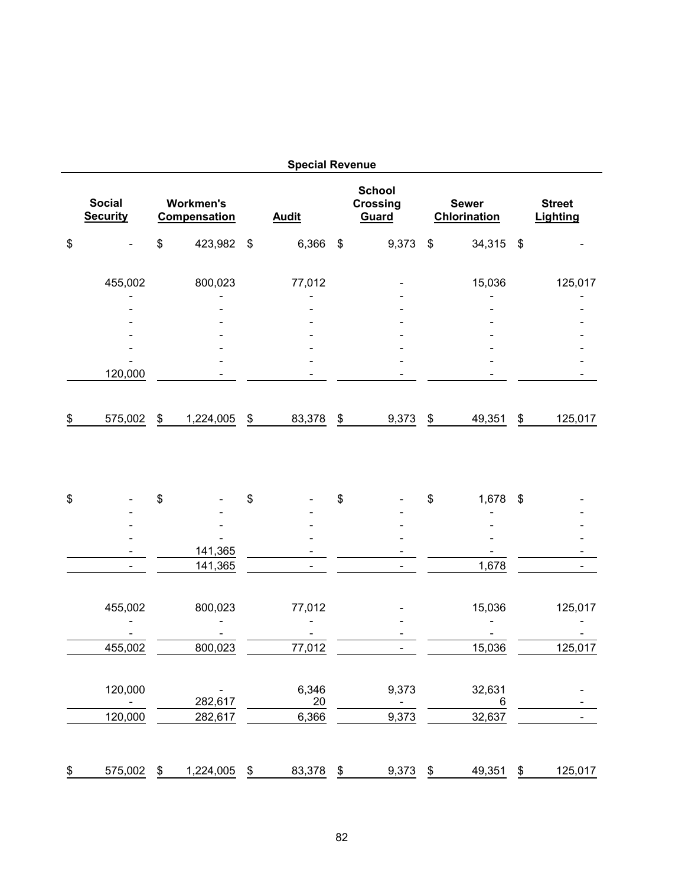| Special Revenue | | | | | |
|---|---|---|---|---|---|
| **Social Security** | **Workmen's Compensation** | **Audit** | **School Crossing Guard** | **Sewer Chlorination** | **Street Lighting** |
| $ - | $ 423,982 | $ 6,366 | $ 9,373 | $ 34,315 | $ - |
| 455,002 | 800,023 | 77,012 | - | 15,036 | 125,017 |
| - | - | - | - | - | - |
| - | - | - | - | - | - |
| - | - | - | - | - | - |
| - | - | - | - | - | - |
| - | - | - | - | - | - |
| - | - | - | - | - | - |
| 120,000 | - | - | - | - | - |
| $ 575,002 | $ 1,224,005 | $ 83,378 | $ 9,373 | $ 49,351 | $ 125,017 |
| | | | | | |
| $ - | $ - | $ - | $ - | $ 1,678 | $ - |
| - | - | - | - | - | - |
| - | - | - | - | - | - |
| - | - | - | - | - | - |
| - | 141,365 | - | - | - | - |
| - | 141,365 | - | - | 1,678 | - |
| | | | | | |
| 455,002 | 800,023 | 77,012 | - | 15,036 | 125,017 |
| - | - | - | - | - | - |
| - | - | - | - | - | - |
| 455,002 | 800,023 | 77,012 | - | 15,036 | 125,017 |
| | | | | | |
| 120,000 | - | 6,346 | 9,373 | 32,631 | - |
| - | 282,617 | 20 | - | 6 | - |
| 120,000 | 282,617 | 6,366 | 9,373 | 32,637 | - |
| | | | | | |
| $ 575,002 | $ 1,224,005 | $ 83,378 | $ 9,373 | $ 49,351 | $ 125,017 |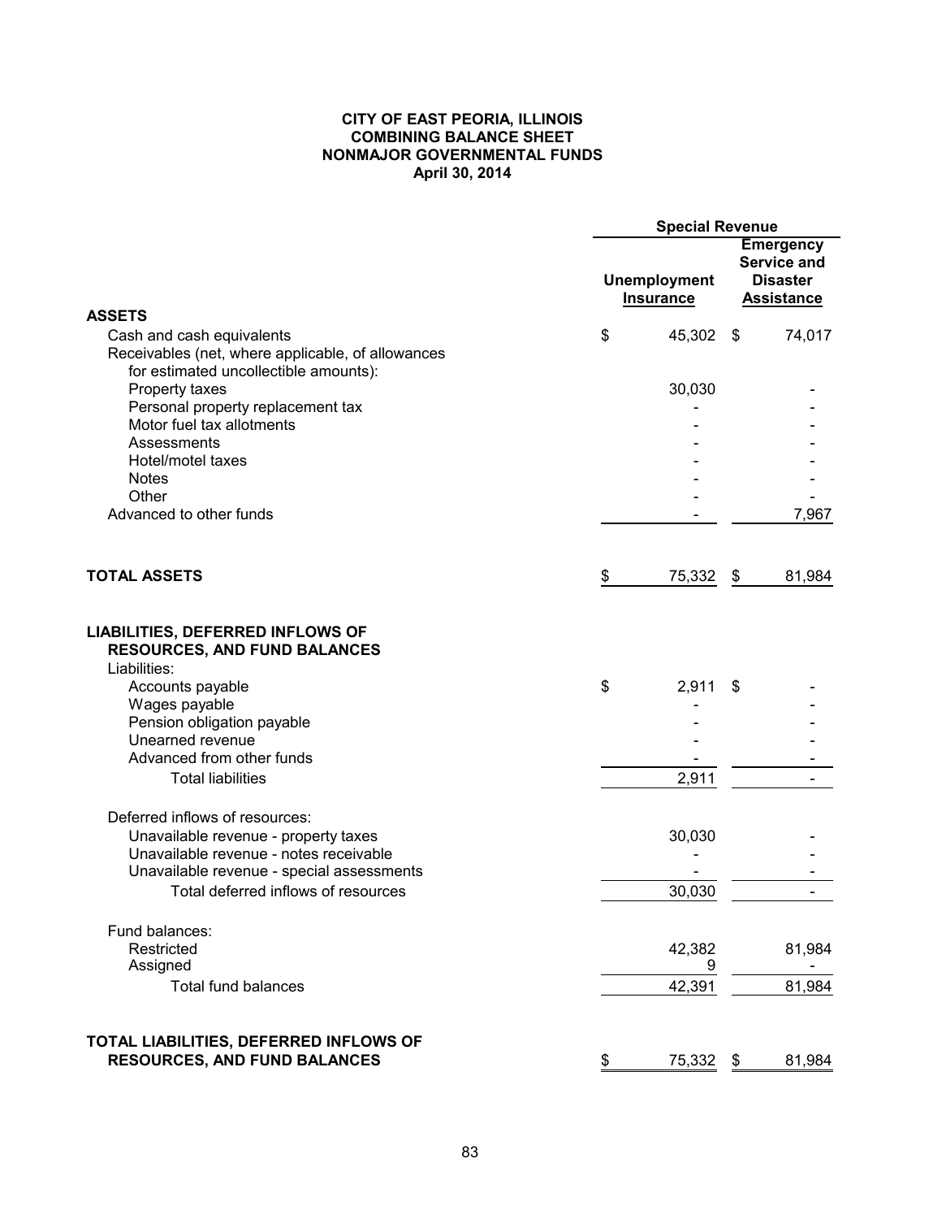**CITY OF EAST PEORIA, ILLINOIS**
**COMBINING BALANCE SHEET**
**NONMAJOR GOVERNMENTAL FUNDS**
**April 30, 2014**

| | Special Revenue | |
|---|---|---|
| | Unemployment Insurance | Emergency Service and Disaster Assistance |
| **ASSETS** | | |
| Cash and cash equivalents | $ 45,302 | $ 74,017 |
| Receivables (net, where applicable, of allowances for estimated uncollectible amounts): | | |
| Property taxes | 30,030 | - |
| Personal property replacement tax | - | - |
| Motor fuel tax allotments | - | - |
| Assessments | - | - |
| Hotel/motel taxes | - | - |
| Notes | - | - |
| Other | - | - |
| Advanced to other funds | - | 7,967 |
| **TOTAL ASSETS** | $ 75,332 | $ 81,984 |
| **LIABILITIES, DEFERRED INFLOWS OF RESOURCES, AND FUND BALANCES** | | |
| Liabilities: | | |
| Accounts payable | $ 2,911 | $ - |
| Wages payable | - | - |
| Pension obligation payable | - | - |
| Unearned revenue | - | - |
| Advanced from other funds | - | - |
| Total liabilities | 2,911 | - |
| Deferred inflows of resources: | | |
| Unavailable revenue - property taxes | 30,030 | - |
| Unavailable revenue - notes receivable | - | - |
| Unavailable revenue - special assessments | - | - |
| Total deferred inflows of resources | 30,030 | - |
| Fund balances: | | |
| Restricted | 42,382 | 81,984 |
| Assigned | 9 | - |
| Total fund balances | 42,391 | 81,984 |
| **TOTAL LIABILITIES, DEFERRED INFLOWS OF RESOURCES, AND FUND BALANCES** | $ 75,332 | $ 81,984 |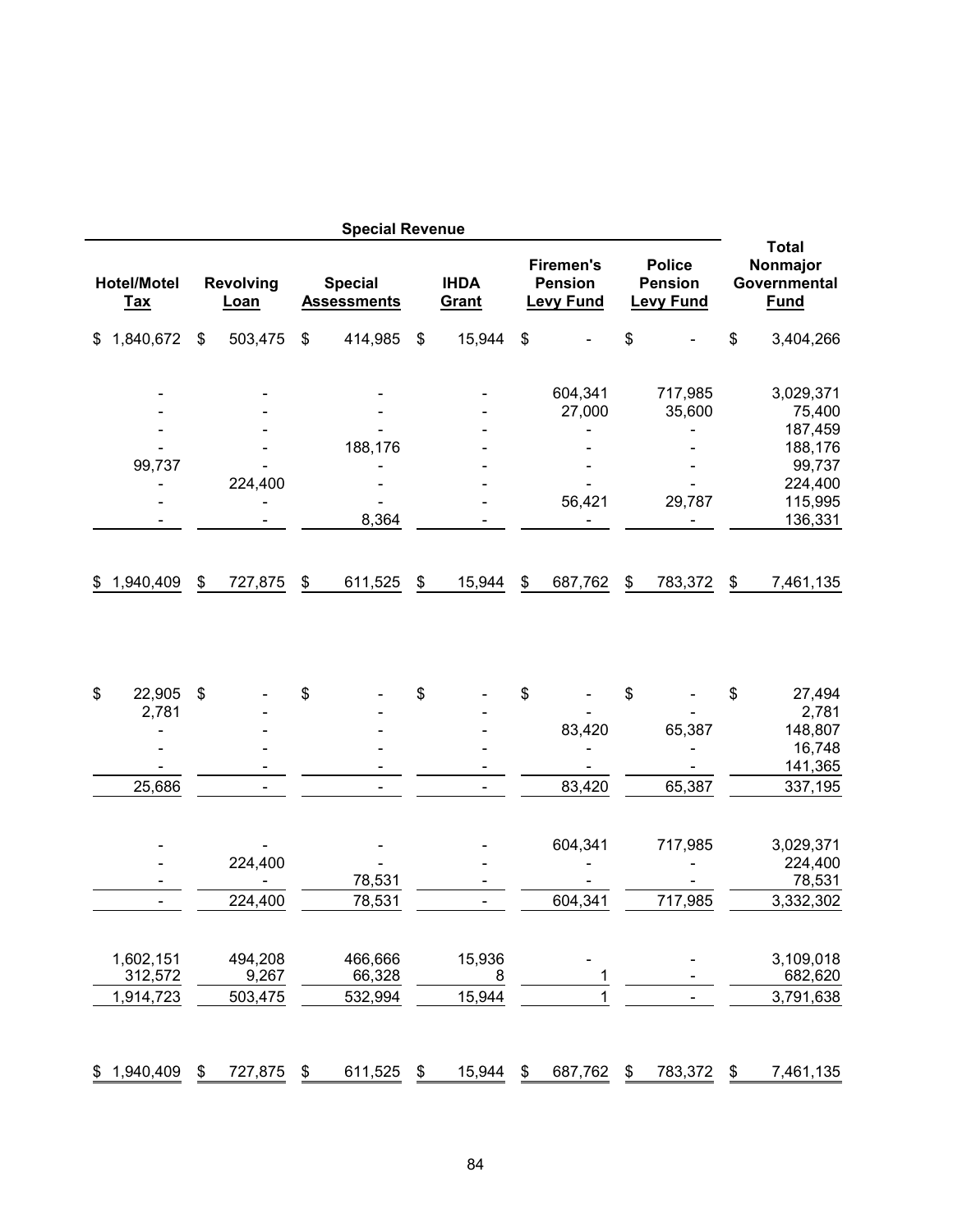| Special Revenue | | | | | | |
|---|---|---|---|---|---|---|
| **Hotel/Motel Tax** | **Revolving Loan** | **Special Assessments** | **IHDA Grant** | **Firemen's Pension Levy Fund** | **Police Pension Levy Fund** | **Total Nonmajor Governmental Fund** |
| $ 1,840,672 | $ 503,475 | $ 414,985 | $ 15,944 | $ - | $ - | $ 3,404,266 |
| | | | | | | |
| - | - | - | - | 604,341 | 717,985 | 3,029,371 |
| - | - | - | - | 27,000 | 35,600 | 75,400 |
| - | - | - | - | - | - | 187,459 |
| - | - | 188,176 | - | - | - | 188,176 |
| 99,737 | - | - | - | - | - | 99,737 |
| - | 224,400 | - | - | - | - | 224,400 |
| - | - | - | - | 56,421 | 29,787 | 115,995 |
| - | - | 8,364 | - | - | - | 136,331 |
| | | | | | | |
| $ 1,940,409 | $ 727,875 | $ 611,525 | $ 15,944 | $ 687,762 | $ 783,372 | $ 7,461,135 |
| | | | | | | |
| $ 22,905 | $ - | $ - | $ - | $ - | $ - | $ 27,494 |
| 2,781 | - | - | - | - | - | 2,781 |
| - | - | - | - | 83,420 | 65,387 | 148,807 |
| - | - | - | - | - | - | 16,748 |
| - | - | - | - | - | - | 141,365 |
| 25,686 | - | - | - | 83,420 | 65,387 | 337,195 |
| | | | | | | |
| - | - | - | - | 604,341 | 717,985 | 3,029,371 |
| - | 224,400 | - | - | - | - | 224,400 |
| - | - | 78,531 | - | - | - | 78,531 |
| - | 224,400 | 78,531 | - | 604,341 | 717,985 | 3,332,302 |
| | | | | | | |
| 1,602,151 | 494,208 | 466,666 | 15,936 | - | - | 3,109,018 |
| 312,572 | 9,267 | 66,328 | 8 | 1 | - | 682,620 |
| 1,914,723 | 503,475 | 532,994 | 15,944 | 1 | - | 3,791,638 |
| | | | | | | |
| $ 1,940,409 | $ 727,875 | $ 611,525 | $ 15,944 | $ 687,762 | $ 783,372 | $ 7,461,135 |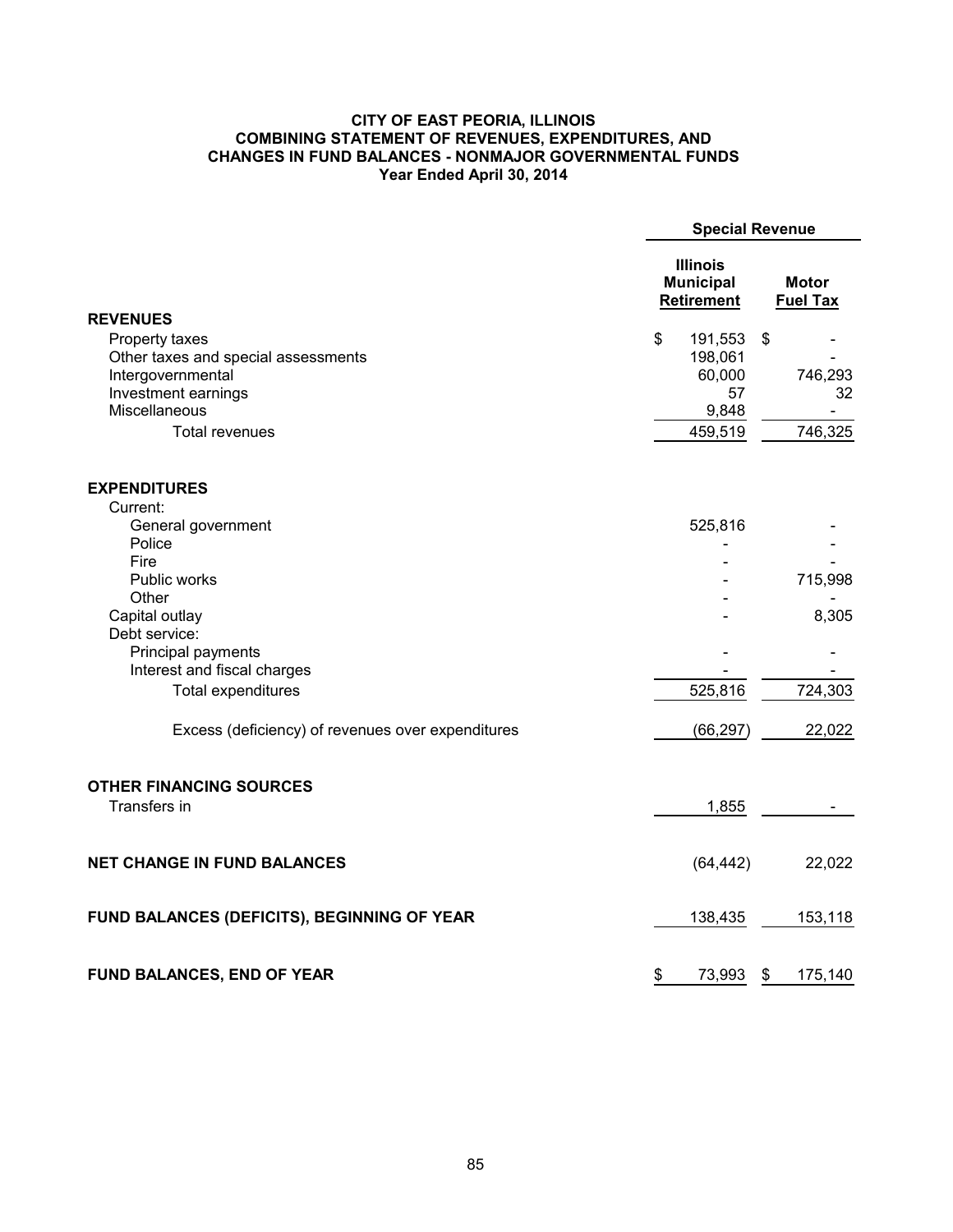# CITY OF EAST PEORIA, ILLINOIS
## COMBINING STATEMENT OF REVENUES, EXPENDITURES, AND CHANGES IN FUND BALANCES - NONMAJOR GOVERNMENTAL FUNDS
### Year Ended April 30, 2014

| | Special Revenue | |
|---|---|---|
| | Illinois Municipal Retirement | Motor Fuel Tax |
| **REVENUES** | | |
| Property taxes | $ 191,553 | $ - |
| Other taxes and special assessments | 198,061 | - |
| Intergovernmental | 60,000 | 746,293 |
| Investment earnings | 57 | 32 |
| Miscellaneous | 9,848 | - |
| Total revenues | 459,519 | 746,325 |
| **EXPENDITURES** | | |
| Current: | | |
| General government | 525,816 | - |
| Police | - | - |
| Fire | - | - |
| Public works | - | 715,998 |
| Other | - | - |
| Capital outlay | - | 8,305 |
| Debt service: | | |
| Principal payments | - | - |
| Interest and fiscal charges | - | - |
| Total expenditures | 525,816 | 724,303 |
| Excess (deficiency) of revenues over expenditures | (66,297) | 22,022 |
| **OTHER FINANCING SOURCES** | | |
| Transfers in | 1,855 | - |
| **NET CHANGE IN FUND BALANCES** | (64,442) | 22,022 |
| **FUND BALANCES (DEFICITS), BEGINNING OF YEAR** | 138,435 | 153,118 |
| **FUND BALANCES, END OF YEAR** | $ 73,993 | $ 175,140 |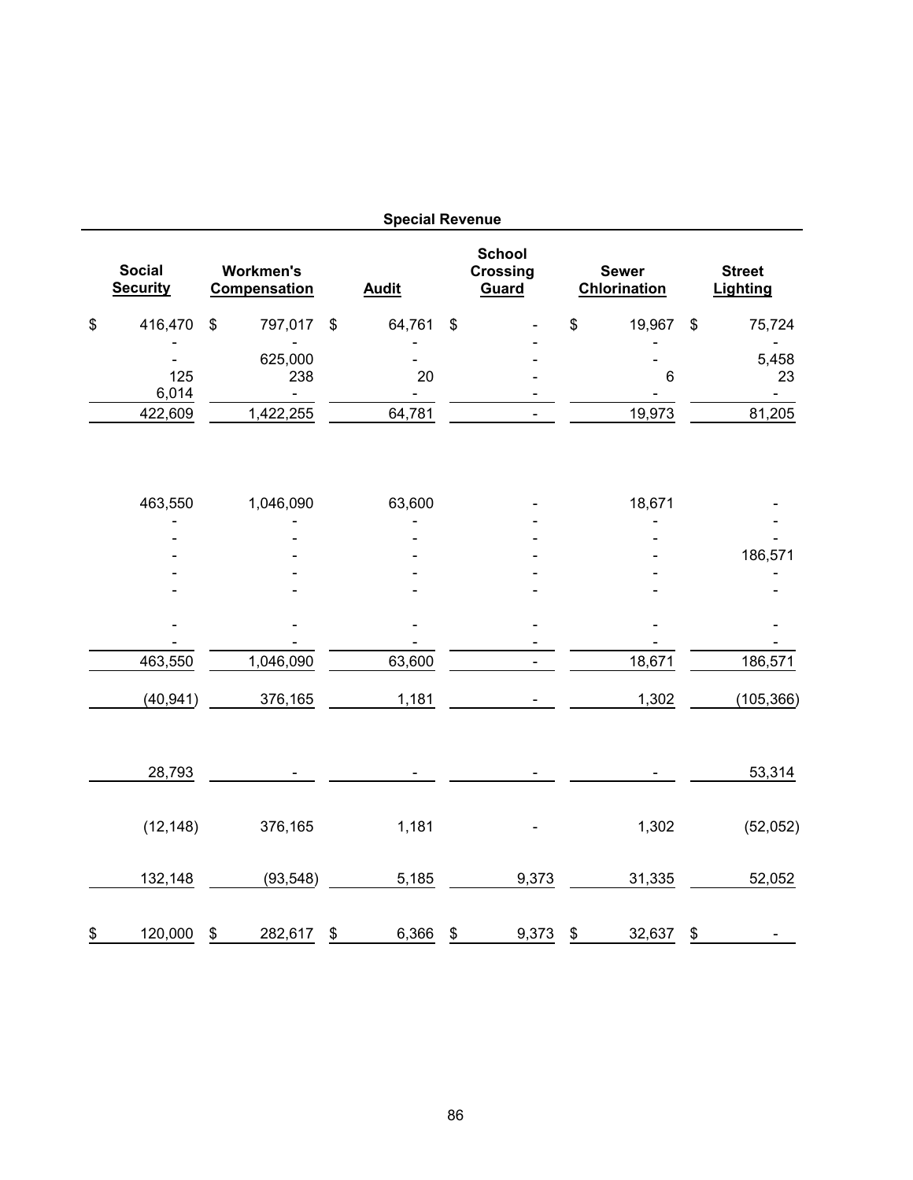| Special Revenue | | | | | |
|---|---|---|---|---|---|
| Social Security | Workmen's Compensation | Audit | School Crossing Guard | Sewer Chlorination | Street Lighting |
| $ 416,470 | $ 797,017 | $ 64,761 | $ - | $ 19,967 | $ 75,724 |
| - | - | - | - | - | - |
| - | 625,000 | - | - | - | 5,458 |
| 125 | 238 | 20 | - | 6 | 23 |
| 6,014 | - | - | - | - | - |
| 422,609 | 1,422,255 | 64,781 | - | 19,973 | 81,205 |
| | | | | | |
| 463,550 | 1,046,090 | 63,600 | - | 18,671 | - |
| - | - | - | - | - | - |
| - | - | - | - | - | - |
| - | - | - | - | - | 186,571 |
| - | - | - | - | - | - |
| - | - | - | - | - | - |
| - | - | - | - | - | - |
| - | - | - | - | - | - |
| 463,550 | 1,046,090 | 63,600 | - | 18,671 | 186,571 |
| (40,941) | 376,165 | 1,181 | - | 1,302 | (105,366) |
| | | | | | |
| 28,793 | - | - | - | - | 53,314 |
| | | | | | |
| (12,148) | 376,165 | 1,181 | - | 1,302 | (52,052) |
| | | | | | |
| 132,148 | (93,548) | 5,185 | 9,373 | 31,335 | 52,052 |
| | | | | | |
| $ 120,000 | $ 282,617 | $ 6,366 | $ 9,373 | $ 32,637 | $ - |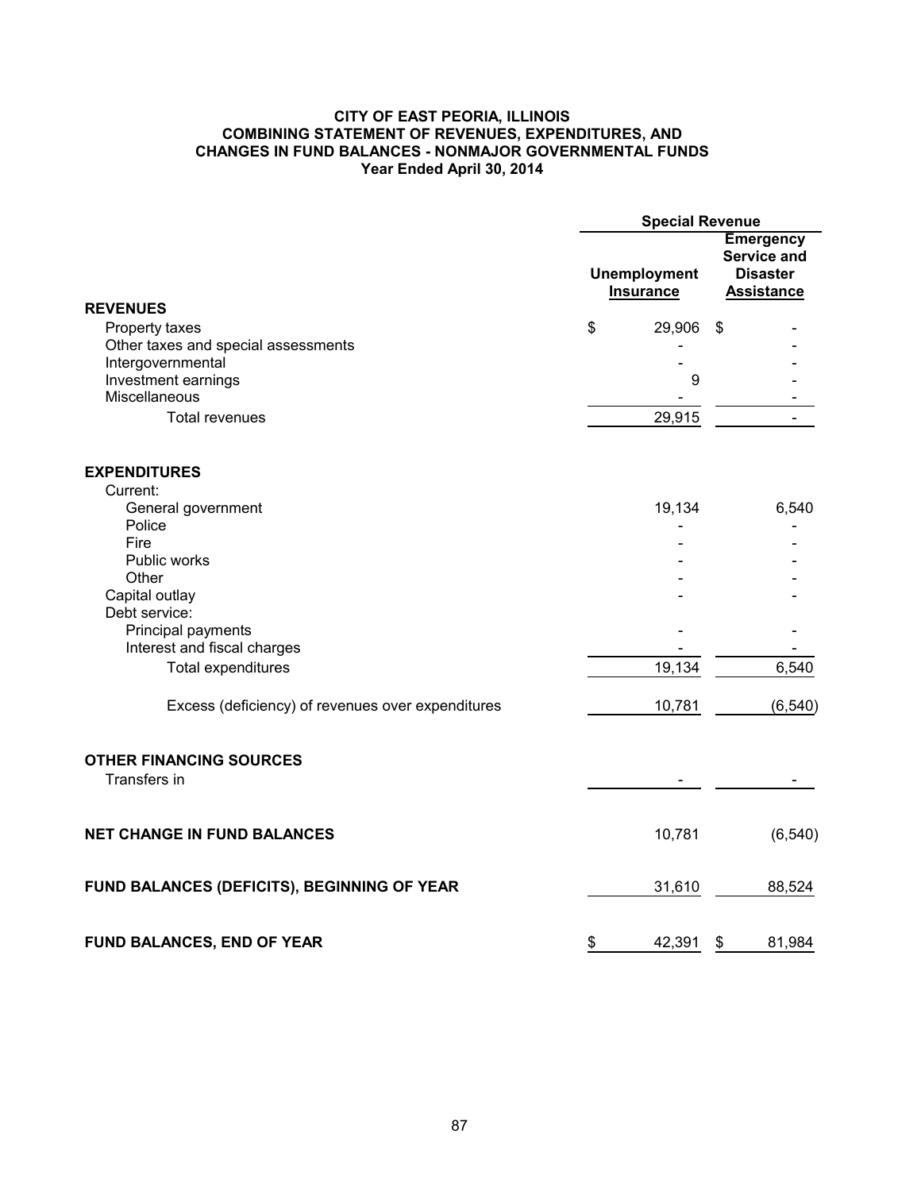# CITY OF EAST PEORIA, ILLINOIS
## COMBINING STATEMENT OF REVENUES, EXPENDITURES, AND CHANGES IN FUND BALANCES - NONMAJOR GOVERNMENTAL FUNDS
### Year Ended April 30, 2014

| | Special Revenue | |
|---|---|---|
| | Unemployment Insurance | Emergency Service and Disaster Assistance |
| **REVENUES** | | |
| Property taxes | $ 29,906 | $ - |
| Other taxes and special assessments | - | - |
| Intergovernmental | - | - |
| Investment earnings | 9 | - |
| Miscellaneous | - | - |
| Total revenues | 29,915 | - |
| **EXPENDITURES** | | |
| Current: | | |
| General government | 19,134 | 6,540 |
| Police | - | - |
| Fire | - | - |
| Public works | - | - |
| Other | - | - |
| Capital outlay | - | - |
| Debt service: | | |
| Principal payments | - | - |
| Interest and fiscal charges | - | - |
| Total expenditures | 19,134 | 6,540 |
| Excess (deficiency) of revenues over expenditures | 10,781 | (6,540) |
| **OTHER FINANCING SOURCES** | | |
| Transfers in | - | - |
| **NET CHANGE IN FUND BALANCES** | 10,781 | (6,540) |
| **FUND BALANCES (DEFICITS), BEGINNING OF YEAR** | 31,610 | 88,524 |
| **FUND BALANCES, END OF YEAR** | $ 42,391 | $ 81,984 |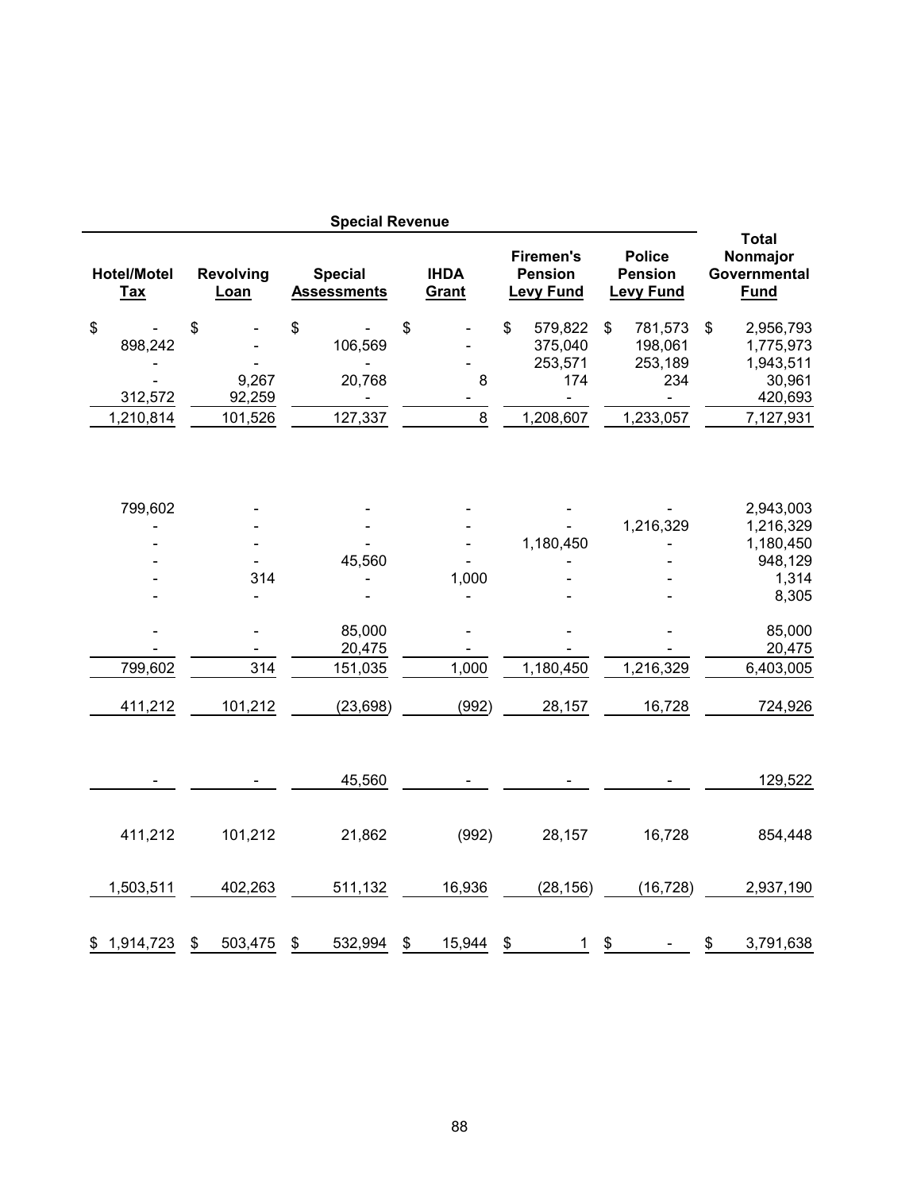| Special Revenue | | | | | | |
|---|---|---|---|---|---|---|
| **Hotel/Motel Tax** | **Revolving Loan** | **Special Assessments** | **IHDA Grant** | **Firemen's Pension Levy Fund** | **Police Pension Levy Fund** | **Total Nonmajor Governmental Fund** |
| $ - | $ - | $ - | $ - | $ 579,822 | $ 781,573 | $ 2,956,793 |
| 898,242 | - | 106,569 | - | 375,040 | 198,061 | 1,775,973 |
| - | - | - | - | 253,571 | 253,189 | 1,943,511 |
| - | 9,267 | 20,768 | 8 | 174 | 234 | 30,961 |
| 312,572 | 92,259 | - | - | - | - | 420,693 |
| 1,210,814 | 101,526 | 127,337 | 8 | 1,208,607 | 1,233,057 | 7,127,931 |
| | | | | | | |
| 799,602 | - | - | - | - | - | 2,943,003 |
| - | - | - | - | - | 1,216,329 | 1,216,329 |
| - | - | - | - | 1,180,450 | - | 1,180,450 |
| - | - | 45,560 | - | - | - | 948,129 |
| - | 314 | - | 1,000 | - | - | 1,314 |
| - | - | - | - | - | - | 8,305 |
| | | | | | | |
| - | - | 85,000 | - | - | - | 85,000 |
| - | - | 20,475 | - | - | - | 20,475 |
| 799,602 | 314 | 151,035 | 1,000 | 1,180,450 | 1,216,329 | 6,403,005 |
| | | | | | | |
| 411,212 | 101,212 | (23,698) | (992) | 28,157 | 16,728 | 724,926 |
| | | | | | | |
| - | - | 45,560 | - | - | - | 129,522 |
| | | | | | | |
| 411,212 | 101,212 | 21,862 | (992) | 28,157 | 16,728 | 854,448 |
| | | | | | | |
| 1,503,511 | 402,263 | 511,132 | 16,936 | (28,156) | (16,728) | 2,937,190 |
| | | | | | | |
| $ 1,914,723 | $ 503,475 | $ 532,994 | $ 15,944 | $ 1 | $ - | $ 3,791,638 |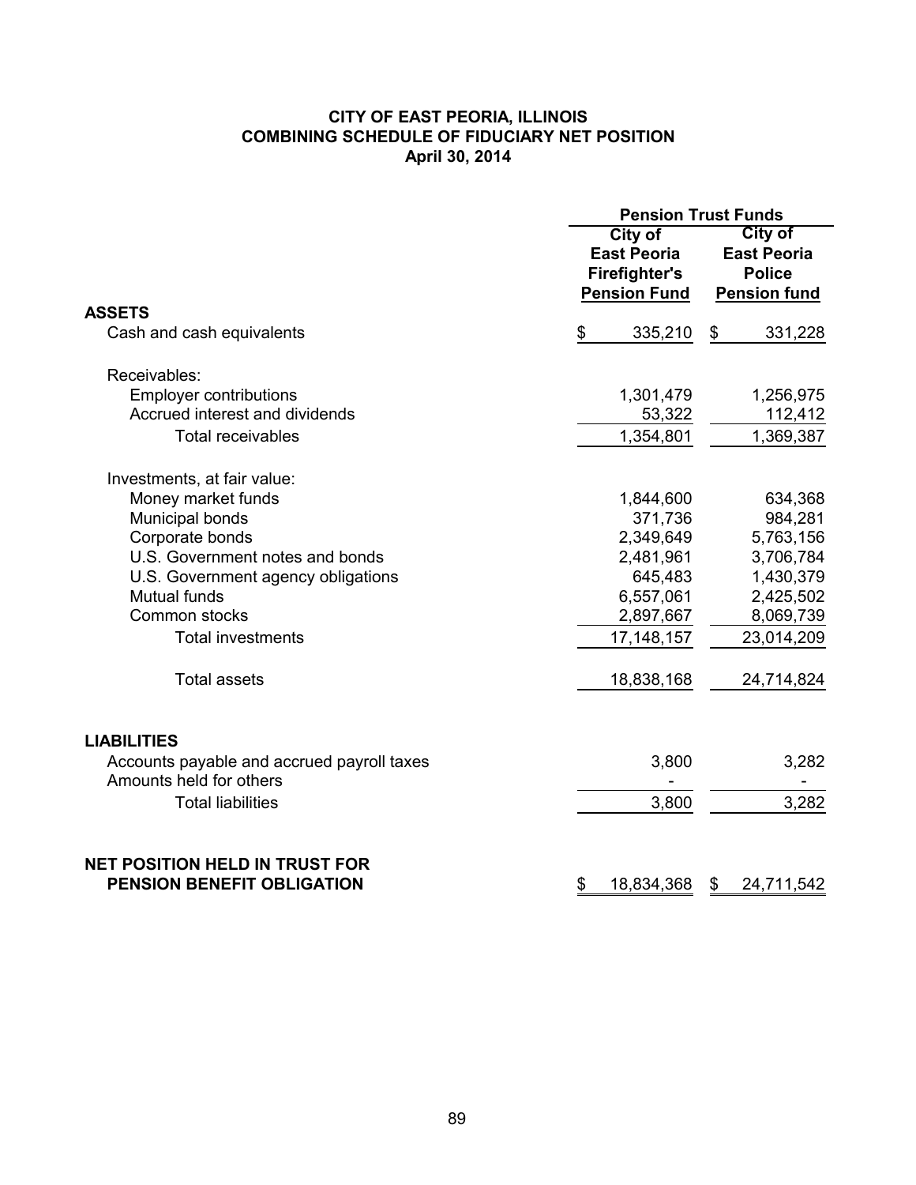# CITY OF EAST PEORIA, ILLINOIS
## COMBINING SCHEDULE OF FIDUCIARY NET POSITION
### April 30, 2014

| | Pension Trust Funds | |
|---|---|---|
| | City of East Peoria Firefighter's Pension Fund | City of East Peoria Police Pension fund |
| **ASSETS** | | |
| Cash and cash equivalents | $ 335,210 | $ 331,228 |
| Receivables: | | |
| Employer contributions | 1,301,479 | 1,256,975 |
| Accrued interest and dividends | 53,322 | 112,412 |
| Total receivables | 1,354,801 | 1,369,387 |
| Investments, at fair value: | | |
| Money market funds | 1,844,600 | 634,368 |
| Municipal bonds | 371,736 | 984,281 |
| Corporate bonds | 2,349,649 | 5,763,156 |
| U.S. Government notes and bonds | 2,481,961 | 3,706,784 |
| U.S. Government agency obligations | 645,483 | 1,430,379 |
| Mutual funds | 6,557,061 | 2,425,502 |
| Common stocks | 2,897,667 | 8,069,739 |
| Total investments | 17,148,157 | 23,014,209 |
| Total assets | 18,838,168 | 24,714,824 |
| **LIABILITIES** | | |
| Accounts payable and accrued payroll taxes | 3,800 | 3,282 |
| Amounts held for others | - | - |
| Total liabilities | 3,800 | 3,282 |
| **NET POSITION HELD IN TRUST FOR PENSION BENEFIT OBLIGATION** | $ 18,834,368 | $ 24,711,542 |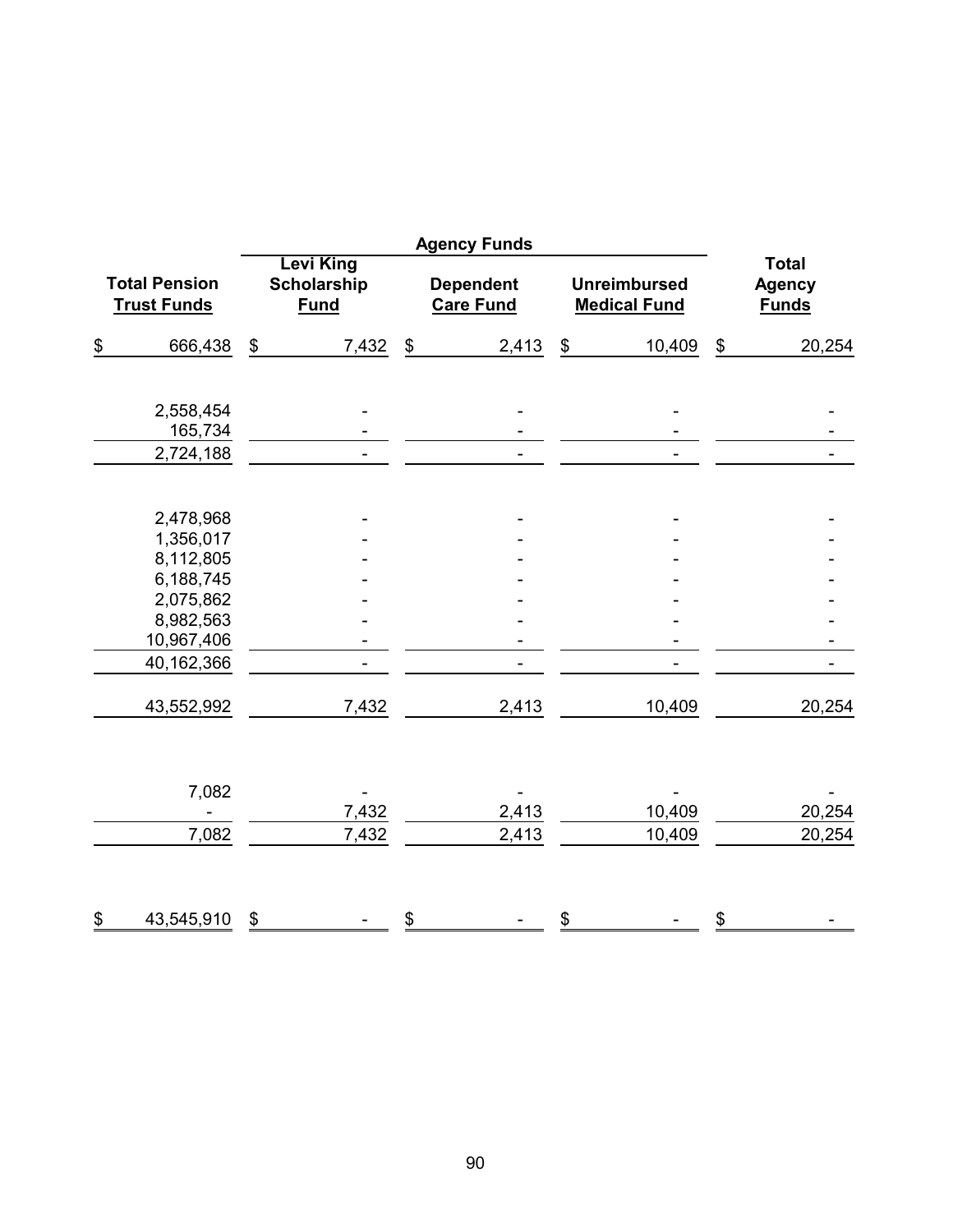| Total Pension Trust Funds | Agency Funds | | | Total Agency Funds |
|---|---|---|---|---|
| | Levi King Scholarship Fund | Dependent Care Fund | Unreimbursed Medical Fund | |
| $ 666,438 | $ 7,432 | $ 2,413 | $ 10,409 | $ 20,254 |
| | | | | |
| 2,558,454 | - | - | - | - |
| 165,734 | - | - | - | - |
| 2,724,188 | - | - | - | - |
| | | | | |
| 2,478,968 | - | - | - | - |
| 1,356,017 | - | - | - | - |
| 8,112,805 | - | - | - | - |
| 6,188,745 | - | - | - | - |
| 2,075,862 | - | - | - | - |
| 8,982,563 | - | - | - | - |
| 10,967,406 | - | - | - | - |
| 40,162,366 | - | - | - | - |
| | | | | |
| 43,552,992 | 7,432 | 2,413 | 10,409 | 20,254 |
| | | | | |
| 7,082 | - | - | - | - |
| - | 7,432 | 2,413 | 10,409 | 20,254 |
| 7,082 | 7,432 | 2,413 | 10,409 | 20,254 |
| | | | | |
| $ 43,545,910 | $ - | $ - | $ - | $ - |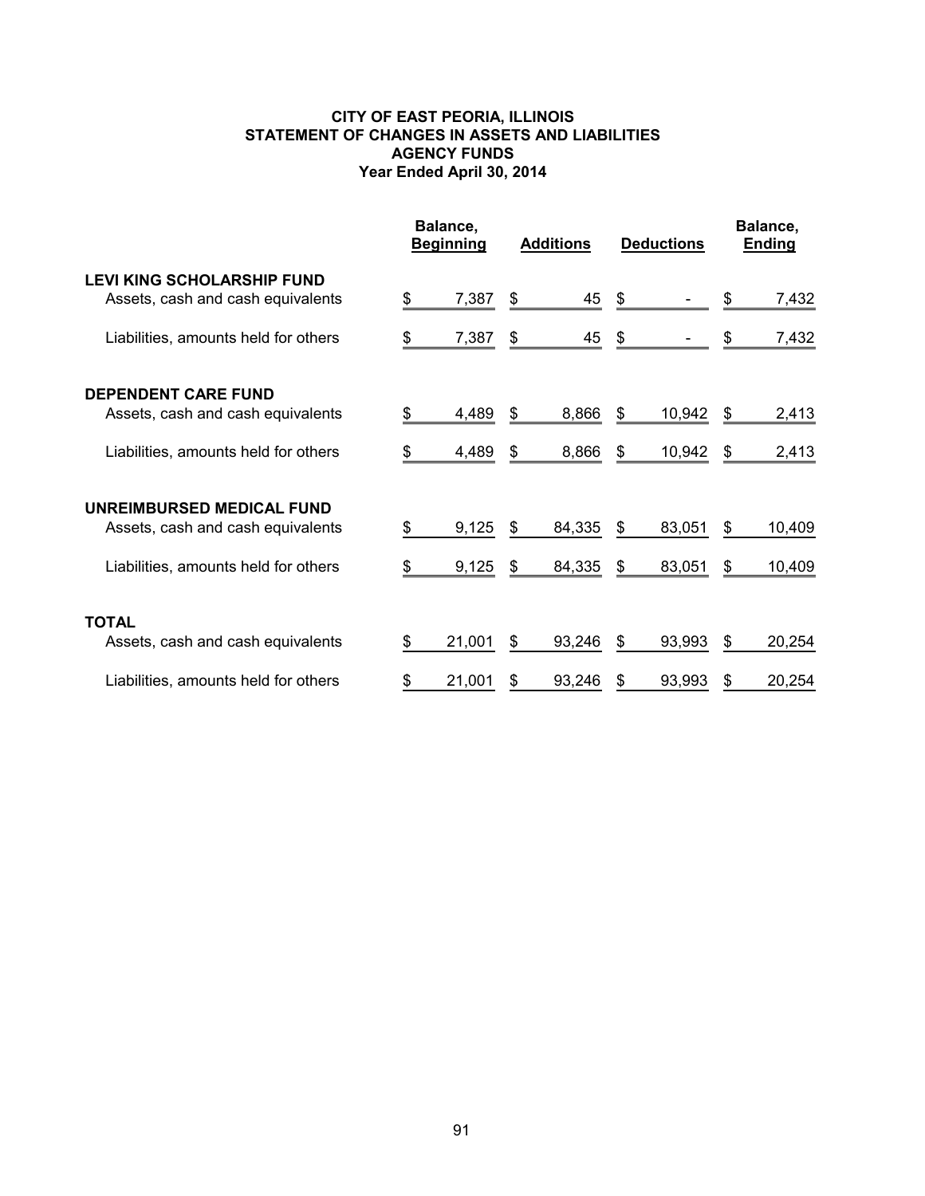**CITY OF EAST PEORIA, ILLINOIS**
**STATEMENT OF CHANGES IN ASSETS AND LIABILITIES**
**AGENCY FUNDS**
**Year Ended April 30, 2014**

| | Balance, Beginning | Additions | Deductions | Balance, Ending |
|---|---|---|---|---|
| **LEVI KING SCHOLARSHIP FUND** | | | | |
| Assets, cash and cash equivalents | $ 7,387 | $ 45 | $ - | $ 7,432 |
| Liabilities, amounts held for others | $ 7,387 | $ 45 | $ - | $ 7,432 |
| **DEPENDENT CARE FUND** | | | | |
| Assets, cash and cash equivalents | $ 4,489 | $ 8,866 | $ 10,942 | $ 2,413 |
| Liabilities, amounts held for others | $ 4,489 | $ 8,866 | $ 10,942 | $ 2,413 |
| **UNREIMBURSED MEDICAL FUND** | | | | |
| Assets, cash and cash equivalents | $ 9,125 | $ 84,335 | $ 83,051 | $ 10,409 |
| Liabilities, amounts held for others | $ 9,125 | $ 84,335 | $ 83,051 | $ 10,409 |
| **TOTAL** | | | | |
| Assets, cash and cash equivalents | $ 21,001 | $ 93,246 | $ 93,993 | $ 20,254 |
| Liabilities, amounts held for others | $ 21,001 | $ 93,246 | $ 93,993 | $ 20,254 |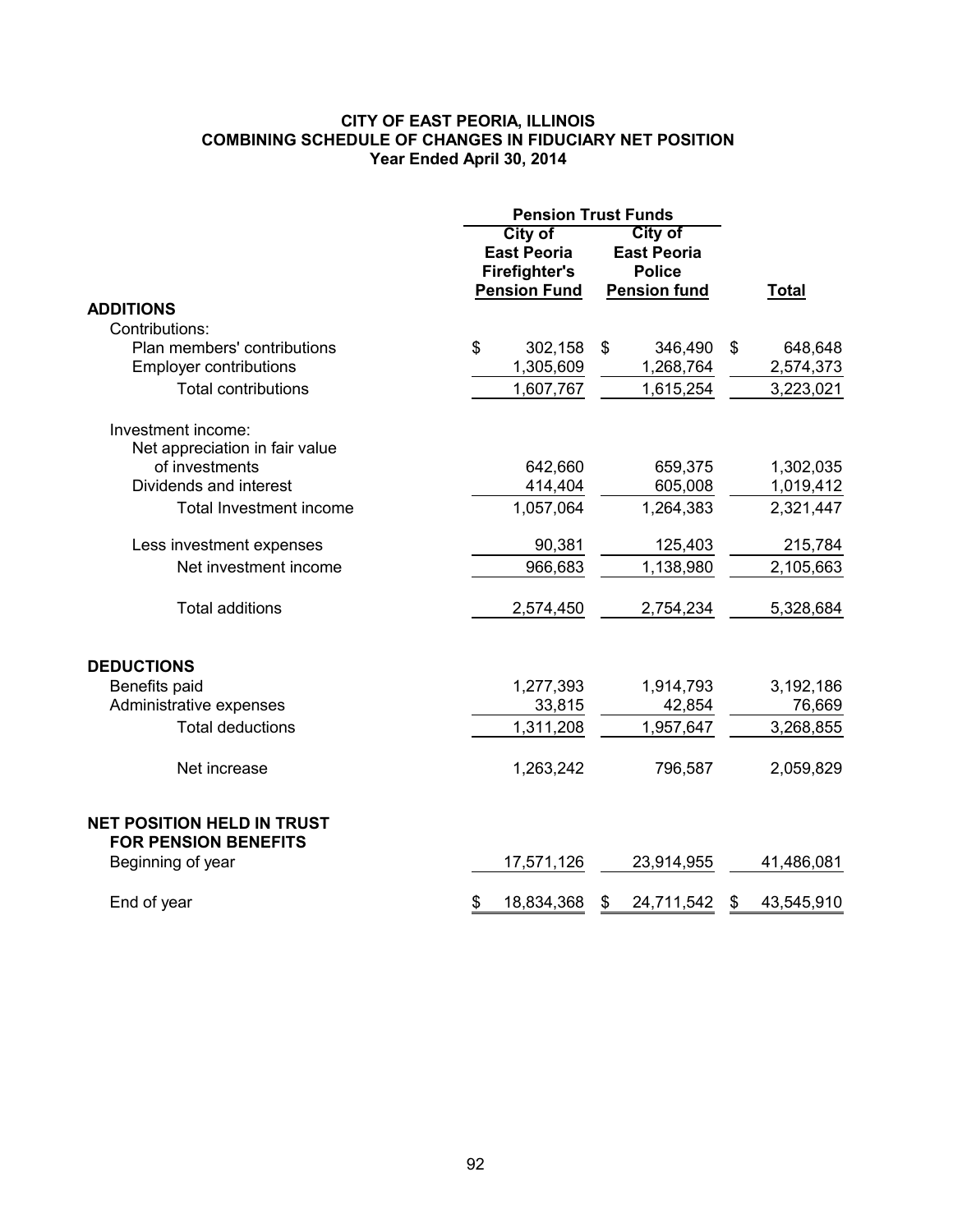# CITY OF EAST PEORIA, ILLINOIS
## COMBINING SCHEDULE OF CHANGES IN FIDUCIARY NET POSITION
### Year Ended April 30, 2014

| | Pension Trust Funds | | |
|---|---|---|---|
| | City of East Peoria Firefighter's Pension Fund | City of East Peoria Police Pension fund | Total |
| **ADDITIONS** | | | |
| Contributions: | | | |
| Plan members' contributions | $ 302,158 | $ 346,490 | $ 648,648 |
| Employer contributions | 1,305,609 | 1,268,764 | 2,574,373 |
| Total contributions | 1,607,767 | 1,615,254 | 3,223,021 |
| Investment income: | | | |
| Net appreciation in fair value of investments | 642,660 | 659,375 | 1,302,035 |
| Dividends and interest | 414,404 | 605,008 | 1,019,412 |
| Total Investment income | 1,057,064 | 1,264,383 | 2,321,447 |
| Less investment expenses | 90,381 | 125,403 | 215,784 |
| Net investment income | 966,683 | 1,138,980 | 2,105,663 |
| Total additions | 2,574,450 | 2,754,234 | 5,328,684 |
| **DEDUCTIONS** | | | |
| Benefits paid | 1,277,393 | 1,914,793 | 3,192,186 |
| Administrative expenses | 33,815 | 42,854 | 76,669 |
| Total deductions | 1,311,208 | 1,957,647 | 3,268,855 |
| Net increase | 1,263,242 | 796,587 | 2,059,829 |
| **NET POSITION HELD IN TRUST FOR PENSION BENEFITS** | | | |
| Beginning of year | 17,571,126 | 23,914,955 | 41,486,081 |
| End of year | $ 18,834,368 | $ 24,711,542 | $ 43,545,910 |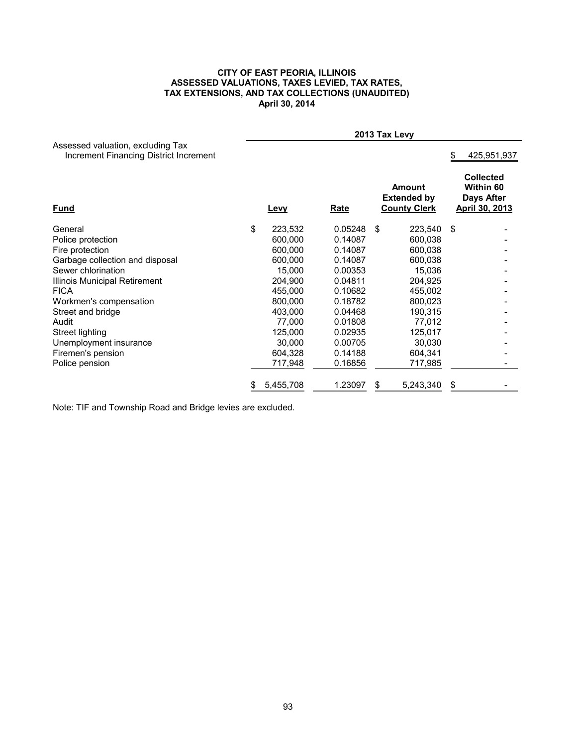**CITY OF EAST PEORIA, ILLINOIS**
**ASSESSED VALUATIONS, TAXES LEVIED, TAX RATES,**
**TAX EXTENSIONS, AND TAX COLLECTIONS (UNAUDITED)**
**April 30, 2014**

| | 2013 Tax Levy | | | |
|---|---|---|---|---|
| Assessed valuation, excluding Tax Increment Financing District Increment | | | | $ 425,951,937 |
| **Fund** | **Levy** | **Rate** | **Amount Extended by County Clerk** | **Collected Within 60 Days After April 30, 2013** |
| General | $ 223,532 | 0.05248 | $ 223,540 | $ - |
| Police protection | 600,000 | 0.14087 | 600,038 | - |
| Fire protection | 600,000 | 0.14087 | 600,038 | - |
| Garbage collection and disposal | 600,000 | 0.14087 | 600,038 | - |
| Sewer chlorination | 15,000 | 0.00353 | 15,036 | - |
| Illinois Municipal Retirement | 204,900 | 0.04811 | 204,925 | - |
| FICA | 455,000 | 0.10682 | 455,002 | - |
| Workmen's compensation | 800,000 | 0.18782 | 800,023 | - |
| Street and bridge | 403,000 | 0.04468 | 190,315 | - |
| Audit | 77,000 | 0.01808 | 77,012 | - |
| Street lighting | 125,000 | 0.02935 | 125,017 | - |
| Unemployment insurance | 30,000 | 0.00705 | 30,030 | - |
| Firemen's pension | 604,328 | 0.14188 | 604,341 | - |
| Police pension | 717,948 | 0.16856 | 717,985 | - |
| | $ 5,455,708 | 1.23097 | $ 5,243,340 | $ - |

Note: TIF and Township Road and Bridge levies are excluded.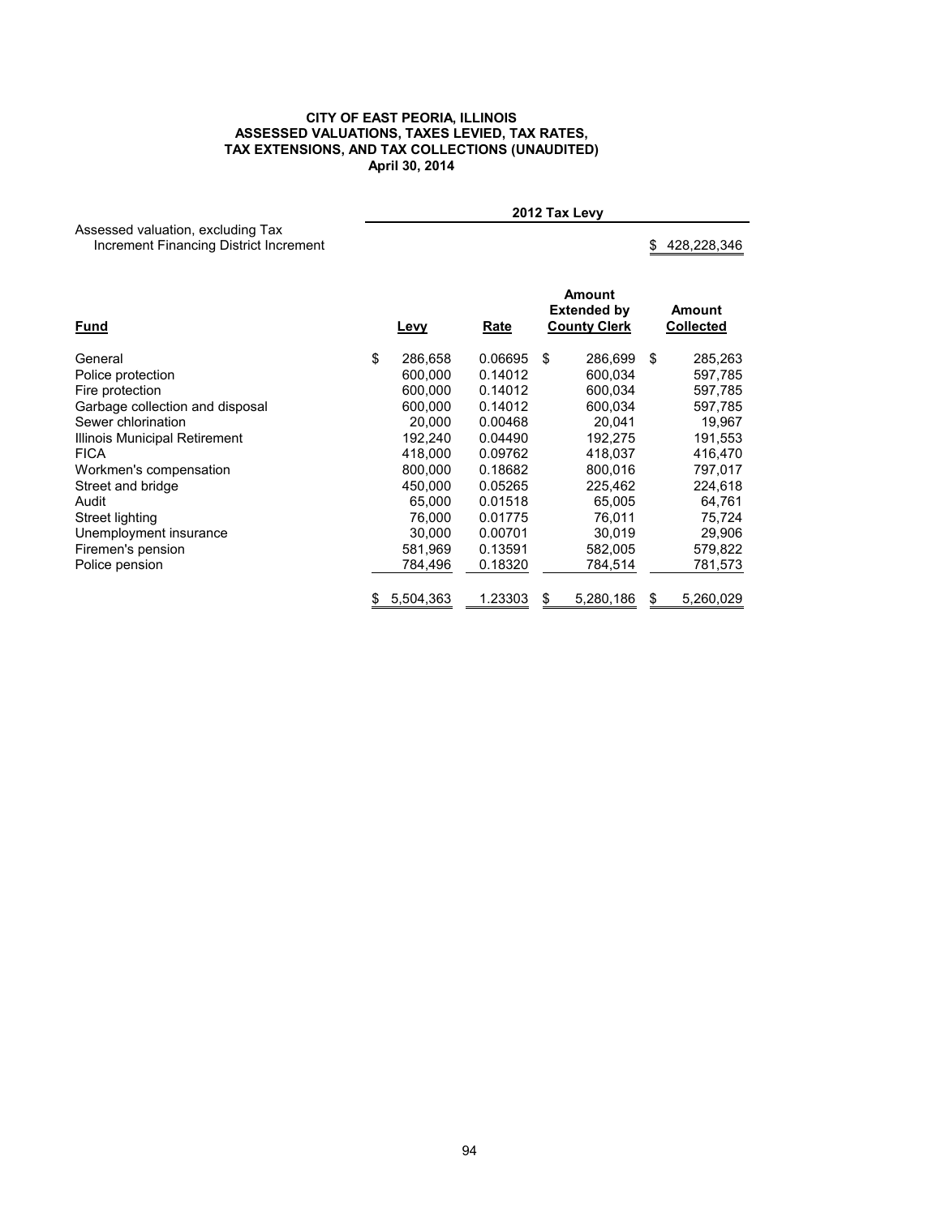**CITY OF EAST PEORIA, ILLINOIS**
**ASSESSED VALUATIONS, TAXES LEVIED, TAX RATES, TAX EXTENSIONS, AND TAX COLLECTIONS (UNAUDITED)**
**April 30, 2014**

| | 2012 Tax Levy | | | |
|---|---|---|---|---|
| Assessed valuation, excluding Tax Increment Financing District Increment | | | | $ 428,228,346 |
| **Fund** | **Levy** | **Rate** | **Amount Extended by County Clerk** | **Amount Collected** |
| General | $ 286,658 | 0.06695 | $ 286,699 | $ 285,263 |
| Police protection | 600,000 | 0.14012 | 600,034 | 597,785 |
| Fire protection | 600,000 | 0.14012 | 600,034 | 597,785 |
| Garbage collection and disposal | 600,000 | 0.14012 | 600,034 | 597,785 |
| Sewer chlorination | 20,000 | 0.00468 | 20,041 | 19,967 |
| Illinois Municipal Retirement | 192,240 | 0.04490 | 192,275 | 191,553 |
| FICA | 418,000 | 0.09762 | 418,037 | 416,470 |
| Workmen's compensation | 800,000 | 0.18682 | 800,016 | 797,017 |
| Street and bridge | 450,000 | 0.05265 | 225,462 | 224,618 |
| Audit | 65,000 | 0.01518 | 65,005 | 64,761 |
| Street lighting | 76,000 | 0.01775 | 76,011 | 75,724 |
| Unemployment insurance | 30,000 | 0.00701 | 30,019 | 29,906 |
| Firemen's pension | 581,969 | 0.13591 | 582,005 | 579,822 |
| Police pension | 784,496 | 0.18320 | 784,514 | 781,573 |
| | $ 5,504,363 | 1.23303 | $ 5,280,186 | $ 5,260,029 |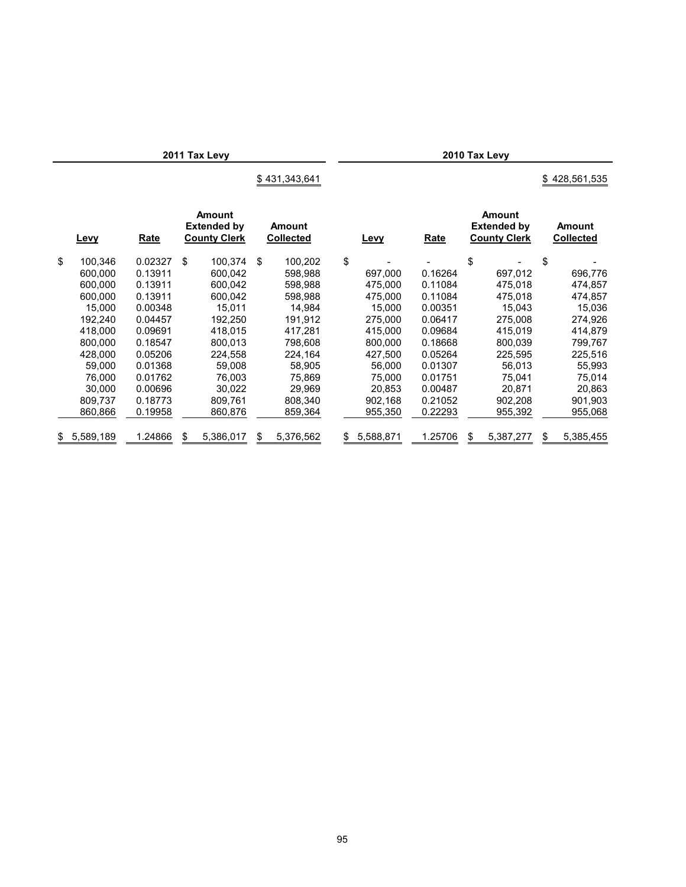| 2011 Tax Levy | | | | 2010 Tax Levy | | | |
|---|---|---|---|---|---|---|---|
| | | | $ 431,343,641 | | | | $ 428,561,535 |
| Levy | Rate | Amount Extended by County Clerk | Amount Collected | Levy | Rate | Amount Extended by County Clerk | Amount Collected |
| $ 100,346 | 0.02327 | $ 100,374 | $ 100,202 | $ - | - | $ - | $ - |
| 600,000 | 0.13911 | 600,042 | 598,988 | 697,000 | 0.16264 | 697,012 | 696,776 |
| 600,000 | 0.13911 | 600,042 | 598,988 | 475,000 | 0.11084 | 475,018 | 474,857 |
| 600,000 | 0.13911 | 600,042 | 598,988 | 475,000 | 0.11084 | 475,018 | 474,857 |
| 15,000 | 0.00348 | 15,011 | 14,984 | 15,000 | 0.00351 | 15,043 | 15,036 |
| 192,240 | 0.04457 | 192,250 | 191,912 | 275,000 | 0.06417 | 275,008 | 274,926 |
| 418,000 | 0.09691 | 418,015 | 417,281 | 415,000 | 0.09684 | 415,019 | 414,879 |
| 800,000 | 0.18547 | 800,013 | 798,608 | 800,000 | 0.18668 | 800,039 | 799,767 |
| 428,000 | 0.05206 | 224,558 | 224,164 | 427,500 | 0.05264 | 225,595 | 225,516 |
| 59,000 | 0.01368 | 59,008 | 58,905 | 56,000 | 0.01307 | 56,013 | 55,993 |
| 76,000 | 0.01762 | 76,003 | 75,869 | 75,000 | 0.01751 | 75,041 | 75,014 |
| 30,000 | 0.00696 | 30,022 | 29,969 | 20,853 | 0.00487 | 20,871 | 20,863 |
| 809,737 | 0.18773 | 809,761 | 808,340 | 902,168 | 0.21052 | 902,208 | 901,903 |
| 860,866 | 0.19958 | 860,876 | 859,364 | 955,350 | 0.22293 | 955,392 | 955,068 |
| $ 5,589,189 | 1.24866 | $ 5,386,017 | $ 5,376,562 | $ 5,588,871 | 1.25706 | $ 5,387,277 | $ 5,385,455 |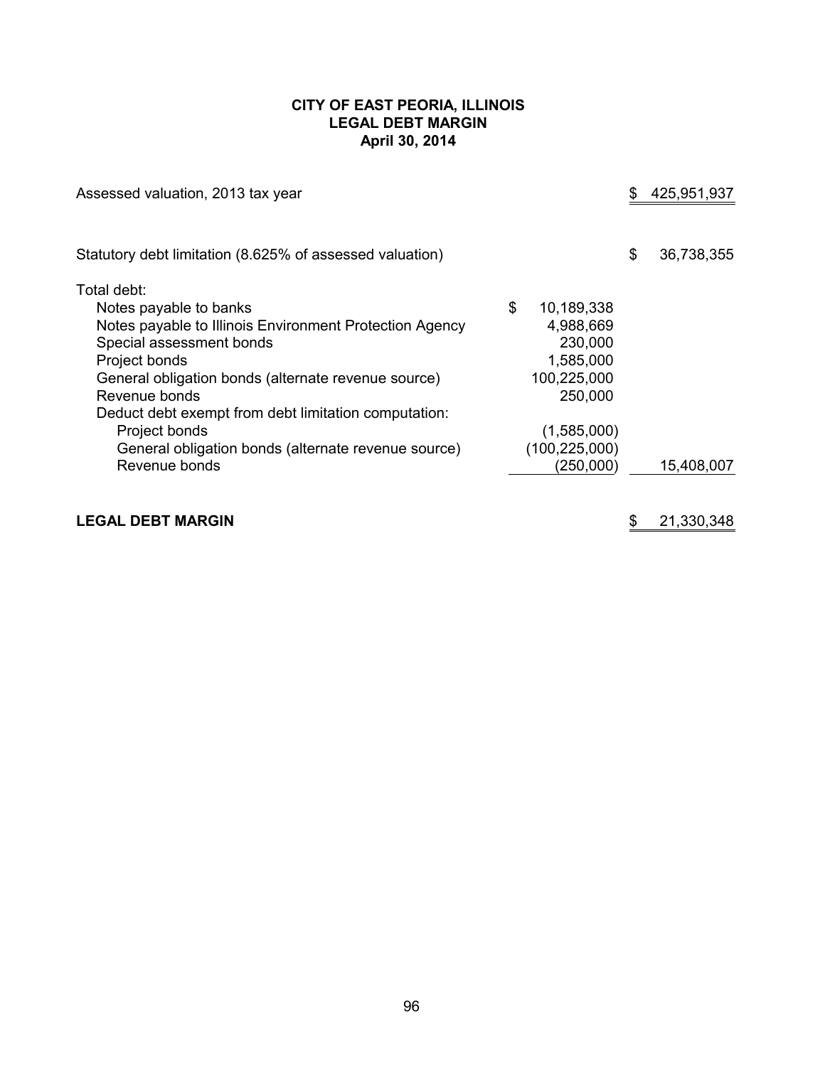# CITY OF EAST PEORIA, ILLINOIS
## LEGAL DEBT MARGIN
### April 30, 2014

| | | |
|---|---|---|
| Assessed valuation, 2013 tax year | | $ 425,951,937 |
| | | |
| Statutory debt limitation (8.625% of assessed valuation) | | $ 36,738,355 |
| Total debt: | | |
| Notes payable to banks | $ 10,189,338 | |
| Notes payable to Illinois Environment Protection Agency | 4,988,669 | |
| Special assessment bonds | 230,000 | |
| Project bonds | 1,585,000 | |
| General obligation bonds (alternate revenue source) | 100,225,000 | |
| Revenue bonds | 250,000 | |
| Deduct debt exempt from debt limitation computation: | | |
| Project bonds | (1,585,000) | |
| General obligation bonds (alternate revenue source) | (100,225,000) | |
| Revenue bonds | (250,000) | 15,408,007 |
| | | |
| **LEGAL DEBT MARGIN** | | $ 21,330,348 |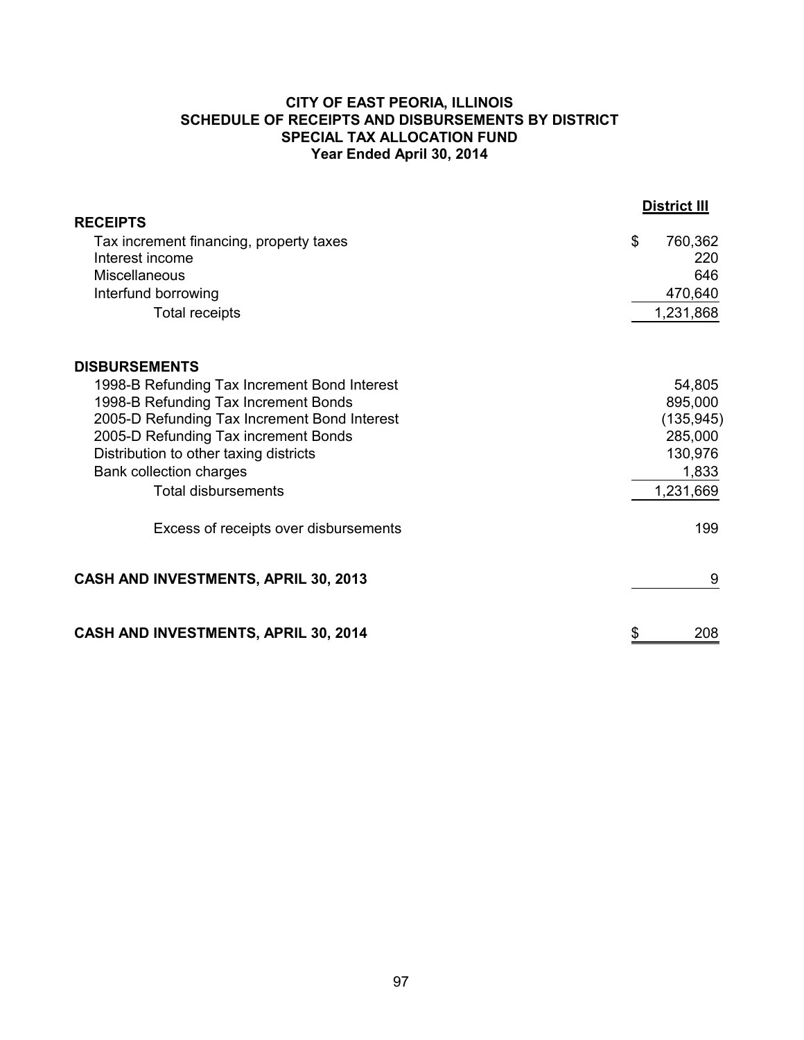# CITY OF EAST PEORIA, ILLINOIS
## SCHEDULE OF RECEIPTS AND DISBURSEMENTS BY DISTRICT
## SPECIAL TAX ALLOCATION FUND
## Year Ended April 30, 2014

| | District III |
|---|---|
| **RECEIPTS** | |
| Tax increment financing, property taxes | $ 760,362 |
| Interest income | 220 |
| Miscellaneous | 646 |
| Interfund borrowing | 470,640 |
| Total receipts | 1,231,868 |
| | |
| **DISBURSEMENTS** | |
| 1998-B Refunding Tax Increment Bond Interest | 54,805 |
| 1998-B Refunding Tax Increment Bonds | 895,000 |
| 2005-D Refunding Tax Increment Bond Interest | (135,945) |
| 2005-D Refunding Tax increment Bonds | 285,000 |
| Distribution to other taxing districts | 130,976 |
| Bank collection charges | 1,833 |
| Total disbursements | 1,231,669 |
| | |
| Excess of receipts over disbursements | 199 |
| | |
| **CASH AND INVESTMENTS, APRIL 30, 2013** | 9 |
| | |
| **CASH AND INVESTMENTS, APRIL 30, 2014** | $ 208 |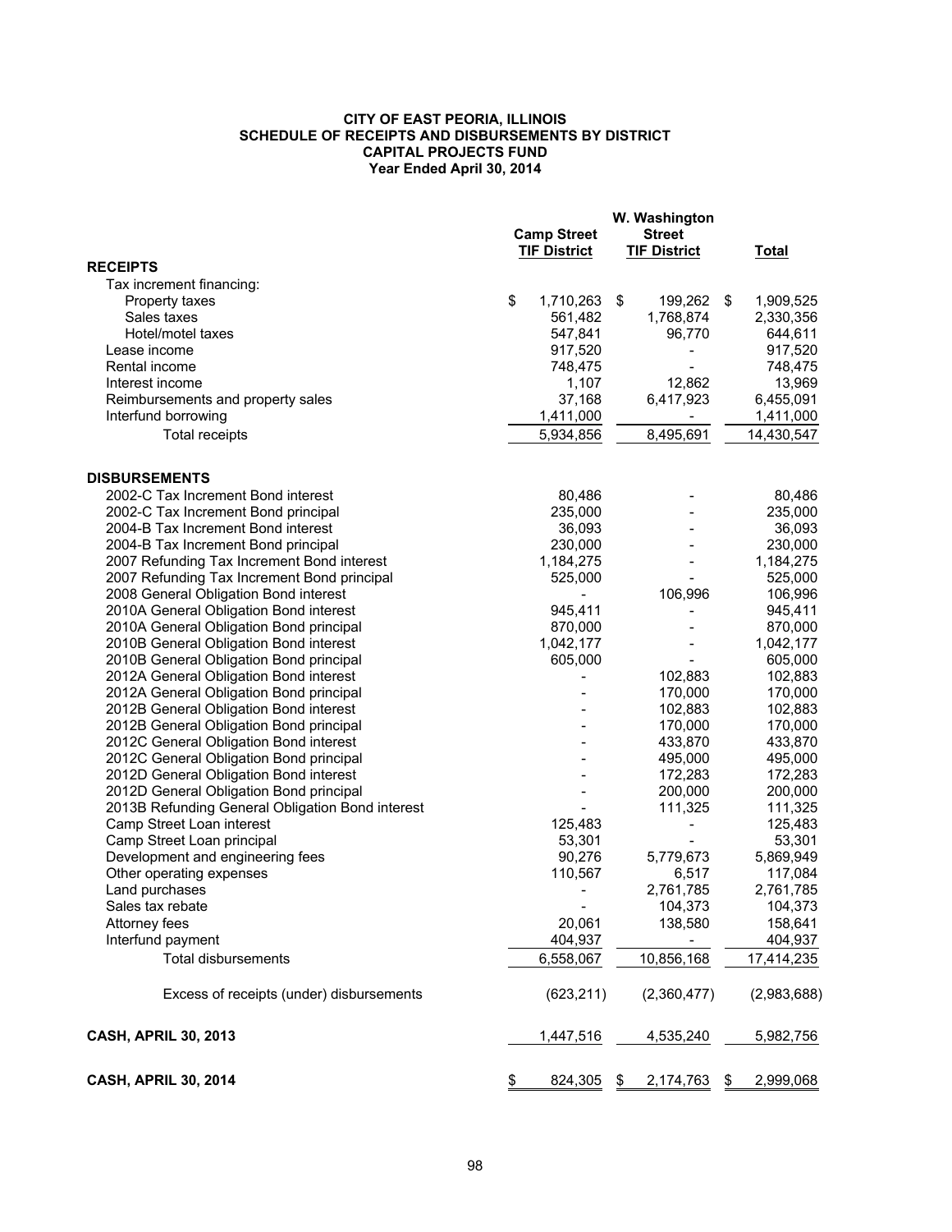**CITY OF EAST PEORIA, ILLINOIS**
**SCHEDULE OF RECEIPTS AND DISBURSEMENTS BY DISTRICT**
**CAPITAL PROJECTS FUND**
**Year Ended April 30, 2014**

| | Camp Street TIF District | W. Washington Street TIF District | Total |
|---|---|---|---|
| **RECEIPTS** | | | |
| Tax increment financing: | | | |
| Property taxes | $ 1,710,263 | $ 199,262 | $ 1,909,525 |
| Sales taxes | 561,482 | 1,768,874 | 2,330,356 |
| Hotel/motel taxes | 547,841 | 96,770 | 644,611 |
| Lease income | 917,520 | - | 917,520 |
| Rental income | 748,475 | - | 748,475 |
| Interest income | 1,107 | 12,862 | 13,969 |
| Reimbursements and property sales | 37,168 | 6,417,923 | 6,455,091 |
| Interfund borrowing | 1,411,000 | - | 1,411,000 |
| Total receipts | 5,934,856 | 8,495,691 | 14,430,547 |
| **DISBURSEMENTS** | | | |
| 2002-C Tax Increment Bond interest | 80,486 | - | 80,486 |
| 2002-C Tax Increment Bond principal | 235,000 | - | 235,000 |
| 2004-B Tax Increment Bond interest | 36,093 | - | 36,093 |
| 2004-B Tax Increment Bond principal | 230,000 | - | 230,000 |
| 2007 Refunding Tax Increment Bond interest | 1,184,275 | - | 1,184,275 |
| 2007 Refunding Tax Increment Bond principal | 525,000 | - | 525,000 |
| 2008 General Obligation Bond interest | - | 106,996 | 106,996 |
| 2010A General Obligation Bond interest | 945,411 | - | 945,411 |
| 2010A General Obligation Bond principal | 870,000 | - | 870,000 |
| 2010B General Obligation Bond interest | 1,042,177 | - | 1,042,177 |
| 2010B General Obligation Bond principal | 605,000 | - | 605,000 |
| 2012A General Obligation Bond interest | - | 102,883 | 102,883 |
| 2012A General Obligation Bond principal | - | 170,000 | 170,000 |
| 2012B General Obligation Bond interest | - | 102,883 | 102,883 |
| 2012B General Obligation Bond principal | - | 170,000 | 170,000 |
| 2012C General Obligation Bond interest | - | 433,870 | 433,870 |
| 2012C General Obligation Bond principal | - | 495,000 | 495,000 |
| 2012D General Obligation Bond interest | - | 172,283 | 172,283 |
| 2012D General Obligation Bond principal | - | 200,000 | 200,000 |
| 2013B Refunding General Obligation Bond interest | - | 111,325 | 111,325 |
| Camp Street Loan interest | 125,483 | - | 125,483 |
| Camp Street Loan principal | 53,301 | - | 53,301 |
| Development and engineering fees | 90,276 | 5,779,673 | 5,869,949 |
| Other operating expenses | 110,567 | 6,517 | 117,084 |
| Land purchases | - | 2,761,785 | 2,761,785 |
| Sales tax rebate | - | 104,373 | 104,373 |
| Attorney fees | 20,061 | 138,580 | 158,641 |
| Interfund payment | 404,937 | - | 404,937 |
| Total disbursements | 6,558,067 | 10,856,168 | 17,414,235 |
| Excess of receipts (under) disbursements | (623,211) | (2,360,477) | (2,983,688) |
| **CASH, APRIL 30, 2013** | 1,447,516 | 4,535,240 | 5,982,756 |
| **CASH, APRIL 30, 2014** | $ 824,305 | $ 2,174,763 | $ 2,999,068 |